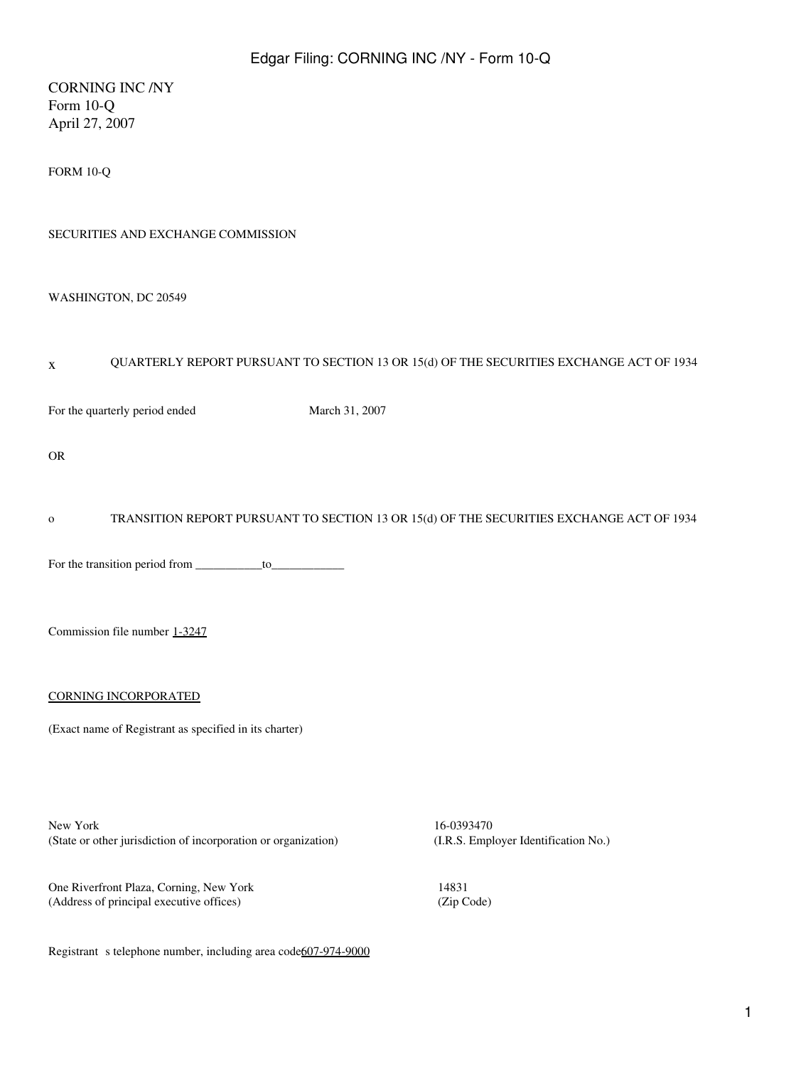CORNING INC /NY
Form 10-Q
April 27, 2007

FORM 10-Q

SECURITIES AND EXCHANGE COMMISSION

WASHINGTON, DC 20549

x QUARTERLY REPORT PURSUANT TO SECTION 13 OR 15(d) OF THE SECURITIES EXCHANGE ACT OF 1934

For the quarterly period ended March 31, 2007

OR

o TRANSITION REPORT PURSUANT TO SECTION 13 OR 15(d) OF THE SECURITIES EXCHANGE ACT OF 1934

For the transition period from \_\_\_\_\_\_\_\_\_\_\_to\_\_\_\_\_\_\_\_\_\_\_\_

Commission file number 1-3247

CORNING INCORPORATED

(Exact name of Registrant as specified in its charter)

| | |
|---|---|
| New York | 16-0393470 |
| (State or other jurisdiction of incorporation or organization) | (I.R.S. Employer Identification No.) |
| One Riverfront Plaza, Corning, New York | 14831 |
| (Address of principal executive offices) | (Zip Code) |

Registrant s telephone number, including area code 607-974-9000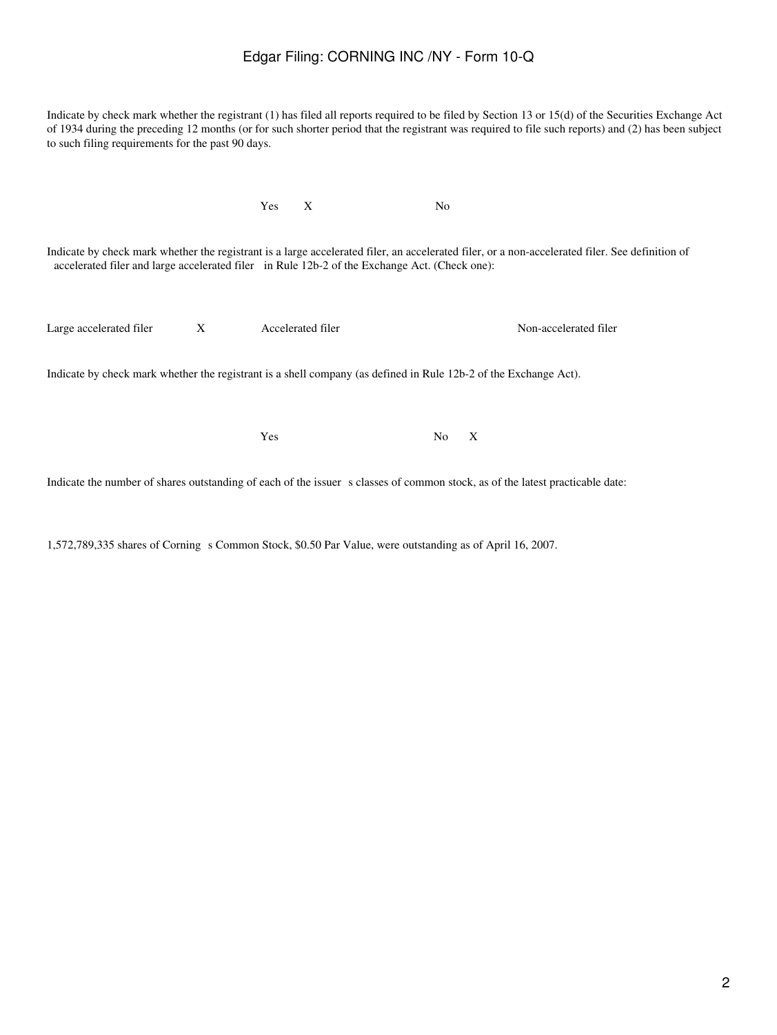Indicate by check mark whether the registrant (1) has filed all reports required to be filed by Section 13 or 15(d) of the Securities Exchange Act of 1934 during the preceding 12 months (or for such shorter period that the registrant was required to file such reports) and (2) has been subject to such filing requirements for the past 90 days.

| Yes | X | No | |
|---|---|---|---|

Indicate by check mark whether the registrant is a large accelerated filer, an accelerated filer, or a non-accelerated filer. See definition of accelerated filer and large accelerated filer in Rule 12b-2 of the Exchange Act. (Check one):

| Large accelerated filer | X | Accelerated filer | | Non-accelerated filer | |
|---|---|---|---|---|---|

Indicate by check mark whether the registrant is a shell company (as defined in Rule 12b-2 of the Exchange Act).

| Yes | | No | X |
|---|---|---|---|

Indicate the number of shares outstanding of each of the issuer s classes of common stock, as of the latest practicable date:

1,572,789,335 shares of Corning s Common Stock, $0.50 Par Value, were outstanding as of April 16, 2007.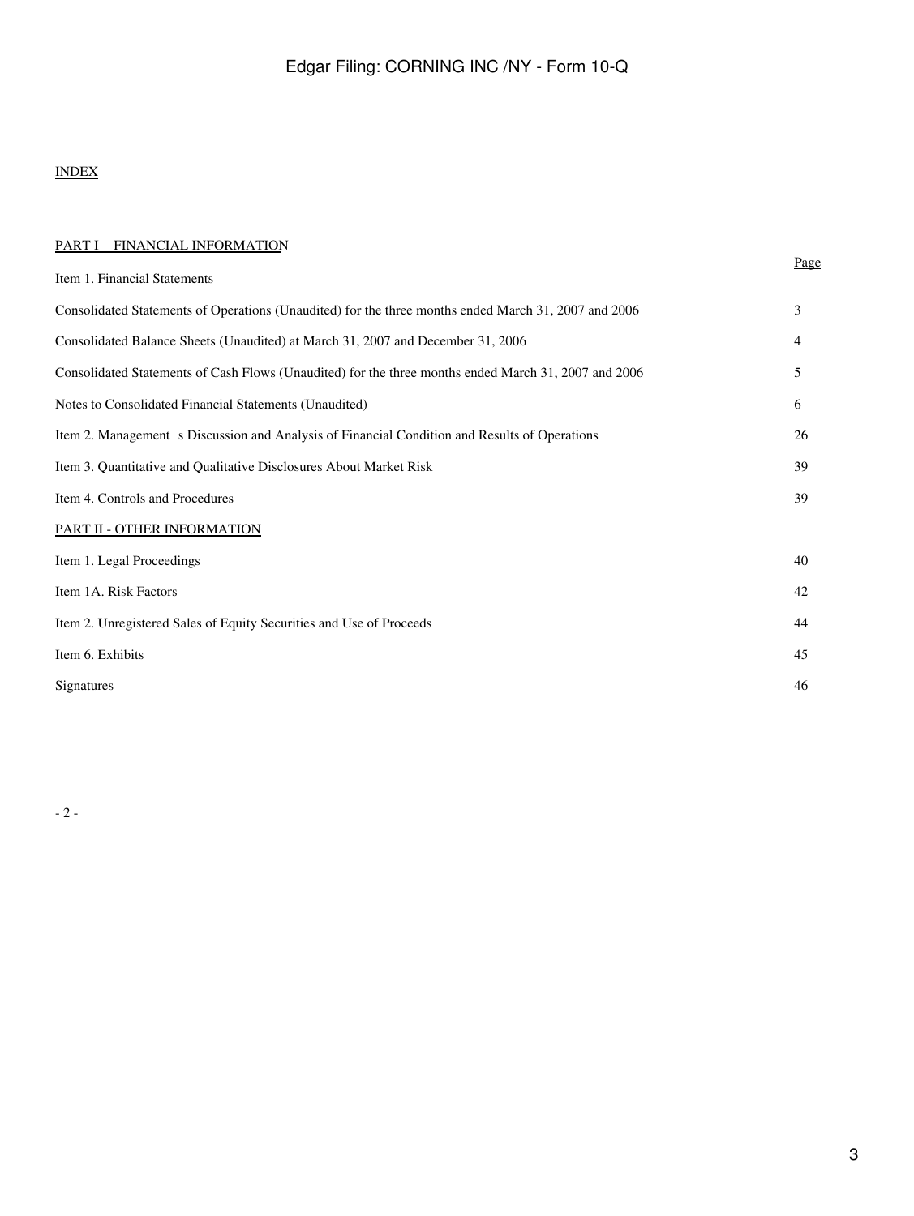INDEX

PART I FINANCIAL INFORMATION

| | Page |
|---|---|
| Item 1. Financial Statements | |
| Consolidated Statements of Operations (Unaudited) for the three months ended March 31, 2007 and 2006 | 3 |
| Consolidated Balance Sheets (Unaudited) at March 31, 2007 and December 31, 2006 | 4 |
| Consolidated Statements of Cash Flows (Unaudited) for the three months ended March 31, 2007 and 2006 | 5 |
| Notes to Consolidated Financial Statements (Unaudited) | 6 |
| Item 2. Management s Discussion and Analysis of Financial Condition and Results of Operations | 26 |
| Item 3. Quantitative and Qualitative Disclosures About Market Risk | 39 |
| Item 4. Controls and Procedures | 39 |
| PART II - OTHER INFORMATION | |
| Item 1. Legal Proceedings | 40 |
| Item 1A. Risk Factors | 42 |
| Item 2. Unregistered Sales of Equity Securities and Use of Proceeds | 44 |
| Item 6. Exhibits | 45 |
| Signatures | 46 |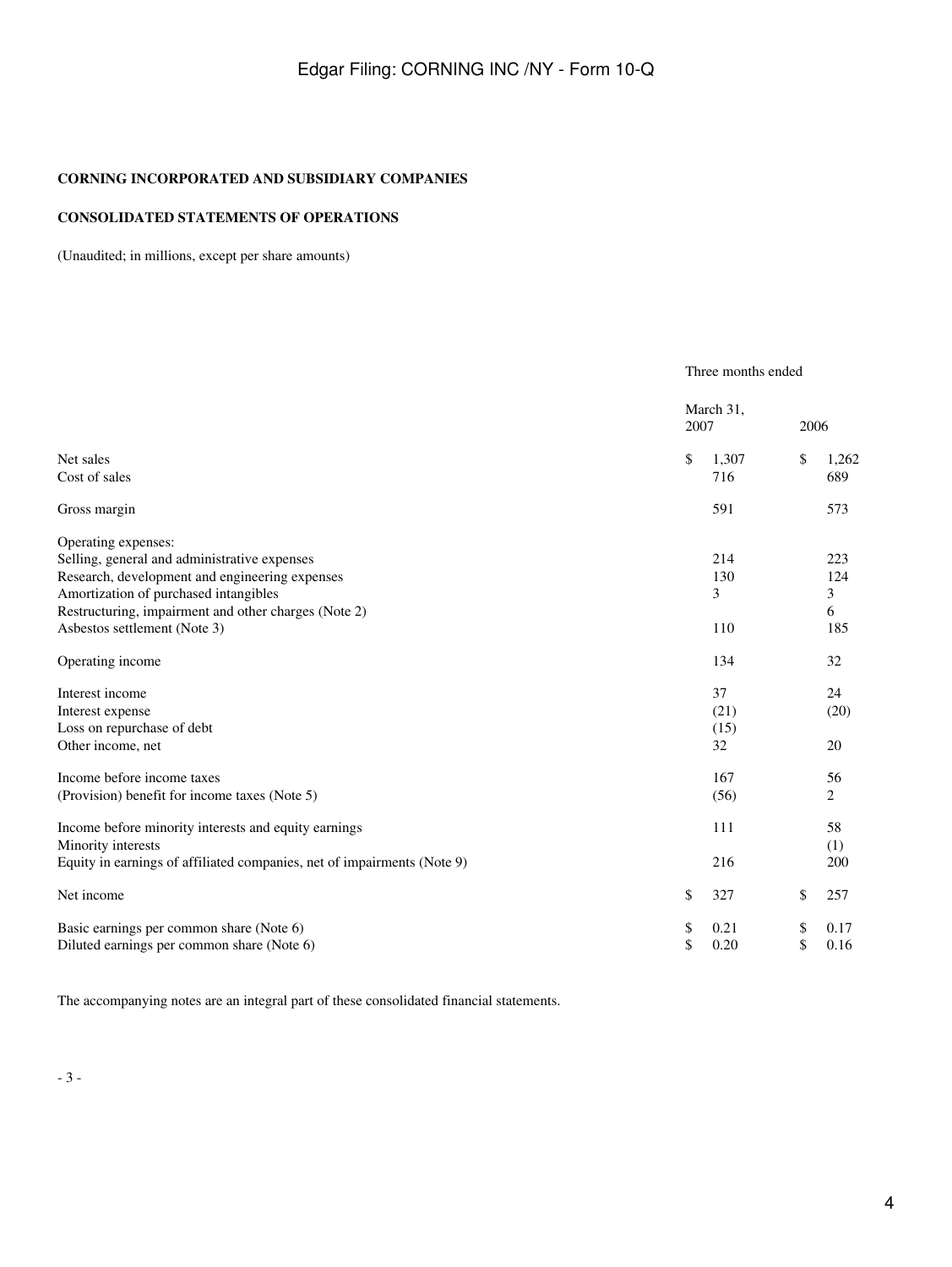**CORNING INCORPORATED AND SUBSIDIARY COMPANIES**

**CONSOLIDATED STATEMENTS OF OPERATIONS**

(Unaudited; in millions, except per share amounts)

| | Three months ended March 31, 2007 | 2006 |
|---|---|---|
| Net sales | $ 1,307 | $ 1,262 |
| Cost of sales | 716 | 689 |
| Gross margin | 591 | 573 |
| Operating expenses: | | |
| Selling, general and administrative expenses | 214 | 223 |
| Research, development and engineering expenses | 130 | 124 |
| Amortization of purchased intangibles | 3 | 3 |
| Restructuring, impairment and other charges (Note 2) | | 6 |
| Asbestos settlement (Note 3) | 110 | 185 |
| Operating income | 134 | 32 |
| Interest income | 37 | 24 |
| Interest expense | (21) | (20) |
| Loss on repurchase of debt | (15) | |
| Other income, net | 32 | 20 |
| Income before income taxes | 167 | 56 |
| (Provision) benefit for income taxes (Note 5) | (56) | 2 |
| Income before minority interests and equity earnings | 111 | 58 |
| Minority interests | | (1) |
| Equity in earnings of affiliated companies, net of impairments (Note 9) | 216 | 200 |
| Net income | $ 327 | $ 257 |
| Basic earnings per common share (Note 6) | $ 0.21 | $ 0.17 |
| Diluted earnings per common share (Note 6) | $ 0.20 | $ 0.16 |

The accompanying notes are an integral part of these consolidated financial statements.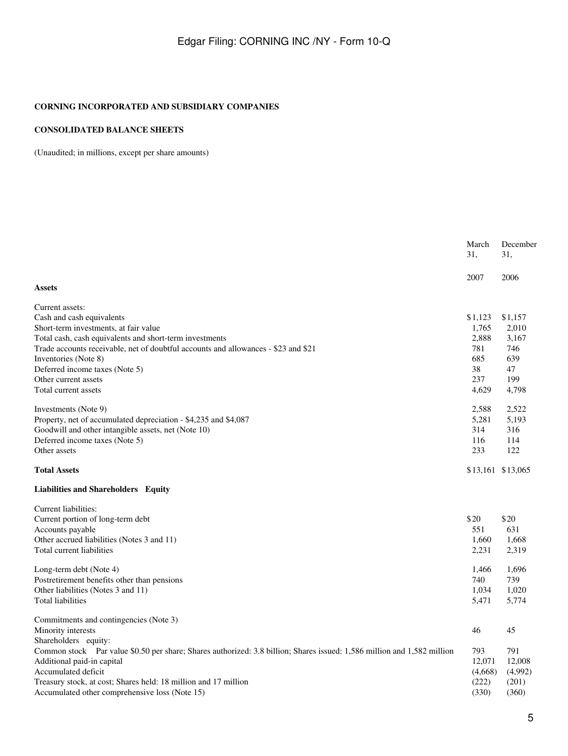**CORNING INCORPORATED AND SUBSIDIARY COMPANIES**

**CONSOLIDATED BALANCE SHEETS**

(Unaudited; in millions, except per share amounts)

| | March 31, 2007 | December 31, 2006 |
|---|---|---|
| **Assets** | | |
| Current assets: | | |
| Cash and cash equivalents | $1,123 | $1,157 |
| Short-term investments, at fair value | 1,765 | 2,010 |
| Total cash, cash equivalents and short-term investments | 2,888 | 3,167 |
| Trade accounts receivable, net of doubtful accounts and allowances - $23 and $21 | 781 | 746 |
| Inventories (Note 8) | 685 | 639 |
| Deferred income taxes (Note 5) | 38 | 47 |
| Other current assets | 237 | 199 |
| Total current assets | 4,629 | 4,798 |
| Investments (Note 9) | 2,588 | 2,522 |
| Property, net of accumulated depreciation - $4,235 and $4,087 | 5,281 | 5,193 |
| Goodwill and other intangible assets, net (Note 10) | 314 | 316 |
| Deferred income taxes (Note 5) | 116 | 114 |
| Other assets | 233 | 122 |
| **Total Assets** | $13,161 | $13,065 |
| **Liabilities and Shareholders' Equity** | | |
| Current liabilities: | | |
| Current portion of long-term debt | $20 | $20 |
| Accounts payable | 551 | 631 |
| Other accrued liabilities (Notes 3 and 11) | 1,660 | 1,668 |
| Total current liabilities | 2,231 | 2,319 |
| Long-term debt (Note 4) | 1,466 | 1,696 |
| Postretirement benefits other than pensions | 740 | 739 |
| Other liabilities (Notes 3 and 11) | 1,034 | 1,020 |
| Total liabilities | 5,471 | 5,774 |
| Commitments and contingencies (Note 3) | | |
| Minority interests | 46 | 45 |
| Shareholders' equity: | | |
| Common stock Par value $0.50 per share; Shares authorized: 3.8 billion; Shares issued: 1,586 million and 1,582 million | 793 | 791 |
| Additional paid-in capital | 12,071 | 12,008 |
| Accumulated deficit | (4,668) | (4,992) |
| Treasury stock, at cost; Shares held: 18 million and 17 million | (222) | (201) |
| Accumulated other comprehensive loss (Note 15) | (330) | (360) |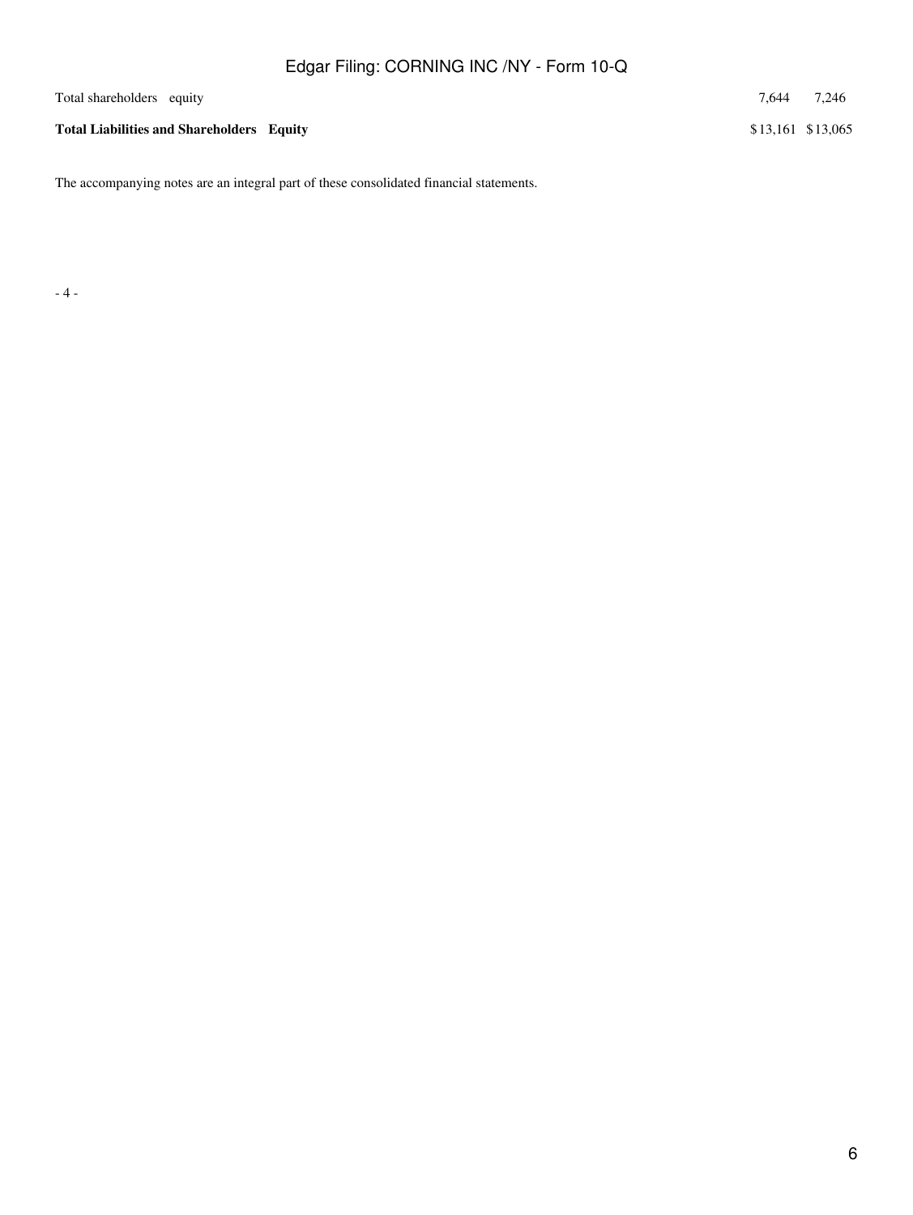| | | |
|---|---|---|
| Total shareholders equity | 7,644 | 7,246 |
| **Total Liabilities and Shareholders Equity** | $13,161 | $13,065 |

The accompanying notes are an integral part of these consolidated financial statements.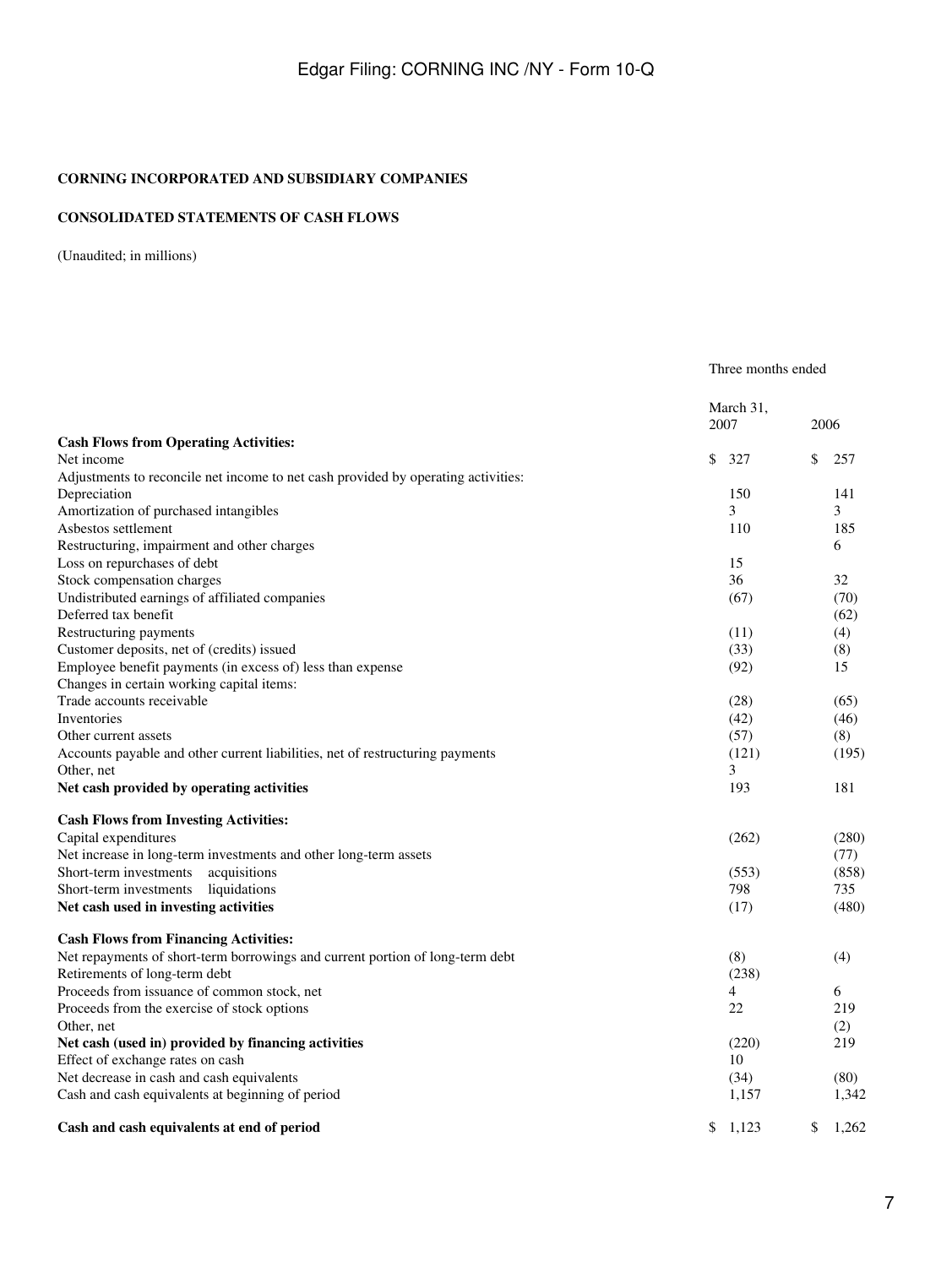**CORNING INCORPORATED AND SUBSIDIARY COMPANIES**

**CONSOLIDATED STATEMENTS OF CASH FLOWS**

(Unaudited; in millions)

| | Three months ended March 31, 2007 | 2006 |
|---|---|---|
| **Cash Flows from Operating Activities:** | | |
| Net income | $ 327 | $ 257 |
| Adjustments to reconcile net income to net cash provided by operating activities: | | |
| Depreciation | 150 | 141 |
| Amortization of purchased intangibles | 3 | 3 |
| Asbestos settlement | 110 | 185 |
| Restructuring, impairment and other charges | | 6 |
| Loss on repurchases of debt | 15 | |
| Stock compensation charges | 36 | 32 |
| Undistributed earnings of affiliated companies | (67) | (70) |
| Deferred tax benefit | | (62) |
| Restructuring payments | (11) | (4) |
| Customer deposits, net of (credits) issued | (33) | (8) |
| Employee benefit payments (in excess of) less than expense | (92) | 15 |
| Changes in certain working capital items: | | |
| Trade accounts receivable | (28) | (65) |
| Inventories | (42) | (46) |
| Other current assets | (57) | (8) |
| Accounts payable and other current liabilities, net of restructuring payments | (121) | (195) |
| Other, net | 3 | |
| **Net cash provided by operating activities** | 193 | 181 |
| **Cash Flows from Investing Activities:** | | |
| Capital expenditures | (262) | (280) |
| Net increase in long-term investments and other long-term assets | | (77) |
| Short-term investments acquisitions | (553) | (858) |
| Short-term investments liquidations | 798 | 735 |
| **Net cash used in investing activities** | (17) | (480) |
| **Cash Flows from Financing Activities:** | | |
| Net repayments of short-term borrowings and current portion of long-term debt | (8) | (4) |
| Retirements of long-term debt | (238) | |
| Proceeds from issuance of common stock, net | 4 | 6 |
| Proceeds from the exercise of stock options | 22 | 219 |
| Other, net | | (2) |
| **Net cash (used in) provided by financing activities** | (220) | 219 |
| Effect of exchange rates on cash | 10 | |
| Net decrease in cash and cash equivalents | (34) | (80) |
| Cash and cash equivalents at beginning of period | 1,157 | 1,342 |
| **Cash and cash equivalents at end of period** | $ 1,123 | $ 1,262 |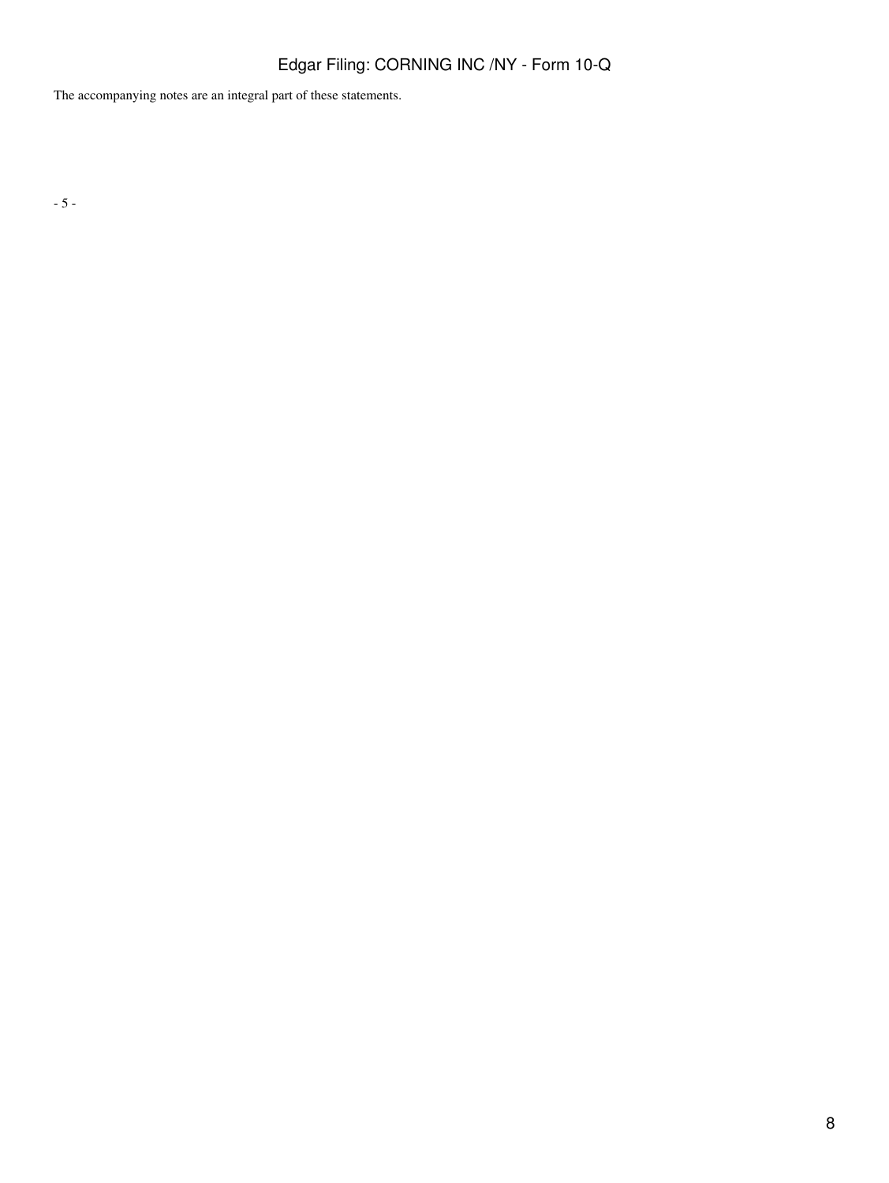The accompanying notes are an integral part of these statements.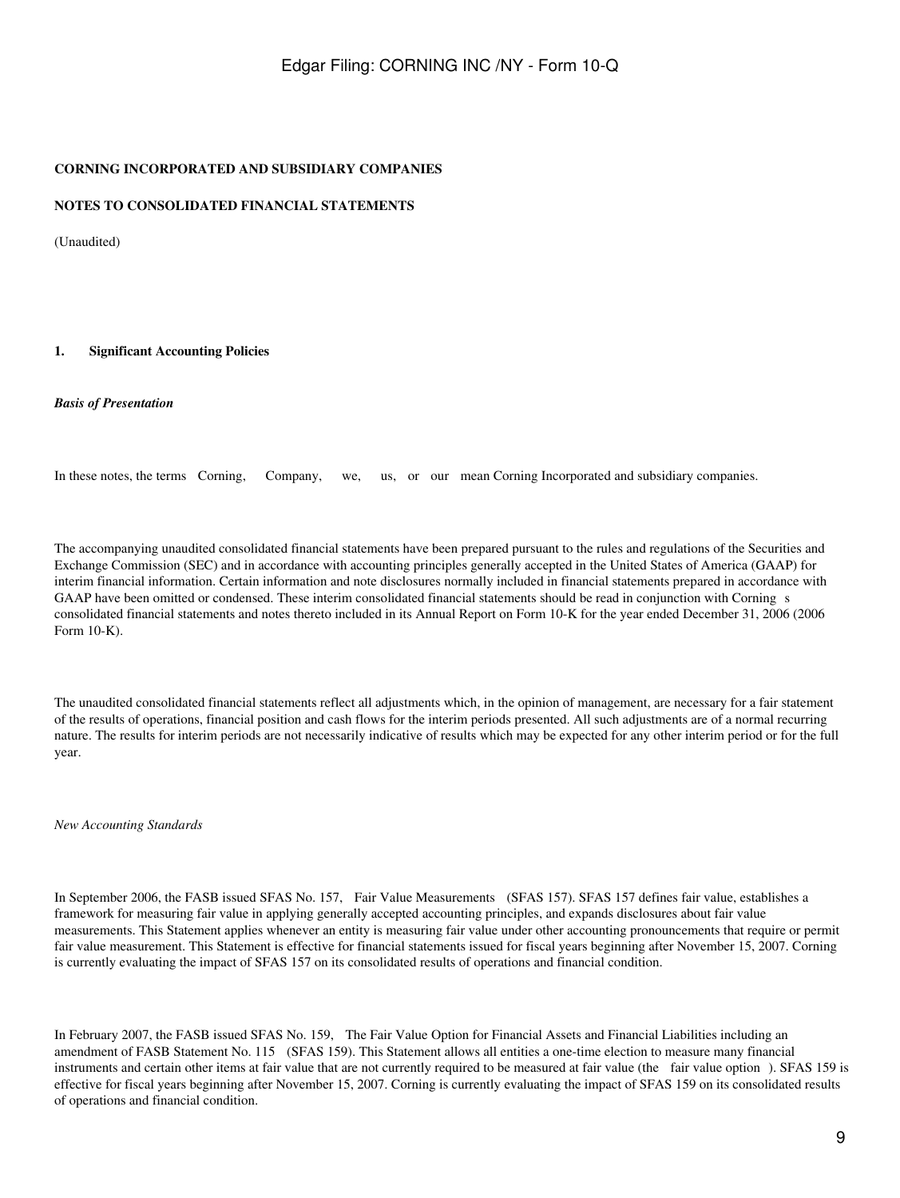**CORNING INCORPORATED AND SUBSIDIARY COMPANIES**

**NOTES TO CONSOLIDATED FINANCIAL STATEMENTS**

(Unaudited)

**1. Significant Accounting Policies**

***Basis of Presentation***

In these notes, the terms Corning, Company, we, us, or our mean Corning Incorporated and subsidiary companies.

The accompanying unaudited consolidated financial statements have been prepared pursuant to the rules and regulations of the Securities and Exchange Commission (SEC) and in accordance with accounting principles generally accepted in the United States of America (GAAP) for interim financial information. Certain information and note disclosures normally included in financial statements prepared in accordance with GAAP have been omitted or condensed. These interim consolidated financial statements should be read in conjunction with Corning s consolidated financial statements and notes thereto included in its Annual Report on Form 10-K for the year ended December 31, 2006 (2006 Form 10-K).

The unaudited consolidated financial statements reflect all adjustments which, in the opinion of management, are necessary for a fair statement of the results of operations, financial position and cash flows for the interim periods presented. All such adjustments are of a normal recurring nature. The results for interim periods are not necessarily indicative of results which may be expected for any other interim period or for the full year.

*New Accounting Standards*

In September 2006, the FASB issued SFAS No. 157, Fair Value Measurements (SFAS 157). SFAS 157 defines fair value, establishes a framework for measuring fair value in applying generally accepted accounting principles, and expands disclosures about fair value measurements. This Statement applies whenever an entity is measuring fair value under other accounting pronouncements that require or permit fair value measurement. This Statement is effective for financial statements issued for fiscal years beginning after November 15, 2007. Corning is currently evaluating the impact of SFAS 157 on its consolidated results of operations and financial condition.

In February 2007, the FASB issued SFAS No. 159, The Fair Value Option for Financial Assets and Financial Liabilities including an amendment of FASB Statement No. 115 (SFAS 159). This Statement allows all entities a one-time election to measure many financial instruments and certain other items at fair value that are not currently required to be measured at fair value (the fair value option ). SFAS 159 is effective for fiscal years beginning after November 15, 2007. Corning is currently evaluating the impact of SFAS 159 on its consolidated results of operations and financial condition.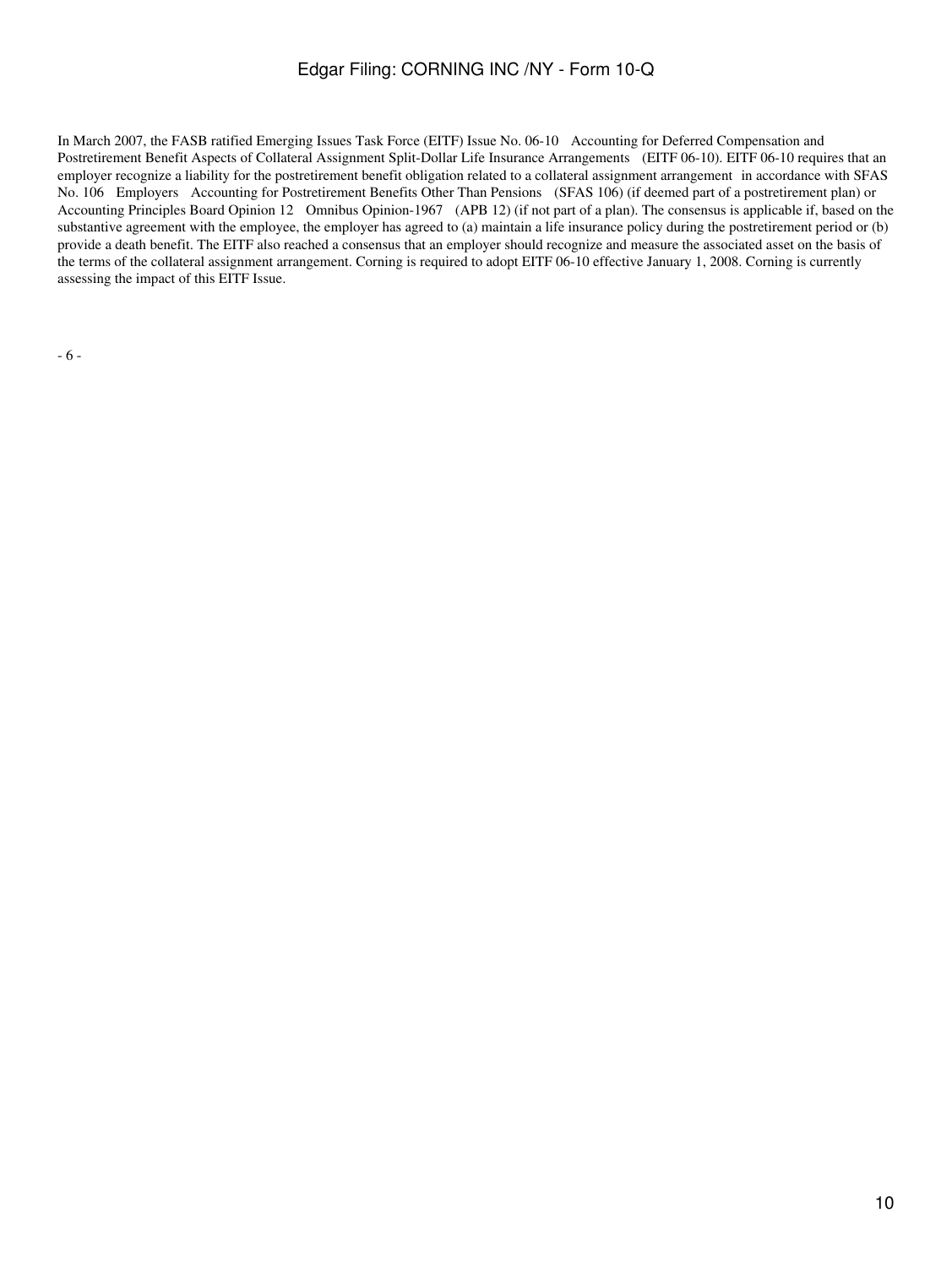In March 2007, the FASB ratified Emerging Issues Task Force (EITF) Issue No. 06-10 Accounting for Deferred Compensation and Postretirement Benefit Aspects of Collateral Assignment Split-Dollar Life Insurance Arrangements (EITF 06-10). EITF 06-10 requires that an employer recognize a liability for the postretirement benefit obligation related to a collateral assignment arrangement in accordance with SFAS No. 106 Employers Accounting for Postretirement Benefits Other Than Pensions (SFAS 106) (if deemed part of a postretirement plan) or Accounting Principles Board Opinion 12 Omnibus Opinion-1967 (APB 12) (if not part of a plan). The consensus is applicable if, based on the substantive agreement with the employee, the employer has agreed to (a) maintain a life insurance policy during the postretirement period or (b) provide a death benefit. The EITF also reached a consensus that an employer should recognize and measure the associated asset on the basis of the terms of the collateral assignment arrangement. Corning is required to adopt EITF 06-10 effective January 1, 2008. Corning is currently assessing the impact of this EITF Issue.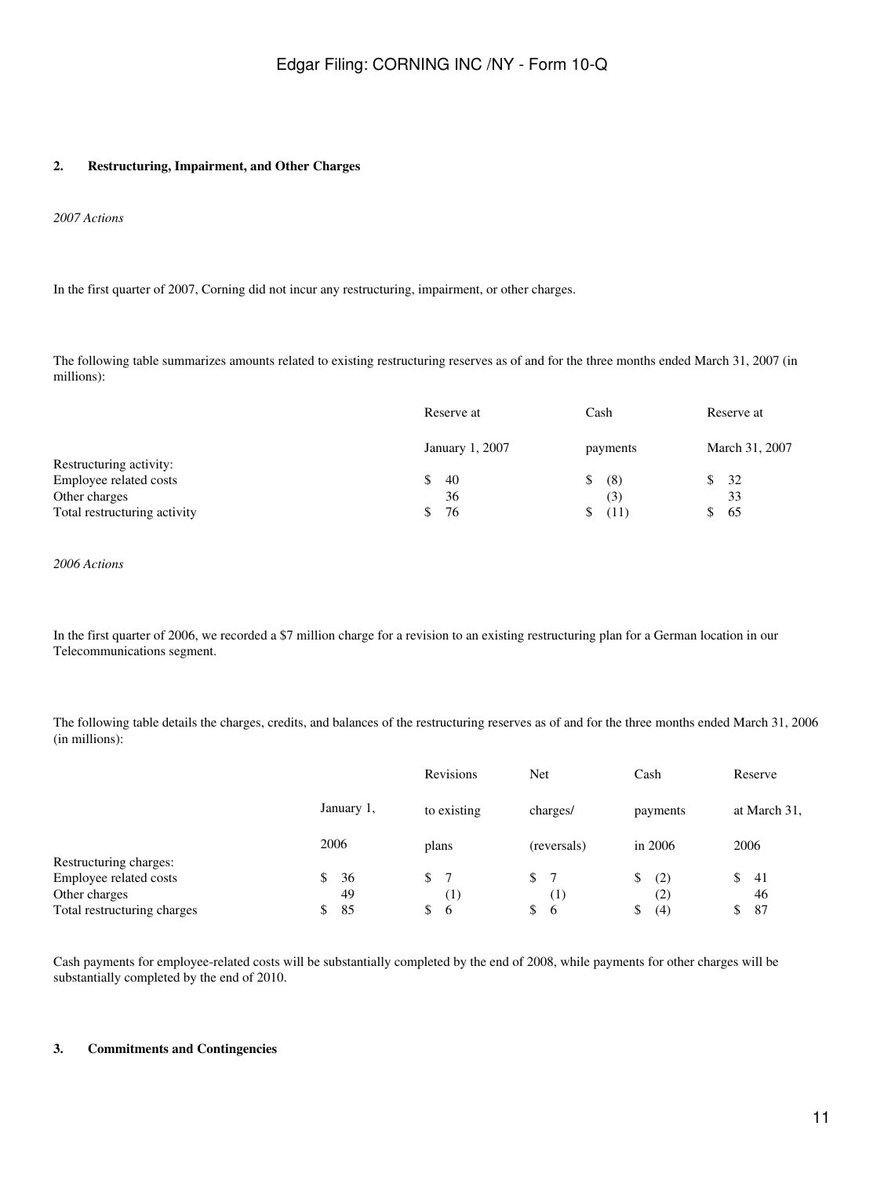## 2. Restructuring, Impairment, and Other Charges

*2007 Actions*

In the first quarter of 2007, Corning did not incur any restructuring, impairment, or other charges.

The following table summarizes amounts related to existing restructuring reserves as of and for the three months ended March 31, 2007 (in millions):

| | Reserve at January 1, 2007 | Cash payments | Reserve at March 31, 2007 |
|---|---|---|---|
| Restructuring activity: | | | |
| Employee related costs | $ 40 | $ (8) | $ 32 |
| Other charges | 36 | (3) | 33 |
| Total restructuring activity | $ 76 | $ (11) | $ 65 |

*2006 Actions*

In the first quarter of 2006, we recorded a $7 million charge for a revision to an existing restructuring plan for a German location in our Telecommunications segment.

The following table details the charges, credits, and balances of the restructuring reserves as of and for the three months ended March 31, 2006 (in millions):

| | January 1, 2006 | Revisions to existing plans | Net charges/ (reversals) | Cash payments in 2006 | Reserve at March 31, 2006 |
|---|---|---|---|---|---|
| Restructuring charges: | | | | | |
| Employee related costs | $ 36 | $ 7 | $ 7 | $ (2) | $ 41 |
| Other charges | 49 | (1) | (1) | (2) | 46 |
| Total restructuring charges | $ 85 | $ 6 | $ 6 | $ (4) | $ 87 |

Cash payments for employee-related costs will be substantially completed by the end of 2008, while payments for other charges will be substantially completed by the end of 2010.

## 3. Commitments and Contingencies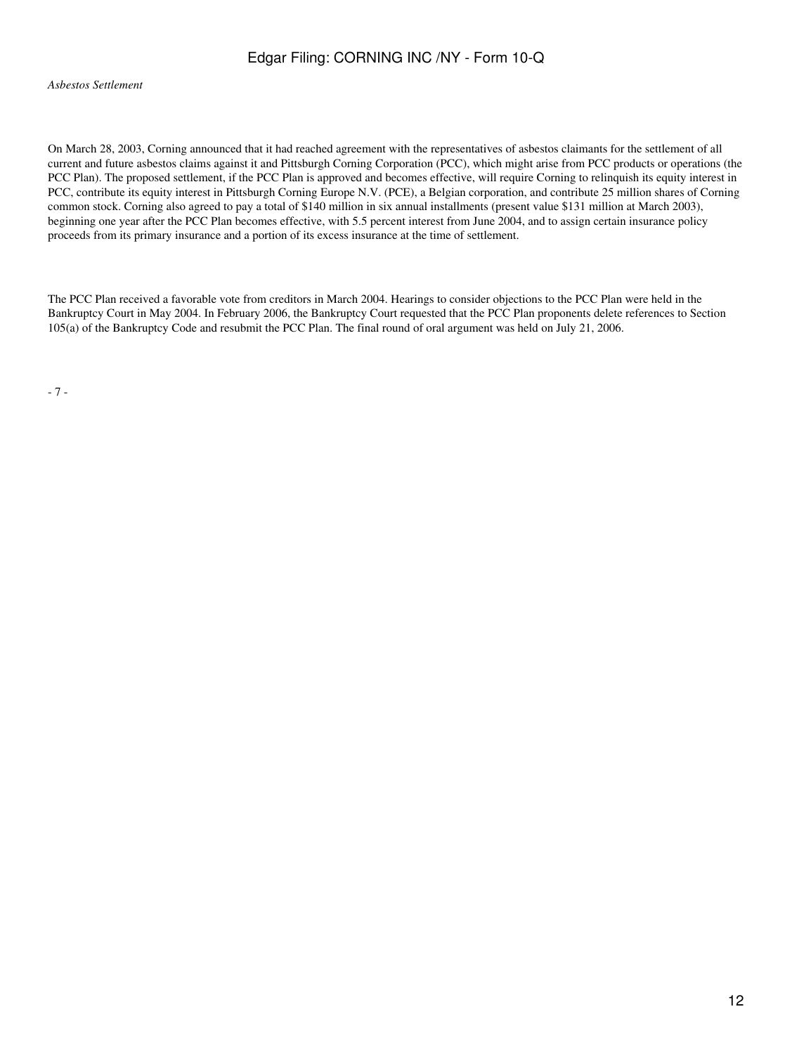*Asbestos Settlement*

On March 28, 2003, Corning announced that it had reached agreement with the representatives of asbestos claimants for the settlement of all current and future asbestos claims against it and Pittsburgh Corning Corporation (PCC), which might arise from PCC products or operations (the PCC Plan). The proposed settlement, if the PCC Plan is approved and becomes effective, will require Corning to relinquish its equity interest in PCC, contribute its equity interest in Pittsburgh Corning Europe N.V. (PCE), a Belgian corporation, and contribute 25 million shares of Corning common stock. Corning also agreed to pay a total of $140 million in six annual installments (present value $131 million at March 2003), beginning one year after the PCC Plan becomes effective, with 5.5 percent interest from June 2004, and to assign certain insurance policy proceeds from its primary insurance and a portion of its excess insurance at the time of settlement.

The PCC Plan received a favorable vote from creditors in March 2004. Hearings to consider objections to the PCC Plan were held in the Bankruptcy Court in May 2004. In February 2006, the Bankruptcy Court requested that the PCC Plan proponents delete references to Section 105(a) of the Bankruptcy Code and resubmit the PCC Plan. The final round of oral argument was held on July 21, 2006.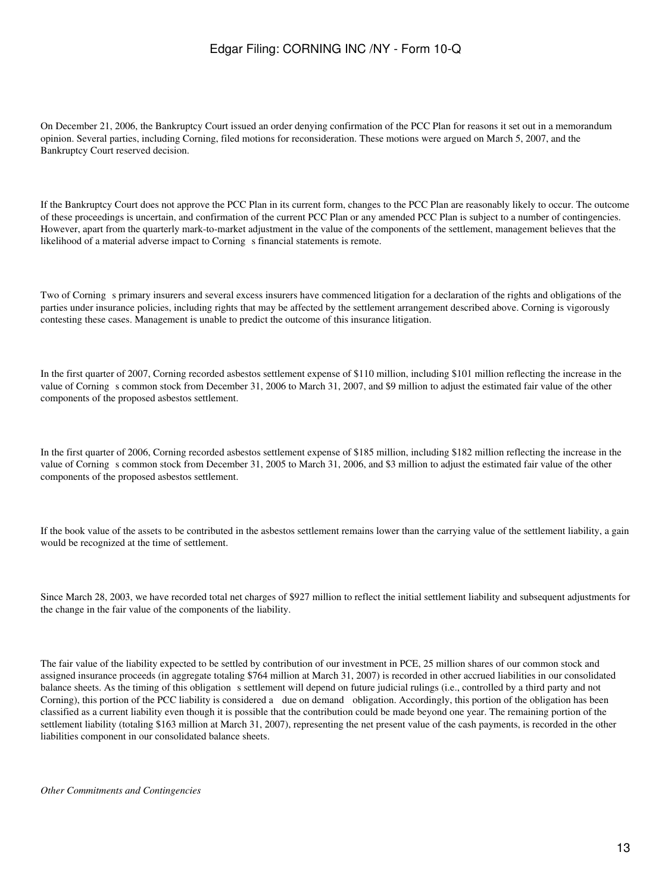On December 21, 2006, the Bankruptcy Court issued an order denying confirmation of the PCC Plan for reasons it set out in a memorandum opinion. Several parties, including Corning, filed motions for reconsideration. These motions were argued on March 5, 2007, and the Bankruptcy Court reserved decision.

If the Bankruptcy Court does not approve the PCC Plan in its current form, changes to the PCC Plan are reasonably likely to occur. The outcome of these proceedings is uncertain, and confirmation of the current PCC Plan or any amended PCC Plan is subject to a number of contingencies. However, apart from the quarterly mark-to-market adjustment in the value of the components of the settlement, management believes that the likelihood of a material adverse impact to Corning s financial statements is remote.

Two of Corning s primary insurers and several excess insurers have commenced litigation for a declaration of the rights and obligations of the parties under insurance policies, including rights that may be affected by the settlement arrangement described above. Corning is vigorously contesting these cases. Management is unable to predict the outcome of this insurance litigation.

In the first quarter of 2007, Corning recorded asbestos settlement expense of $110 million, including $101 million reflecting the increase in the value of Corning s common stock from December 31, 2006 to March 31, 2007, and $9 million to adjust the estimated fair value of the other components of the proposed asbestos settlement.

In the first quarter of 2006, Corning recorded asbestos settlement expense of $185 million, including $182 million reflecting the increase in the value of Corning s common stock from December 31, 2005 to March 31, 2006, and $3 million to adjust the estimated fair value of the other components of the proposed asbestos settlement.

If the book value of the assets to be contributed in the asbestos settlement remains lower than the carrying value of the settlement liability, a gain would be recognized at the time of settlement.

Since March 28, 2003, we have recorded total net charges of $927 million to reflect the initial settlement liability and subsequent adjustments for the change in the fair value of the components of the liability.

The fair value of the liability expected to be settled by contribution of our investment in PCE, 25 million shares of our common stock and assigned insurance proceeds (in aggregate totaling $764 million at March 31, 2007) is recorded in other accrued liabilities in our consolidated balance sheets. As the timing of this obligation s settlement will depend on future judicial rulings (i.e., controlled by a third party and not Corning), this portion of the PCC liability is considered a due on demand obligation. Accordingly, this portion of the obligation has been classified as a current liability even though it is possible that the contribution could be made beyond one year. The remaining portion of the settlement liability (totaling $163 million at March 31, 2007), representing the net present value of the cash payments, is recorded in the other liabilities component in our consolidated balance sheets.

*Other Commitments and Contingencies*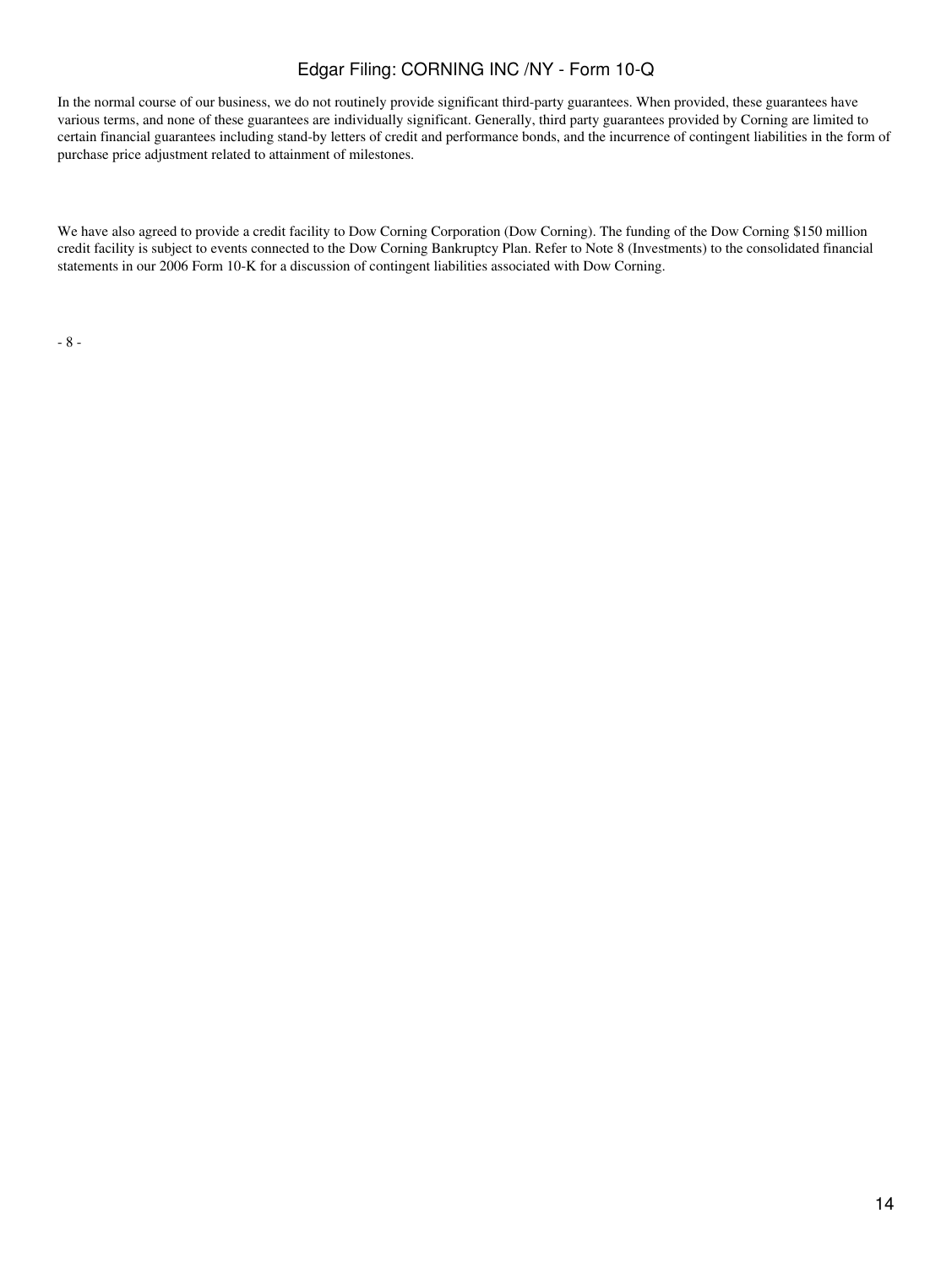In the normal course of our business, we do not routinely provide significant third-party guarantees. When provided, these guarantees have various terms, and none of these guarantees are individually significant. Generally, third party guarantees provided by Corning are limited to certain financial guarantees including stand-by letters of credit and performance bonds, and the incurrence of contingent liabilities in the form of purchase price adjustment related to attainment of milestones.

We have also agreed to provide a credit facility to Dow Corning Corporation (Dow Corning). The funding of the Dow Corning $150 million credit facility is subject to events connected to the Dow Corning Bankruptcy Plan. Refer to Note 8 (Investments) to the consolidated financial statements in our 2006 Form 10-K for a discussion of contingent liabilities associated with Dow Corning.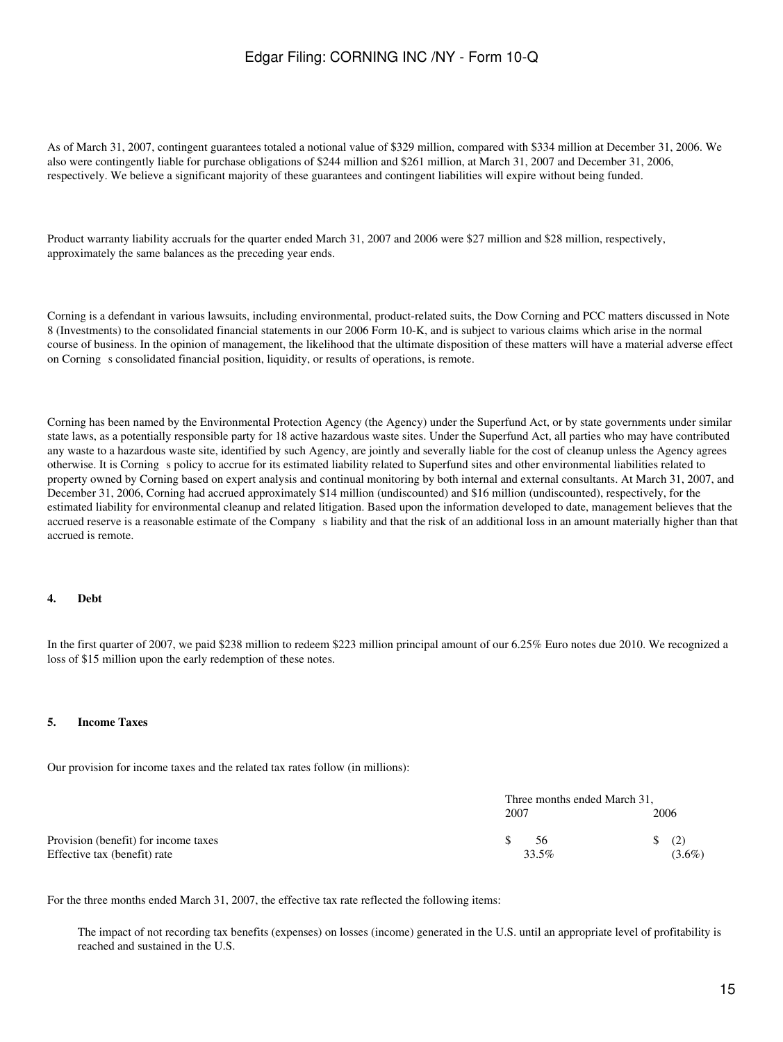As of March 31, 2007, contingent guarantees totaled a notional value of $329 million, compared with $334 million at December 31, 2006. We also were contingently liable for purchase obligations of $244 million and $261 million, at March 31, 2007 and December 31, 2006, respectively. We believe a significant majority of these guarantees and contingent liabilities will expire without being funded.

Product warranty liability accruals for the quarter ended March 31, 2007 and 2006 were $27 million and $28 million, respectively, approximately the same balances as the preceding year ends.

Corning is a defendant in various lawsuits, including environmental, product-related suits, the Dow Corning and PCC matters discussed in Note 8 (Investments) to the consolidated financial statements in our 2006 Form 10-K, and is subject to various claims which arise in the normal course of business. In the opinion of management, the likelihood that the ultimate disposition of these matters will have a material adverse effect on Corning s consolidated financial position, liquidity, or results of operations, is remote.

Corning has been named by the Environmental Protection Agency (the Agency) under the Superfund Act, or by state governments under similar state laws, as a potentially responsible party for 18 active hazardous waste sites. Under the Superfund Act, all parties who may have contributed any waste to a hazardous waste site, identified by such Agency, are jointly and severally liable for the cost of cleanup unless the Agency agrees otherwise. It is Corning s policy to accrue for its estimated liability related to Superfund sites and other environmental liabilities related to property owned by Corning based on expert analysis and continual monitoring by both internal and external consultants. At March 31, 2007, and December 31, 2006, Corning had accrued approximately $14 million (undiscounted) and $16 million (undiscounted), respectively, for the estimated liability for environmental cleanup and related litigation. Based upon the information developed to date, management believes that the accrued reserve is a reasonable estimate of the Company s liability and that the risk of an additional loss in an amount materially higher than that accrued is remote.

#### 4. Debt

In the first quarter of 2007, we paid $238 million to redeem $223 million principal amount of our 6.25% Euro notes due 2010. We recognized a loss of $15 million upon the early redemption of these notes.

#### 5. Income Taxes

Our provision for income taxes and the related tax rates follow (in millions):

| | Three months ended March 31, | |
|---|---|---|
| | 2007 | 2006 |
| Provision (benefit) for income taxes | $ 56 | $ (2) |
| Effective tax (benefit) rate | 33.5% | (3.6%) |

For the three months ended March 31, 2007, the effective tax rate reflected the following items:

The impact of not recording tax benefits (expenses) on losses (income) generated in the U.S. until an appropriate level of profitability is reached and sustained in the U.S.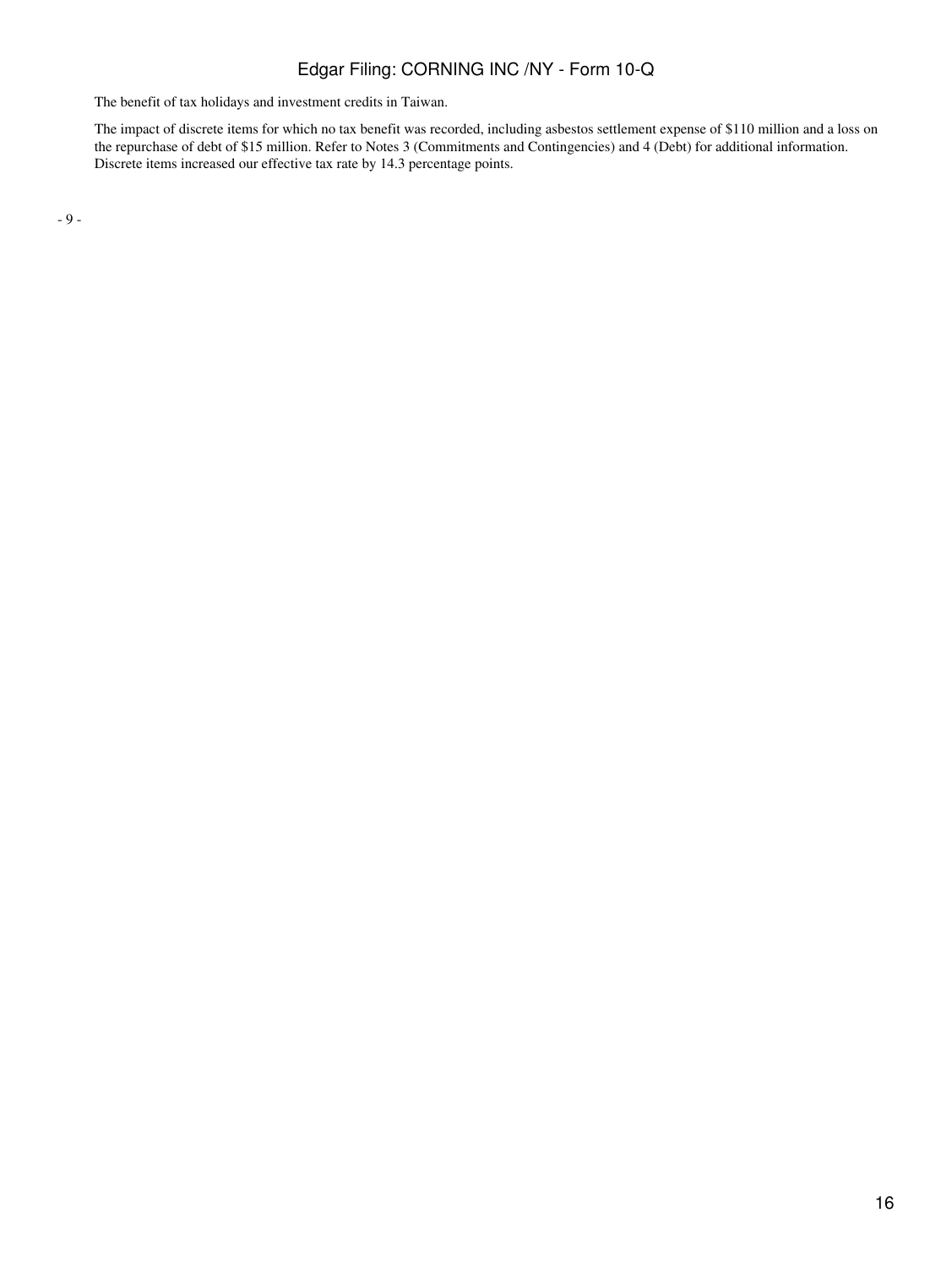The benefit of tax holidays and investment credits in Taiwan.

The impact of discrete items for which no tax benefit was recorded, including asbestos settlement expense of $110 million and a loss on the repurchase of debt of $15 million. Refer to Notes 3 (Commitments and Contingencies) and 4 (Debt) for additional information. Discrete items increased our effective tax rate by 14.3 percentage points.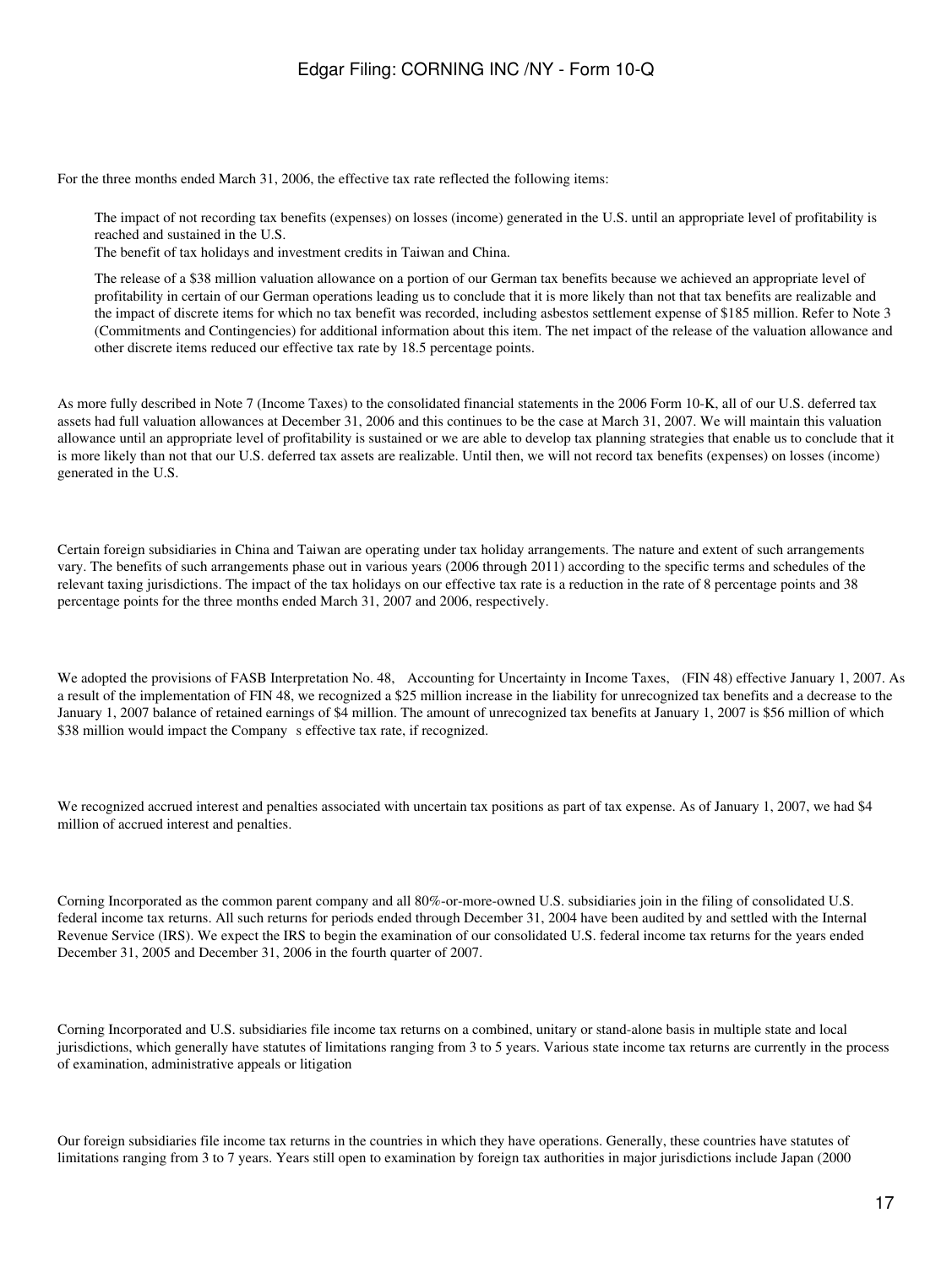For the three months ended March 31, 2006, the effective tax rate reflected the following items:

- The impact of not recording tax benefits (expenses) on losses (income) generated in the U.S. until an appropriate level of profitability is reached and sustained in the U.S.
- The benefit of tax holidays and investment credits in Taiwan and China.
- The release of a $38 million valuation allowance on a portion of our German tax benefits because we achieved an appropriate level of profitability in certain of our German operations leading us to conclude that it is more likely than not that tax benefits are realizable and the impact of discrete items for which no tax benefit was recorded, including asbestos settlement expense of $185 million. Refer to Note 3 (Commitments and Contingencies) for additional information about this item. The net impact of the release of the valuation allowance and other discrete items reduced our effective tax rate by 18.5 percentage points.

As more fully described in Note 7 (Income Taxes) to the consolidated financial statements in the 2006 Form 10-K, all of our U.S. deferred tax assets had full valuation allowances at December 31, 2006 and this continues to be the case at March 31, 2007. We will maintain this valuation allowance until an appropriate level of profitability is sustained or we are able to develop tax planning strategies that enable us to conclude that it is more likely than not that our U.S. deferred tax assets are realizable. Until then, we will not record tax benefits (expenses) on losses (income) generated in the U.S.

Certain foreign subsidiaries in China and Taiwan are operating under tax holiday arrangements. The nature and extent of such arrangements vary. The benefits of such arrangements phase out in various years (2006 through 2011) according to the specific terms and schedules of the relevant taxing jurisdictions. The impact of the tax holidays on our effective tax rate is a reduction in the rate of 8 percentage points and 38 percentage points for the three months ended March 31, 2007 and 2006, respectively.

We adopted the provisions of FASB Interpretation No. 48, Accounting for Uncertainty in Income Taxes, (FIN 48) effective January 1, 2007. As a result of the implementation of FIN 48, we recognized a $25 million increase in the liability for unrecognized tax benefits and a decrease to the January 1, 2007 balance of retained earnings of $4 million. The amount of unrecognized tax benefits at January 1, 2007 is $56 million of which $38 million would impact the Company s effective tax rate, if recognized.

We recognized accrued interest and penalties associated with uncertain tax positions as part of tax expense. As of January 1, 2007, we had $4 million of accrued interest and penalties.

Corning Incorporated as the common parent company and all 80%-or-more-owned U.S. subsidiaries join in the filing of consolidated U.S. federal income tax returns. All such returns for periods ended through December 31, 2004 have been audited by and settled with the Internal Revenue Service (IRS). We expect the IRS to begin the examination of our consolidated U.S. federal income tax returns for the years ended December 31, 2005 and December 31, 2006 in the fourth quarter of 2007.

Corning Incorporated and U.S. subsidiaries file income tax returns on a combined, unitary or stand-alone basis in multiple state and local jurisdictions, which generally have statutes of limitations ranging from 3 to 5 years. Various state income tax returns are currently in the process of examination, administrative appeals or litigation

Our foreign subsidiaries file income tax returns in the countries in which they have operations. Generally, these countries have statutes of limitations ranging from 3 to 7 years. Years still open to examination by foreign tax authorities in major jurisdictions include Japan (2000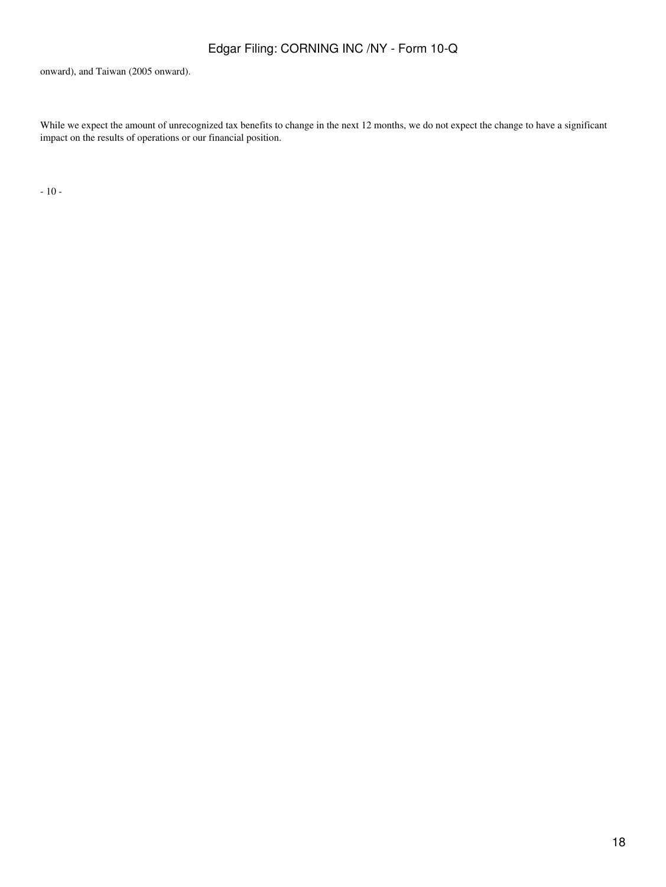onward), and Taiwan (2005 onward).

While we expect the amount of unrecognized tax benefits to change in the next 12 months, we do not expect the change to have a significant impact on the results of operations or our financial position.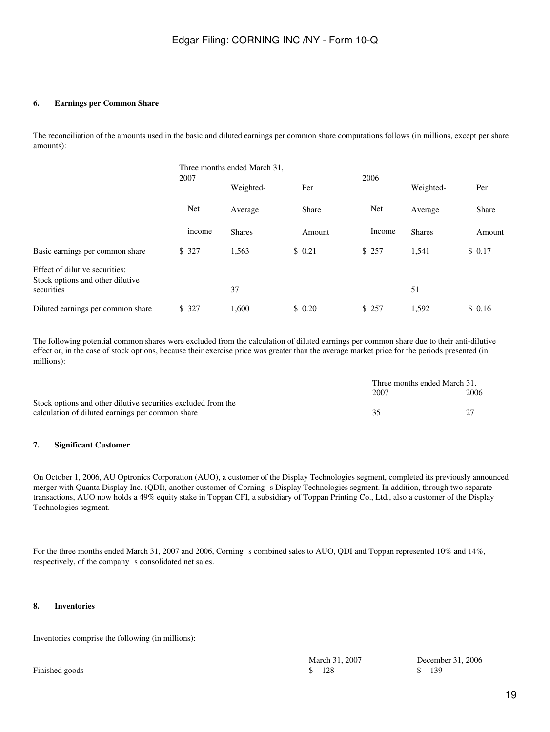### 6. Earnings per Common Share

The reconciliation of the amounts used in the basic and diluted earnings per common share computations follows (in millions, except per share amounts):

| | Three months ended March 31, 2007 | | | 2006 | | |
|---|---|---|---|---|---|---|
| | Net income | Weighted-Average Shares | Per Share Amount | Net Income | Weighted-Average Shares | Per Share Amount |
| Basic earnings per common share | $ 327 | 1,563 | $ 0.21 | $ 257 | 1,541 | $ 0.17 |
| Effect of dilutive securities: Stock options and other dilutive securities | | 37 | | | 51 | |
| Diluted earnings per common share | $ 327 | 1,600 | $ 0.20 | $ 257 | 1,592 | $ 0.16 |

The following potential common shares were excluded from the calculation of diluted earnings per common share due to their anti-dilutive effect or, in the case of stock options, because their exercise price was greater than the average market price for the periods presented (in millions):

| | Three months ended March 31, 2007 | 2006 |
|---|---|---|
| Stock options and other dilutive securities excluded from the calculation of diluted earnings per common share | 35 | 27 |

### 7. Significant Customer

On October 1, 2006, AU Optronics Corporation (AUO), a customer of the Display Technologies segment, completed its previously announced merger with Quanta Display Inc. (QDI), another customer of Corning s Display Technologies segment. In addition, through two separate transactions, AUO now holds a 49% equity stake in Toppan CFI, a subsidiary of Toppan Printing Co., Ltd., also a customer of the Display Technologies segment.

For the three months ended March 31, 2007 and 2006, Corning s combined sales to AUO, QDI and Toppan represented 10% and 14%, respectively, of the company s consolidated net sales.

### 8. Inventories

Inventories comprise the following (in millions):

| | March 31, 2007 | December 31, 2006 |
|---|---|---|
| Finished goods | $ 128 | $ 139 |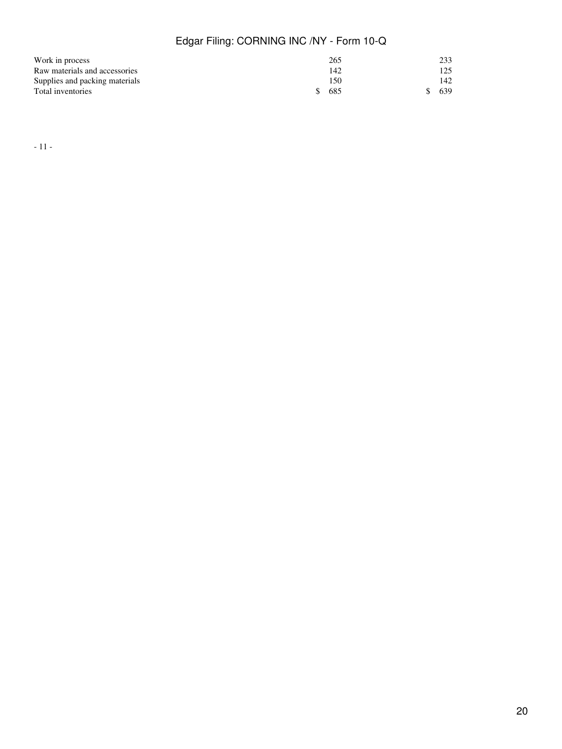| | | |
|---|---|---|
| Work in process | 265 | 233 |
| Raw materials and accessories | 142 | 125 |
| Supplies and packing materials | 150 | 142 |
| Total inventories | $ 685 | $ 639 |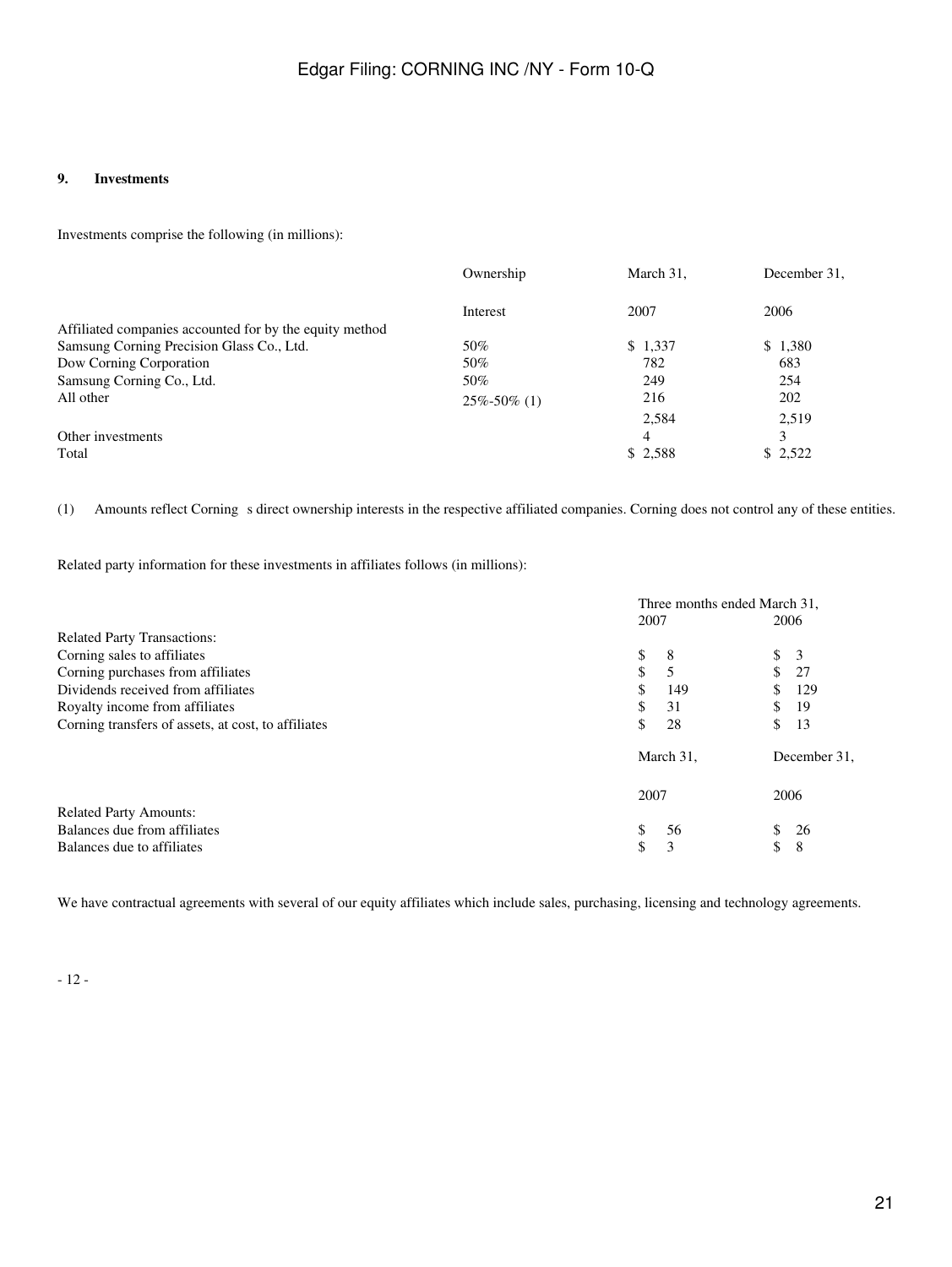## 9. Investments

Investments comprise the following (in millions):

| | Ownership Interest | March 31, 2007 | December 31, 2006 |
|---|---|---|---|
| Affiliated companies accounted for by the equity method | | | |
| Samsung Corning Precision Glass Co., Ltd. | 50% | $ 1,337 | $ 1,380 |
| Dow Corning Corporation | 50% | 782 | 683 |
| Samsung Corning Co., Ltd. | 50% | 249 | 254 |
| All other | 25%-50% (1) | 216 | 202 |
| | | 2,584 | 2,519 |
| Other investments | | 4 | 3 |
| Total | | $ 2,588 | $ 2,522 |

(1) Amounts reflect Corning s direct ownership interests in the respective affiliated companies. Corning does not control any of these entities.

Related party information for these investments in affiliates follows (in millions):

| | Three months ended March 31, 2007 | Three months ended March 31, 2006 |
|---|---|---|
| Related Party Transactions: | | |
| Corning sales to affiliates | $ 8 | $ 3 |
| Corning purchases from affiliates | $ 5 | $ 27 |
| Dividends received from affiliates | $ 149 | $ 129 |
| Royalty income from affiliates | $ 31 | $ 19 |
| Corning transfers of assets, at cost, to affiliates | $ 28 | $ 13 |

| | March 31, 2007 | December 31, 2006 |
|---|---|---|
| Related Party Amounts: | | |
| Balances due from affiliates | $ 56 | $ 26 |
| Balances due to affiliates | $ 3 | $ 8 |

We have contractual agreements with several of our equity affiliates which include sales, purchasing, licensing and technology agreements.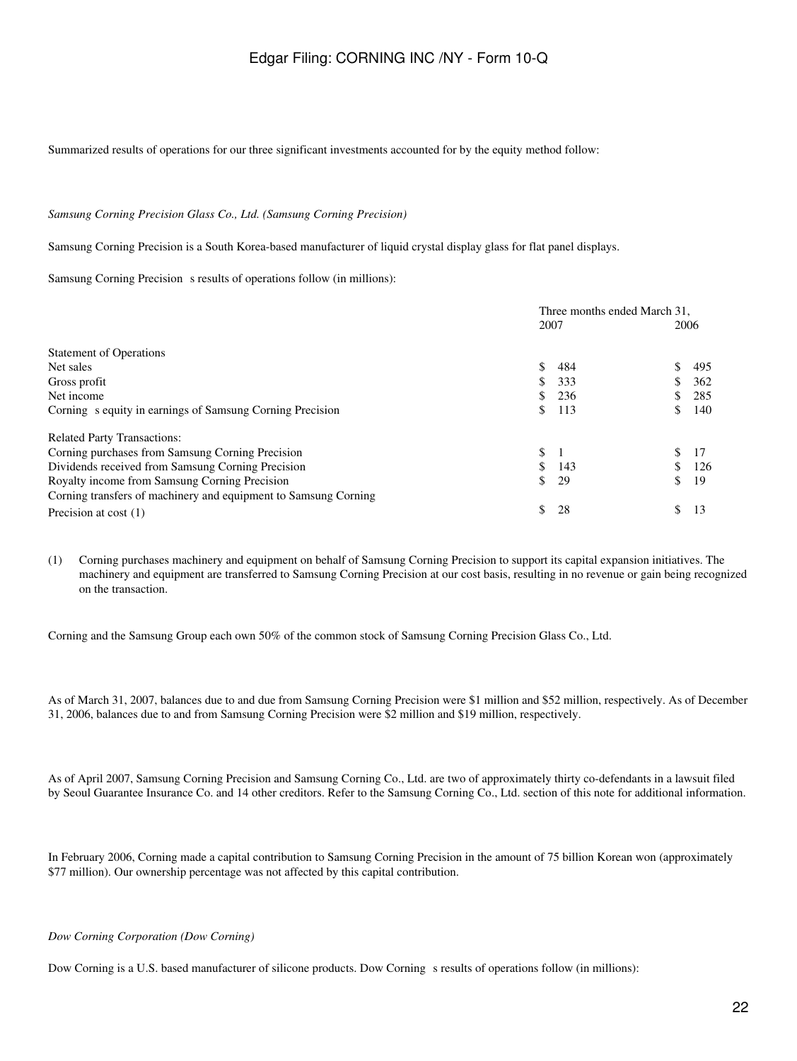Summarized results of operations for our three significant investments accounted for by the equity method follow:

*Samsung Corning Precision Glass Co., Ltd. (Samsung Corning Precision)*

Samsung Corning Precision is a South Korea-based manufacturer of liquid crystal display glass for flat panel displays.

Samsung Corning Precision s results of operations follow (in millions):

| | Three months ended March 31, | |
|---|---|---|
| | 2007 | 2006 |
| **Statement of Operations** | | |
| Net sales | $ 484 | $ 495 |
| Gross profit | $ 333 | $ 362 |
| Net income | $ 236 | $ 285 |
| Corning s equity in earnings of Samsung Corning Precision | $ 113 | $ 140 |
| **Related Party Transactions:** | | |
| Corning purchases from Samsung Corning Precision | $ 1 | $ 17 |
| Dividends received from Samsung Corning Precision | $ 143 | $ 126 |
| Royalty income from Samsung Corning Precision | $ 29 | $ 19 |
| Corning transfers of machinery and equipment to Samsung Corning Precision at cost (1) | $ 28 | $ 13 |

(1) Corning purchases machinery and equipment on behalf of Samsung Corning Precision to support its capital expansion initiatives. The machinery and equipment are transferred to Samsung Corning Precision at our cost basis, resulting in no revenue or gain being recognized on the transaction.

Corning and the Samsung Group each own 50% of the common stock of Samsung Corning Precision Glass Co., Ltd.

As of March 31, 2007, balances due to and due from Samsung Corning Precision were $1 million and $52 million, respectively. As of December 31, 2006, balances due to and from Samsung Corning Precision were $2 million and $19 million, respectively.

As of April 2007, Samsung Corning Precision and Samsung Corning Co., Ltd. are two of approximately thirty co-defendants in a lawsuit filed by Seoul Guarantee Insurance Co. and 14 other creditors. Refer to the Samsung Corning Co., Ltd. section of this note for additional information.

In February 2006, Corning made a capital contribution to Samsung Corning Precision in the amount of 75 billion Korean won (approximately $77 million). Our ownership percentage was not affected by this capital contribution.

*Dow Corning Corporation (Dow Corning)*

Dow Corning is a U.S. based manufacturer of silicone products. Dow Corning s results of operations follow (in millions):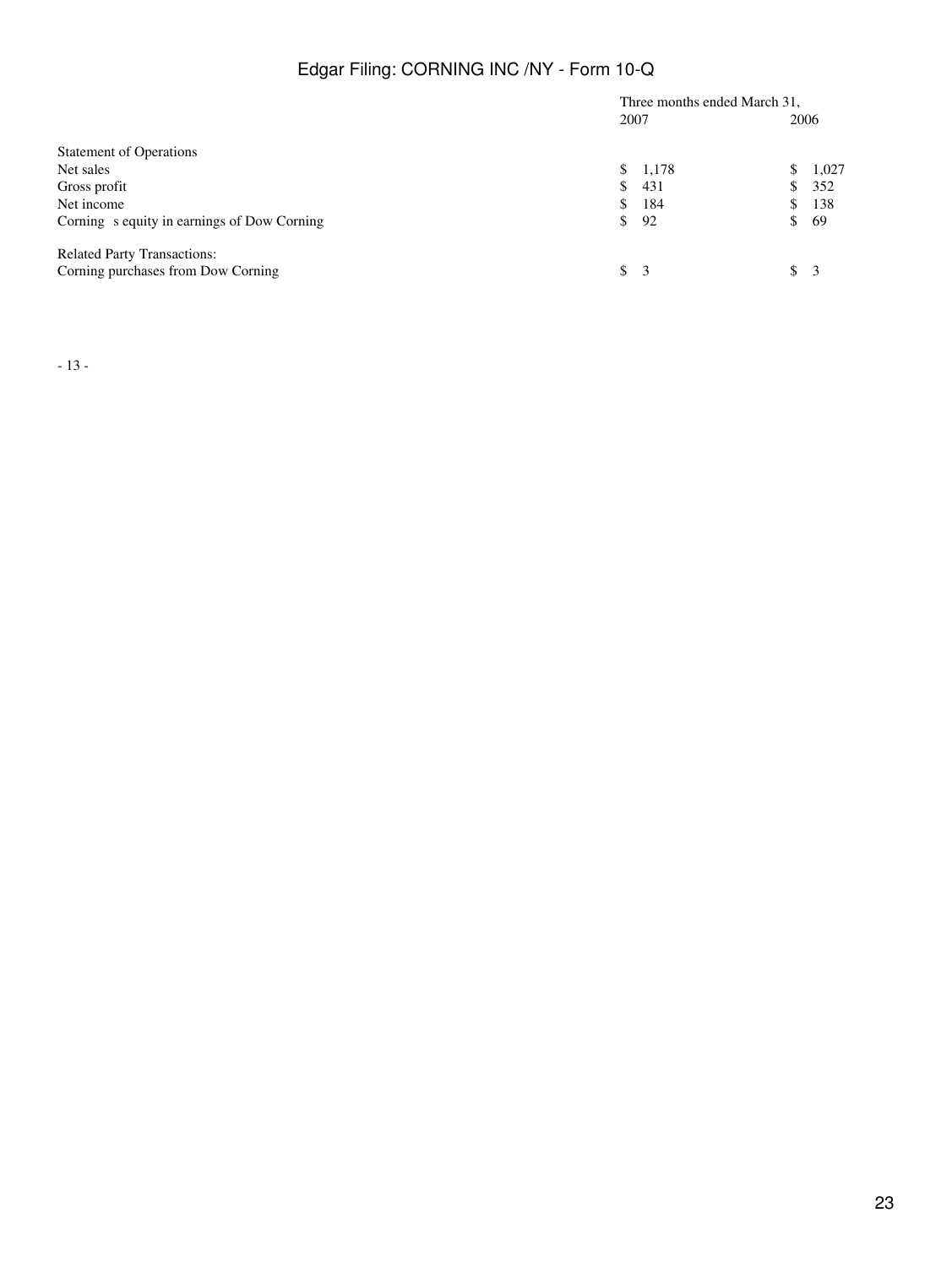| | Three months ended March 31, | |
|---|---|---|
| | 2007 | 2006 |
| Statement of Operations | | |
| Net sales | $ 1,178 | $ 1,027 |
| Gross profit | $ 431 | $ 352 |
| Net income | $ 184 | $ 138 |
| Corning s equity in earnings of Dow Corning | $ 92 | $ 69 |
| | | |
| Related Party Transactions: | | |
| Corning purchases from Dow Corning | $ 3 | $ 3 |

- 13 -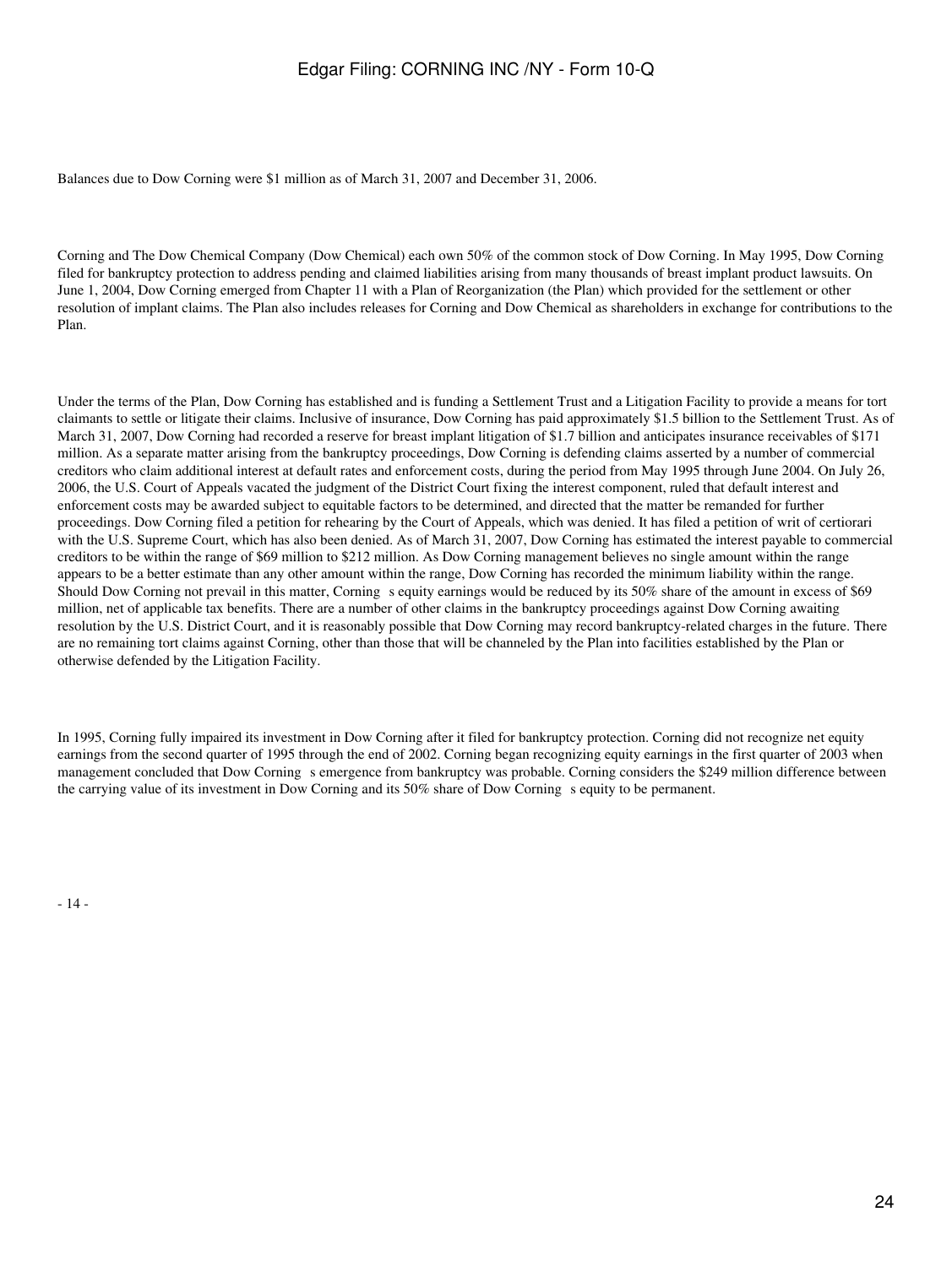Balances due to Dow Corning were $1 million as of March 31, 2007 and December 31, 2006.

Corning and The Dow Chemical Company (Dow Chemical) each own 50% of the common stock of Dow Corning. In May 1995, Dow Corning filed for bankruptcy protection to address pending and claimed liabilities arising from many thousands of breast implant product lawsuits. On June 1, 2004, Dow Corning emerged from Chapter 11 with a Plan of Reorganization (the Plan) which provided for the settlement or other resolution of implant claims. The Plan also includes releases for Corning and Dow Chemical as shareholders in exchange for contributions to the Plan.

Under the terms of the Plan, Dow Corning has established and is funding a Settlement Trust and a Litigation Facility to provide a means for tort claimants to settle or litigate their claims. Inclusive of insurance, Dow Corning has paid approximately $1.5 billion to the Settlement Trust. As of March 31, 2007, Dow Corning had recorded a reserve for breast implant litigation of $1.7 billion and anticipates insurance receivables of $171 million. As a separate matter arising from the bankruptcy proceedings, Dow Corning is defending claims asserted by a number of commercial creditors who claim additional interest at default rates and enforcement costs, during the period from May 1995 through June 2004. On July 26, 2006, the U.S. Court of Appeals vacated the judgment of the District Court fixing the interest component, ruled that default interest and enforcement costs may be awarded subject to equitable factors to be determined, and directed that the matter be remanded for further proceedings. Dow Corning filed a petition for rehearing by the Court of Appeals, which was denied. It has filed a petition of writ of certiorari with the U.S. Supreme Court, which has also been denied. As of March 31, 2007, Dow Corning has estimated the interest payable to commercial creditors to be within the range of $69 million to $212 million. As Dow Corning management believes no single amount within the range appears to be a better estimate than any other amount within the range, Dow Corning has recorded the minimum liability within the range. Should Dow Corning not prevail in this matter, Corning s equity earnings would be reduced by its 50% share of the amount in excess of $69 million, net of applicable tax benefits. There are a number of other claims in the bankruptcy proceedings against Dow Corning awaiting resolution by the U.S. District Court, and it is reasonably possible that Dow Corning may record bankruptcy-related charges in the future. There are no remaining tort claims against Corning, other than those that will be channeled by the Plan into facilities established by the Plan or otherwise defended by the Litigation Facility.

In 1995, Corning fully impaired its investment in Dow Corning after it filed for bankruptcy protection. Corning did not recognize net equity earnings from the second quarter of 1995 through the end of 2002. Corning began recognizing equity earnings in the first quarter of 2003 when management concluded that Dow Corning s emergence from bankruptcy was probable. Corning considers the $249 million difference between the carrying value of its investment in Dow Corning and its 50% share of Dow Corning s equity to be permanent.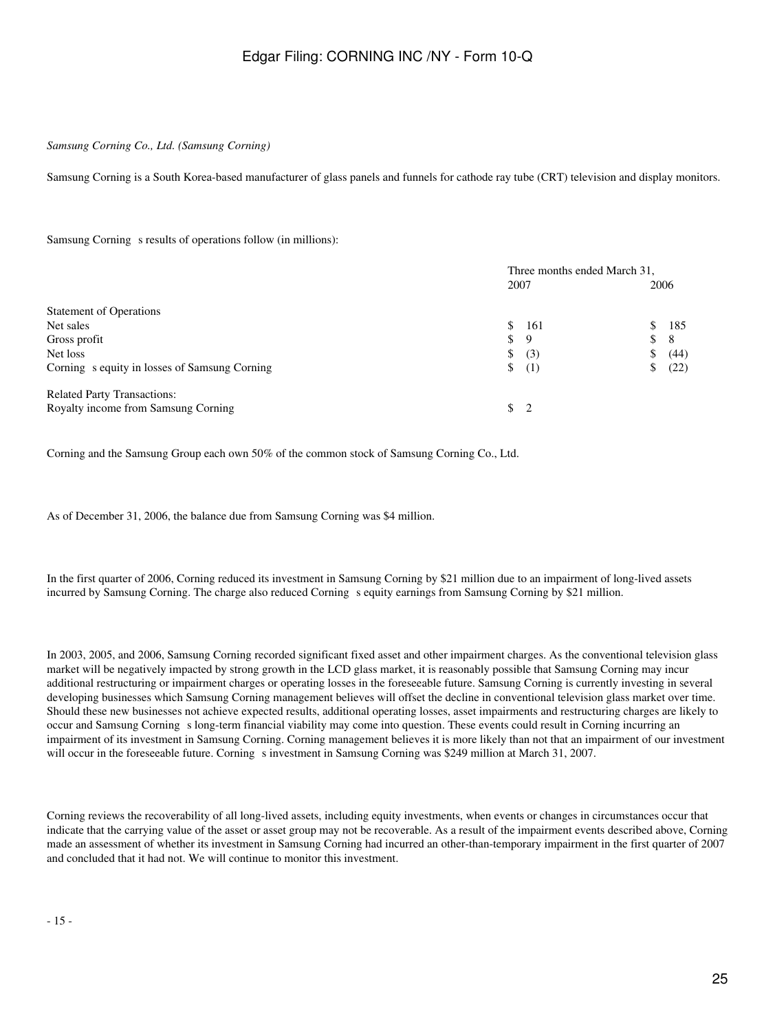*Samsung Corning Co., Ltd. (Samsung Corning)*

Samsung Corning is a South Korea-based manufacturer of glass panels and funnels for cathode ray tube (CRT) television and display monitors.

Samsung Corning s results of operations follow (in millions):

| | Three months ended March 31, | |
|---|---|---|
| | 2007 | 2006 |
| Statement of Operations | | |
| Net sales | $ 161 | $ 185 |
| Gross profit | $ 9 | $ 8 |
| Net loss | $ (3) | $ (44) |
| Corning s equity in losses of Samsung Corning | $ (1) | $ (22) |
| Related Party Transactions: | | |
| Royalty income from Samsung Corning | $ 2 | |

Corning and the Samsung Group each own 50% of the common stock of Samsung Corning Co., Ltd.

As of December 31, 2006, the balance due from Samsung Corning was $4 million.

In the first quarter of 2006, Corning reduced its investment in Samsung Corning by $21 million due to an impairment of long-lived assets incurred by Samsung Corning. The charge also reduced Corning s equity earnings from Samsung Corning by $21 million.

In 2003, 2005, and 2006, Samsung Corning recorded significant fixed asset and other impairment charges. As the conventional television glass market will be negatively impacted by strong growth in the LCD glass market, it is reasonably possible that Samsung Corning may incur additional restructuring or impairment charges or operating losses in the foreseeable future. Samsung Corning is currently investing in several developing businesses which Samsung Corning management believes will offset the decline in conventional television glass market over time. Should these new businesses not achieve expected results, additional operating losses, asset impairments and restructuring charges are likely to occur and Samsung Corning s long-term financial viability may come into question. These events could result in Corning incurring an impairment of its investment in Samsung Corning. Corning management believes it is more likely than not that an impairment of our investment will occur in the foreseeable future. Corning s investment in Samsung Corning was $249 million at March 31, 2007.

Corning reviews the recoverability of all long-lived assets, including equity investments, when events or changes in circumstances occur that indicate that the carrying value of the asset or asset group may not be recoverable. As a result of the impairment events described above, Corning made an assessment of whether its investment in Samsung Corning had incurred an other-than-temporary impairment in the first quarter of 2007 and concluded that it had not. We will continue to monitor this investment.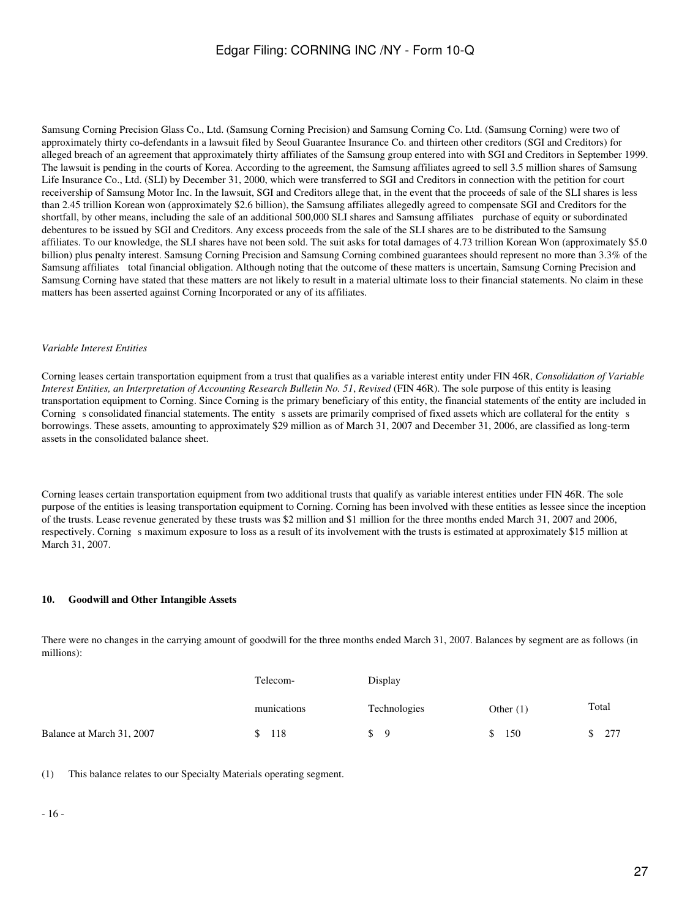Samsung Corning Precision Glass Co., Ltd. (Samsung Corning Precision) and Samsung Corning Co. Ltd. (Samsung Corning) were two of approximately thirty co-defendants in a lawsuit filed by Seoul Guarantee Insurance Co. and thirteen other creditors (SGI and Creditors) for alleged breach of an agreement that approximately thirty affiliates of the Samsung group entered into with SGI and Creditors in September 1999. The lawsuit is pending in the courts of Korea. According to the agreement, the Samsung affiliates agreed to sell 3.5 million shares of Samsung Life Insurance Co., Ltd. (SLI) by December 31, 2000, which were transferred to SGI and Creditors in connection with the petition for court receivership of Samsung Motor Inc. In the lawsuit, SGI and Creditors allege that, in the event that the proceeds of sale of the SLI shares is less than 2.45 trillion Korean won (approximately $2.6 billion), the Samsung affiliates allegedly agreed to compensate SGI and Creditors for the shortfall, by other means, including the sale of an additional 500,000 SLI shares and Samsung affiliates purchase of equity or subordinated debentures to be issued by SGI and Creditors. Any excess proceeds from the sale of the SLI shares are to be distributed to the Samsung affiliates. To our knowledge, the SLI shares have not been sold. The suit asks for total damages of 4.73 trillion Korean Won (approximately $5.0 billion) plus penalty interest. Samsung Corning Precision and Samsung Corning combined guarantees should represent no more than 3.3% of the Samsung affiliates total financial obligation. Although noting that the outcome of these matters is uncertain, Samsung Corning Precision and Samsung Corning have stated that these matters are not likely to result in a material ultimate loss to their financial statements. No claim in these matters has been asserted against Corning Incorporated or any of its affiliates.

*Variable Interest Entities*

Corning leases certain transportation equipment from a trust that qualifies as a variable interest entity under FIN 46R, *Consolidation of Variable Interest Entities, an Interpretation of Accounting Research Bulletin No. 51*, *Revised* (FIN 46R). The sole purpose of this entity is leasing transportation equipment to Corning. Since Corning is the primary beneficiary of this entity, the financial statements of the entity are included in Corning s consolidated financial statements. The entity s assets are primarily comprised of fixed assets which are collateral for the entity s borrowings. These assets, amounting to approximately $29 million as of March 31, 2007 and December 31, 2006, are classified as long-term assets in the consolidated balance sheet.

Corning leases certain transportation equipment from two additional trusts that qualify as variable interest entities under FIN 46R. The sole purpose of the entities is leasing transportation equipment to Corning. Corning has been involved with these entities as lessee since the inception of the trusts. Lease revenue generated by these trusts was $2 million and $1 million for the three months ended March 31, 2007 and 2006, respectively. Corning s maximum exposure to loss as a result of its involvement with the trusts is estimated at approximately $15 million at March 31, 2007.

## 10. Goodwill and Other Intangible Assets

There were no changes in the carrying amount of goodwill for the three months ended March 31, 2007. Balances by segment are as follows (in millions):

| | Telecom-munications | Display Technologies | Other (1) | Total |
|---|---|---|---|---|
| Balance at March 31, 2007 | $ 118 | $ 9 | $ 150 | $ 277 |

(1) This balance relates to our Specialty Materials operating segment.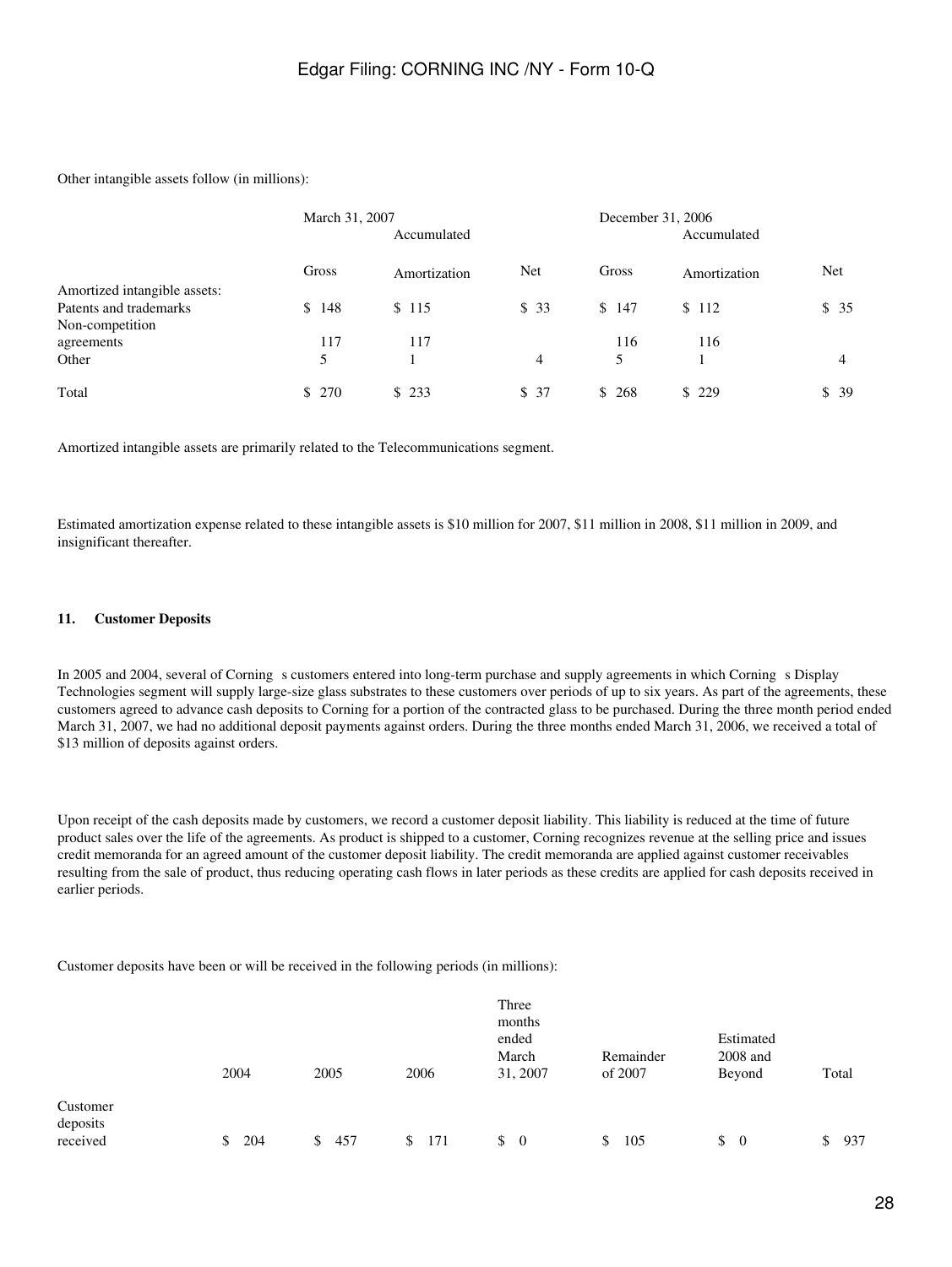Other intangible assets follow (in millions):

| | March 31, 2007 | | | December 31, 2006 | | |
|---|---|---|---|---|---|---|
| | Gross | Accumulated Amortization | Net | Gross | Accumulated Amortization | Net |
| Amortized intangible assets: | | | | | | |
| Patents and trademarks | $ 148 | $ 115 | $ 33 | $ 147 | $ 112 | $ 35 |
| Non-competition agreements | 117 | 117 | | 116 | 116 | |
| Other | 5 | 1 | 4 | 5 | 1 | 4 |
| Total | $ 270 | $ 233 | $ 37 | $ 268 | $ 229 | $ 39 |

Amortized intangible assets are primarily related to the Telecommunications segment.

Estimated amortization expense related to these intangible assets is $10 million for 2007, $11 million in 2008, $11 million in 2009, and insignificant thereafter.

#### 11. Customer Deposits

In 2005 and 2004, several of Corning s customers entered into long-term purchase and supply agreements in which Corning s Display Technologies segment will supply large-size glass substrates to these customers over periods of up to six years. As part of the agreements, these customers agreed to advance cash deposits to Corning for a portion of the contracted glass to be purchased. During the three month period ended March 31, 2007, we had no additional deposit payments against orders. During the three months ended March 31, 2006, we received a total of $13 million of deposits against orders.

Upon receipt of the cash deposits made by customers, we record a customer deposit liability. This liability is reduced at the time of future product sales over the life of the agreements. As product is shipped to a customer, Corning recognizes revenue at the selling price and issues credit memoranda for an agreed amount of the customer deposit liability. The credit memoranda are applied against customer receivables resulting from the sale of product, thus reducing operating cash flows in later periods as these credits are applied for cash deposits received in earlier periods.

Customer deposits have been or will be received in the following periods (in millions):

| | 2004 | 2005 | 2006 | Three months ended March 31, 2007 | Remainder of 2007 | Estimated 2008 and Beyond | Total |
|---|---|---|---|---|---|---|---|
| Customer deposits received | $ 204 | $ 457 | $ 171 | $ 0 | $ 105 | $ 0 | $ 937 |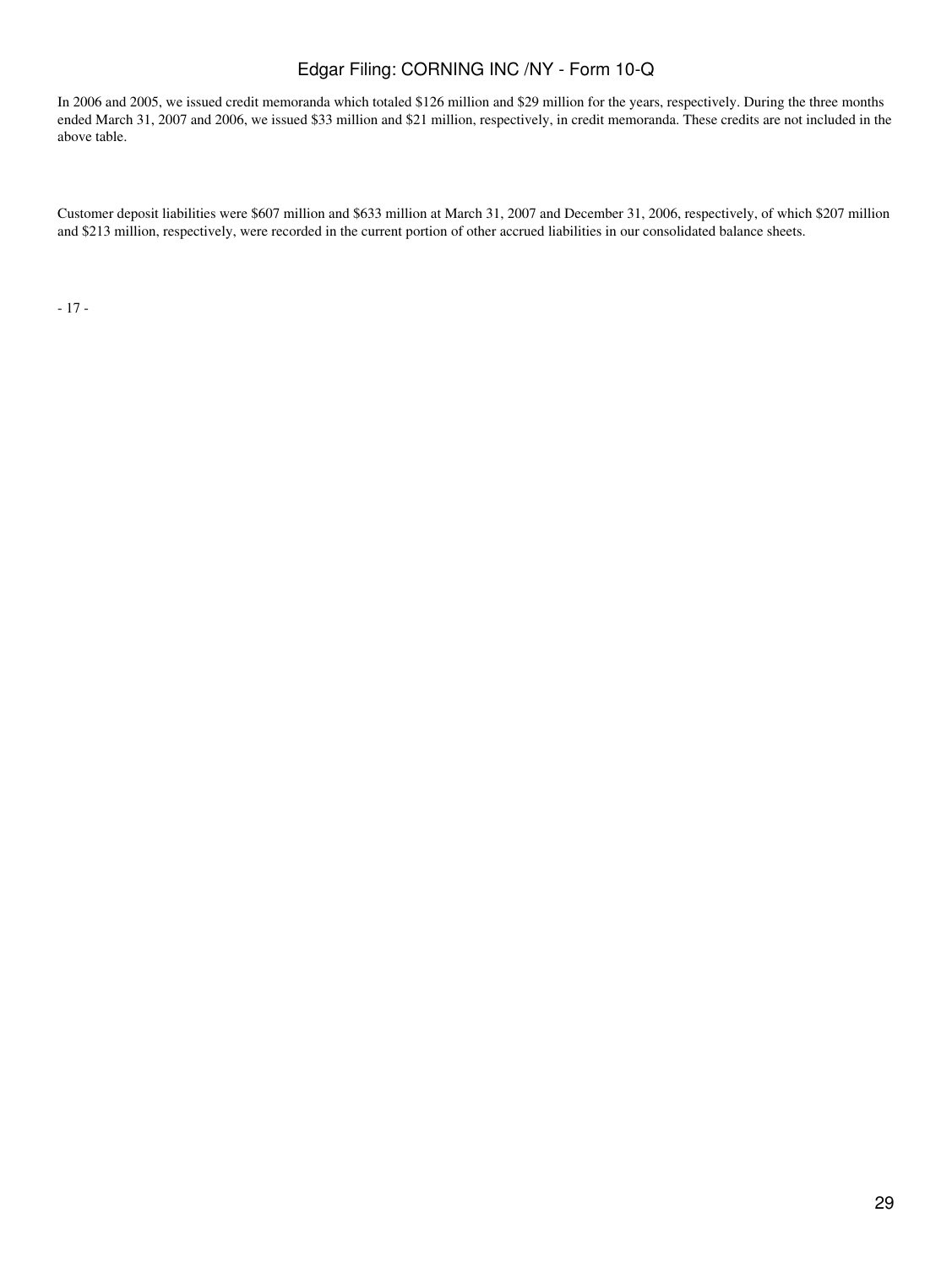In 2006 and 2005, we issued credit memoranda which totaled $126 million and $29 million for the years, respectively. During the three months ended March 31, 2007 and 2006, we issued $33 million and $21 million, respectively, in credit memoranda. These credits are not included in the above table.

Customer deposit liabilities were $607 million and $633 million at March 31, 2007 and December 31, 2006, respectively, of which $207 million and $213 million, respectively, were recorded in the current portion of other accrued liabilities in our consolidated balance sheets.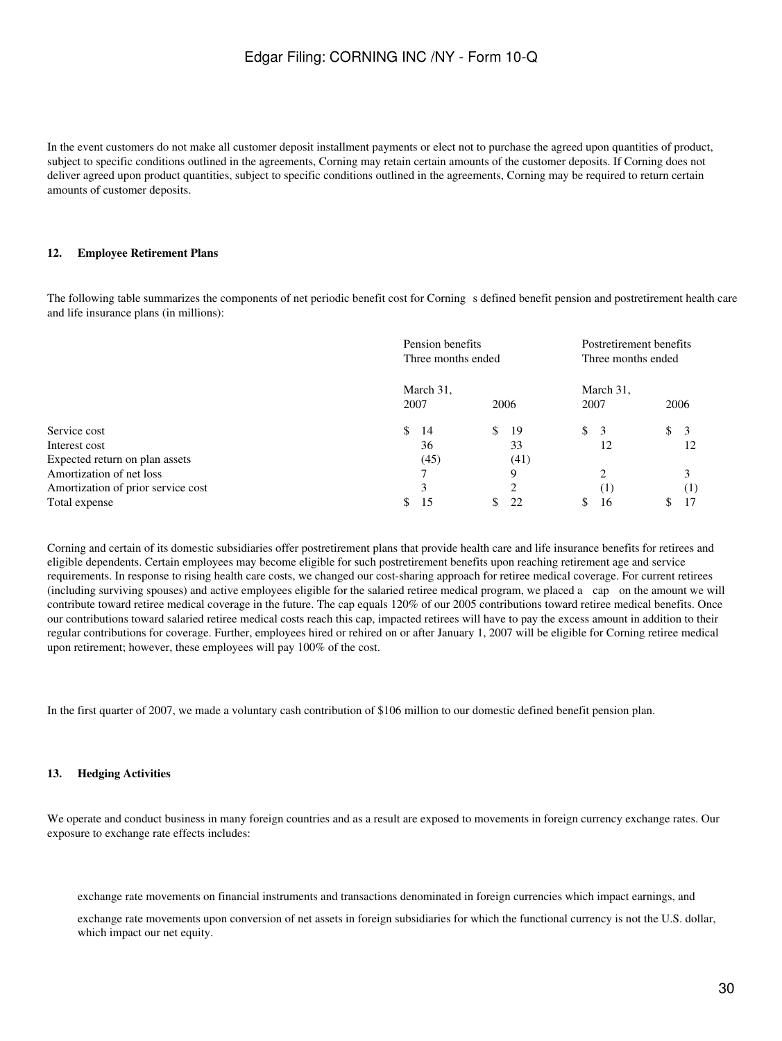In the event customers do not make all customer deposit installment payments or elect not to purchase the agreed upon quantities of product, subject to specific conditions outlined in the agreements, Corning may retain certain amounts of the customer deposits. If Corning does not deliver agreed upon product quantities, subject to specific conditions outlined in the agreements, Corning may be required to return certain amounts of customer deposits.

## 12. Employee Retirement Plans

The following table summarizes the components of net periodic benefit cost for Corning s defined benefit pension and postretirement health care and life insurance plans (in millions):

| | Pension benefits Three months ended | | Postretirement benefits Three months ended | |
|---|---|---|---|---|
| | March 31, 2007 | 2006 | March 31, 2007 | 2006 |
| Service cost | $ 14 | $ 19 | $ 3 | $ 3 |
| Interest cost | 36 | 33 | 12 | 12 |
| Expected return on plan assets | (45) | (41) | | |
| Amortization of net loss | 7 | 9 | 2 | 3 |
| Amortization of prior service cost | 3 | 2 | (1) | (1) |
| Total expense | $ 15 | $ 22 | $ 16 | $ 17 |

Corning and certain of its domestic subsidiaries offer postretirement plans that provide health care and life insurance benefits for retirees and eligible dependents. Certain employees may become eligible for such postretirement benefits upon reaching retirement age and service requirements. In response to rising health care costs, we changed our cost-sharing approach for retiree medical coverage. For current retirees (including surviving spouses) and active employees eligible for the salaried retiree medical program, we placed a cap on the amount we will contribute toward retiree medical coverage in the future. The cap equals 120% of our 2005 contributions toward retiree medical benefits. Once our contributions toward salaried retiree medical costs reach this cap, impacted retirees will have to pay the excess amount in addition to their regular contributions for coverage. Further, employees hired or rehired on or after January 1, 2007 will be eligible for Corning retiree medical upon retirement; however, these employees will pay 100% of the cost.

In the first quarter of 2007, we made a voluntary cash contribution of $106 million to our domestic defined benefit pension plan.

## 13. Hedging Activities

We operate and conduct business in many foreign countries and as a result are exposed to movements in foreign currency exchange rates. Our exposure to exchange rate effects includes:

- exchange rate movements on financial instruments and transactions denominated in foreign currencies which impact earnings, and
- exchange rate movements upon conversion of net assets in foreign subsidiaries for which the functional currency is not the U.S. dollar, which impact our net equity.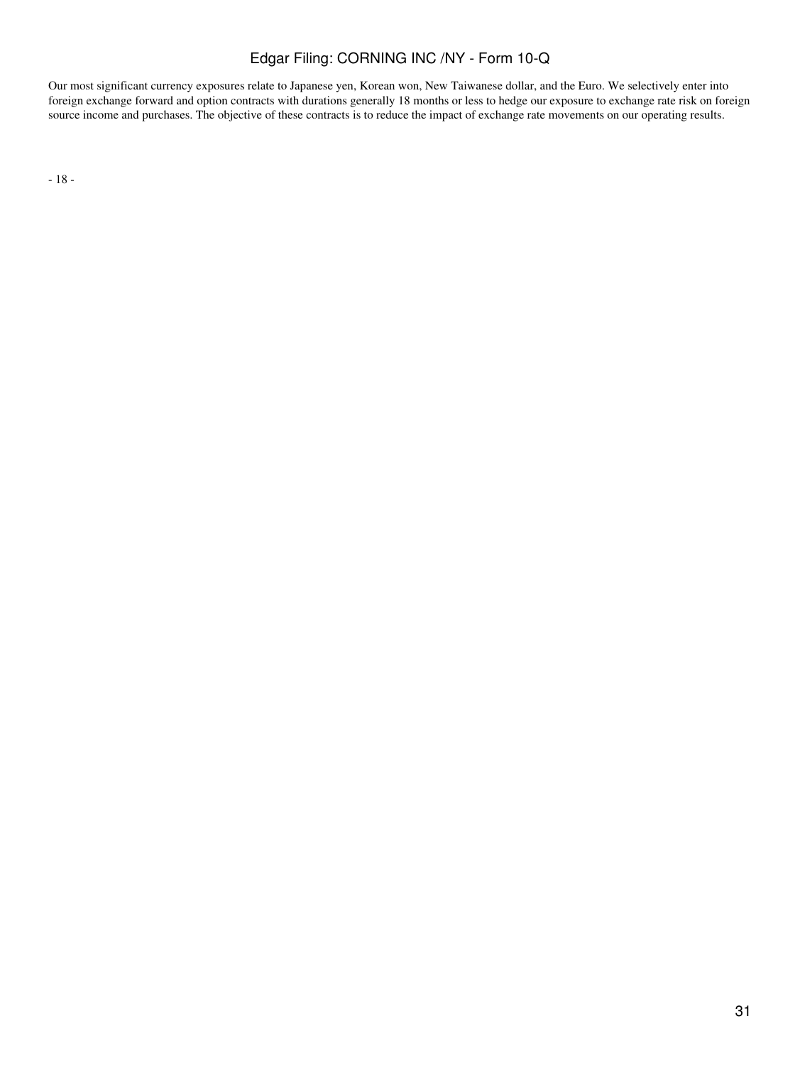Our most significant currency exposures relate to Japanese yen, Korean won, New Taiwanese dollar, and the Euro. We selectively enter into foreign exchange forward and option contracts with durations generally 18 months or less to hedge our exposure to exchange rate risk on foreign source income and purchases. The objective of these contracts is to reduce the impact of exchange rate movements on our operating results.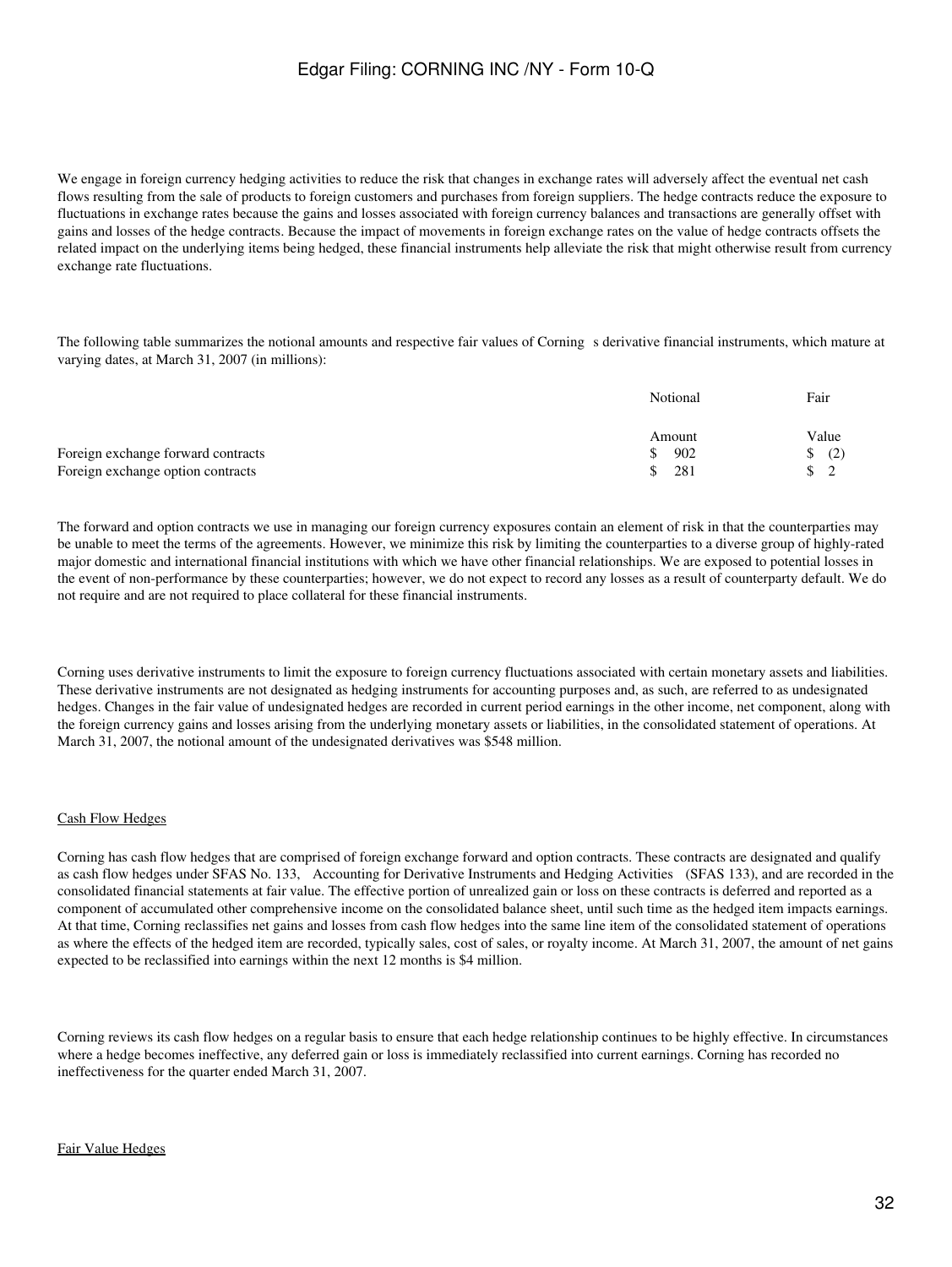We engage in foreign currency hedging activities to reduce the risk that changes in exchange rates will adversely affect the eventual net cash flows resulting from the sale of products to foreign customers and purchases from foreign suppliers. The hedge contracts reduce the exposure to fluctuations in exchange rates because the gains and losses associated with foreign currency balances and transactions are generally offset with gains and losses of the hedge contracts. Because the impact of movements in foreign exchange rates on the value of hedge contracts offsets the related impact on the underlying items being hedged, these financial instruments help alleviate the risk that might otherwise result from currency exchange rate fluctuations.

The following table summarizes the notional amounts and respective fair values of Corning s derivative financial instruments, which mature at varying dates, at March 31, 2007 (in millions):

| | Notional Amount | Fair Value |
|---|---|---|
| Foreign exchange forward contracts | $ 902 | $ (2) |
| Foreign exchange option contracts | $ 281 | $ 2 |

The forward and option contracts we use in managing our foreign currency exposures contain an element of risk in that the counterparties may be unable to meet the terms of the agreements. However, we minimize this risk by limiting the counterparties to a diverse group of highly-rated major domestic and international financial institutions with which we have other financial relationships. We are exposed to potential losses in the event of non-performance by these counterparties; however, we do not expect to record any losses as a result of counterparty default. We do not require and are not required to place collateral for these financial instruments.

Corning uses derivative instruments to limit the exposure to foreign currency fluctuations associated with certain monetary assets and liabilities. These derivative instruments are not designated as hedging instruments for accounting purposes and, as such, are referred to as undesignated hedges. Changes in the fair value of undesignated hedges are recorded in current period earnings in the other income, net component, along with the foreign currency gains and losses arising from the underlying monetary assets or liabilities, in the consolidated statement of operations. At March 31, 2007, the notional amount of the undesignated derivatives was $548 million.

Cash Flow Hedges

Corning has cash flow hedges that are comprised of foreign exchange forward and option contracts. These contracts are designated and qualify as cash flow hedges under SFAS No. 133, Accounting for Derivative Instruments and Hedging Activities (SFAS 133), and are recorded in the consolidated financial statements at fair value. The effective portion of unrealized gain or loss on these contracts is deferred and reported as a component of accumulated other comprehensive income on the consolidated balance sheet, until such time as the hedged item impacts earnings. At that time, Corning reclassifies net gains and losses from cash flow hedges into the same line item of the consolidated statement of operations as where the effects of the hedged item are recorded, typically sales, cost of sales, or royalty income. At March 31, 2007, the amount of net gains expected to be reclassified into earnings within the next 12 months is $4 million.

Corning reviews its cash flow hedges on a regular basis to ensure that each hedge relationship continues to be highly effective. In circumstances where a hedge becomes ineffective, any deferred gain or loss is immediately reclassified into current earnings. Corning has recorded no ineffectiveness for the quarter ended March 31, 2007.

Fair Value Hedges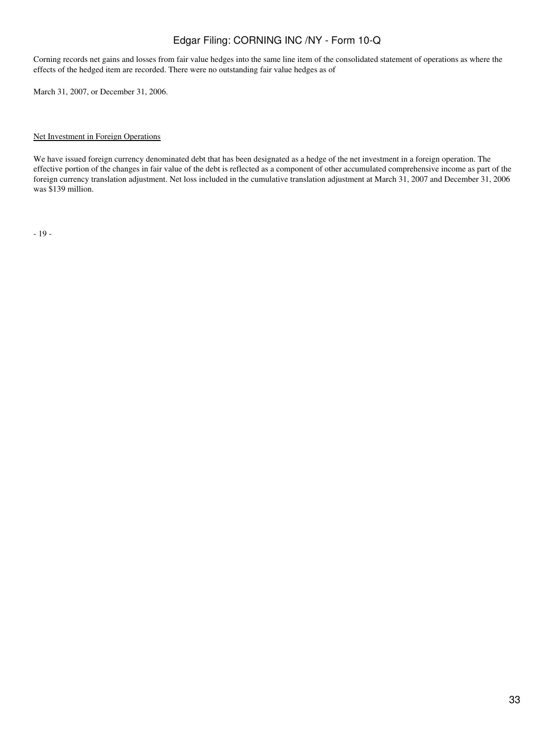Corning records net gains and losses from fair value hedges into the same line item of the consolidated statement of operations as where the effects of the hedged item are recorded. There were no outstanding fair value hedges as of

March 31, 2007, or December 31, 2006.

Net Investment in Foreign Operations

We have issued foreign currency denominated debt that has been designated as a hedge of the net investment in a foreign operation. The effective portion of the changes in fair value of the debt is reflected as a component of other accumulated comprehensive income as part of the foreign currency translation adjustment. Net loss included in the cumulative translation adjustment at March 31, 2007 and December 31, 2006 was $139 million.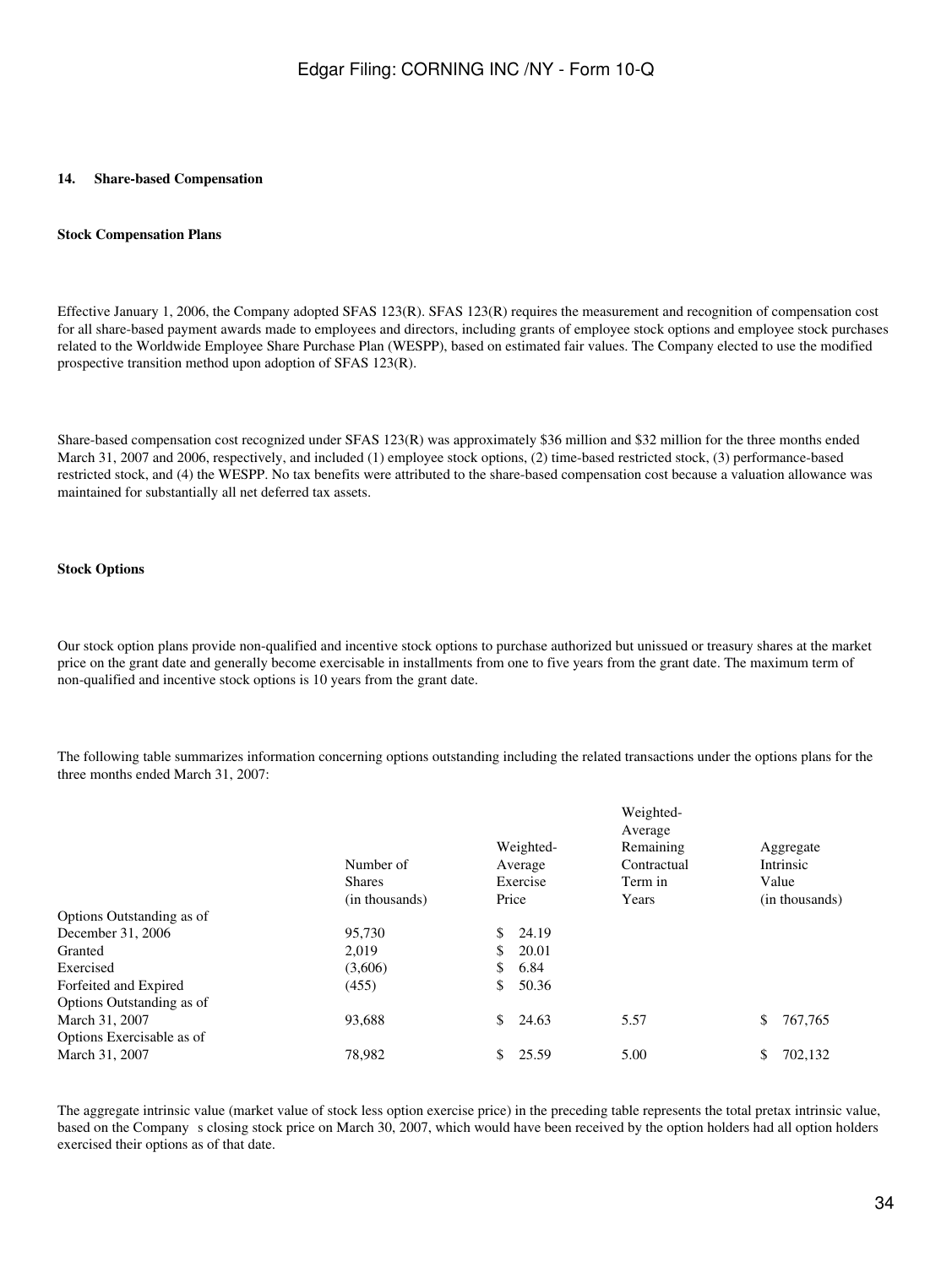## 14. Share-based Compensation

### Stock Compensation Plans

Effective January 1, 2006, the Company adopted SFAS 123(R). SFAS 123(R) requires the measurement and recognition of compensation cost for all share-based payment awards made to employees and directors, including grants of employee stock options and employee stock purchases related to the Worldwide Employee Share Purchase Plan (WESPP), based on estimated fair values. The Company elected to use the modified prospective transition method upon adoption of SFAS 123(R).

Share-based compensation cost recognized under SFAS 123(R) was approximately $36 million and $32 million for the three months ended March 31, 2007 and 2006, respectively, and included (1) employee stock options, (2) time-based restricted stock, (3) performance-based restricted stock, and (4) the WESPP. No tax benefits were attributed to the share-based compensation cost because a valuation allowance was maintained for substantially all net deferred tax assets.

### Stock Options

Our stock option plans provide non-qualified and incentive stock options to purchase authorized but unissued or treasury shares at the market price on the grant date and generally become exercisable in installments from one to five years from the grant date. The maximum term of non-qualified and incentive stock options is 10 years from the grant date.

The following table summarizes information concerning options outstanding including the related transactions under the options plans for the three months ended March 31, 2007:

| | Number of Shares (in thousands) | Weighted-Average Exercise Price | Weighted-Average Remaining Contractual Term in Years | Aggregate Intrinsic Value (in thousands) |
|---|---|---|---|---|
| Options Outstanding as of December 31, 2006 | 95,730 | $ 24.19 | | |
| Granted | 2,019 | $ 20.01 | | |
| Exercised | (3,606) | $ 6.84 | | |
| Forfeited and Expired | (455) | $ 50.36 | | |
| Options Outstanding as of March 31, 2007 | 93,688 | $ 24.63 | 5.57 | $ 767,765 |
| Options Exercisable as of March 31, 2007 | 78,982 | $ 25.59 | 5.00 | $ 702,132 |

The aggregate intrinsic value (market value of stock less option exercise price) in the preceding table represents the total pretax intrinsic value, based on the Company s closing stock price on March 30, 2007, which would have been received by the option holders had all option holders exercised their options as of that date.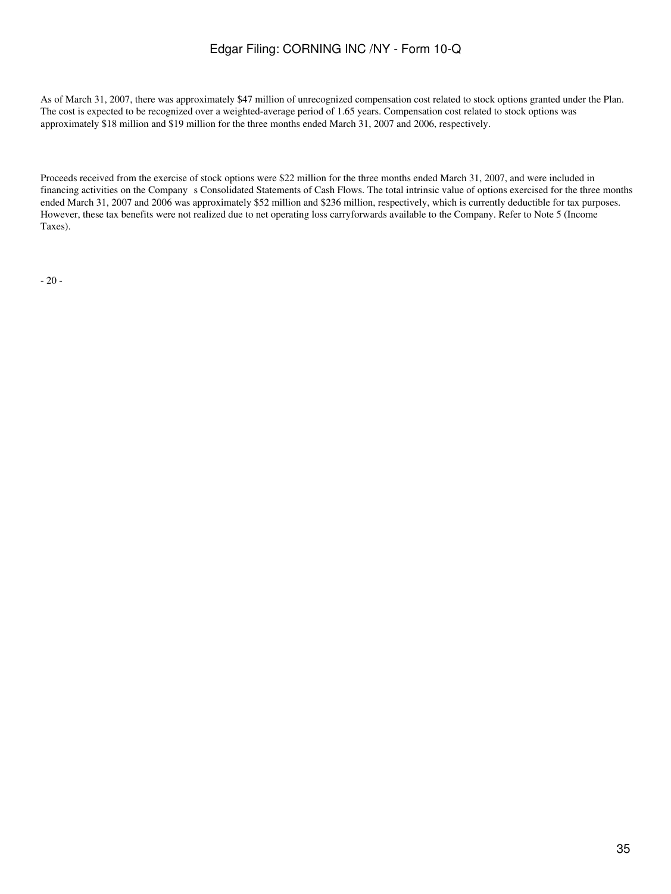As of March 31, 2007, there was approximately $47 million of unrecognized compensation cost related to stock options granted under the Plan. The cost is expected to be recognized over a weighted-average period of 1.65 years. Compensation cost related to stock options was approximately $18 million and $19 million for the three months ended March 31, 2007 and 2006, respectively.

Proceeds received from the exercise of stock options were $22 million for the three months ended March 31, 2007, and were included in financing activities on the Company s Consolidated Statements of Cash Flows. The total intrinsic value of options exercised for the three months ended March 31, 2007 and 2006 was approximately $52 million and $236 million, respectively, which is currently deductible for tax purposes. However, these tax benefits were not realized due to net operating loss carryforwards available to the Company. Refer to Note 5 (Income Taxes).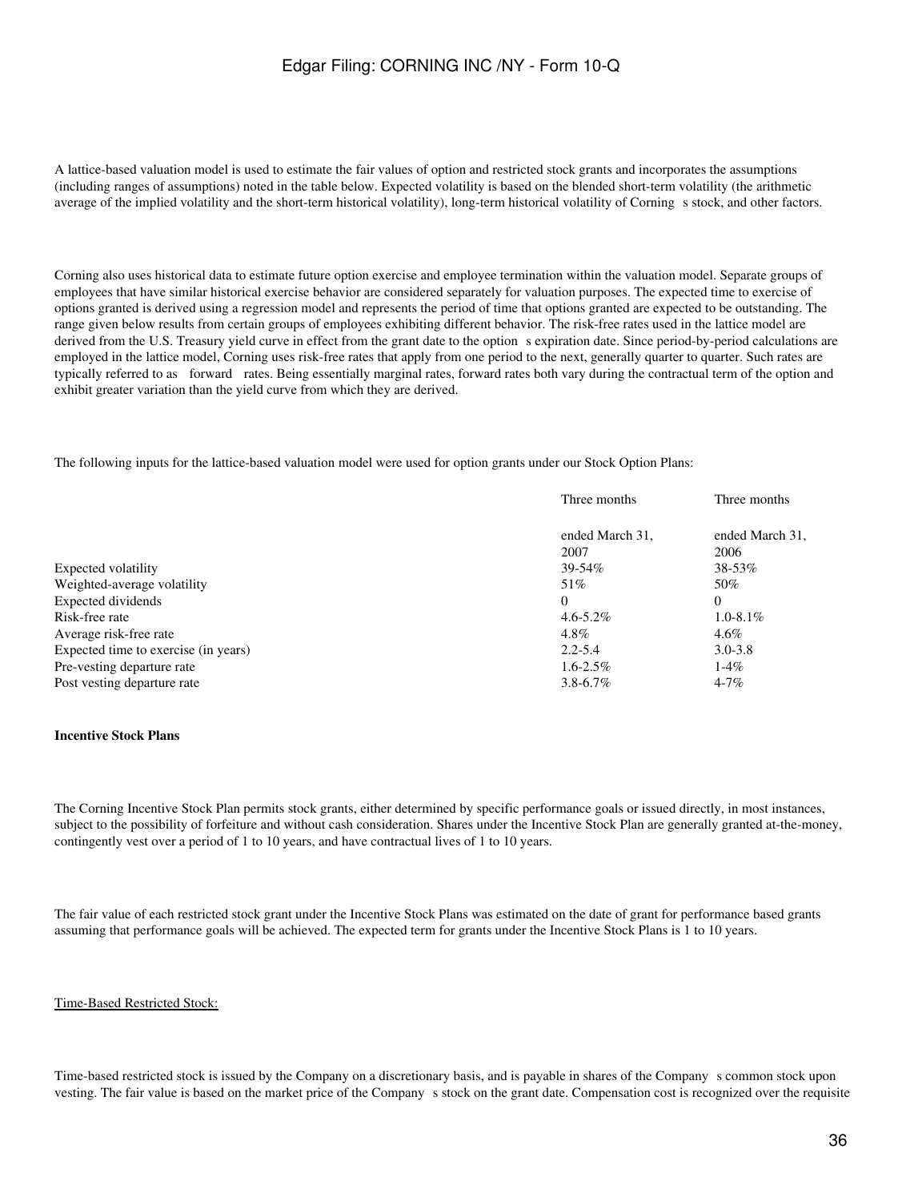A lattice-based valuation model is used to estimate the fair values of option and restricted stock grants and incorporates the assumptions (including ranges of assumptions) noted in the table below. Expected volatility is based on the blended short-term volatility (the arithmetic average of the implied volatility and the short-term historical volatility), long-term historical volatility of Corning s stock, and other factors.

Corning also uses historical data to estimate future option exercise and employee termination within the valuation model. Separate groups of employees that have similar historical exercise behavior are considered separately for valuation purposes. The expected time to exercise of options granted is derived using a regression model and represents the period of time that options granted are expected to be outstanding. The range given below results from certain groups of employees exhibiting different behavior. The risk-free rates used in the lattice model are derived from the U.S. Treasury yield curve in effect from the grant date to the option s expiration date. Since period-by-period calculations are employed in the lattice model, Corning uses risk-free rates that apply from one period to the next, generally quarter to quarter. Such rates are typically referred to as forward rates. Being essentially marginal rates, forward rates both vary during the contractual term of the option and exhibit greater variation than the yield curve from which they are derived.

The following inputs for the lattice-based valuation model were used for option grants under our Stock Option Plans:

| | Three months ended March 31, 2007 | Three months ended March 31, 2006 |
|---|---|---|
| Expected volatility | 39-54% | 38-53% |
| Weighted-average volatility | 51% | 50% |
| Expected dividends | 0 | 0 |
| Risk-free rate | 4.6-5.2% | 1.0-8.1% |
| Average risk-free rate | 4.8% | 4.6% |
| Expected time to exercise (in years) | 2.2-5.4 | 3.0-3.8 |
| Pre-vesting departure rate | 1.6-2.5% | 1-4% |
| Post vesting departure rate | 3.8-6.7% | 4-7% |

**Incentive Stock Plans**

The Corning Incentive Stock Plan permits stock grants, either determined by specific performance goals or issued directly, in most instances, subject to the possibility of forfeiture and without cash consideration. Shares under the Incentive Stock Plan are generally granted at-the-money, contingently vest over a period of 1 to 10 years, and have contractual lives of 1 to 10 years.

The fair value of each restricted stock grant under the Incentive Stock Plans was estimated on the date of grant for performance based grants assuming that performance goals will be achieved. The expected term for grants under the Incentive Stock Plans is 1 to 10 years.

<u>Time-Based Restricted Stock:</u>

Time-based restricted stock is issued by the Company on a discretionary basis, and is payable in shares of the Company s common stock upon vesting. The fair value is based on the market price of the Company s stock on the grant date. Compensation cost is recognized over the requisite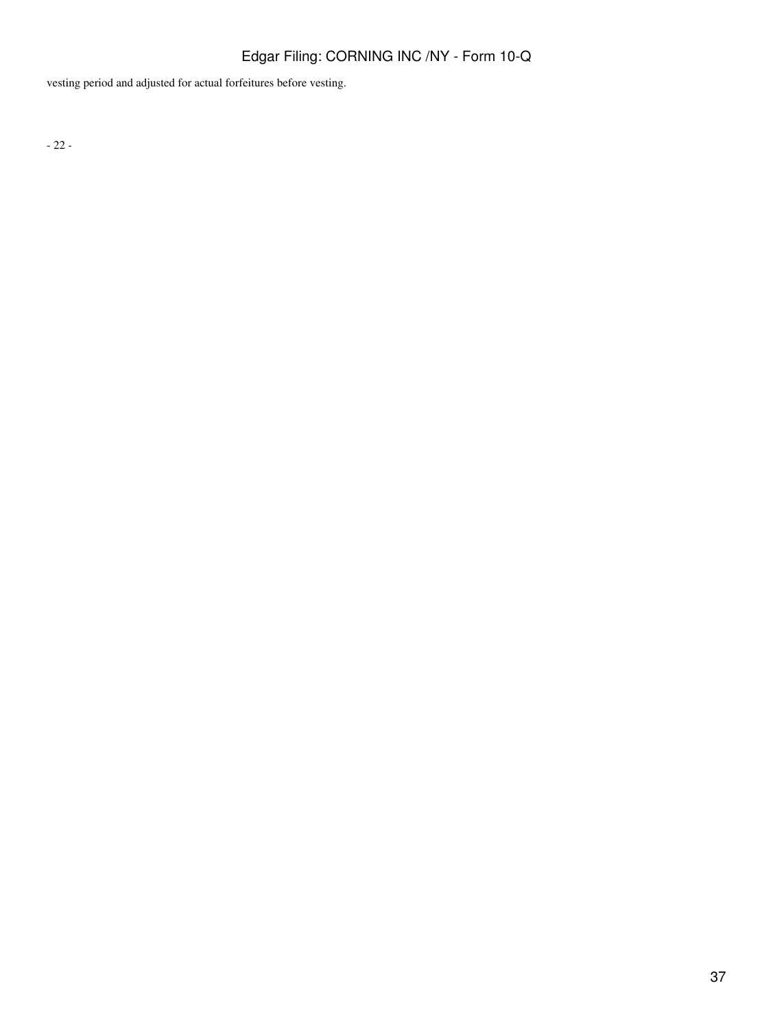vesting period and adjusted for actual forfeitures before vesting.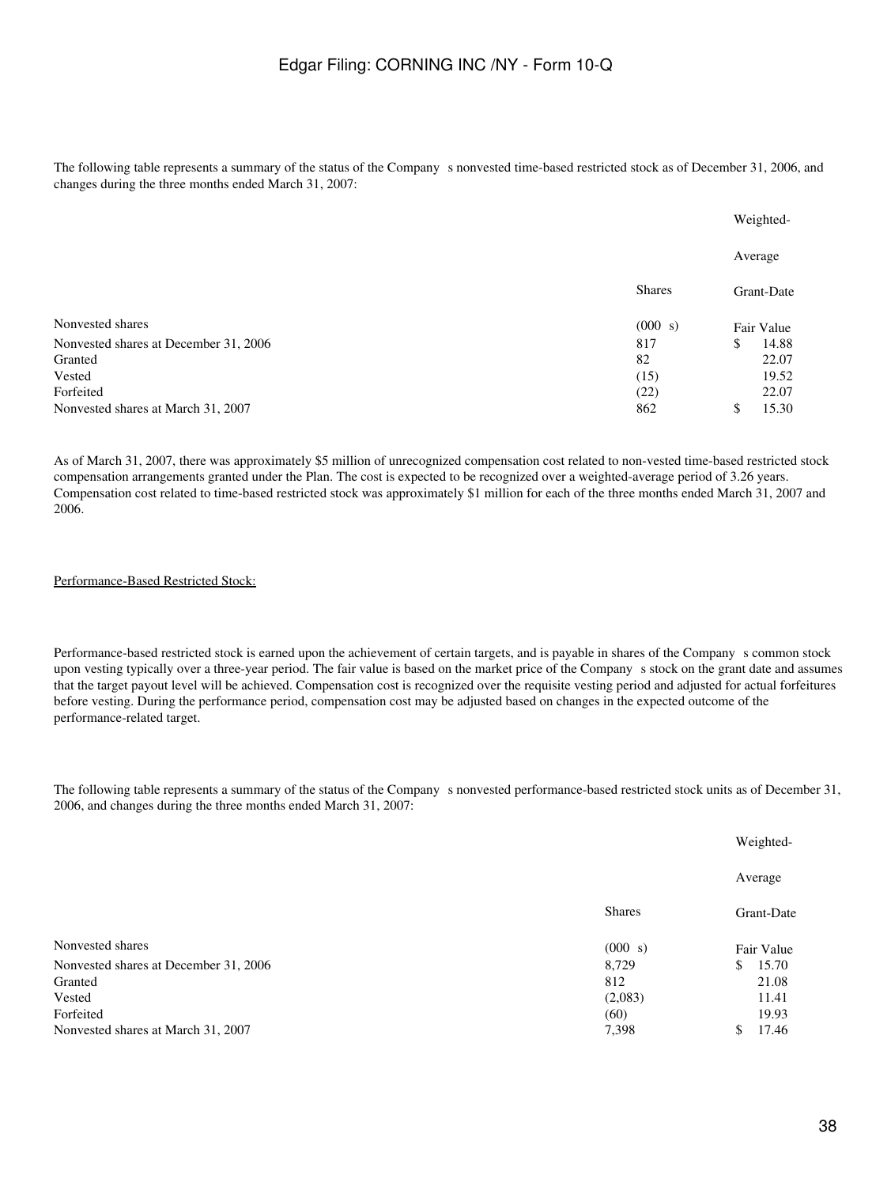The following table represents a summary of the status of the Company s nonvested time-based restricted stock as of December 31, 2006, and changes during the three months ended March 31, 2007:

| Nonvested shares | Shares (000 s) | Weighted-Average Grant-Date Fair Value |
|---|---|---|
| Nonvested shares at December 31, 2006 | 817 | $ 14.88 |
| Granted | 82 | 22.07 |
| Vested | (15) | 19.52 |
| Forfeited | (22) | 22.07 |
| Nonvested shares at March 31, 2007 | 862 | $ 15.30 |

As of March 31, 2007, there was approximately $5 million of unrecognized compensation cost related to non-vested time-based restricted stock compensation arrangements granted under the Plan. The cost is expected to be recognized over a weighted-average period of 3.26 years. Compensation cost related to time-based restricted stock was approximately $1 million for each of the three months ended March 31, 2007 and 2006.

Performance-Based Restricted Stock:

Performance-based restricted stock is earned upon the achievement of certain targets, and is payable in shares of the Company s common stock upon vesting typically over a three-year period. The fair value is based on the market price of the Company s stock on the grant date and assumes that the target payout level will be achieved. Compensation cost is recognized over the requisite vesting period and adjusted for actual forfeitures before vesting. During the performance period, compensation cost may be adjusted based on changes in the expected outcome of the performance-related target.

The following table represents a summary of the status of the Company s nonvested performance-based restricted stock units as of December 31, 2006, and changes during the three months ended March 31, 2007:

| Nonvested shares | Shares (000 s) | Weighted-Average Grant-Date Fair Value |
|---|---|---|
| Nonvested shares at December 31, 2006 | 8,729 | $ 15.70 |
| Granted | 812 | 21.08 |
| Vested | (2,083) | 11.41 |
| Forfeited | (60) | 19.93 |
| Nonvested shares at March 31, 2007 | 7,398 | $ 17.46 |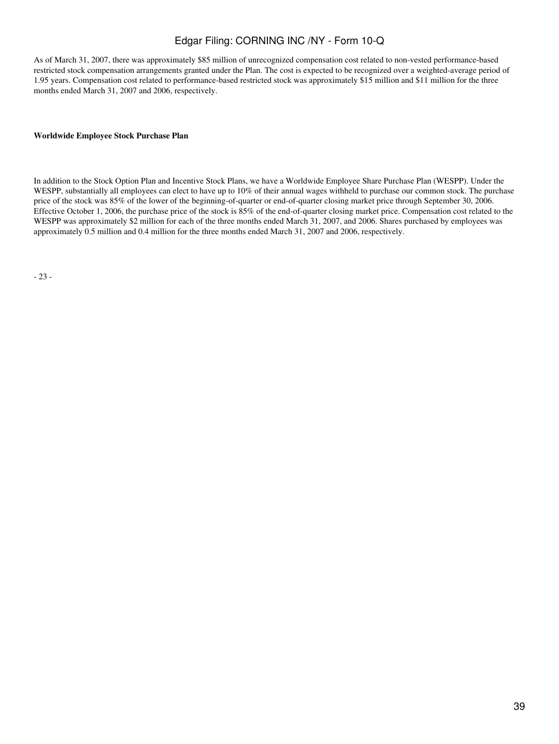As of March 31, 2007, there was approximately $85 million of unrecognized compensation cost related to non-vested performance-based restricted stock compensation arrangements granted under the Plan. The cost is expected to be recognized over a weighted-average period of 1.95 years. Compensation cost related to performance-based restricted stock was approximately $15 million and $11 million for the three months ended March 31, 2007 and 2006, respectively.

**Worldwide Employee Stock Purchase Plan**

In addition to the Stock Option Plan and Incentive Stock Plans, we have a Worldwide Employee Share Purchase Plan (WESPP). Under the WESPP, substantially all employees can elect to have up to 10% of their annual wages withheld to purchase our common stock. The purchase price of the stock was 85% of the lower of the beginning-of-quarter or end-of-quarter closing market price through September 30, 2006. Effective October 1, 2006, the purchase price of the stock is 85% of the end-of-quarter closing market price. Compensation cost related to the WESPP was approximately $2 million for each of the three months ended March 31, 2007, and 2006. Shares purchased by employees was approximately 0.5 million and 0.4 million for the three months ended March 31, 2007 and 2006, respectively.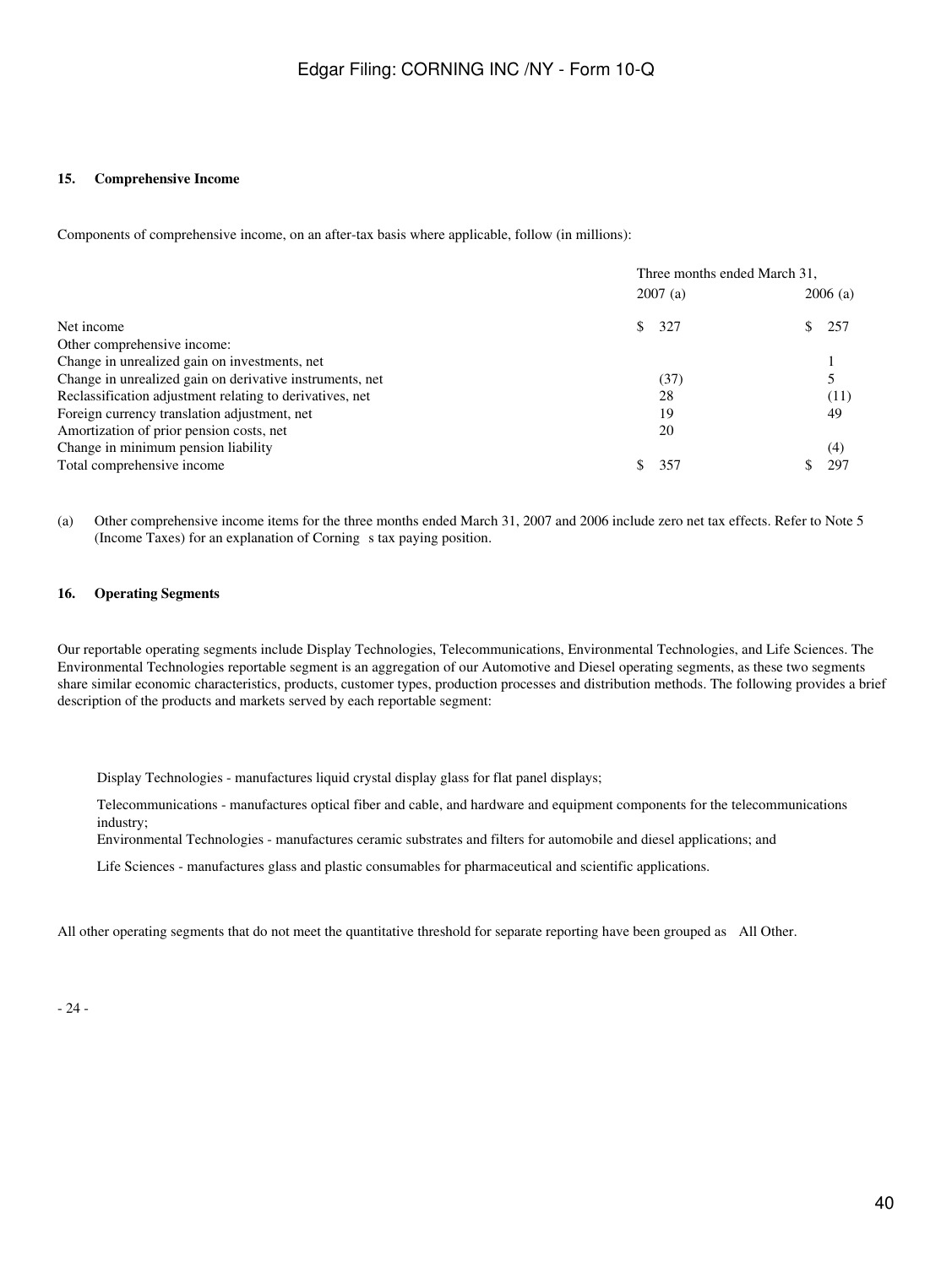### 15. Comprehensive Income

Components of comprehensive income, on an after-tax basis where applicable, follow (in millions):

| | Three months ended March 31, | |
|---|---|---|
| | 2007 (a) | 2006 (a) |
| Net income | $ 327 | $ 257 |
| Other comprehensive income: | | |
| Change in unrealized gain on investments, net | | 1 |
| Change in unrealized gain on derivative instruments, net | (37) | 5 |
| Reclassification adjustment relating to derivatives, net | 28 | (11) |
| Foreign currency translation adjustment, net | 19 | 49 |
| Amortization of prior pension costs, net | 20 | |
| Change in minimum pension liability | | (4) |
| Total comprehensive income | $ 357 | $ 297 |

(a) Other comprehensive income items for the three months ended March 31, 2007 and 2006 include zero net tax effects. Refer to Note 5 (Income Taxes) for an explanation of Corning s tax paying position.

### 16. Operating Segments

Our reportable operating segments include Display Technologies, Telecommunications, Environmental Technologies, and Life Sciences. The Environmental Technologies reportable segment is an aggregation of our Automotive and Diesel operating segments, as these two segments share similar economic characteristics, products, customer types, production processes and distribution methods. The following provides a brief description of the products and markets served by each reportable segment:

- Display Technologies - manufactures liquid crystal display glass for flat panel displays;
- Telecommunications - manufactures optical fiber and cable, and hardware and equipment components for the telecommunications industry;
- Environmental Technologies - manufactures ceramic substrates and filters for automobile and diesel applications; and
- Life Sciences - manufactures glass and plastic consumables for pharmaceutical and scientific applications.

All other operating segments that do not meet the quantitative threshold for separate reporting have been grouped as All Other.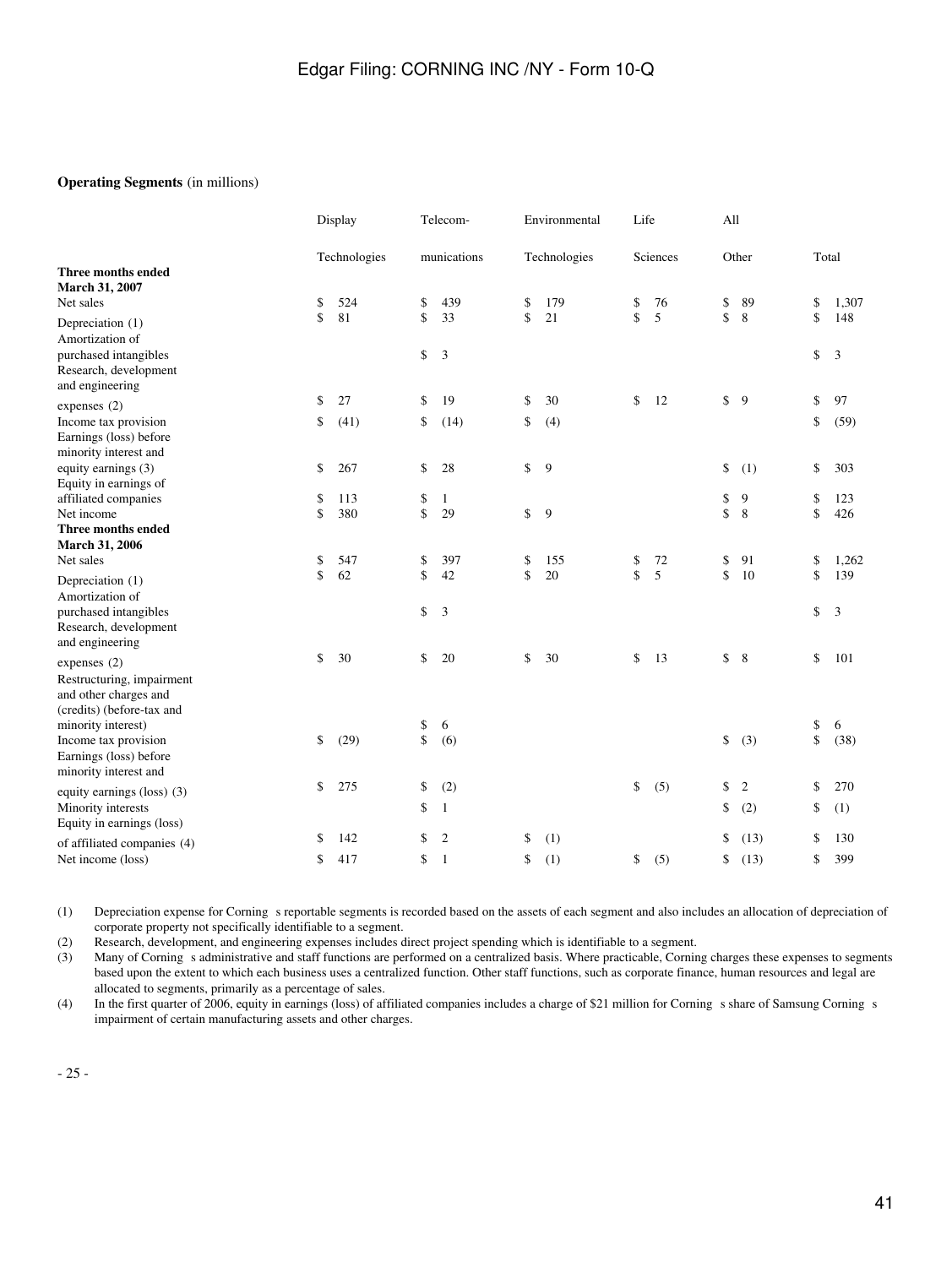**Operating Segments** (in millions)

| | Display Technologies | Telecom-munications | Environmental Technologies | Life Sciences | All Other | Total |
|---|---|---|---|---|---|---|
| **Three months ended March 31, 2007** | | | | | | |
| Net sales | $ 524 | $ 439 | $ 179 | $ 76 | $ 89 | $ 1,307 |
| Depreciation (1) | $ 81 | $ 33 | $ 21 | $ 5 | $ 8 | $ 148 |
| Amortization of purchased intangibles | | $ 3 | | | | $ 3 |
| Research, development and engineering expenses (2) | $ 27 | $ 19 | $ 30 | $ 12 | $ 9 | $ 97 |
| Income tax provision | $ (41) | $ (14) | $ (4) | | | $ (59) |
| Earnings (loss) before minority interest and equity earnings (3) | $ 267 | $ 28 | $ 9 | | $ (1) | $ 303 |
| Equity in earnings of affiliated companies | $ 113 | $ 1 | | | $ 9 | $ 123 |
| Net income | $ 380 | $ 29 | $ 9 | | $ 8 | $ 426 |
| **Three months ended March 31, 2006** | | | | | | |
| Net sales | $ 547 | $ 397 | $ 155 | $ 72 | $ 91 | $ 1,262 |
| Depreciation (1) | $ 62 | $ 42 | $ 20 | $ 5 | $ 10 | $ 139 |
| Amortization of purchased intangibles | | $ 3 | | | | $ 3 |
| Research, development and engineering expenses (2) | $ 30 | $ 20 | $ 30 | $ 13 | $ 8 | $ 101 |
| Restructuring, impairment and other charges and (credits) (before-tax and minority interest) | | $ 6 | | | | $ 6 |
| Income tax provision | $ (29) | $ (6) | | | $ (3) | $ (38) |
| Earnings (loss) before minority interest and equity earnings (loss) (3) | $ 275 | $ (2) | | $ (5) | $ 2 | $ 270 |
| Minority interests | | $ 1 | | | $ (2) | $ (1) |
| Equity in earnings (loss) of affiliated companies (4) | $ 142 | $ 2 | $ (1) | | $ (13) | $ 130 |
| Net income (loss) | $ 417 | $ 1 | $ (1) | $ (5) | $ (13) | $ 399 |

(1) Depreciation expense for Corning s reportable segments is recorded based on the assets of each segment and also includes an allocation of depreciation of corporate property not specifically identifiable to a segment.

(2) Research, development, and engineering expenses includes direct project spending which is identifiable to a segment.

(3) Many of Corning s administrative and staff functions are performed on a centralized basis. Where practicable, Corning charges these expenses to segments based upon the extent to which each business uses a centralized function. Other staff functions, such as corporate finance, human resources and legal are allocated to segments, primarily as a percentage of sales.

(4) In the first quarter of 2006, equity in earnings (loss) of affiliated companies includes a charge of $21 million for Corning s share of Samsung Corning s impairment of certain manufacturing assets and other charges.

- 25 -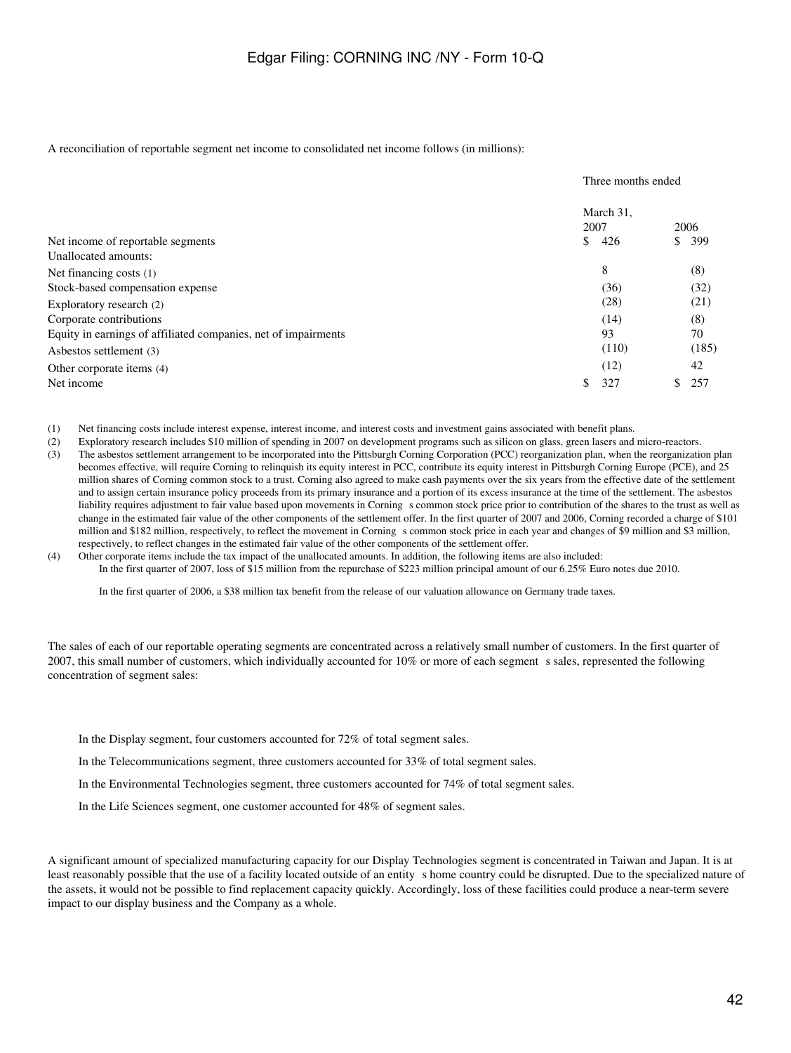A reconciliation of reportable segment net income to consolidated net income follows (in millions):

| | Three months ended | |
|---|---|---|
| | March 31, 2007 | 2006 |
| Net income of reportable segments | $ 426 | $ 399 |
| Unallocated amounts: | | |
| Net financing costs (1) | 8 | (8) |
| Stock-based compensation expense | (36) | (32) |
| Exploratory research (2) | (28) | (21) |
| Corporate contributions | (14) | (8) |
| Equity in earnings of affiliated companies, net of impairments | 93 | 70 |
| Asbestos settlement (3) | (110) | (185) |
| Other corporate items (4) | (12) | 42 |
| Net income | $ 327 | $ 257 |

(1) Net financing costs include interest expense, interest income, and interest costs and investment gains associated with benefit plans.

(2) Exploratory research includes $10 million of spending in 2007 on development programs such as silicon on glass, green lasers and micro-reactors.

(3) The asbestos settlement arrangement to be incorporated into the Pittsburgh Corning Corporation (PCC) reorganization plan, when the reorganization plan becomes effective, will require Corning to relinquish its equity interest in PCC, contribute its equity interest in Pittsburgh Corning Europe (PCE), and 25 million shares of Corning common stock to a trust. Corning also agreed to make cash payments over the six years from the effective date of the settlement and to assign certain insurance policy proceeds from its primary insurance and a portion of its excess insurance at the time of the settlement. The asbestos liability requires adjustment to fair value based upon movements in Corning s common stock price prior to contribution of the shares to the trust as well as change in the estimated fair value of the other components of the settlement offer. In the first quarter of 2007 and 2006, Corning recorded a charge of $101 million and $182 million, respectively, to reflect the movement in Corning s common stock price in each year and changes of $9 million and $3 million, respectively, to reflect changes in the estimated fair value of the other components of the settlement offer.

(4) Other corporate items include the tax impact of the unallocated amounts. In addition, the following items are also included:

In the first quarter of 2007, loss of $15 million from the repurchase of $223 million principal amount of our 6.25% Euro notes due 2010.

In the first quarter of 2006, a $38 million tax benefit from the release of our valuation allowance on Germany trade taxes.

The sales of each of our reportable operating segments are concentrated across a relatively small number of customers. In the first quarter of 2007, this small number of customers, which individually accounted for 10% or more of each segment s sales, represented the following concentration of segment sales:

In the Display segment, four customers accounted for 72% of total segment sales.

In the Telecommunications segment, three customers accounted for 33% of total segment sales.

In the Environmental Technologies segment, three customers accounted for 74% of total segment sales.

In the Life Sciences segment, one customer accounted for 48% of segment sales.

A significant amount of specialized manufacturing capacity for our Display Technologies segment is concentrated in Taiwan and Japan. It is at least reasonably possible that the use of a facility located outside of an entity s home country could be disrupted. Due to the specialized nature of the assets, it would not be possible to find replacement capacity quickly. Accordingly, loss of these facilities could produce a near-term severe impact to our display business and the Company as a whole.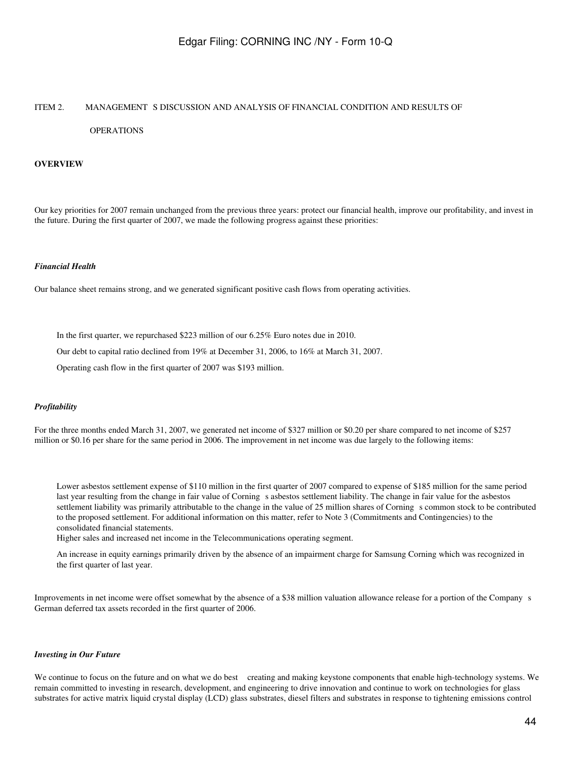ITEM 2. MANAGEMENT S DISCUSSION AND ANALYSIS OF FINANCIAL CONDITION AND RESULTS OF OPERATIONS

**OVERVIEW**

Our key priorities for 2007 remain unchanged from the previous three years: protect our financial health, improve our profitability, and invest in the future. During the first quarter of 2007, we made the following progress against these priorities:

***Financial Health***

Our balance sheet remains strong, and we generated significant positive cash flows from operating activities.

- In the first quarter, we repurchased $223 million of our 6.25% Euro notes due in 2010.
- Our debt to capital ratio declined from 19% at December 31, 2006, to 16% at March 31, 2007.
- Operating cash flow in the first quarter of 2007 was $193 million.

***Profitability***

For the three months ended March 31, 2007, we generated net income of $327 million or $0.20 per share compared to net income of $257 million or $0.16 per share for the same period in 2006. The improvement in net income was due largely to the following items:

- Lower asbestos settlement expense of $110 million in the first quarter of 2007 compared to expense of $185 million for the same period last year resulting from the change in fair value of Corning s asbestos settlement liability. The change in fair value for the asbestos settlement liability was primarily attributable to the change in the value of 25 million shares of Corning s common stock to be contributed to the proposed settlement. For additional information on this matter, refer to Note 3 (Commitments and Contingencies) to the consolidated financial statements.
- Higher sales and increased net income in the Telecommunications operating segment.
- An increase in equity earnings primarily driven by the absence of an impairment charge for Samsung Corning which was recognized in the first quarter of last year.

Improvements in net income were offset somewhat by the absence of a $38 million valuation allowance release for a portion of the Company s German deferred tax assets recorded in the first quarter of 2006.

***Investing in Our Future***

We continue to focus on the future and on what we do best creating and making keystone components that enable high-technology systems. We remain committed to investing in research, development, and engineering to drive innovation and continue to work on technologies for glass substrates for active matrix liquid crystal display (LCD) glass substrates, diesel filters and substrates in response to tightening emissions control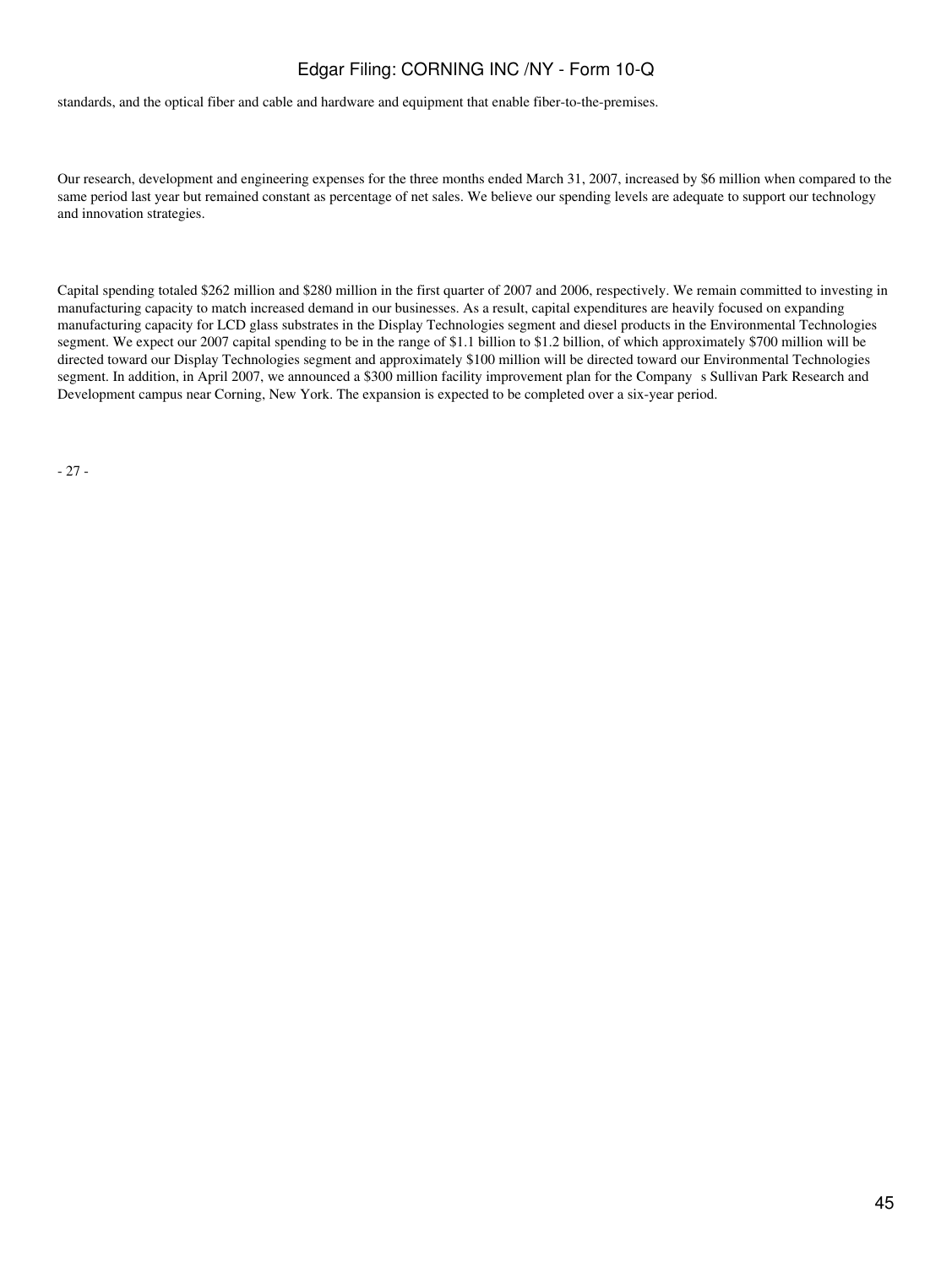standards, and the optical fiber and cable and hardware and equipment that enable fiber-to-the-premises.

Our research, development and engineering expenses for the three months ended March 31, 2007, increased by $6 million when compared to the same period last year but remained constant as percentage of net sales. We believe our spending levels are adequate to support our technology and innovation strategies.

Capital spending totaled $262 million and $280 million in the first quarter of 2007 and 2006, respectively. We remain committed to investing in manufacturing capacity to match increased demand in our businesses. As a result, capital expenditures are heavily focused on expanding manufacturing capacity for LCD glass substrates in the Display Technologies segment and diesel products in the Environmental Technologies segment. We expect our 2007 capital spending to be in the range of $1.1 billion to $1.2 billion, of which approximately $700 million will be directed toward our Display Technologies segment and approximately $100 million will be directed toward our Environmental Technologies segment. In addition, in April 2007, we announced a $300 million facility improvement plan for the Company s Sullivan Park Research and Development campus near Corning, New York. The expansion is expected to be completed over a six-year period.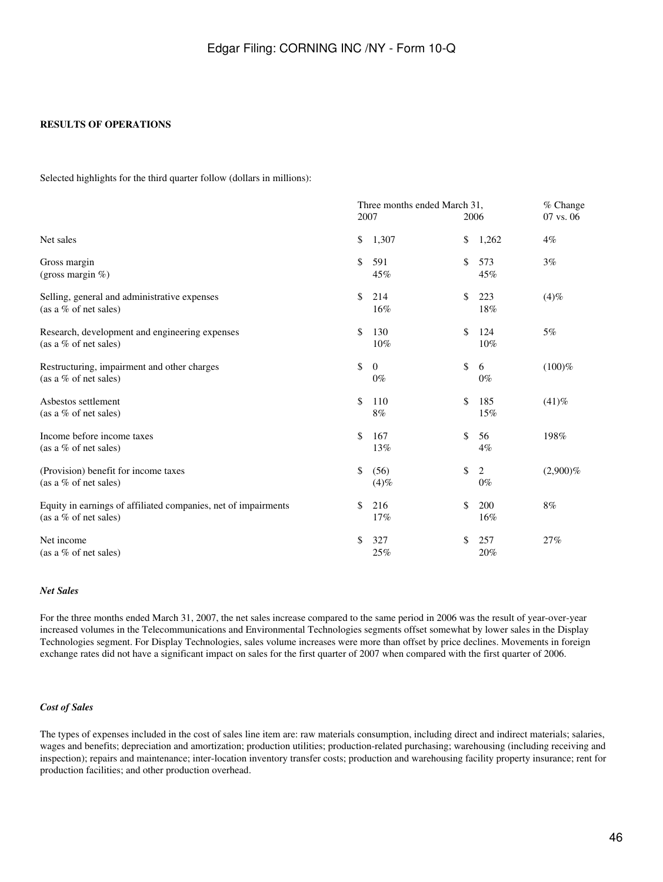**RESULTS OF OPERATIONS**

Selected highlights for the third quarter follow (dollars in millions):

| | Three months ended March 31, 2007 | 2006 | % Change 07 vs. 06 |
|---|---|---|---|
| Net sales | $ 1,307 | $ 1,262 | 4% |
| Gross margin | $ 591 | $ 573 | 3% |
| (gross margin %) | 45% | 45% | |
| Selling, general and administrative expenses | $ 214 | $ 223 | (4)% |
| (as a % of net sales) | 16% | 18% | |
| Research, development and engineering expenses | $ 130 | $ 124 | 5% |
| (as a % of net sales) | 10% | 10% | |
| Restructuring, impairment and other charges | $ 0 | $ 6 | (100)% |
| (as a % of net sales) | 0% | 0% | |
| Asbestos settlement | $ 110 | $ 185 | (41)% |
| (as a % of net sales) | 8% | 15% | |
| Income before income taxes | $ 167 | $ 56 | 198% |
| (as a % of net sales) | 13% | 4% | |
| (Provision) benefit for income taxes | $ (56) | $ 2 | (2,900)% |
| (as a % of net sales) | (4)% | 0% | |
| Equity in earnings of affiliated companies, net of impairments | $ 216 | $ 200 | 8% |
| (as a % of net sales) | 17% | 16% | |
| Net income | $ 327 | $ 257 | 27% |
| (as a % of net sales) | 25% | 20% | |

***Net Sales***

For the three months ended March 31, 2007, the net sales increase compared to the same period in 2006 was the result of year-over-year increased volumes in the Telecommunications and Environmental Technologies segments offset somewhat by lower sales in the Display Technologies segment. For Display Technologies, sales volume increases were more than offset by price declines. Movements in foreign exchange rates did not have a significant impact on sales for the first quarter of 2007 when compared with the first quarter of 2006.

***Cost of Sales***

The types of expenses included in the cost of sales line item are: raw materials consumption, including direct and indirect materials; salaries, wages and benefits; depreciation and amortization; production utilities; production-related purchasing; warehousing (including receiving and inspection); repairs and maintenance; inter-location inventory transfer costs; production and warehousing facility property insurance; rent for production facilities; and other production overhead.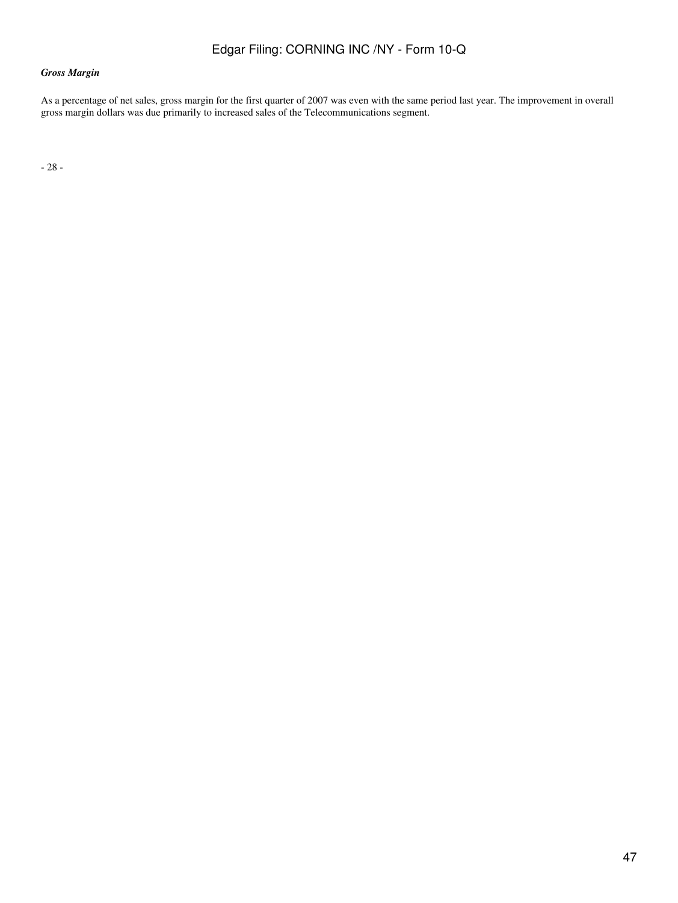***Gross Margin***

As a percentage of net sales, gross margin for the first quarter of 2007 was even with the same period last year. The improvement in overall gross margin dollars was due primarily to increased sales of the Telecommunications segment.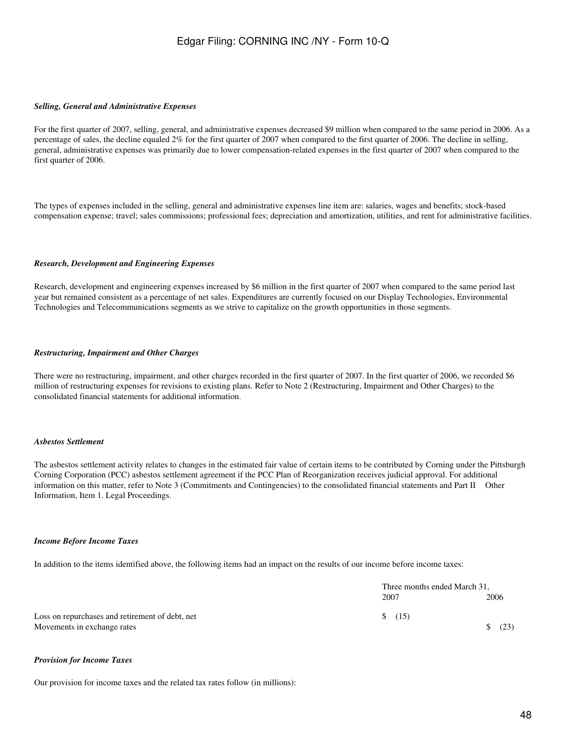***Selling, General and Administrative Expenses***

For the first quarter of 2007, selling, general, and administrative expenses decreased $9 million when compared to the same period in 2006. As a percentage of sales, the decline equaled 2% for the first quarter of 2007 when compared to the first quarter of 2006. The decline in selling, general, administrative expenses was primarily due to lower compensation-related expenses in the first quarter of 2007 when compared to the first quarter of 2006.

The types of expenses included in the selling, general and administrative expenses line item are: salaries, wages and benefits; stock-based compensation expense; travel; sales commissions; professional fees; depreciation and amortization, utilities, and rent for administrative facilities.

***Research, Development and Engineering Expenses***

Research, development and engineering expenses increased by $6 million in the first quarter of 2007 when compared to the same period last year but remained consistent as a percentage of net sales. Expenditures are currently focused on our Display Technologies, Environmental Technologies and Telecommunications segments as we strive to capitalize on the growth opportunities in those segments.

***Restructuring, Impairment and Other Charges***

There were no restructuring, impairment, and other charges recorded in the first quarter of 2007. In the first quarter of 2006, we recorded $6 million of restructuring expenses for revisions to existing plans. Refer to Note 2 (Restructuring, Impairment and Other Charges) to the consolidated financial statements for additional information.

***Asbestos Settlement***

The asbestos settlement activity relates to changes in the estimated fair value of certain items to be contributed by Corning under the Pittsburgh Corning Corporation (PCC) asbestos settlement agreement if the PCC Plan of Reorganization receives judicial approval. For additional information on this matter, refer to Note 3 (Commitments and Contingencies) to the consolidated financial statements and Part II Other Information, Item 1. Legal Proceedings.

***Income Before Income Taxes***

In addition to the items identified above, the following items had an impact on the results of our income before income taxes:

| | Three months ended March 31, | |
|---|---|---|
| | 2007 | 2006 |
| Loss on repurchases and retirement of debt, net | $ (15) | |
| Movements in exchange rates | | $ (23) |

***Provision for Income Taxes***

Our provision for income taxes and the related tax rates follow (in millions):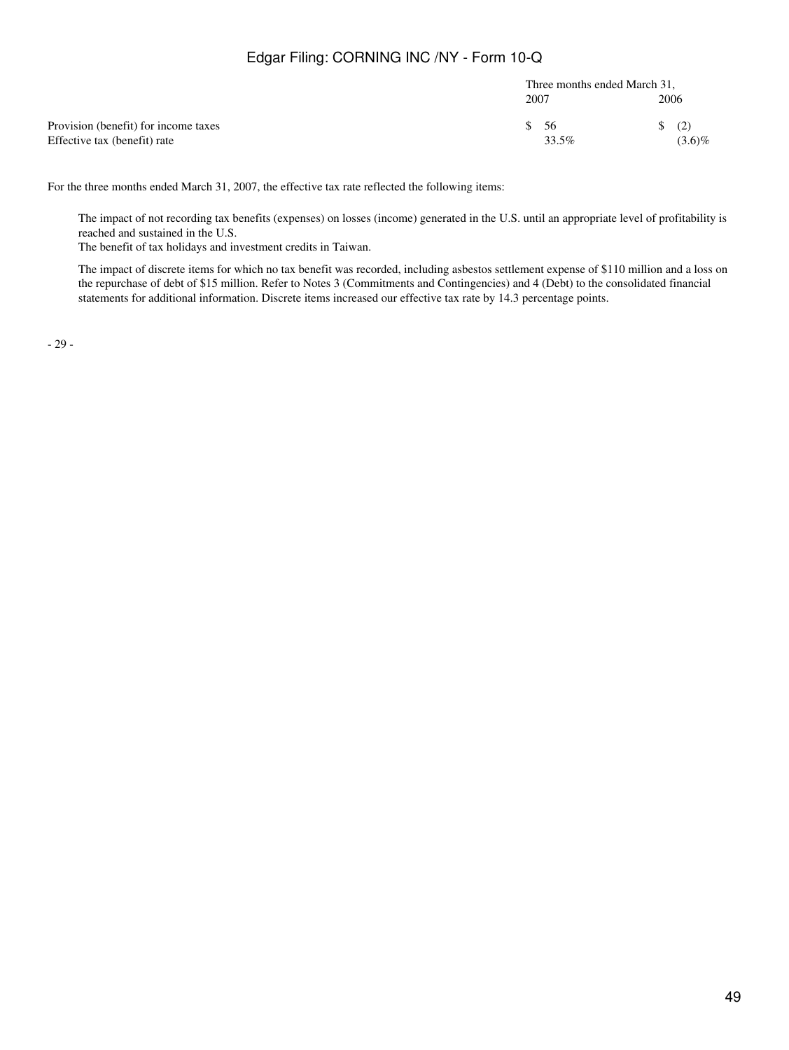| | Three months ended March 31, | |
|---|---|---|
| | 2007 | 2006 |
| Provision (benefit) for income taxes | $ 56 | $ (2) |
| Effective tax (benefit) rate | 33.5% | (3.6)% |

For the three months ended March 31, 2007, the effective tax rate reflected the following items:

- The impact of not recording tax benefits (expenses) on losses (income) generated in the U.S. until an appropriate level of profitability is reached and sustained in the U.S.
- The benefit of tax holidays and investment credits in Taiwan.
- The impact of discrete items for which no tax benefit was recorded, including asbestos settlement expense of $110 million and a loss on the repurchase of debt of $15 million. Refer to Notes 3 (Commitments and Contingencies) and 4 (Debt) to the consolidated financial statements for additional information. Discrete items increased our effective tax rate by 14.3 percentage points.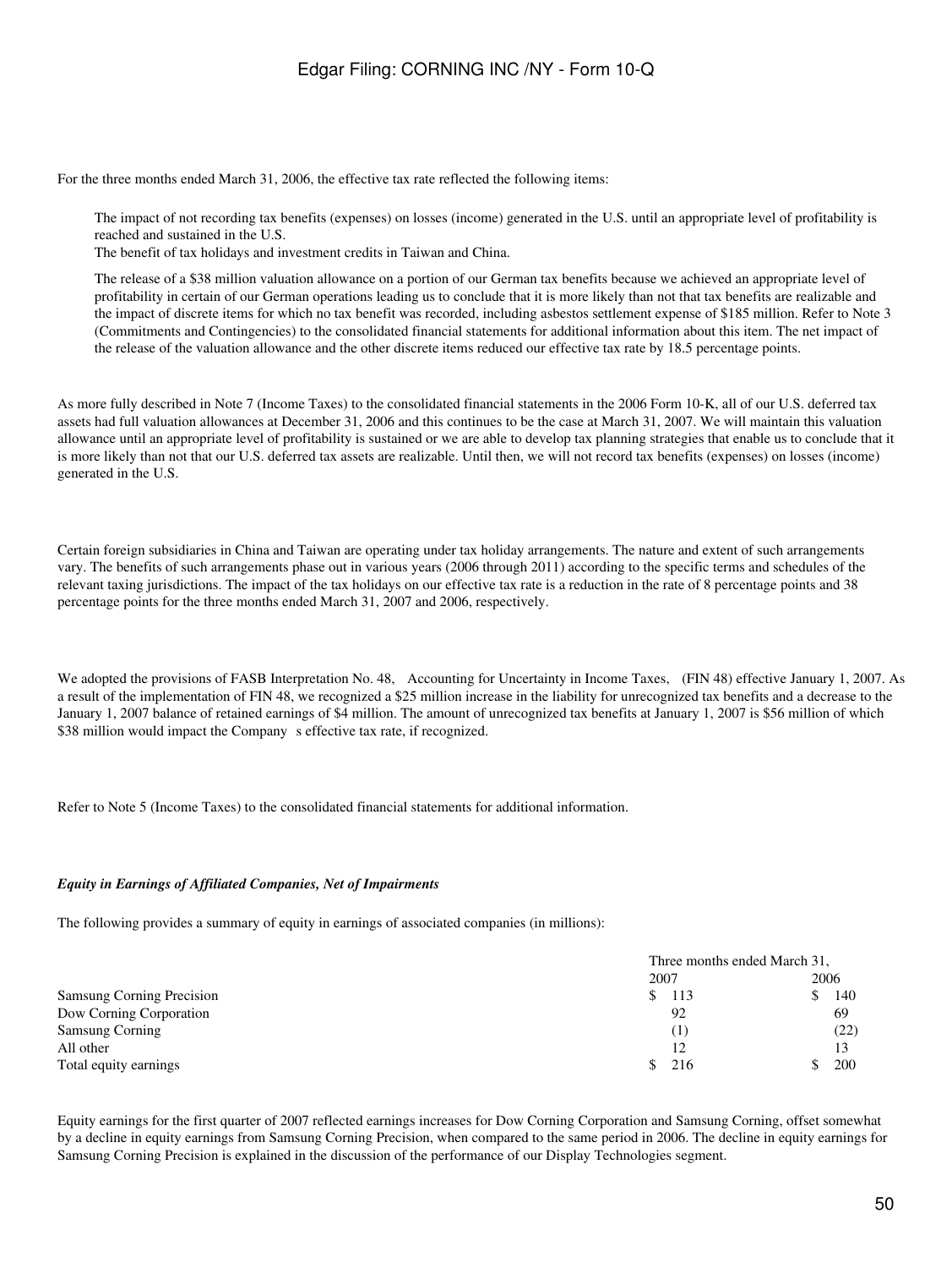For the three months ended March 31, 2006, the effective tax rate reflected the following items:

- The impact of not recording tax benefits (expenses) on losses (income) generated in the U.S. until an appropriate level of profitability is reached and sustained in the U.S.
- The benefit of tax holidays and investment credits in Taiwan and China.
- The release of a $38 million valuation allowance on a portion of our German tax benefits because we achieved an appropriate level of profitability in certain of our German operations leading us to conclude that it is more likely than not that tax benefits are realizable and the impact of discrete items for which no tax benefit was recorded, including asbestos settlement expense of $185 million. Refer to Note 3 (Commitments and Contingencies) to the consolidated financial statements for additional information about this item. The net impact of the release of the valuation allowance and the other discrete items reduced our effective tax rate by 18.5 percentage points.

As more fully described in Note 7 (Income Taxes) to the consolidated financial statements in the 2006 Form 10-K, all of our U.S. deferred tax assets had full valuation allowances at December 31, 2006 and this continues to be the case at March 31, 2007. We will maintain this valuation allowance until an appropriate level of profitability is sustained or we are able to develop tax planning strategies that enable us to conclude that it is more likely than not that our U.S. deferred tax assets are realizable. Until then, we will not record tax benefits (expenses) on losses (income) generated in the U.S.

Certain foreign subsidiaries in China and Taiwan are operating under tax holiday arrangements. The nature and extent of such arrangements vary. The benefits of such arrangements phase out in various years (2006 through 2011) according to the specific terms and schedules of the relevant taxing jurisdictions. The impact of the tax holidays on our effective tax rate is a reduction in the rate of 8 percentage points and 38 percentage points for the three months ended March 31, 2007 and 2006, respectively.

We adopted the provisions of FASB Interpretation No. 48, Accounting for Uncertainty in Income Taxes, (FIN 48) effective January 1, 2007. As a result of the implementation of FIN 48, we recognized a $25 million increase in the liability for unrecognized tax benefits and a decrease to the January 1, 2007 balance of retained earnings of $4 million. The amount of unrecognized tax benefits at January 1, 2007 is $56 million of which $38 million would impact the Company s effective tax rate, if recognized.

Refer to Note 5 (Income Taxes) to the consolidated financial statements for additional information.

***Equity in Earnings of Affiliated Companies, Net of Impairments***

The following provides a summary of equity in earnings of associated companies (in millions):

| | Three months ended March 31, | |
|---|---|---|
| | 2007 | 2006 |
| Samsung Corning Precision | $ 113 | $ 140 |
| Dow Corning Corporation | 92 | 69 |
| Samsung Corning | (1) | (22) |
| All other | 12 | 13 |
| Total equity earnings | $ 216 | $ 200 |

Equity earnings for the first quarter of 2007 reflected earnings increases for Dow Corning Corporation and Samsung Corning, offset somewhat by a decline in equity earnings from Samsung Corning Precision, when compared to the same period in 2006. The decline in equity earnings for Samsung Corning Precision is explained in the discussion of the performance of our Display Technologies segment.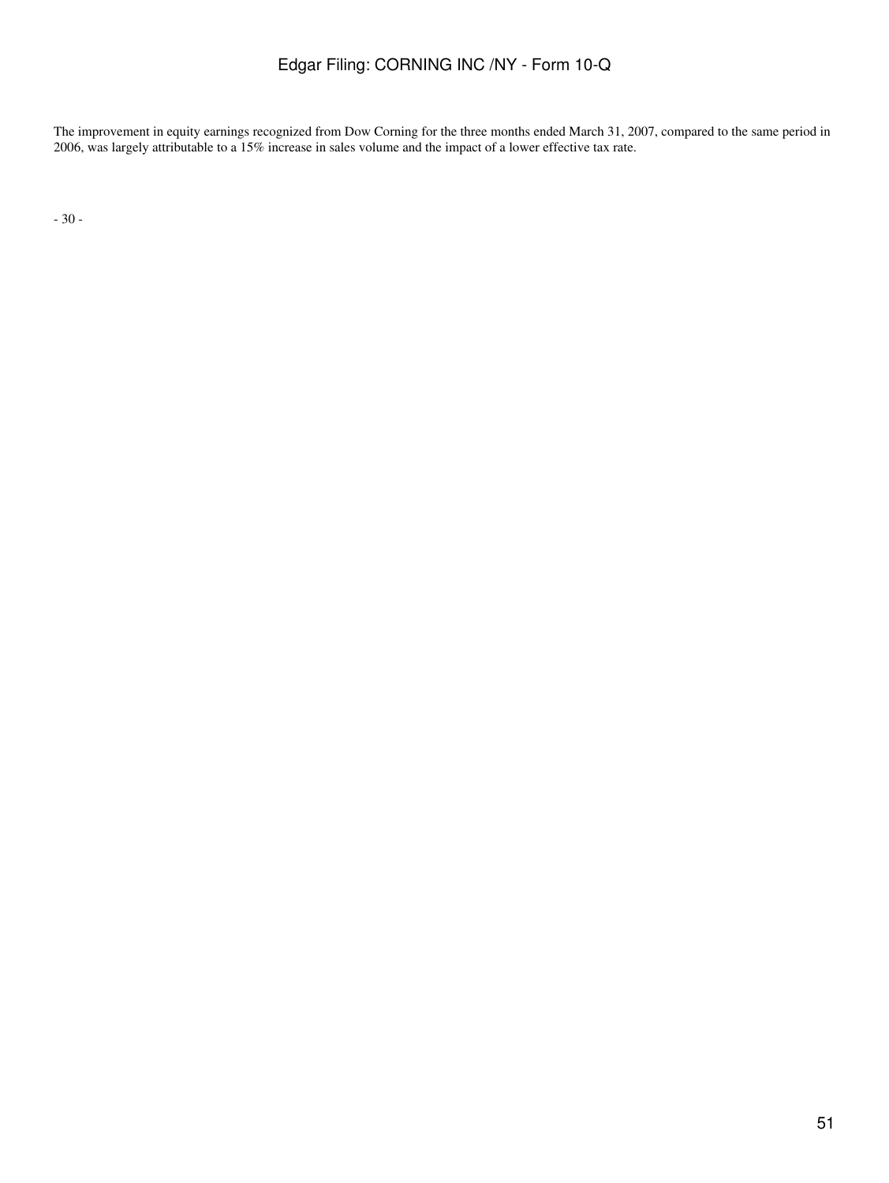The improvement in equity earnings recognized from Dow Corning for the three months ended March 31, 2007, compared to the same period in 2006, was largely attributable to a 15% increase in sales volume and the impact of a lower effective tax rate.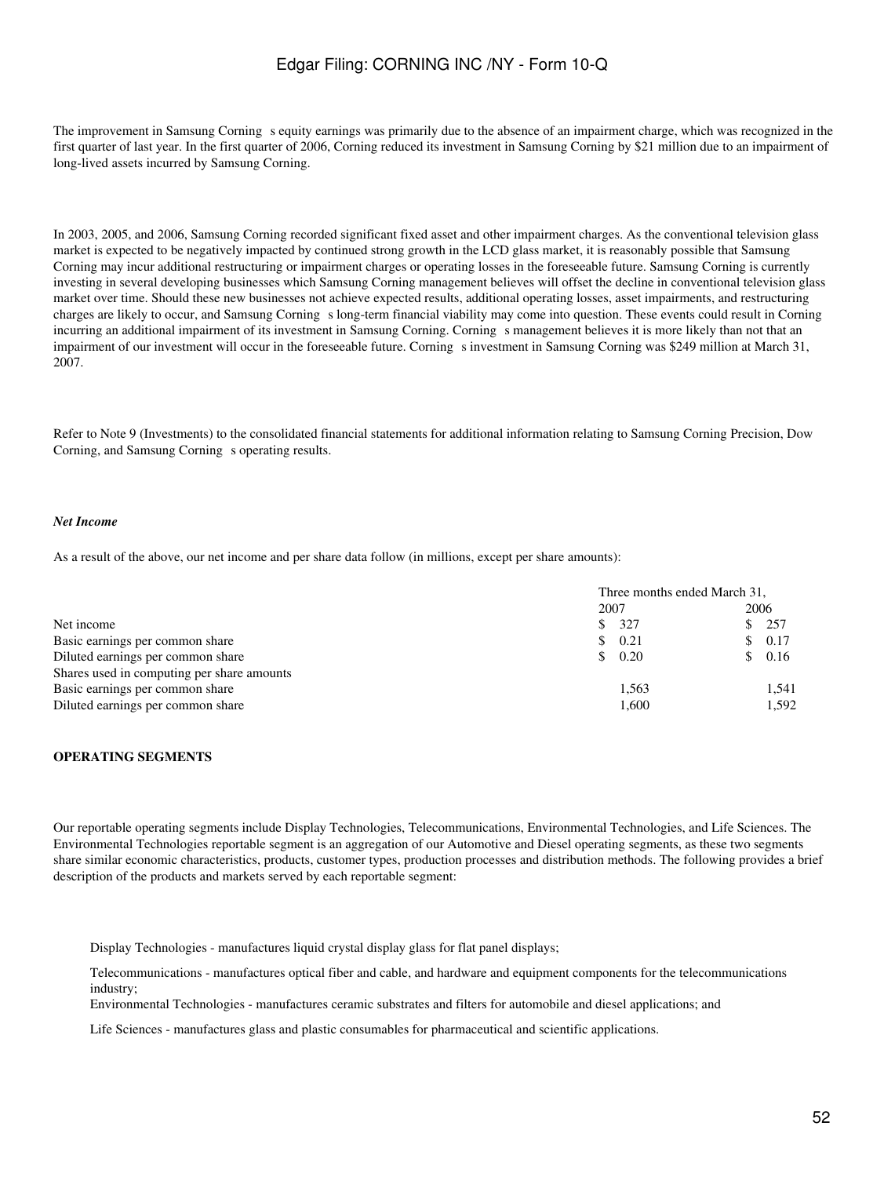The improvement in Samsung Corning s equity earnings was primarily due to the absence of an impairment charge, which was recognized in the first quarter of last year. In the first quarter of 2006, Corning reduced its investment in Samsung Corning by $21 million due to an impairment of long-lived assets incurred by Samsung Corning.

In 2003, 2005, and 2006, Samsung Corning recorded significant fixed asset and other impairment charges. As the conventional television glass market is expected to be negatively impacted by continued strong growth in the LCD glass market, it is reasonably possible that Samsung Corning may incur additional restructuring or impairment charges or operating losses in the foreseeable future. Samsung Corning is currently investing in several developing businesses which Samsung Corning management believes will offset the decline in conventional television glass market over time. Should these new businesses not achieve expected results, additional operating losses, asset impairments, and restructuring charges are likely to occur, and Samsung Corning s long-term financial viability may come into question. These events could result in Corning incurring an additional impairment of its investment in Samsung Corning. Corning s management believes it is more likely than not that an impairment of our investment will occur in the foreseeable future. Corning s investment in Samsung Corning was $249 million at March 31, 2007.

Refer to Note 9 (Investments) to the consolidated financial statements for additional information relating to Samsung Corning Precision, Dow Corning, and Samsung Corning s operating results.

### *Net Income*

As a result of the above, our net income and per share data follow (in millions, except per share amounts):

| | Three months ended March 31, | |
|---|---|---|
| | 2007 | 2006 |
| Net income | $ 327 | $ 257 |
| Basic earnings per common share | $ 0.21 | $ 0.17 |
| Diluted earnings per common share | $ 0.20 | $ 0.16 |
| Shares used in computing per share amounts | | |
| Basic earnings per common share | 1,563 | 1,541 |
| Diluted earnings per common share | 1,600 | 1,592 |

## OPERATING SEGMENTS

Our reportable operating segments include Display Technologies, Telecommunications, Environmental Technologies, and Life Sciences. The Environmental Technologies reportable segment is an aggregation of our Automotive and Diesel operating segments, as these two segments share similar economic characteristics, products, customer types, production processes and distribution methods. The following provides a brief description of the products and markets served by each reportable segment:

- Display Technologies - manufactures liquid crystal display glass for flat panel displays;
- Telecommunications - manufactures optical fiber and cable, and hardware and equipment components for the telecommunications industry;
- Environmental Technologies - manufactures ceramic substrates and filters for automobile and diesel applications; and
- Life Sciences - manufactures glass and plastic consumables for pharmaceutical and scientific applications.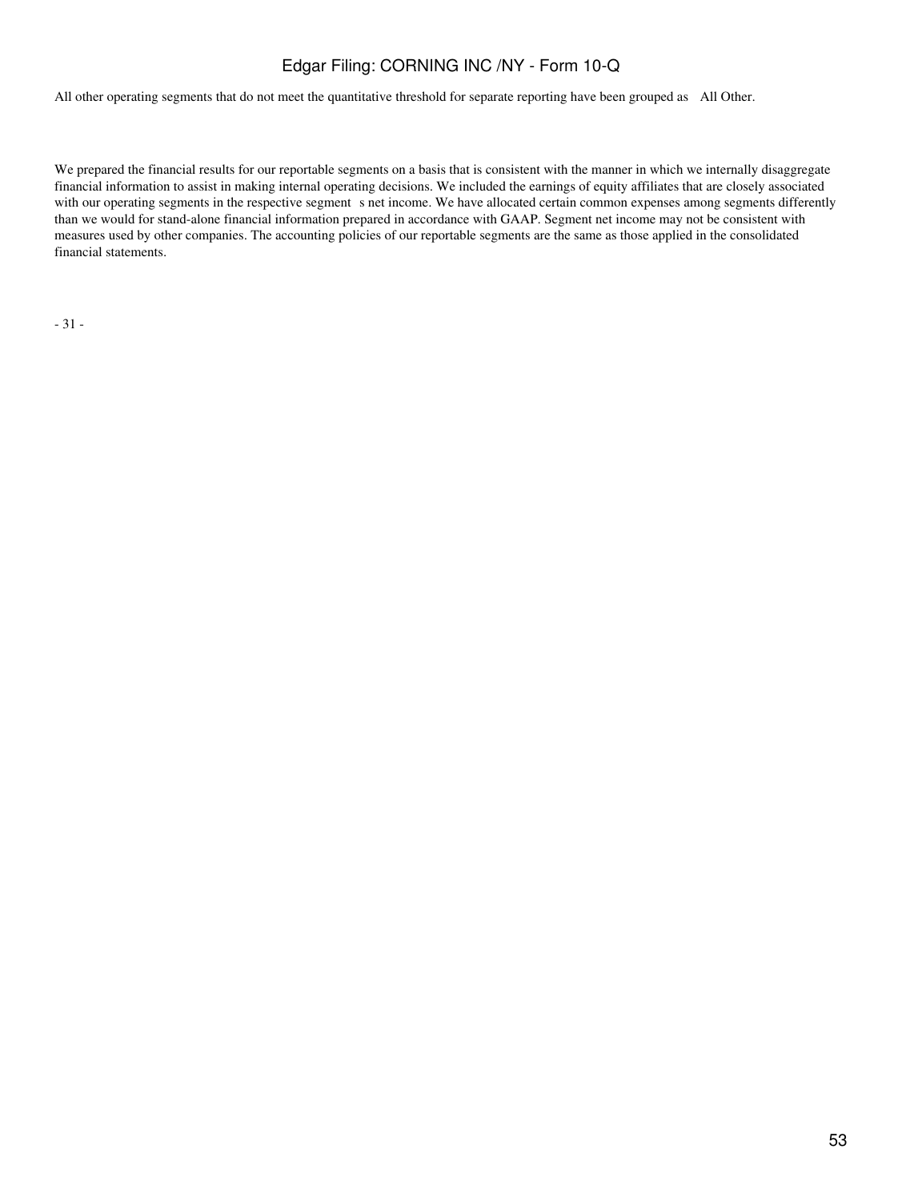All other operating segments that do not meet the quantitative threshold for separate reporting have been grouped as All Other.

We prepared the financial results for our reportable segments on a basis that is consistent with the manner in which we internally disaggregate financial information to assist in making internal operating decisions. We included the earnings of equity affiliates that are closely associated with our operating segments in the respective segment s net income. We have allocated certain common expenses among segments differently than we would for stand-alone financial information prepared in accordance with GAAP. Segment net income may not be consistent with measures used by other companies. The accounting policies of our reportable segments are the same as those applied in the consolidated financial statements.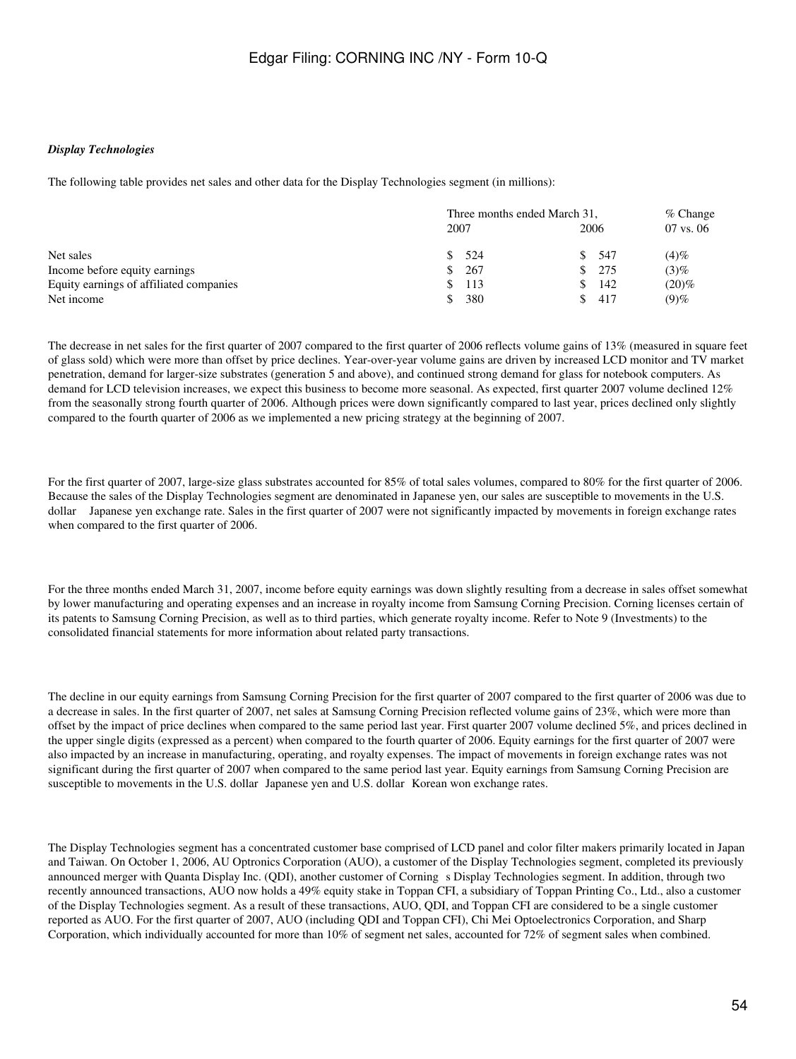### *Display Technologies*

The following table provides net sales and other data for the Display Technologies segment (in millions):

| | Three months ended March 31, | | % Change |
|---|---|---|---|
| | 2007 | 2006 | 07 vs. 06 |
| Net sales | $ 524 | $ 547 | (4)% |
| Income before equity earnings | $ 267 | $ 275 | (3)% |
| Equity earnings of affiliated companies | $ 113 | $ 142 | (20)% |
| Net income | $ 380 | $ 417 | (9)% |

The decrease in net sales for the first quarter of 2007 compared to the first quarter of 2006 reflects volume gains of 13% (measured in square feet of glass sold) which were more than offset by price declines. Year-over-year volume gains are driven by increased LCD monitor and TV market penetration, demand for larger-size substrates (generation 5 and above), and continued strong demand for glass for notebook computers. As demand for LCD television increases, we expect this business to become more seasonal. As expected, first quarter 2007 volume declined 12% from the seasonally strong fourth quarter of 2006. Although prices were down significantly compared to last year, prices declined only slightly compared to the fourth quarter of 2006 as we implemented a new pricing strategy at the beginning of 2007.

For the first quarter of 2007, large-size glass substrates accounted for 85% of total sales volumes, compared to 80% for the first quarter of 2006. Because the sales of the Display Technologies segment are denominated in Japanese yen, our sales are susceptible to movements in the U.S. dollar Japanese yen exchange rate. Sales in the first quarter of 2007 were not significantly impacted by movements in foreign exchange rates when compared to the first quarter of 2006.

For the three months ended March 31, 2007, income before equity earnings was down slightly resulting from a decrease in sales offset somewhat by lower manufacturing and operating expenses and an increase in royalty income from Samsung Corning Precision. Corning licenses certain of its patents to Samsung Corning Precision, as well as to third parties, which generate royalty income. Refer to Note 9 (Investments) to the consolidated financial statements for more information about related party transactions.

The decline in our equity earnings from Samsung Corning Precision for the first quarter of 2007 compared to the first quarter of 2006 was due to a decrease in sales. In the first quarter of 2007, net sales at Samsung Corning Precision reflected volume gains of 23%, which were more than offset by the impact of price declines when compared to the same period last year. First quarter 2007 volume declined 5%, and prices declined in the upper single digits (expressed as a percent) when compared to the fourth quarter of 2006. Equity earnings for the first quarter of 2007 were also impacted by an increase in manufacturing, operating, and royalty expenses. The impact of movements in foreign exchange rates was not significant during the first quarter of 2007 when compared to the same period last year. Equity earnings from Samsung Corning Precision are susceptible to movements in the U.S. dollar Japanese yen and U.S. dollar Korean won exchange rates.

The Display Technologies segment has a concentrated customer base comprised of LCD panel and color filter makers primarily located in Japan and Taiwan. On October 1, 2006, AU Optronics Corporation (AUO), a customer of the Display Technologies segment, completed its previously announced merger with Quanta Display Inc. (QDI), another customer of Corning s Display Technologies segment. In addition, through two recently announced transactions, AUO now holds a 49% equity stake in Toppan CFI, a subsidiary of Toppan Printing Co., Ltd., also a customer of the Display Technologies segment. As a result of these transactions, AUO, QDI, and Toppan CFI are considered to be a single customer reported as AUO. For the first quarter of 2007, AUO (including QDI and Toppan CFI), Chi Mei Optoelectronics Corporation, and Sharp Corporation, which individually accounted for more than 10% of segment net sales, accounted for 72% of segment sales when combined.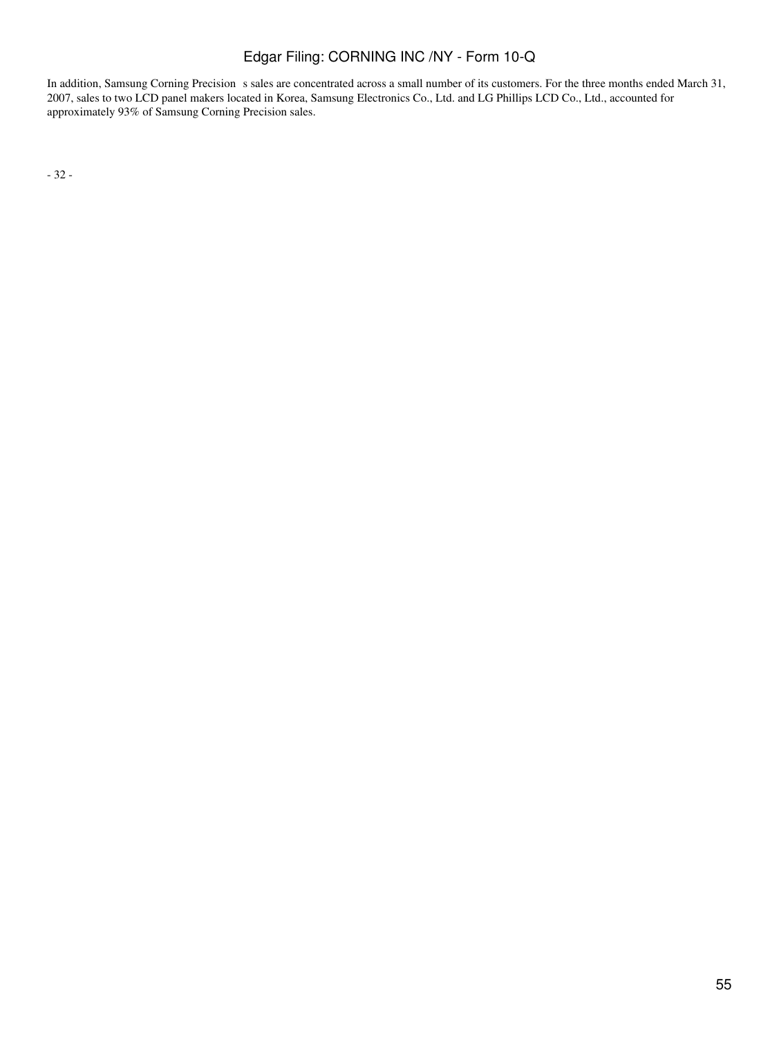In addition, Samsung Corning Precision s sales are concentrated across a small number of its customers. For the three months ended March 31, 2007, sales to two LCD panel makers located in Korea, Samsung Electronics Co., Ltd. and LG Phillips LCD Co., Ltd., accounted for approximately 93% of Samsung Corning Precision sales.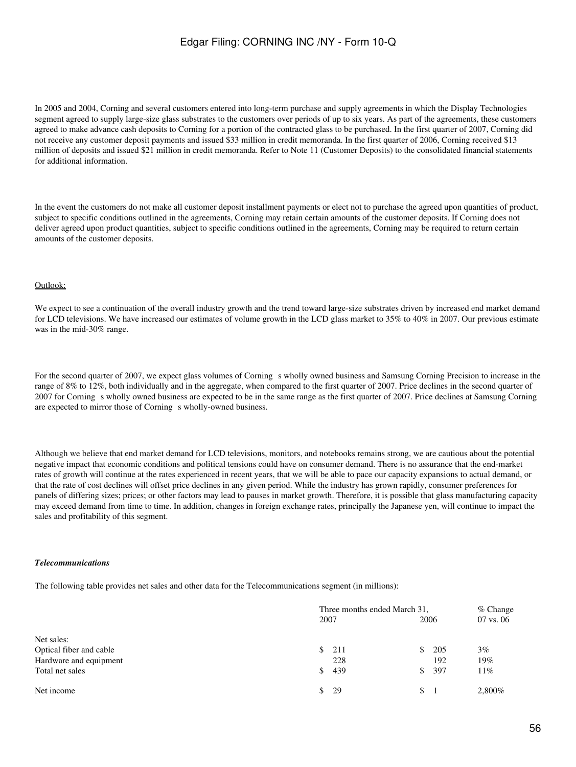In 2005 and 2004, Corning and several customers entered into long-term purchase and supply agreements in which the Display Technologies segment agreed to supply large-size glass substrates to the customers over periods of up to six years. As part of the agreements, these customers agreed to make advance cash deposits to Corning for a portion of the contracted glass to be purchased. In the first quarter of 2007, Corning did not receive any customer deposit payments and issued $33 million in credit memoranda. In the first quarter of 2006, Corning received $13 million of deposits and issued $21 million in credit memoranda. Refer to Note 11 (Customer Deposits) to the consolidated financial statements for additional information.

In the event the customers do not make all customer deposit installment payments or elect not to purchase the agreed upon quantities of product, subject to specific conditions outlined in the agreements, Corning may retain certain amounts of the customer deposits. If Corning does not deliver agreed upon product quantities, subject to specific conditions outlined in the agreements, Corning may be required to return certain amounts of the customer deposits.

Outlook:

We expect to see a continuation of the overall industry growth and the trend toward large-size substrates driven by increased end market demand for LCD televisions. We have increased our estimates of volume growth in the LCD glass market to 35% to 40% in 2007. Our previous estimate was in the mid-30% range.

For the second quarter of 2007, we expect glass volumes of Corning s wholly owned business and Samsung Corning Precision to increase in the range of 8% to 12%, both individually and in the aggregate, when compared to the first quarter of 2007. Price declines in the second quarter of 2007 for Corning s wholly owned business are expected to be in the same range as the first quarter of 2007. Price declines at Samsung Corning are expected to mirror those of Corning s wholly-owned business.

Although we believe that end market demand for LCD televisions, monitors, and notebooks remains strong, we are cautious about the potential negative impact that economic conditions and political tensions could have on consumer demand. There is no assurance that the end-market rates of growth will continue at the rates experienced in recent years, that we will be able to pace our capacity expansions to actual demand, or that the rate of cost declines will offset price declines in any given period. While the industry has grown rapidly, consumer preferences for panels of differing sizes; prices; or other factors may lead to pauses in market growth. Therefore, it is possible that glass manufacturing capacity may exceed demand from time to time. In addition, changes in foreign exchange rates, principally the Japanese yen, will continue to impact the sales and profitability of this segment.

***Telecommunications***

The following table provides net sales and other data for the Telecommunications segment (in millions):

| | Three months ended March 31, 2007 | 2006 | % Change 07 vs. 06 |
|---|---|---|---|
| Net sales: | | | |
| Optical fiber and cable | $ 211 | $ 205 | 3% |
| Hardware and equipment | 228 | 192 | 19% |
| Total net sales | $ 439 | $ 397 | 11% |
| | | | |
| Net income | $ 29 | $ 1 | 2,800% |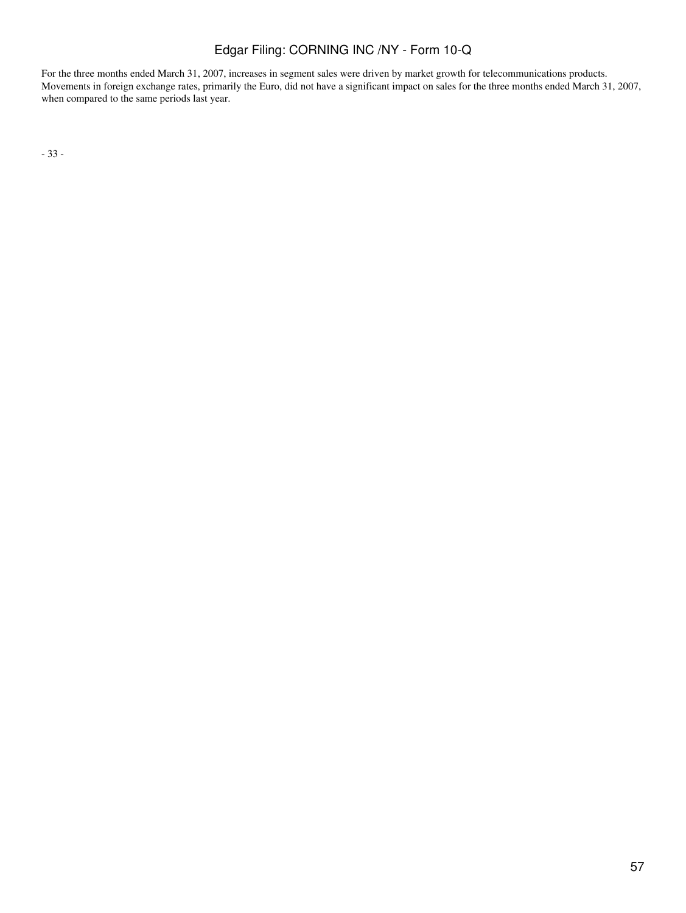For the three months ended March 31, 2007, increases in segment sales were driven by market growth for telecommunications products. Movements in foreign exchange rates, primarily the Euro, did not have a significant impact on sales for the three months ended March 31, 2007, when compared to the same periods last year.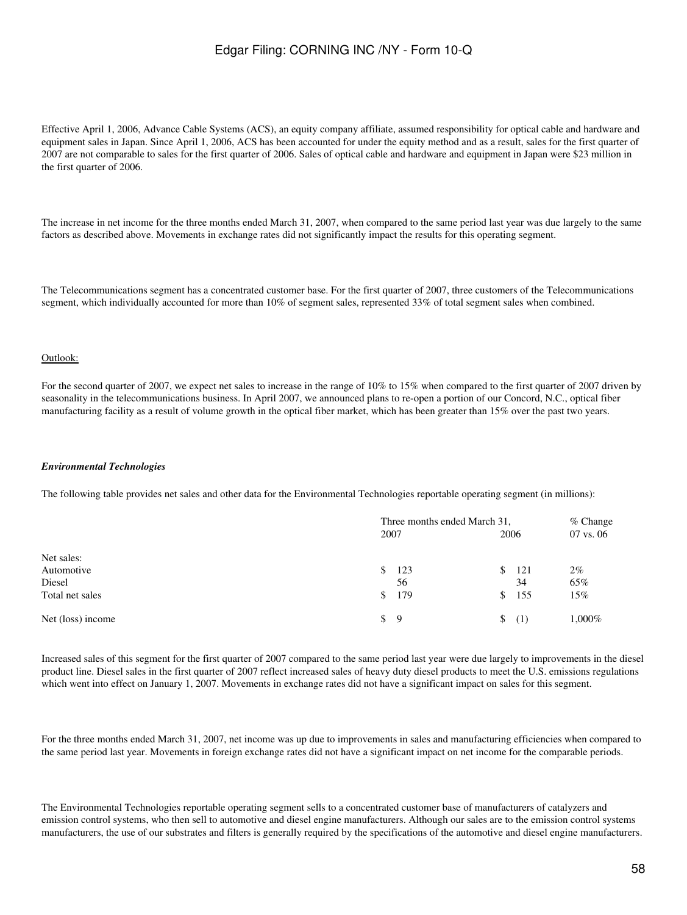Effective April 1, 2006, Advance Cable Systems (ACS), an equity company affiliate, assumed responsibility for optical cable and hardware and equipment sales in Japan. Since April 1, 2006, ACS has been accounted for under the equity method and as a result, sales for the first quarter of 2007 are not comparable to sales for the first quarter of 2006. Sales of optical cable and hardware and equipment in Japan were $23 million in the first quarter of 2006.

The increase in net income for the three months ended March 31, 2007, when compared to the same period last year was due largely to the same factors as described above. Movements in exchange rates did not significantly impact the results for this operating segment.

The Telecommunications segment has a concentrated customer base. For the first quarter of 2007, three customers of the Telecommunications segment, which individually accounted for more than 10% of segment sales, represented 33% of total segment sales when combined.

Outlook:

For the second quarter of 2007, we expect net sales to increase in the range of 10% to 15% when compared to the first quarter of 2007 driven by seasonality in the telecommunications business. In April 2007, we announced plans to re-open a portion of our Concord, N.C., optical fiber manufacturing facility as a result of volume growth in the optical fiber market, which has been greater than 15% over the past two years.

***Environmental Technologies***

The following table provides net sales and other data for the Environmental Technologies reportable operating segment (in millions):

| | Three months ended March 31, | | % Change |
|---|---|---|---|
| | 2007 | 2006 | 07 vs. 06 |
| Net sales: | | | |
| Automotive | $ 123 | $ 121 | 2% |
| Diesel | 56 | 34 | 65% |
| Total net sales | $ 179 | $ 155 | 15% |
| Net (loss) income | $ 9 | $ (1) | 1,000% |

Increased sales of this segment for the first quarter of 2007 compared to the same period last year were due largely to improvements in the diesel product line. Diesel sales in the first quarter of 2007 reflect increased sales of heavy duty diesel products to meet the U.S. emissions regulations which went into effect on January 1, 2007. Movements in exchange rates did not have a significant impact on sales for this segment.

For the three months ended March 31, 2007, net income was up due to improvements in sales and manufacturing efficiencies when compared to the same period last year. Movements in foreign exchange rates did not have a significant impact on net income for the comparable periods.

The Environmental Technologies reportable operating segment sells to a concentrated customer base of manufacturers of catalyzers and emission control systems, who then sell to automotive and diesel engine manufacturers. Although our sales are to the emission control systems manufacturers, the use of our substrates and filters is generally required by the specifications of the automotive and diesel engine manufacturers.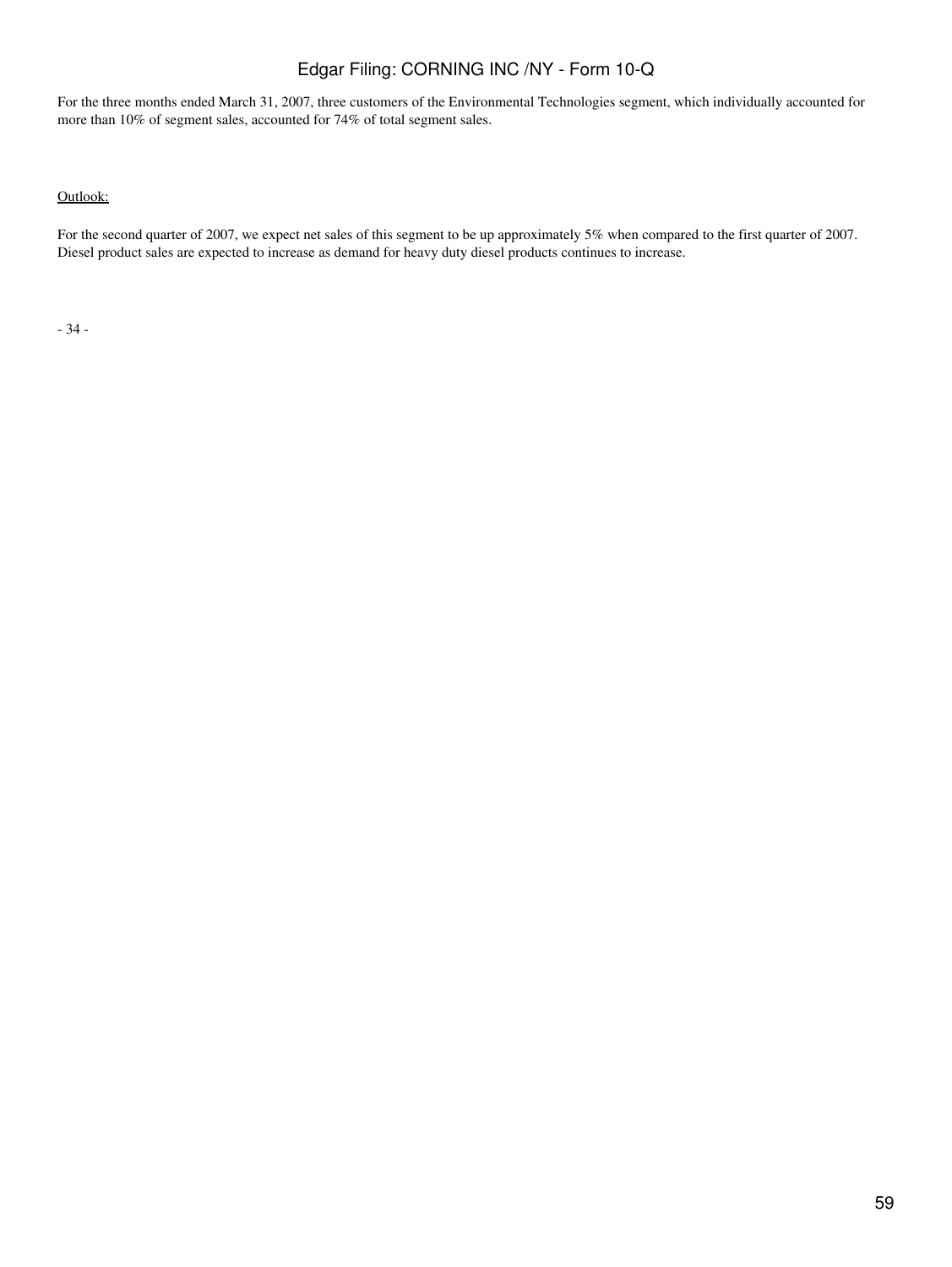For the three months ended March 31, 2007, three customers of the Environmental Technologies segment, which individually accounted for more than 10% of segment sales, accounted for 74% of total segment sales.

Outlook:

For the second quarter of 2007, we expect net sales of this segment to be up approximately 5% when compared to the first quarter of 2007. Diesel product sales are expected to increase as demand for heavy duty diesel products continues to increase.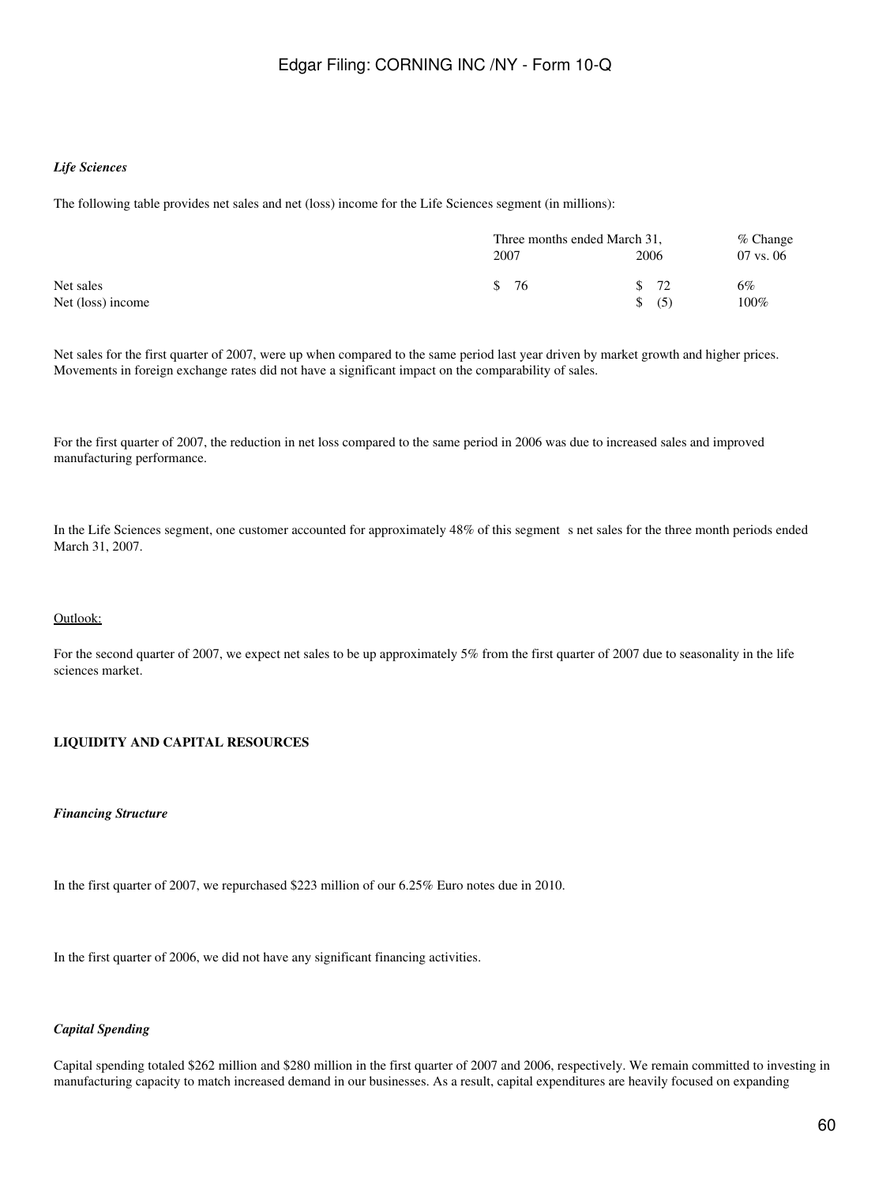*Life Sciences*

The following table provides net sales and net (loss) income for the Life Sciences segment (in millions):

| | Three months ended March 31, | | % Change |
|---|---|---|---|
| | 2007 | 2006 | 07 vs. 06 |
| Net sales | $ 76 | $ 72 | 6% |
| Net (loss) income | | $ (5) | 100% |

Net sales for the first quarter of 2007, were up when compared to the same period last year driven by market growth and higher prices. Movements in foreign exchange rates did not have a significant impact on the comparability of sales.

For the first quarter of 2007, the reduction in net loss compared to the same period in 2006 was due to increased sales and improved manufacturing performance.

In the Life Sciences segment, one customer accounted for approximately 48% of this segment s net sales for the three month periods ended March 31, 2007.

Outlook:

For the second quarter of 2007, we expect net sales to be up approximately 5% from the first quarter of 2007 due to seasonality in the life sciences market.

**LIQUIDITY AND CAPITAL RESOURCES**

***Financing Structure***

In the first quarter of 2007, we repurchased $223 million of our 6.25% Euro notes due in 2010.

In the first quarter of 2006, we did not have any significant financing activities.

***Capital Spending***

Capital spending totaled $262 million and $280 million in the first quarter of 2007 and 2006, respectively. We remain committed to investing in manufacturing capacity to match increased demand in our businesses. As a result, capital expenditures are heavily focused on expanding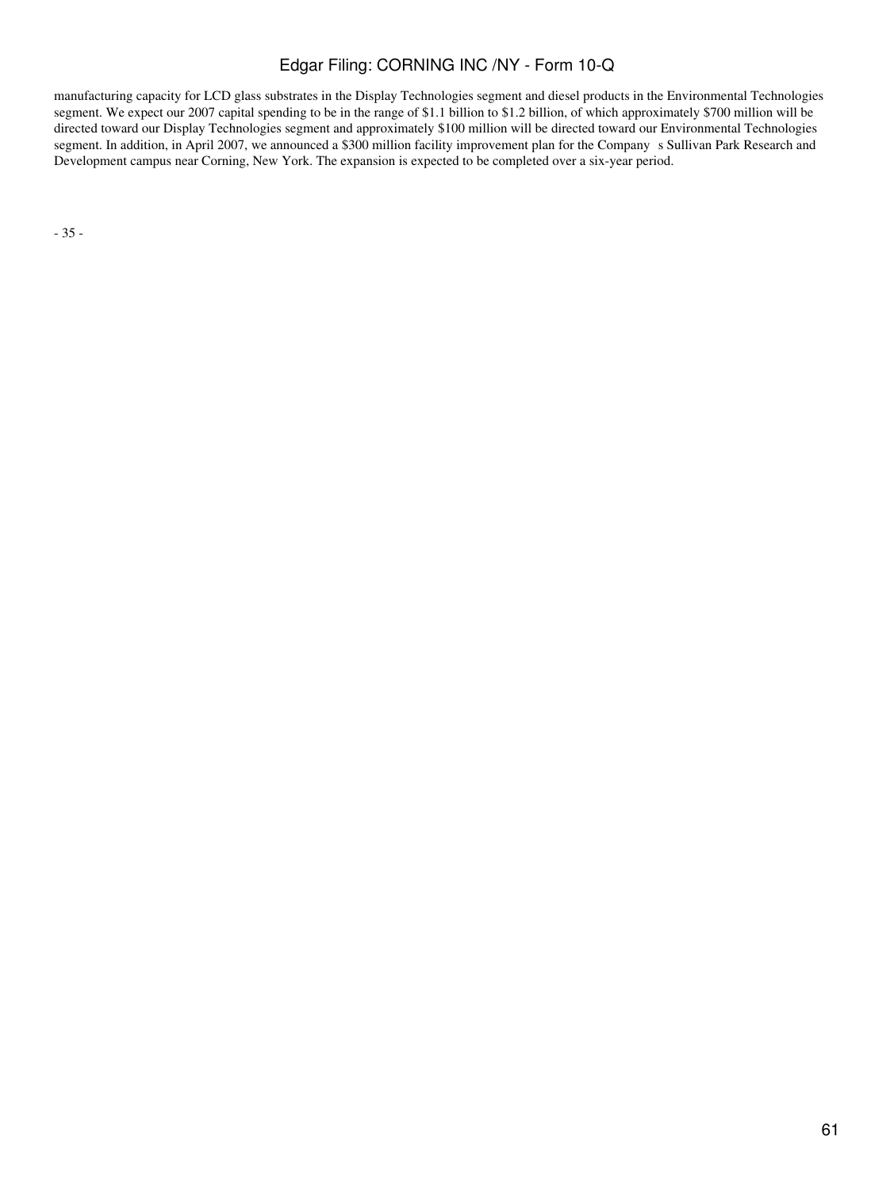manufacturing capacity for LCD glass substrates in the Display Technologies segment and diesel products in the Environmental Technologies segment. We expect our 2007 capital spending to be in the range of $1.1 billion to $1.2 billion, of which approximately $700 million will be directed toward our Display Technologies segment and approximately $100 million will be directed toward our Environmental Technologies segment. In addition, in April 2007, we announced a $300 million facility improvement plan for the Company s Sullivan Park Research and Development campus near Corning, New York. The expansion is expected to be completed over a six-year period.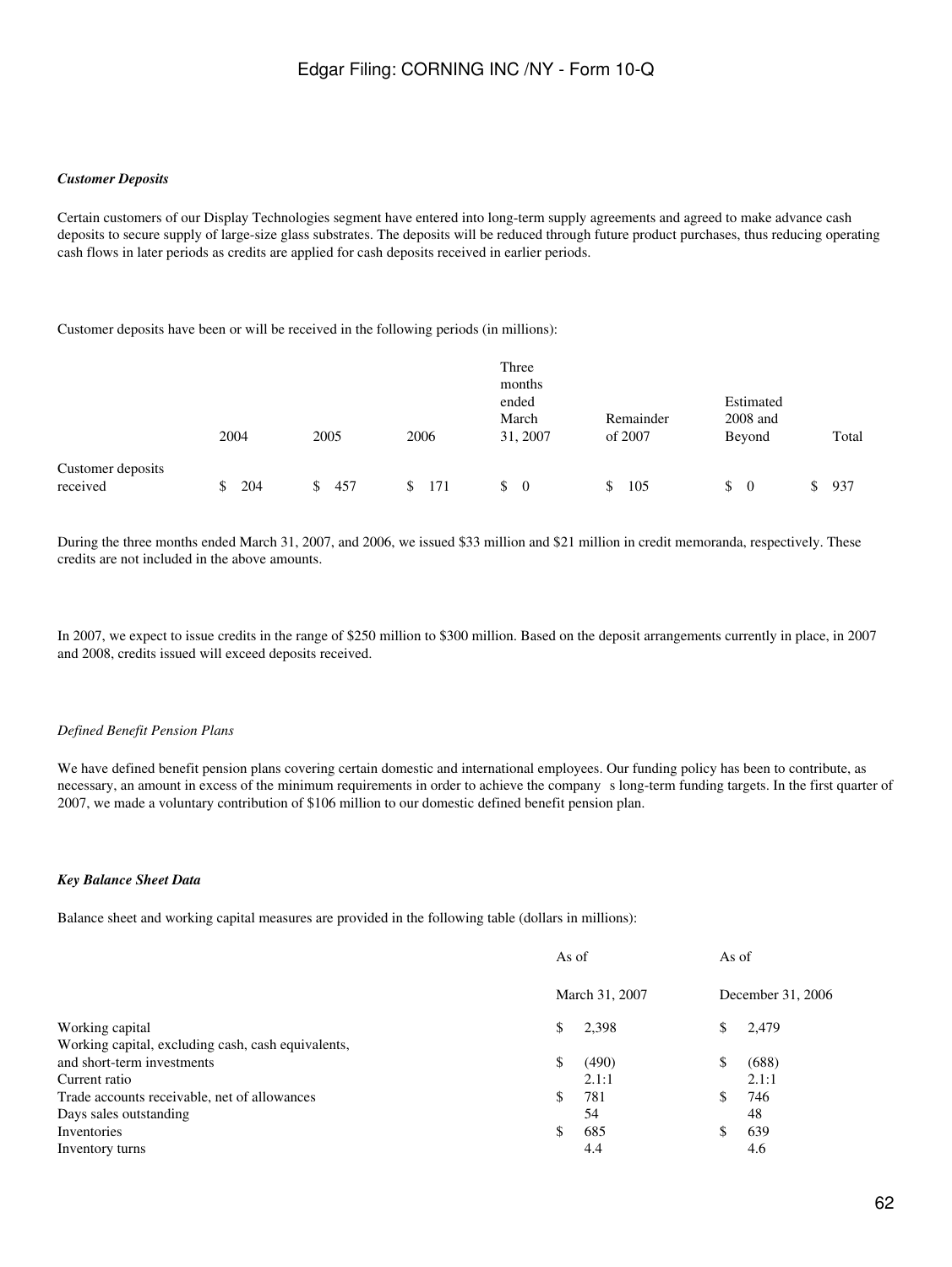### *Customer Deposits*

Certain customers of our Display Technologies segment have entered into long-term supply agreements and agreed to make advance cash deposits to secure supply of large-size glass substrates. The deposits will be reduced through future product purchases, thus reducing operating cash flows in later periods as credits are applied for cash deposits received in earlier periods.

Customer deposits have been or will be received in the following periods (in millions):

| | 2004 | 2005 | 2006 | Three months ended March 31, 2007 | Remainder of 2007 | Estimated 2008 and Beyond | Total |
|---|---|---|---|---|---|---|---|
| Customer deposits received | $ 204 | $ 457 | $ 171 | $ 0 | $ 105 | $ 0 | $ 937 |

During the three months ended March 31, 2007, and 2006, we issued $33 million and $21 million in credit memoranda, respectively. These credits are not included in the above amounts.

In 2007, we expect to issue credits in the range of $250 million to $300 million. Based on the deposit arrangements currently in place, in 2007 and 2008, credits issued will exceed deposits received.

### *Defined Benefit Pension Plans*

We have defined benefit pension plans covering certain domestic and international employees. Our funding policy has been to contribute, as necessary, an amount in excess of the minimum requirements in order to achieve the company s long-term funding targets. In the first quarter of 2007, we made a voluntary contribution of $106 million to our domestic defined benefit pension plan.

### *Key Balance Sheet Data*

Balance sheet and working capital measures are provided in the following table (dollars in millions):

| | As of March 31, 2007 | As of December 31, 2006 |
|---|---|---|
| Working capital | $ 2,398 | $ 2,479 |
| Working capital, excluding cash, cash equivalents, and short-term investments | $ (490) | $ (688) |
| Current ratio | 2.1:1 | 2.1:1 |
| Trade accounts receivable, net of allowances | $ 781 | $ 746 |
| Days sales outstanding | 54 | 48 |
| Inventories | $ 685 | $ 639 |
| Inventory turns | 4.4 | 4.6 |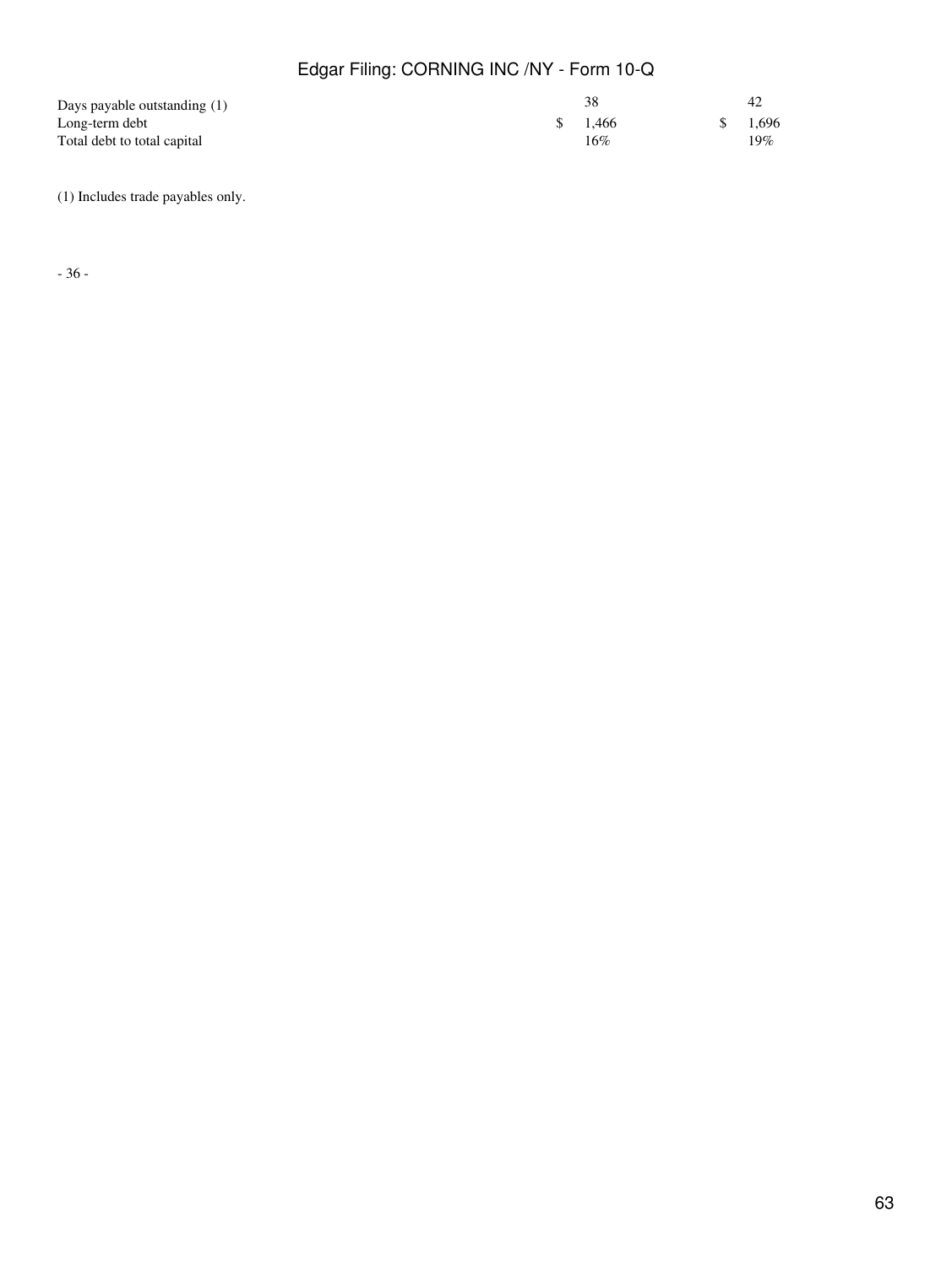| | | |
|---|---|---|
| Days payable outstanding (1) | 38 | 42 |
| Long-term debt | $ 1,466 | $ 1,696 |
| Total debt to total capital | 16% | 19% |

(1) Includes trade payables only.

- 36 -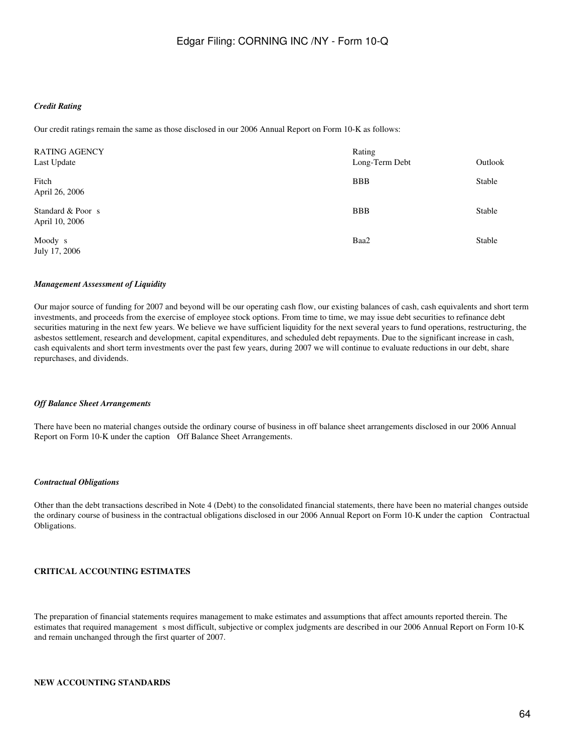*Credit Rating*

Our credit ratings remain the same as those disclosed in our 2006 Annual Report on Form 10-K as follows:

| RATING AGENCY<br>Last Update | Rating<br>Long-Term Debt | Outlook |
|---|---|---|
| Fitch<br>April 26, 2006 | BBB | Stable |
| Standard & Poor s<br>April 10, 2006 | BBB | Stable |
| Moody s<br>July 17, 2006 | Baa2 | Stable |

*Management Assessment of Liquidity*

Our major source of funding for 2007 and beyond will be our operating cash flow, our existing balances of cash, cash equivalents and short term investments, and proceeds from the exercise of employee stock options. From time to time, we may issue debt securities to refinance debt securities maturing in the next few years. We believe we have sufficient liquidity for the next several years to fund operations, restructuring, the asbestos settlement, research and development, capital expenditures, and scheduled debt repayments. Due to the significant increase in cash, cash equivalents and short term investments over the past few years, during 2007 we will continue to evaluate reductions in our debt, share repurchases, and dividends.

*Off Balance Sheet Arrangements*

There have been no material changes outside the ordinary course of business in off balance sheet arrangements disclosed in our 2006 Annual Report on Form 10-K under the caption Off Balance Sheet Arrangements.

*Contractual Obligations*

Other than the debt transactions described in Note 4 (Debt) to the consolidated financial statements, there have been no material changes outside the ordinary course of business in the contractual obligations disclosed in our 2006 Annual Report on Form 10-K under the caption Contractual Obligations.

**CRITICAL ACCOUNTING ESTIMATES**

The preparation of financial statements requires management to make estimates and assumptions that affect amounts reported therein. The estimates that required management s most difficult, subjective or complex judgments are described in our 2006 Annual Report on Form 10-K and remain unchanged through the first quarter of 2007.

**NEW ACCOUNTING STANDARDS**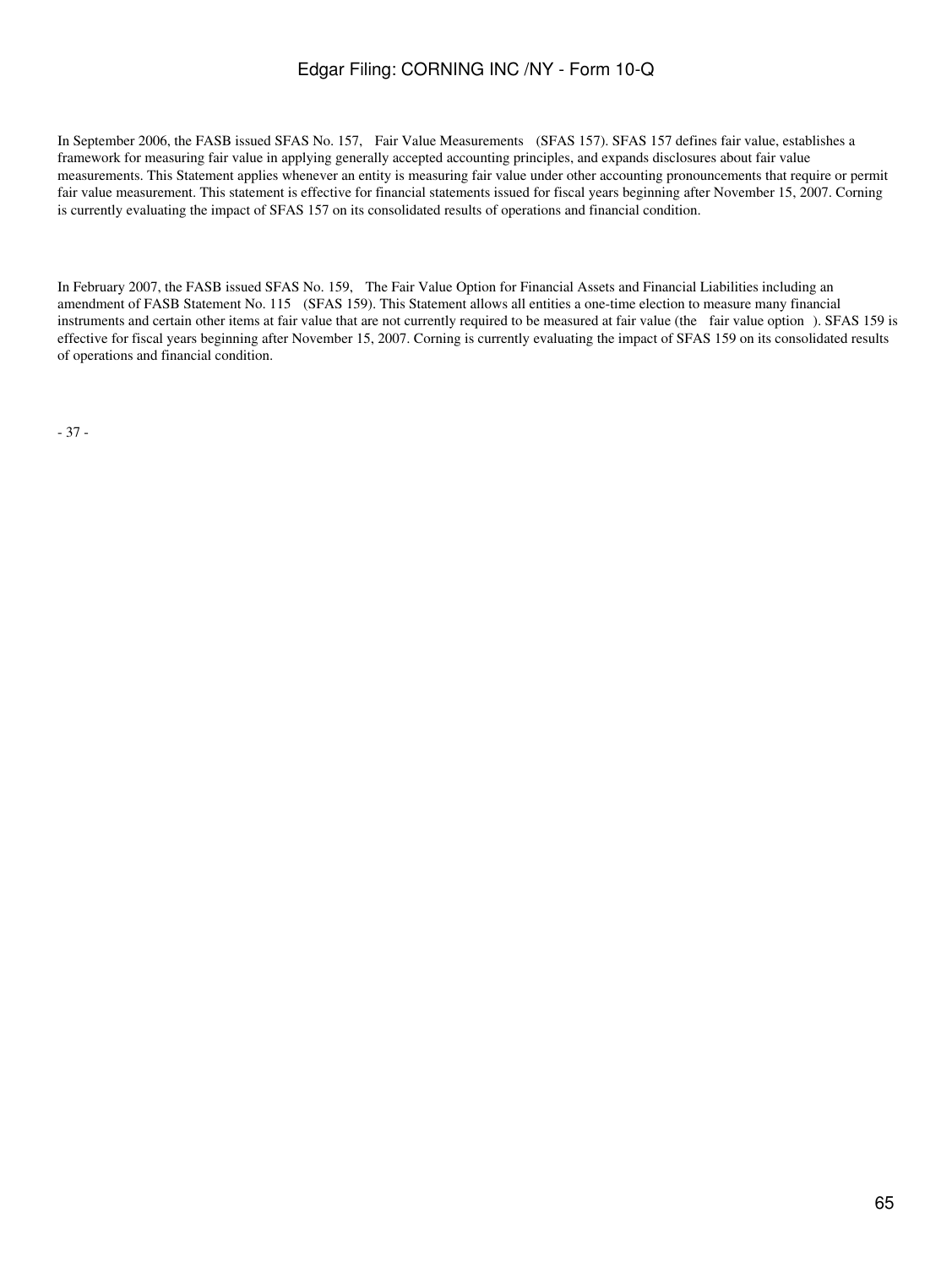In September 2006, the FASB issued SFAS No. 157, Fair Value Measurements (SFAS 157). SFAS 157 defines fair value, establishes a framework for measuring fair value in applying generally accepted accounting principles, and expands disclosures about fair value measurements. This Statement applies whenever an entity is measuring fair value under other accounting pronouncements that require or permit fair value measurement. This statement is effective for financial statements issued for fiscal years beginning after November 15, 2007. Corning is currently evaluating the impact of SFAS 157 on its consolidated results of operations and financial condition.

In February 2007, the FASB issued SFAS No. 159, The Fair Value Option for Financial Assets and Financial Liabilities including an amendment of FASB Statement No. 115 (SFAS 159). This Statement allows all entities a one-time election to measure many financial instruments and certain other items at fair value that are not currently required to be measured at fair value (the fair value option). SFAS 159 is effective for fiscal years beginning after November 15, 2007. Corning is currently evaluating the impact of SFAS 159 on its consolidated results of operations and financial condition.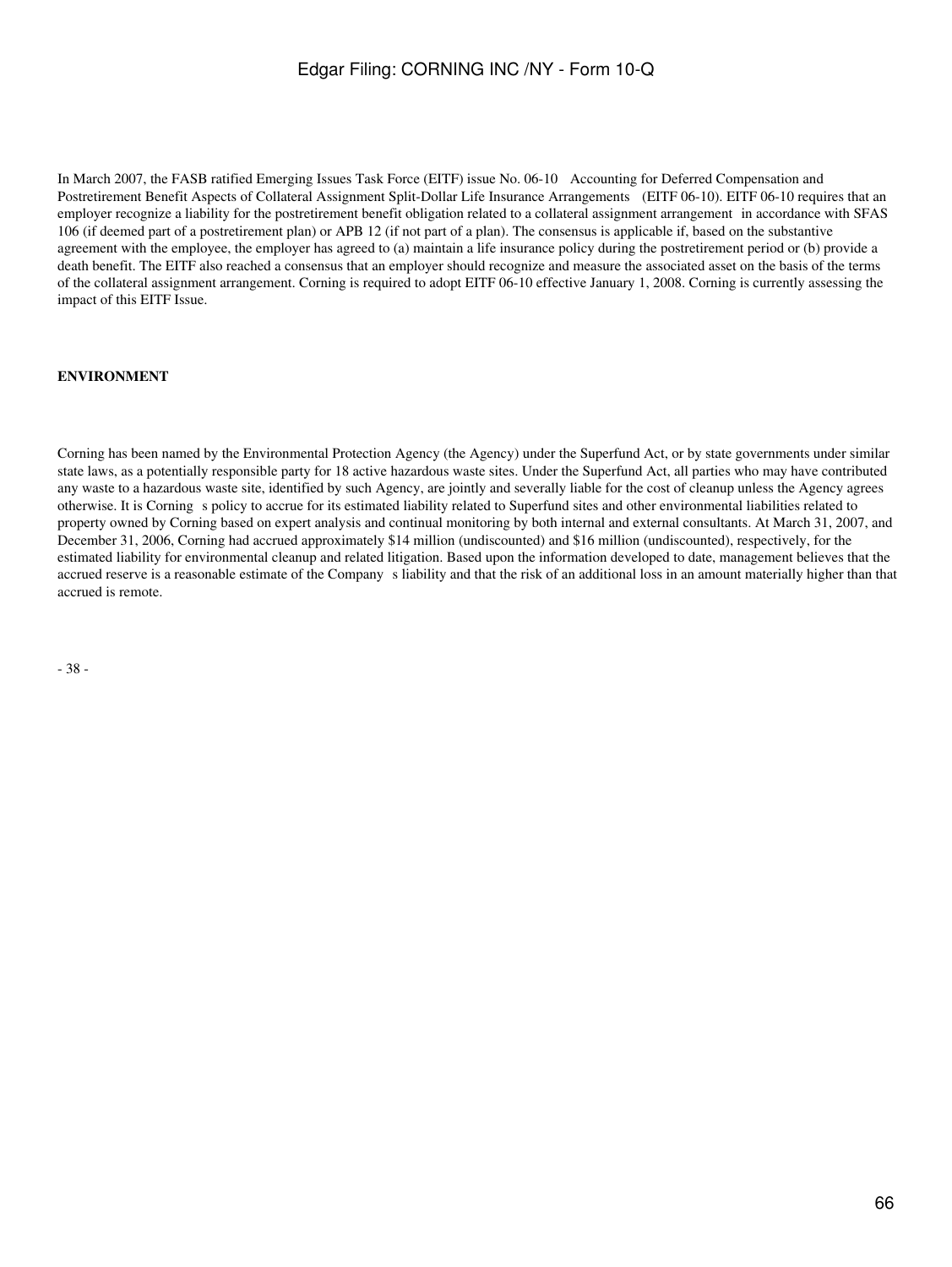In March 2007, the FASB ratified Emerging Issues Task Force (EITF) issue No. 06-10 Accounting for Deferred Compensation and Postretirement Benefit Aspects of Collateral Assignment Split-Dollar Life Insurance Arrangements (EITF 06-10). EITF 06-10 requires that an employer recognize a liability for the postretirement benefit obligation related to a collateral assignment arrangement in accordance with SFAS 106 (if deemed part of a postretirement plan) or APB 12 (if not part of a plan). The consensus is applicable if, based on the substantive agreement with the employee, the employer has agreed to (a) maintain a life insurance policy during the postretirement period or (b) provide a death benefit. The EITF also reached a consensus that an employer should recognize and measure the associated asset on the basis of the terms of the collateral assignment arrangement. Corning is required to adopt EITF 06-10 effective January 1, 2008. Corning is currently assessing the impact of this EITF Issue.

**ENVIRONMENT**

Corning has been named by the Environmental Protection Agency (the Agency) under the Superfund Act, or by state governments under similar state laws, as a potentially responsible party for 18 active hazardous waste sites. Under the Superfund Act, all parties who may have contributed any waste to a hazardous waste site, identified by such Agency, are jointly and severally liable for the cost of cleanup unless the Agency agrees otherwise. It is Corning s policy to accrue for its estimated liability related to Superfund sites and other environmental liabilities related to property owned by Corning based on expert analysis and continual monitoring by both internal and external consultants. At March 31, 2007, and December 31, 2006, Corning had accrued approximately $14 million (undiscounted) and $16 million (undiscounted), respectively, for the estimated liability for environmental cleanup and related litigation. Based upon the information developed to date, management believes that the accrued reserve is a reasonable estimate of the Company s liability and that the risk of an additional loss in an amount materially higher than that accrued is remote.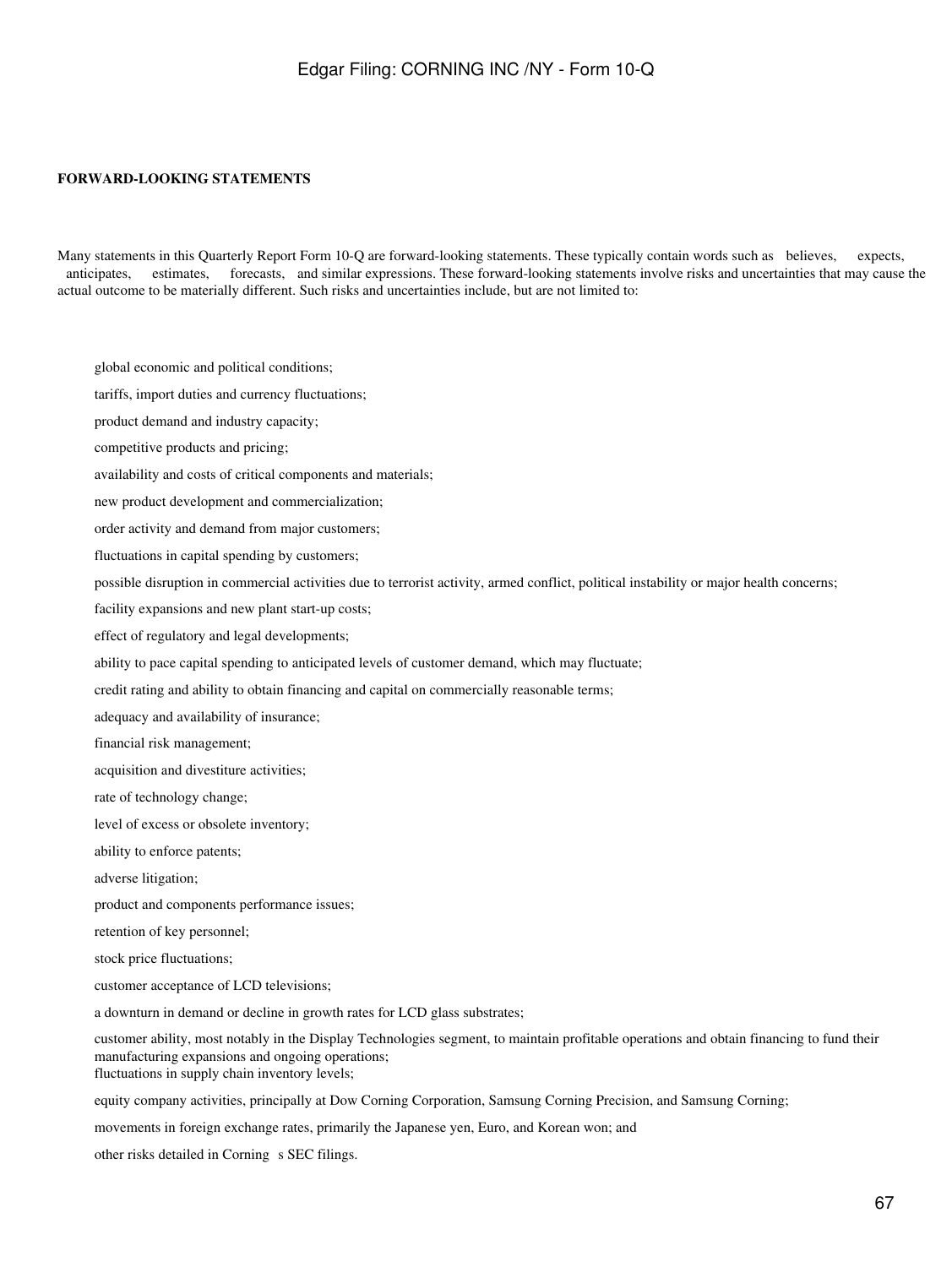**FORWARD-LOOKING STATEMENTS**

Many statements in this Quarterly Report Form 10-Q are forward-looking statements. These typically contain words such as believes, expects, anticipates, estimates, forecasts, and similar expressions. These forward-looking statements involve risks and uncertainties that may cause the actual outcome to be materially different. Such risks and uncertainties include, but are not limited to:

- global economic and political conditions;
- tariffs, import duties and currency fluctuations;
- product demand and industry capacity;
- competitive products and pricing;
- availability and costs of critical components and materials;
- new product development and commercialization;
- order activity and demand from major customers;
- fluctuations in capital spending by customers;
- possible disruption in commercial activities due to terrorist activity, armed conflict, political instability or major health concerns;
- facility expansions and new plant start-up costs;
- effect of regulatory and legal developments;
- ability to pace capital spending to anticipated levels of customer demand, which may fluctuate;
- credit rating and ability to obtain financing and capital on commercially reasonable terms;
- adequacy and availability of insurance;
- financial risk management;
- acquisition and divestiture activities;
- rate of technology change;
- level of excess or obsolete inventory;
- ability to enforce patents;
- adverse litigation;
- product and components performance issues;
- retention of key personnel;
- stock price fluctuations;
- customer acceptance of LCD televisions;
- a downturn in demand or decline in growth rates for LCD glass substrates;
- customer ability, most notably in the Display Technologies segment, to maintain profitable operations and obtain financing to fund their manufacturing expansions and ongoing operations;
- fluctuations in supply chain inventory levels;
- equity company activities, principally at Dow Corning Corporation, Samsung Corning Precision, and Samsung Corning;
- movements in foreign exchange rates, primarily the Japanese yen, Euro, and Korean won; and
- other risks detailed in Corning s SEC filings.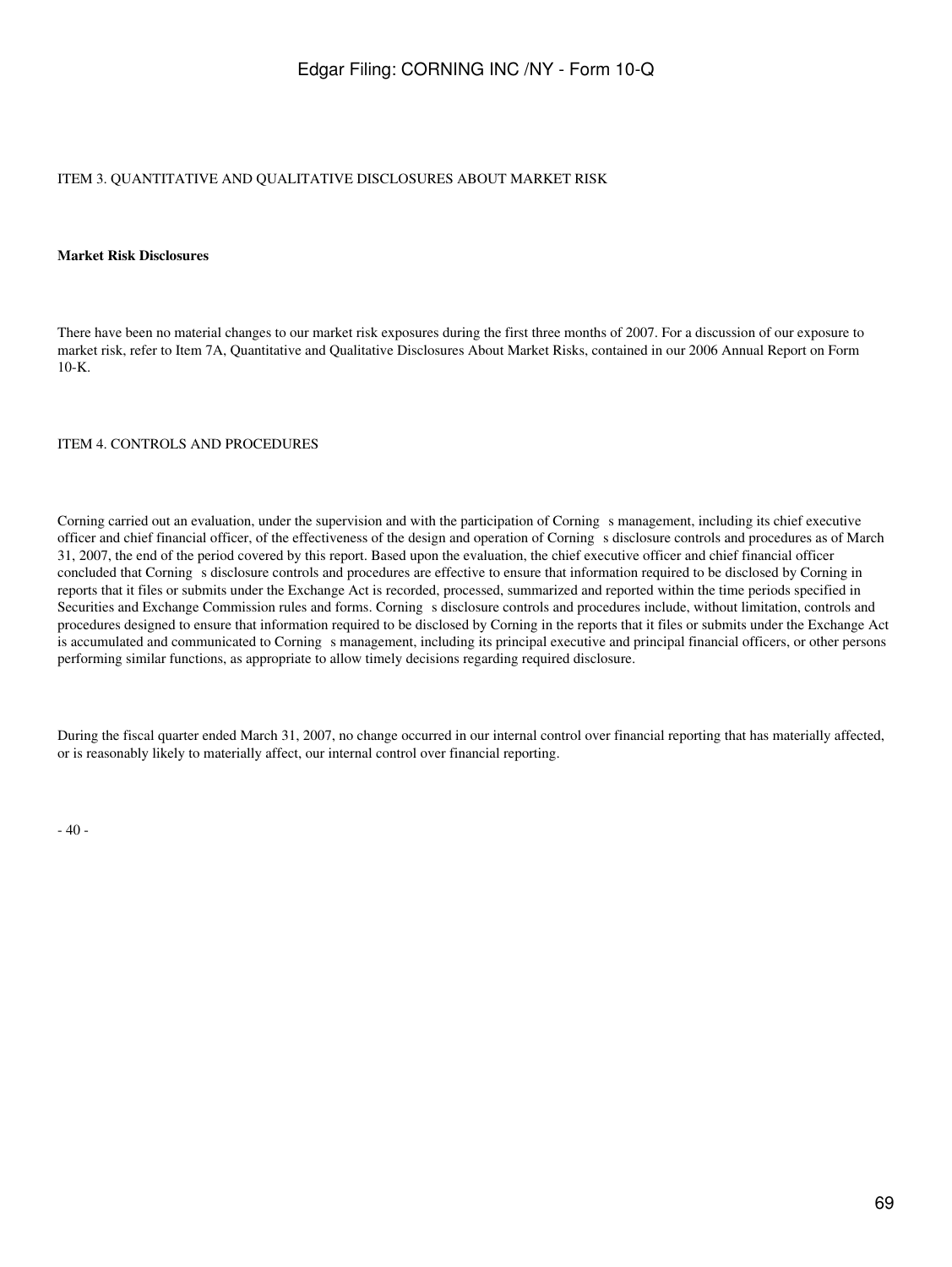## ITEM 3. QUANTITATIVE AND QUALITATIVE DISCLOSURES ABOUT MARKET RISK

**Market Risk Disclosures**

There have been no material changes to our market risk exposures during the first three months of 2007. For a discussion of our exposure to market risk, refer to Item 7A, Quantitative and Qualitative Disclosures About Market Risks, contained in our 2006 Annual Report on Form 10-K.

## ITEM 4. CONTROLS AND PROCEDURES

Corning carried out an evaluation, under the supervision and with the participation of Corning s management, including its chief executive officer and chief financial officer, of the effectiveness of the design and operation of Corning s disclosure controls and procedures as of March 31, 2007, the end of the period covered by this report. Based upon the evaluation, the chief executive officer and chief financial officer concluded that Corning s disclosure controls and procedures are effective to ensure that information required to be disclosed by Corning in reports that it files or submits under the Exchange Act is recorded, processed, summarized and reported within the time periods specified in Securities and Exchange Commission rules and forms. Corning s disclosure controls and procedures include, without limitation, controls and procedures designed to ensure that information required to be disclosed by Corning in the reports that it files or submits under the Exchange Act is accumulated and communicated to Corning s management, including its principal executive and principal financial officers, or other persons performing similar functions, as appropriate to allow timely decisions regarding required disclosure.

During the fiscal quarter ended March 31, 2007, no change occurred in our internal control over financial reporting that has materially affected, or is reasonably likely to materially affect, our internal control over financial reporting.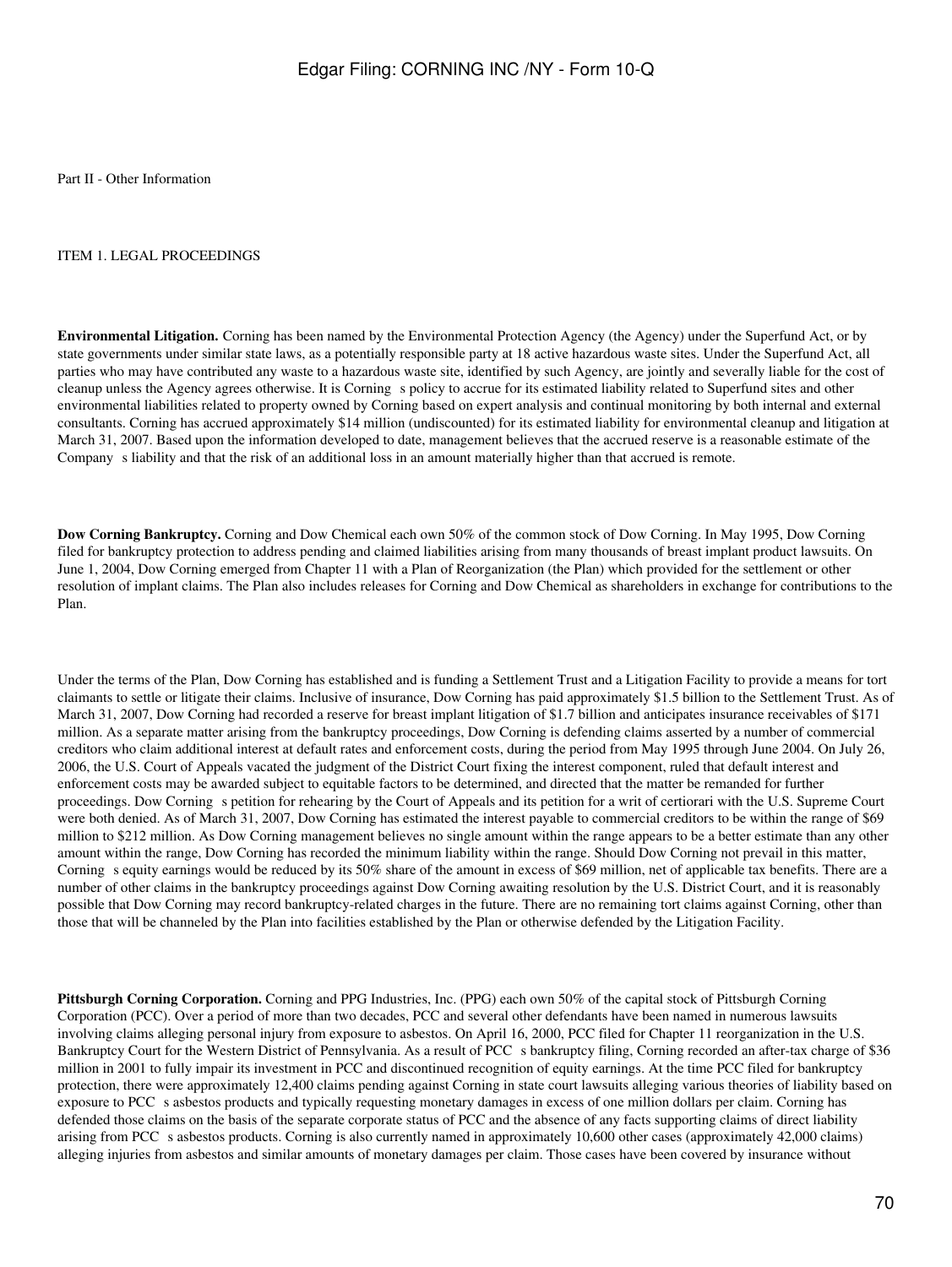Part II - Other Information

ITEM 1. LEGAL PROCEEDINGS

**Environmental Litigation.** Corning has been named by the Environmental Protection Agency (the Agency) under the Superfund Act, or by state governments under similar state laws, as a potentially responsible party at 18 active hazardous waste sites. Under the Superfund Act, all parties who may have contributed any waste to a hazardous waste site, identified by such Agency, are jointly and severally liable for the cost of cleanup unless the Agency agrees otherwise. It is Corning s policy to accrue for its estimated liability related to Superfund sites and other environmental liabilities related to property owned by Corning based on expert analysis and continual monitoring by both internal and external consultants. Corning has accrued approximately $14 million (undiscounted) for its estimated liability for environmental cleanup and litigation at March 31, 2007. Based upon the information developed to date, management believes that the accrued reserve is a reasonable estimate of the Company s liability and that the risk of an additional loss in an amount materially higher than that accrued is remote.

**Dow Corning Bankruptcy.** Corning and Dow Chemical each own 50% of the common stock of Dow Corning. In May 1995, Dow Corning filed for bankruptcy protection to address pending and claimed liabilities arising from many thousands of breast implant product lawsuits. On June 1, 2004, Dow Corning emerged from Chapter 11 with a Plan of Reorganization (the Plan) which provided for the settlement or other resolution of implant claims. The Plan also includes releases for Corning and Dow Chemical as shareholders in exchange for contributions to the Plan.

Under the terms of the Plan, Dow Corning has established and is funding a Settlement Trust and a Litigation Facility to provide a means for tort claimants to settle or litigate their claims. Inclusive of insurance, Dow Corning has paid approximately $1.5 billion to the Settlement Trust. As of March 31, 2007, Dow Corning had recorded a reserve for breast implant litigation of $1.7 billion and anticipates insurance receivables of $171 million. As a separate matter arising from the bankruptcy proceedings, Dow Corning is defending claims asserted by a number of commercial creditors who claim additional interest at default rates and enforcement costs, during the period from May 1995 through June 2004. On July 26, 2006, the U.S. Court of Appeals vacated the judgment of the District Court fixing the interest component, ruled that default interest and enforcement costs may be awarded subject to equitable factors to be determined, and directed that the matter be remanded for further proceedings. Dow Corning s petition for rehearing by the Court of Appeals and its petition for a writ of certiorari with the U.S. Supreme Court were both denied. As of March 31, 2007, Dow Corning has estimated the interest payable to commercial creditors to be within the range of $69 million to $212 million. As Dow Corning management believes no single amount within the range appears to be a better estimate than any other amount within the range, Dow Corning has recorded the minimum liability within the range. Should Dow Corning not prevail in this matter, Corning s equity earnings would be reduced by its 50% share of the amount in excess of $69 million, net of applicable tax benefits. There are a number of other claims in the bankruptcy proceedings against Dow Corning awaiting resolution by the U.S. District Court, and it is reasonably possible that Dow Corning may record bankruptcy-related charges in the future. There are no remaining tort claims against Corning, other than those that will be channeled by the Plan into facilities established by the Plan or otherwise defended by the Litigation Facility.

**Pittsburgh Corning Corporation.** Corning and PPG Industries, Inc. (PPG) each own 50% of the capital stock of Pittsburgh Corning Corporation (PCC). Over a period of more than two decades, PCC and several other defendants have been named in numerous lawsuits involving claims alleging personal injury from exposure to asbestos. On April 16, 2000, PCC filed for Chapter 11 reorganization in the U.S. Bankruptcy Court for the Western District of Pennsylvania. As a result of PCC s bankruptcy filing, Corning recorded an after-tax charge of $36 million in 2001 to fully impair its investment in PCC and discontinued recognition of equity earnings. At the time PCC filed for bankruptcy protection, there were approximately 12,400 claims pending against Corning in state court lawsuits alleging various theories of liability based on exposure to PCC s asbestos products and typically requesting monetary damages in excess of one million dollars per claim. Corning has defended those claims on the basis of the separate corporate status of PCC and the absence of any facts supporting claims of direct liability arising from PCC s asbestos products. Corning is also currently named in approximately 10,600 other cases (approximately 42,000 claims) alleging injuries from asbestos and similar amounts of monetary damages per claim. Those cases have been covered by insurance without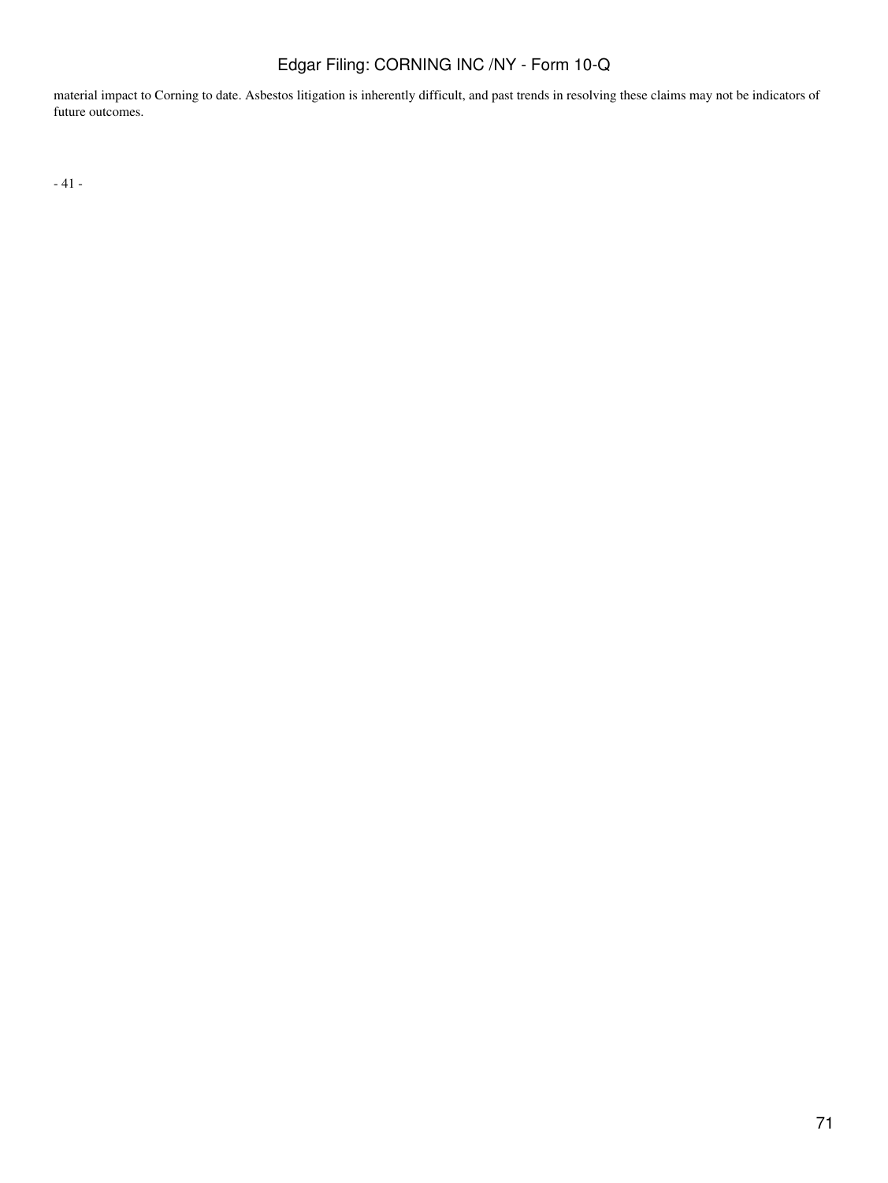material impact to Corning to date. Asbestos litigation is inherently difficult, and past trends in resolving these claims may not be indicators of future outcomes.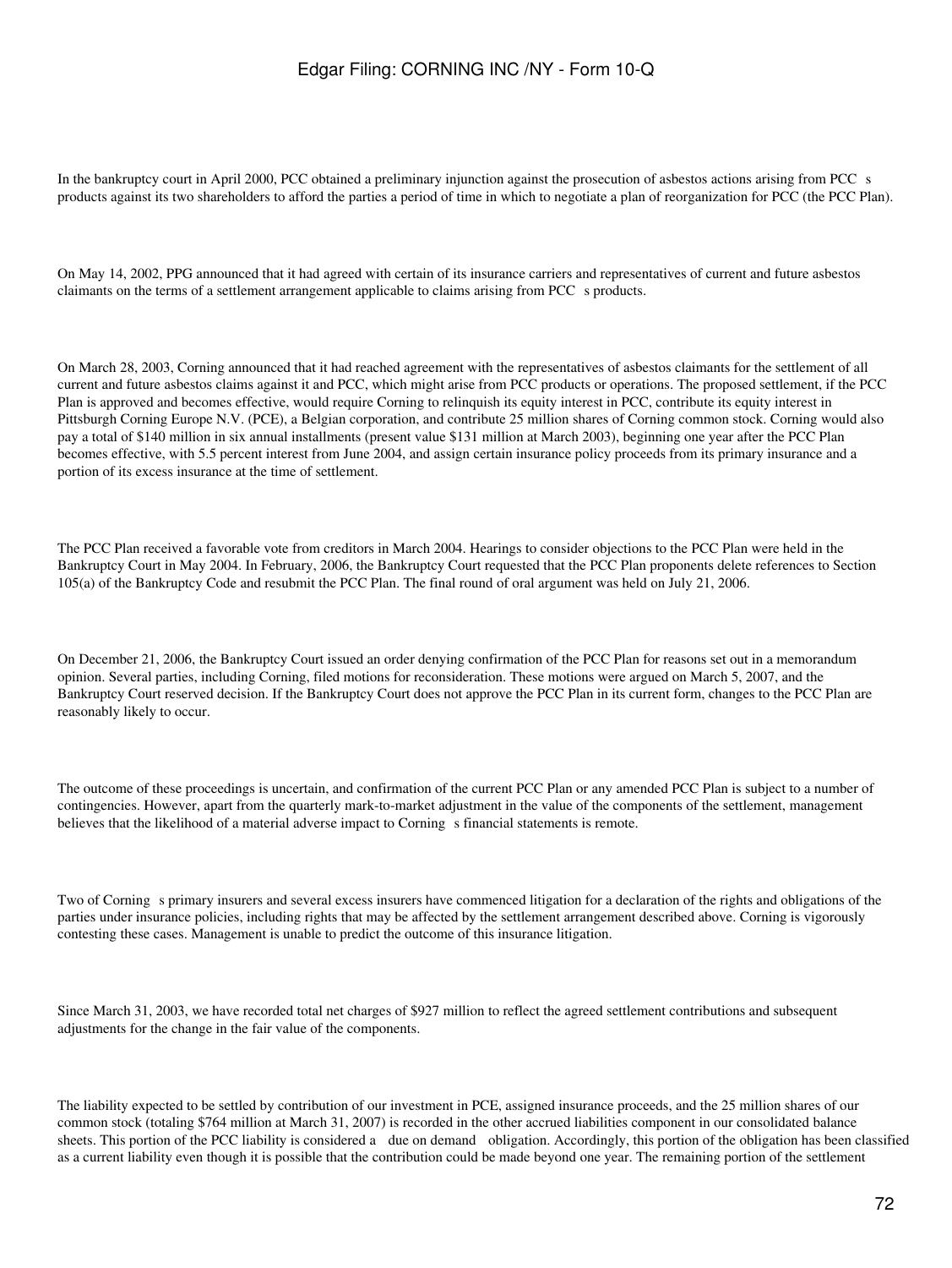In the bankruptcy court in April 2000, PCC obtained a preliminary injunction against the prosecution of asbestos actions arising from PCC s products against its two shareholders to afford the parties a period of time in which to negotiate a plan of reorganization for PCC (the PCC Plan).

On May 14, 2002, PPG announced that it had agreed with certain of its insurance carriers and representatives of current and future asbestos claimants on the terms of a settlement arrangement applicable to claims arising from PCC s products.

On March 28, 2003, Corning announced that it had reached agreement with the representatives of asbestos claimants for the settlement of all current and future asbestos claims against it and PCC, which might arise from PCC products or operations. The proposed settlement, if the PCC Plan is approved and becomes effective, would require Corning to relinquish its equity interest in PCC, contribute its equity interest in Pittsburgh Corning Europe N.V. (PCE), a Belgian corporation, and contribute 25 million shares of Corning common stock. Corning would also pay a total of $140 million in six annual installments (present value $131 million at March 2003), beginning one year after the PCC Plan becomes effective, with 5.5 percent interest from June 2004, and assign certain insurance policy proceeds from its primary insurance and a portion of its excess insurance at the time of settlement.

The PCC Plan received a favorable vote from creditors in March 2004. Hearings to consider objections to the PCC Plan were held in the Bankruptcy Court in May 2004. In February, 2006, the Bankruptcy Court requested that the PCC Plan proponents delete references to Section 105(a) of the Bankruptcy Code and resubmit the PCC Plan. The final round of oral argument was held on July 21, 2006.

On December 21, 2006, the Bankruptcy Court issued an order denying confirmation of the PCC Plan for reasons set out in a memorandum opinion. Several parties, including Corning, filed motions for reconsideration. These motions were argued on March 5, 2007, and the Bankruptcy Court reserved decision. If the Bankruptcy Court does not approve the PCC Plan in its current form, changes to the PCC Plan are reasonably likely to occur.

The outcome of these proceedings is uncertain, and confirmation of the current PCC Plan or any amended PCC Plan is subject to a number of contingencies. However, apart from the quarterly mark-to-market adjustment in the value of the components of the settlement, management believes that the likelihood of a material adverse impact to Corning s financial statements is remote.

Two of Corning s primary insurers and several excess insurers have commenced litigation for a declaration of the rights and obligations of the parties under insurance policies, including rights that may be affected by the settlement arrangement described above. Corning is vigorously contesting these cases. Management is unable to predict the outcome of this insurance litigation.

Since March 31, 2003, we have recorded total net charges of $927 million to reflect the agreed settlement contributions and subsequent adjustments for the change in the fair value of the components.

The liability expected to be settled by contribution of our investment in PCE, assigned insurance proceeds, and the 25 million shares of our common stock (totaling $764 million at March 31, 2007) is recorded in the other accrued liabilities component in our consolidated balance sheets. This portion of the PCC liability is considered a due on demand obligation. Accordingly, this portion of the obligation has been classified as a current liability even though it is possible that the contribution could be made beyond one year. The remaining portion of the settlement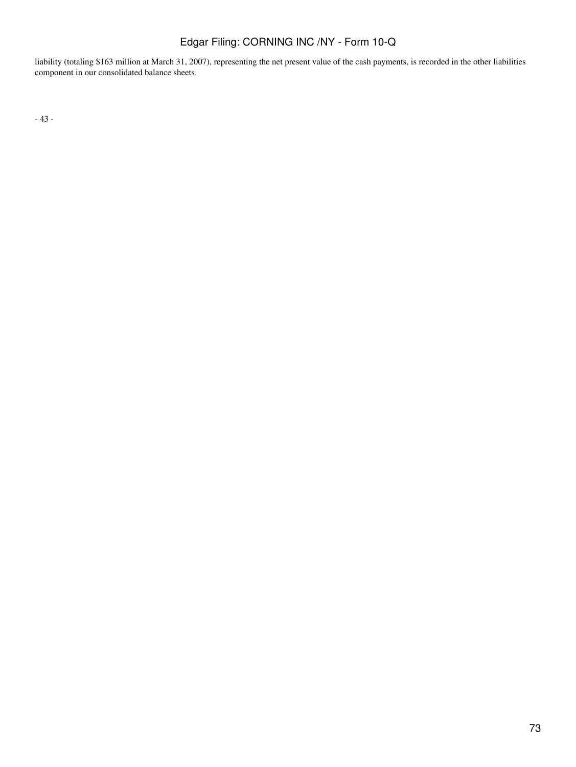liability (totaling $163 million at March 31, 2007), representing the net present value of the cash payments, is recorded in the other liabilities component in our consolidated balance sheets.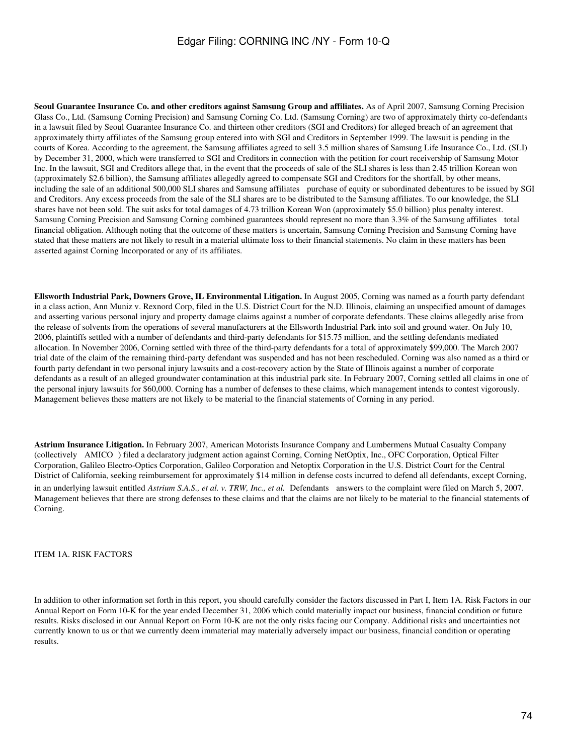**Seoul Guarantee Insurance Co. and other creditors against Samsung Group and affiliates.** As of April 2007, Samsung Corning Precision Glass Co., Ltd. (Samsung Corning Precision) and Samsung Corning Co. Ltd. (Samsung Corning) are two of approximately thirty co-defendants in a lawsuit filed by Seoul Guarantee Insurance Co. and thirteen other creditors (SGI and Creditors) for alleged breach of an agreement that approximately thirty affiliates of the Samsung group entered into with SGI and Creditors in September 1999. The lawsuit is pending in the courts of Korea. According to the agreement, the Samsung affiliates agreed to sell 3.5 million shares of Samsung Life Insurance Co., Ltd. (SLI) by December 31, 2000, which were transferred to SGI and Creditors in connection with the petition for court receivership of Samsung Motor Inc. In the lawsuit, SGI and Creditors allege that, in the event that the proceeds of sale of the SLI shares is less than 2.45 trillion Korean won (approximately $2.6 billion), the Samsung affiliates allegedly agreed to compensate SGI and Creditors for the shortfall, by other means, including the sale of an additional 500,000 SLI shares and Samsung affiliates purchase of equity or subordinated debentures to be issued by SGI and Creditors. Any excess proceeds from the sale of the SLI shares are to be distributed to the Samsung affiliates. To our knowledge, the SLI shares have not been sold. The suit asks for total damages of 4.73 trillion Korean Won (approximately $5.0 billion) plus penalty interest. Samsung Corning Precision and Samsung Corning combined guarantees should represent no more than 3.3% of the Samsung affiliates total financial obligation. Although noting that the outcome of these matters is uncertain, Samsung Corning Precision and Samsung Corning have stated that these matters are not likely to result in a material ultimate loss to their financial statements. No claim in these matters has been asserted against Corning Incorporated or any of its affiliates.

**Ellsworth Industrial Park, Downers Grove, IL Environmental Litigation.** In August 2005, Corning was named as a fourth party defendant in a class action, Ann Muniz v. Rexnord Corp, filed in the U.S. District Court for the N.D. Illinois, claiming an unspecified amount of damages and asserting various personal injury and property damage claims against a number of corporate defendants. These claims allegedly arise from the release of solvents from the operations of several manufacturers at the Ellsworth Industrial Park into soil and ground water. On July 10, 2006, plaintiffs settled with a number of defendants and third-party defendants for $15.75 million, and the settling defendants mediated allocation. In November 2006, Corning settled with three of the third-party defendants for a total of approximately $99,000. The March 2007 trial date of the claim of the remaining third-party defendant was suspended and has not been rescheduled. Corning was also named as a third or fourth party defendant in two personal injury lawsuits and a cost-recovery action by the State of Illinois against a number of corporate defendants as a result of an alleged groundwater contamination at this industrial park site. In February 2007, Corning settled all claims in one of the personal injury lawsuits for $60,000. Corning has a number of defenses to these claims, which management intends to contest vigorously. Management believes these matters are not likely to be material to the financial statements of Corning in any period.

**Astrium Insurance Litigation.** In February 2007, American Motorists Insurance Company and Lumbermens Mutual Casualty Company (collectively AMICO ) filed a declaratory judgment action against Corning, Corning NetOptix, Inc., OFC Corporation, Optical Filter Corporation, Galileo Electro-Optics Corporation, Galileo Corporation and Netoptix Corporation in the U.S. District Court for the Central District of California, seeking reimbursement for approximately $14 million in defense costs incurred to defend all defendants, except Corning, in an underlying lawsuit entitled *Astrium S.A.S., et al. v. TRW, Inc., et al.* Defendants answers to the complaint were filed on March 5, 2007. Management believes that there are strong defenses to these claims and that the claims are not likely to be material to the financial statements of Corning.

ITEM 1A. RISK FACTORS

In addition to other information set forth in this report, you should carefully consider the factors discussed in Part I, Item 1A. Risk Factors in our Annual Report on Form 10-K for the year ended December 31, 2006 which could materially impact our business, financial condition or future results. Risks disclosed in our Annual Report on Form 10-K are not the only risks facing our Company. Additional risks and uncertainties not currently known to us or that we currently deem immaterial may materially adversely impact our business, financial condition or operating results.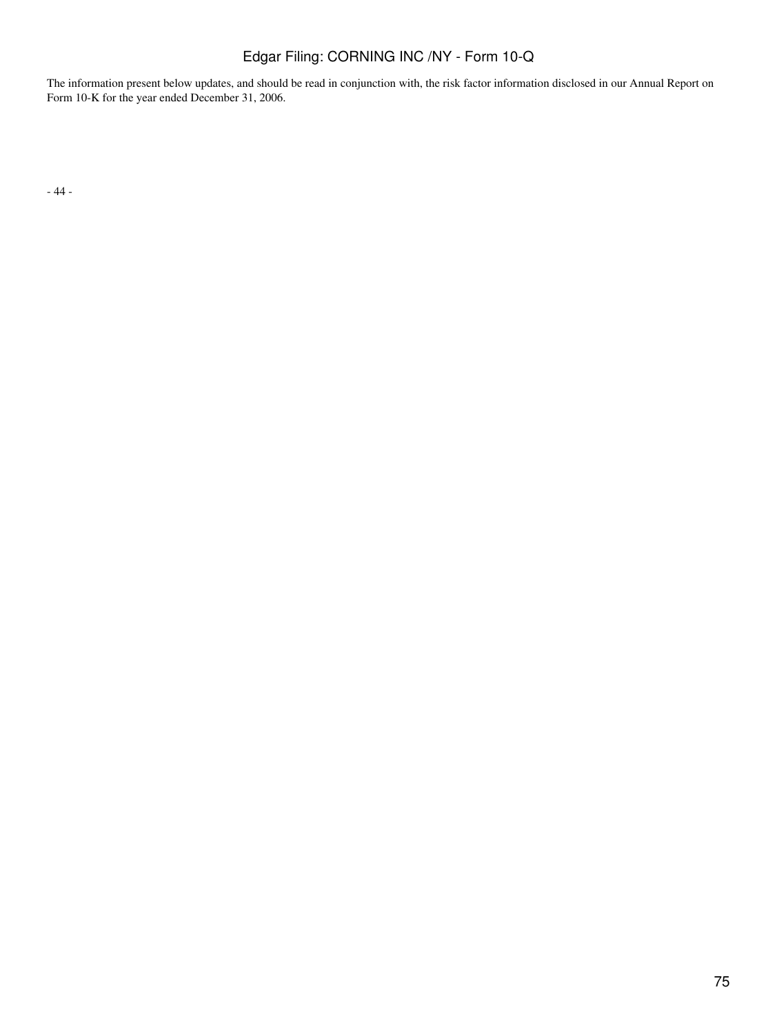The information present below updates, and should be read in conjunction with, the risk factor information disclosed in our Annual Report on Form 10-K for the year ended December 31, 2006.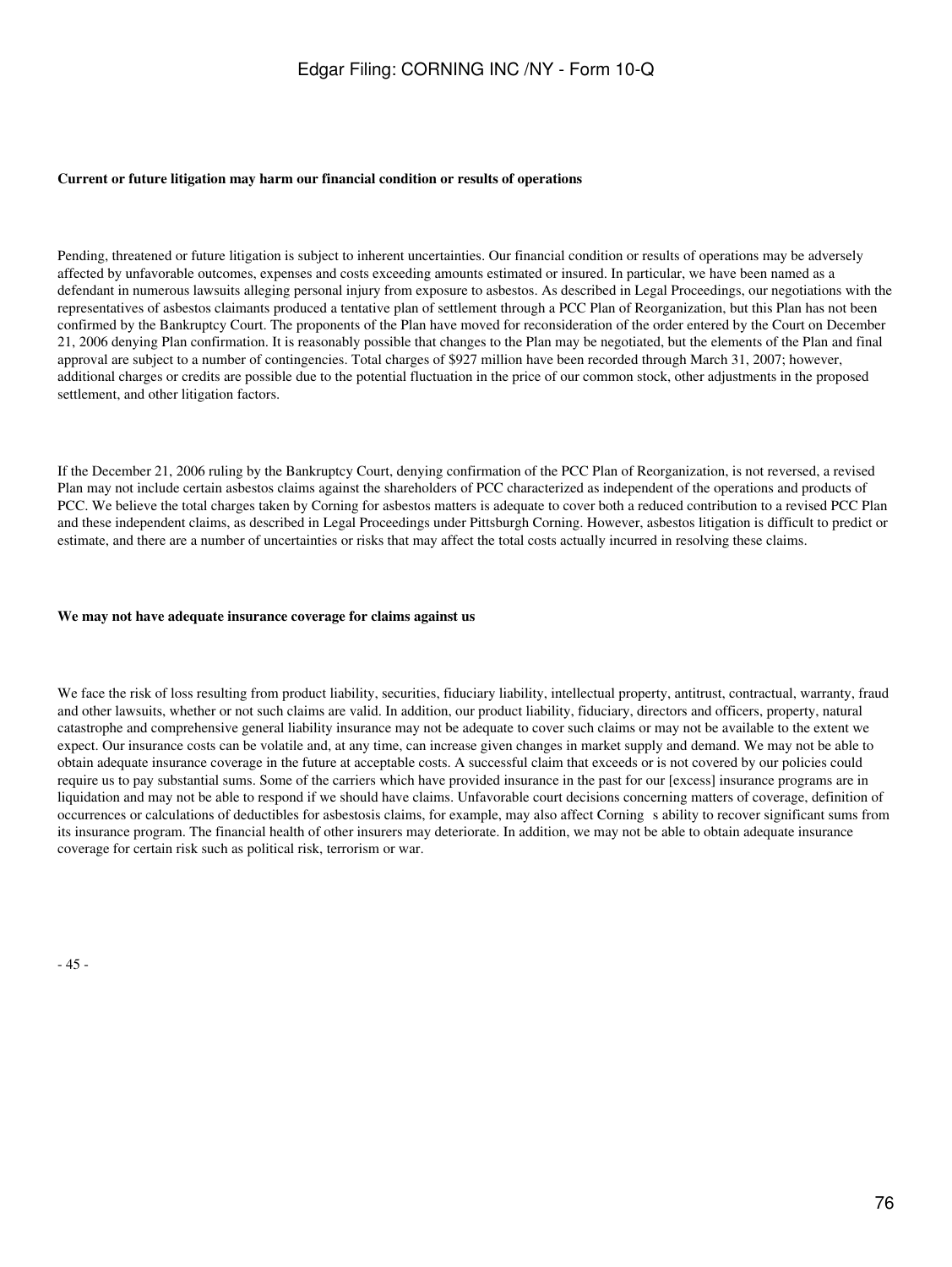**Current or future litigation may harm our financial condition or results of operations**

Pending, threatened or future litigation is subject to inherent uncertainties. Our financial condition or results of operations may be adversely affected by unfavorable outcomes, expenses and costs exceeding amounts estimated or insured. In particular, we have been named as a defendant in numerous lawsuits alleging personal injury from exposure to asbestos. As described in Legal Proceedings, our negotiations with the representatives of asbestos claimants produced a tentative plan of settlement through a PCC Plan of Reorganization, but this Plan has not been confirmed by the Bankruptcy Court. The proponents of the Plan have moved for reconsideration of the order entered by the Court on December 21, 2006 denying Plan confirmation. It is reasonably possible that changes to the Plan may be negotiated, but the elements of the Plan and final approval are subject to a number of contingencies. Total charges of $927 million have been recorded through March 31, 2007; however, additional charges or credits are possible due to the potential fluctuation in the price of our common stock, other adjustments in the proposed settlement, and other litigation factors.

If the December 21, 2006 ruling by the Bankruptcy Court, denying confirmation of the PCC Plan of Reorganization, is not reversed, a revised Plan may not include certain asbestos claims against the shareholders of PCC characterized as independent of the operations and products of PCC. We believe the total charges taken by Corning for asbestos matters is adequate to cover both a reduced contribution to a revised PCC Plan and these independent claims, as described in Legal Proceedings under Pittsburgh Corning. However, asbestos litigation is difficult to predict or estimate, and there are a number of uncertainties or risks that may affect the total costs actually incurred in resolving these claims.

**We may not have adequate insurance coverage for claims against us**

We face the risk of loss resulting from product liability, securities, fiduciary liability, intellectual property, antitrust, contractual, warranty, fraud and other lawsuits, whether or not such claims are valid. In addition, our product liability, fiduciary, directors and officers, property, natural catastrophe and comprehensive general liability insurance may not be adequate to cover such claims or may not be available to the extent we expect. Our insurance costs can be volatile and, at any time, can increase given changes in market supply and demand. We may not be able to obtain adequate insurance coverage in the future at acceptable costs. A successful claim that exceeds or is not covered by our policies could require us to pay substantial sums. Some of the carriers which have provided insurance in the past for our [excess] insurance programs are in liquidation and may not be able to respond if we should have claims. Unfavorable court decisions concerning matters of coverage, definition of occurrences or calculations of deductibles for asbestosis claims, for example, may also affect Corning s ability to recover significant sums from its insurance program. The financial health of other insurers may deteriorate. In addition, we may not be able to obtain adequate insurance coverage for certain risk such as political risk, terrorism or war.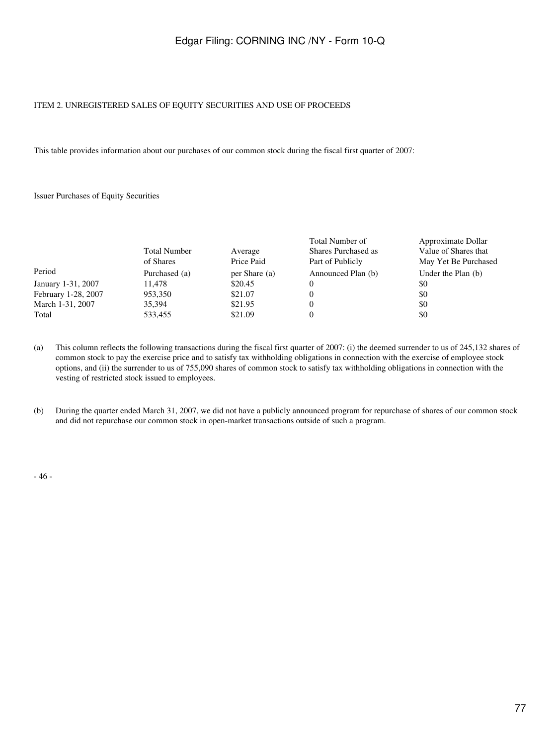ITEM 2. UNREGISTERED SALES OF EQUITY SECURITIES AND USE OF PROCEEDS

This table provides information about our purchases of our common stock during the fiscal first quarter of 2007:

Issuer Purchases of Equity Securities

| Period | Total Number of Shares Purchased (a) | Average Price Paid per Share (a) | Total Number of Shares Purchased as Part of Publicly Announced Plan (b) | Approximate Dollar Value of Shares that May Yet Be Purchased Under the Plan (b) |
|---|---|---|---|---|
| January 1-31, 2007 | 11,478 | $20.45 | 0 | $0 |
| February 1-28, 2007 | 953,350 | $21.07 | 0 | $0 |
| March 1-31, 2007 | 35,394 | $21.95 | 0 | $0 |
| Total | 533,455 | $21.09 | 0 | $0 |

(a) This column reflects the following transactions during the fiscal first quarter of 2007: (i) the deemed surrender to us of 245,132 shares of common stock to pay the exercise price and to satisfy tax withholding obligations in connection with the exercise of employee stock options, and (ii) the surrender to us of 755,090 shares of common stock to satisfy tax withholding obligations in connection with the vesting of restricted stock issued to employees.

(b) During the quarter ended March 31, 2007, we did not have a publicly announced program for repurchase of shares of our common stock and did not repurchase our common stock in open-market transactions outside of such a program.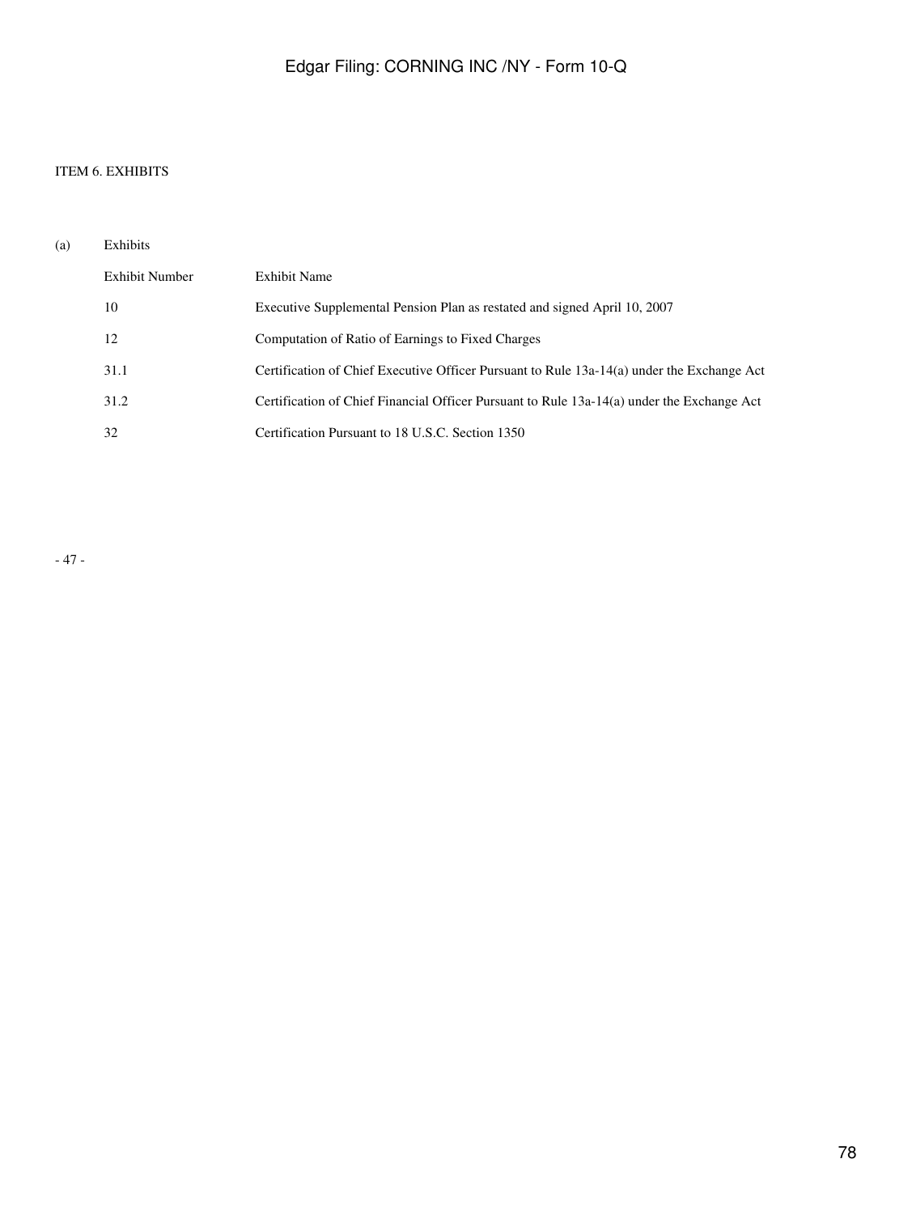ITEM 6. EXHIBITS

(a) Exhibits

| Exhibit Number | Exhibit Name |
| --- | --- |
| 10 | Executive Supplemental Pension Plan as restated and signed April 10, 2007 |
| 12 | Computation of Ratio of Earnings to Fixed Charges |
| 31.1 | Certification of Chief Executive Officer Pursuant to Rule 13a-14(a) under the Exchange Act |
| 31.2 | Certification of Chief Financial Officer Pursuant to Rule 13a-14(a) under the Exchange Act |
| 32 | Certification Pursuant to 18 U.S.C. Section 1350 |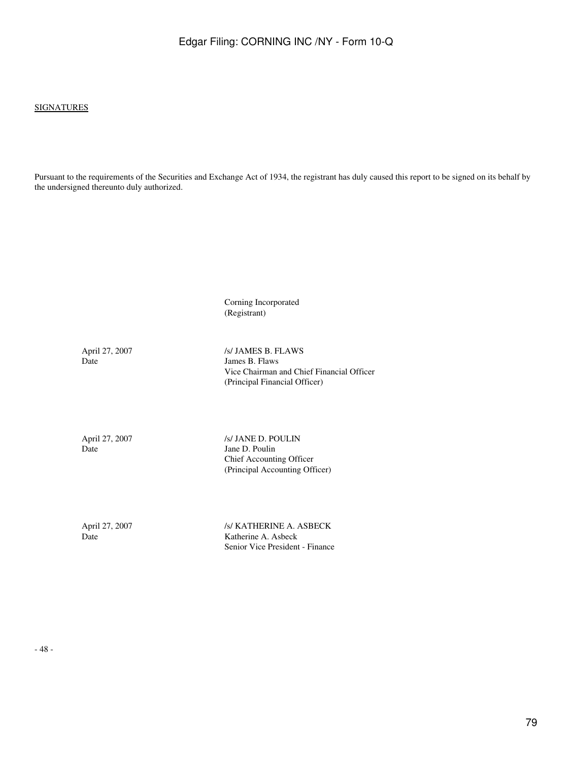SIGNATURES

Pursuant to the requirements of the Securities and Exchange Act of 1934, the registrant has duly caused this report to be signed on its behalf by the undersigned thereunto duly authorized.

| | |
|---|---|
| | Corning Incorporated<br>(Registrant) |
| April 27, 2007<br>Date | /s/ JAMES B. FLAWS<br>James B. Flaws<br>Vice Chairman and Chief Financial Officer<br>(Principal Financial Officer) |
| April 27, 2007<br>Date | /s/ JANE D. POULIN<br>Jane D. Poulin<br>Chief Accounting Officer<br>(Principal Accounting Officer) |
| April 27, 2007<br>Date | /s/ KATHERINE A. ASBECK<br>Katherine A. Asbeck<br>Senior Vice President - Finance |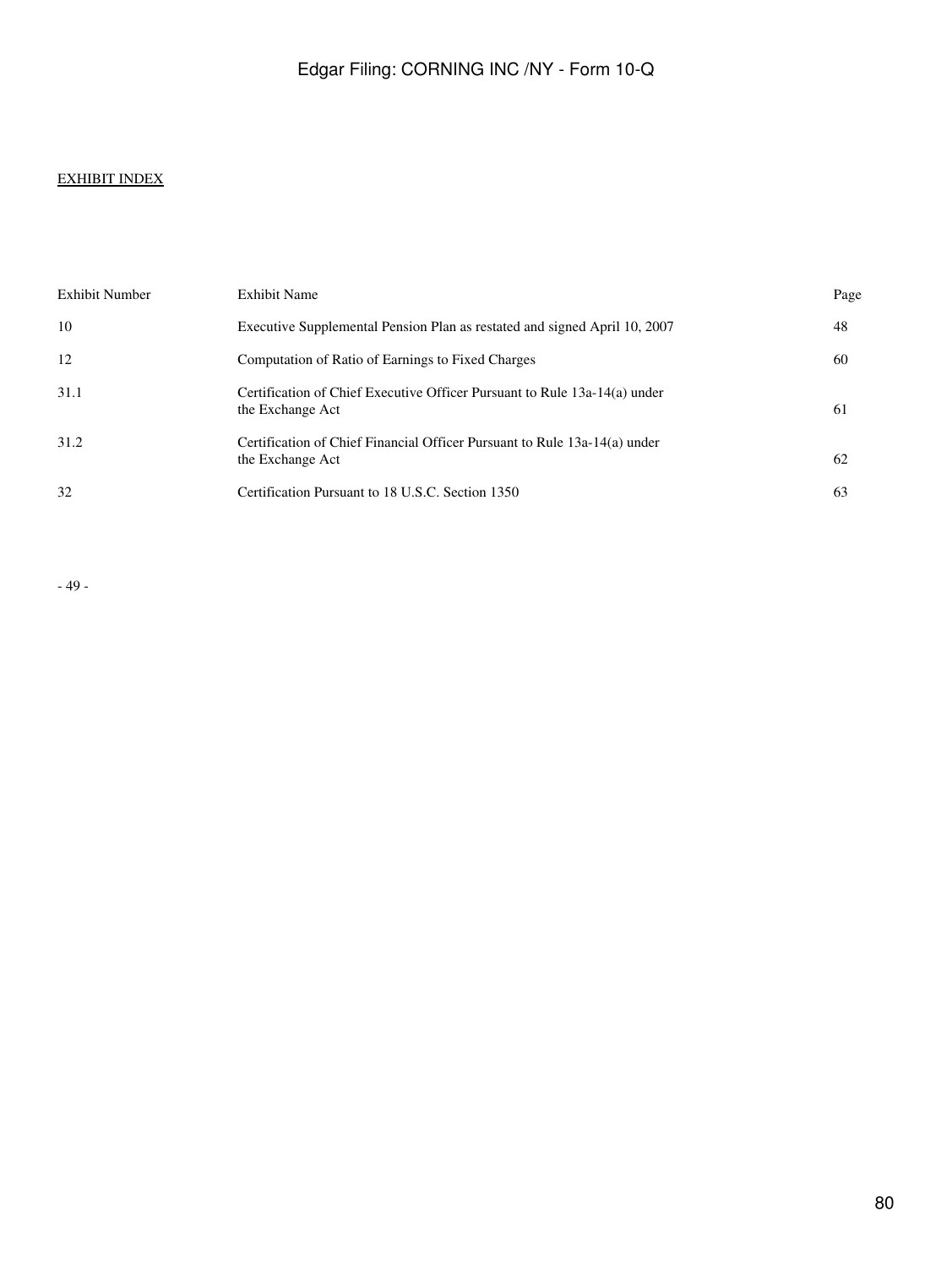EXHIBIT INDEX

| Exhibit Number | Exhibit Name | Page |
| --- | --- | --- |
| 10 | Executive Supplemental Pension Plan as restated and signed April 10, 2007 | 48 |
| 12 | Computation of Ratio of Earnings to Fixed Charges | 60 |
| 31.1 | Certification of Chief Executive Officer Pursuant to Rule 13a-14(a) under the Exchange Act | 61 |
| 31.2 | Certification of Chief Financial Officer Pursuant to Rule 13a-14(a) under the Exchange Act | 62 |
| 32 | Certification Pursuant to 18 U.S.C. Section 1350 | 63 |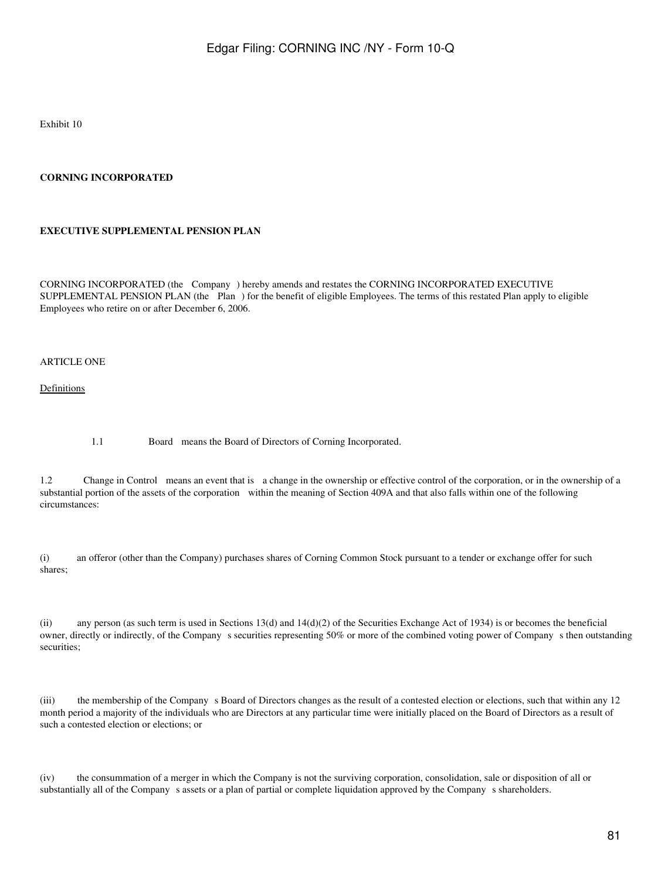Exhibit 10

**CORNING INCORPORATED**

**EXECUTIVE SUPPLEMENTAL PENSION PLAN**

CORNING INCORPORATED (the Company ) hereby amends and restates the CORNING INCORPORATED EXECUTIVE SUPPLEMENTAL PENSION PLAN (the Plan ) for the benefit of eligible Employees. The terms of this restated Plan apply to eligible Employees who retire on or after December 6, 2006.

ARTICLE ONE

Definitions

1.1 Board means the Board of Directors of Corning Incorporated.

1.2 Change in Control means an event that is a change in the ownership or effective control of the corporation, or in the ownership of a substantial portion of the assets of the corporation within the meaning of Section 409A and that also falls within one of the following circumstances:

(i) an offeror (other than the Company) purchases shares of Corning Common Stock pursuant to a tender or exchange offer for such shares;

(ii) any person (as such term is used in Sections 13(d) and 14(d)(2) of the Securities Exchange Act of 1934) is or becomes the beneficial owner, directly or indirectly, of the Company s securities representing 50% or more of the combined voting power of Company s then outstanding securities;

(iii) the membership of the Company s Board of Directors changes as the result of a contested election or elections, such that within any 12 month period a majority of the individuals who are Directors at any particular time were initially placed on the Board of Directors as a result of such a contested election or elections; or

(iv) the consummation of a merger in which the Company is not the surviving corporation, consolidation, sale or disposition of all or substantially all of the Company s assets or a plan of partial or complete liquidation approved by the Company s shareholders.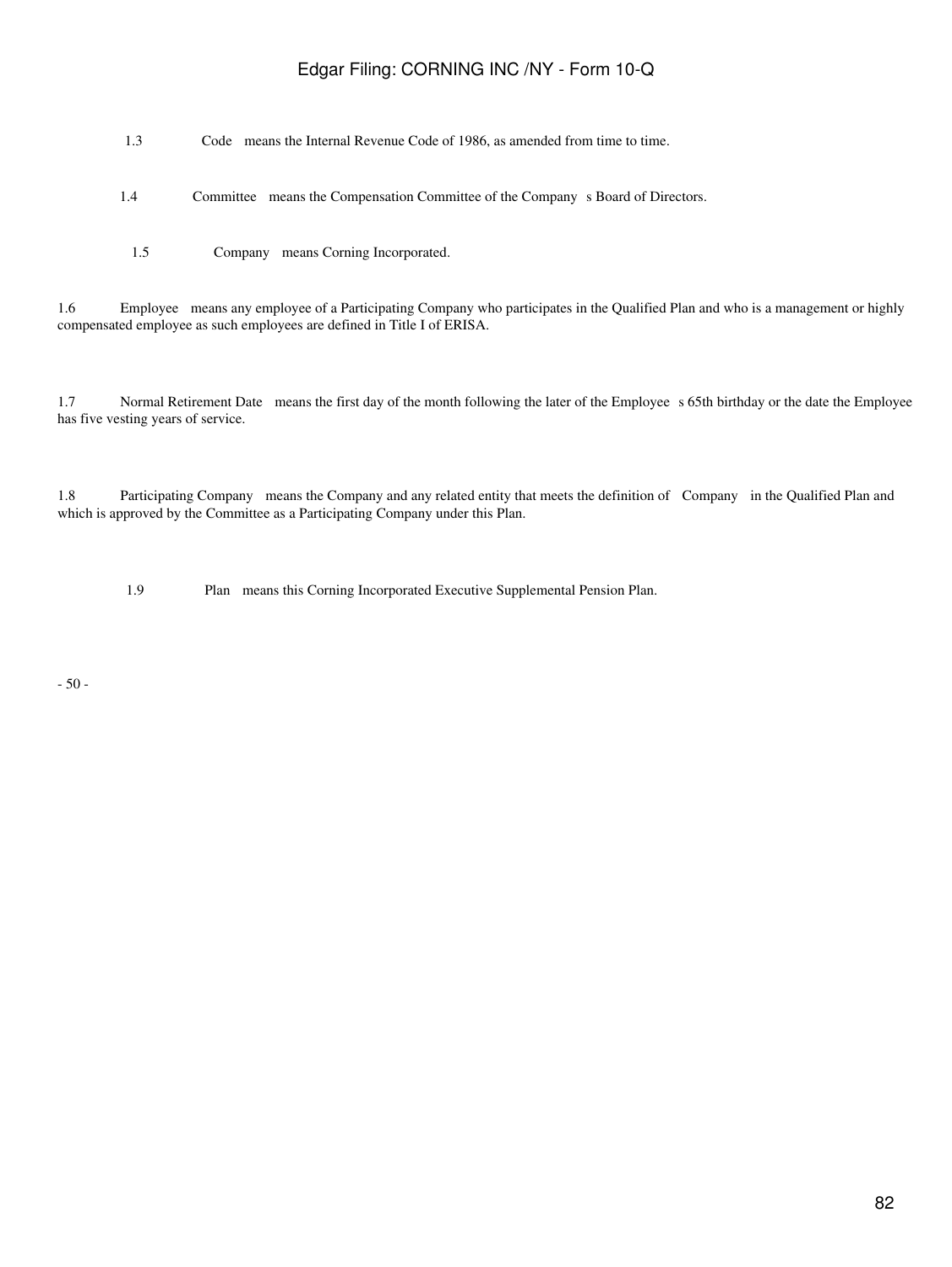1.3 Code means the Internal Revenue Code of 1986, as amended from time to time.

1.4 Committee means the Compensation Committee of the Company s Board of Directors.

1.5 Company means Corning Incorporated.

1.6 Employee means any employee of a Participating Company who participates in the Qualified Plan and who is a management or highly compensated employee as such employees are defined in Title I of ERISA.

1.7 Normal Retirement Date means the first day of the month following the later of the Employee s 65th birthday or the date the Employee has five vesting years of service.

1.8 Participating Company means the Company and any related entity that meets the definition of Company in the Qualified Plan and which is approved by the Committee as a Participating Company under this Plan.

1.9 Plan means this Corning Incorporated Executive Supplemental Pension Plan.

- 50 -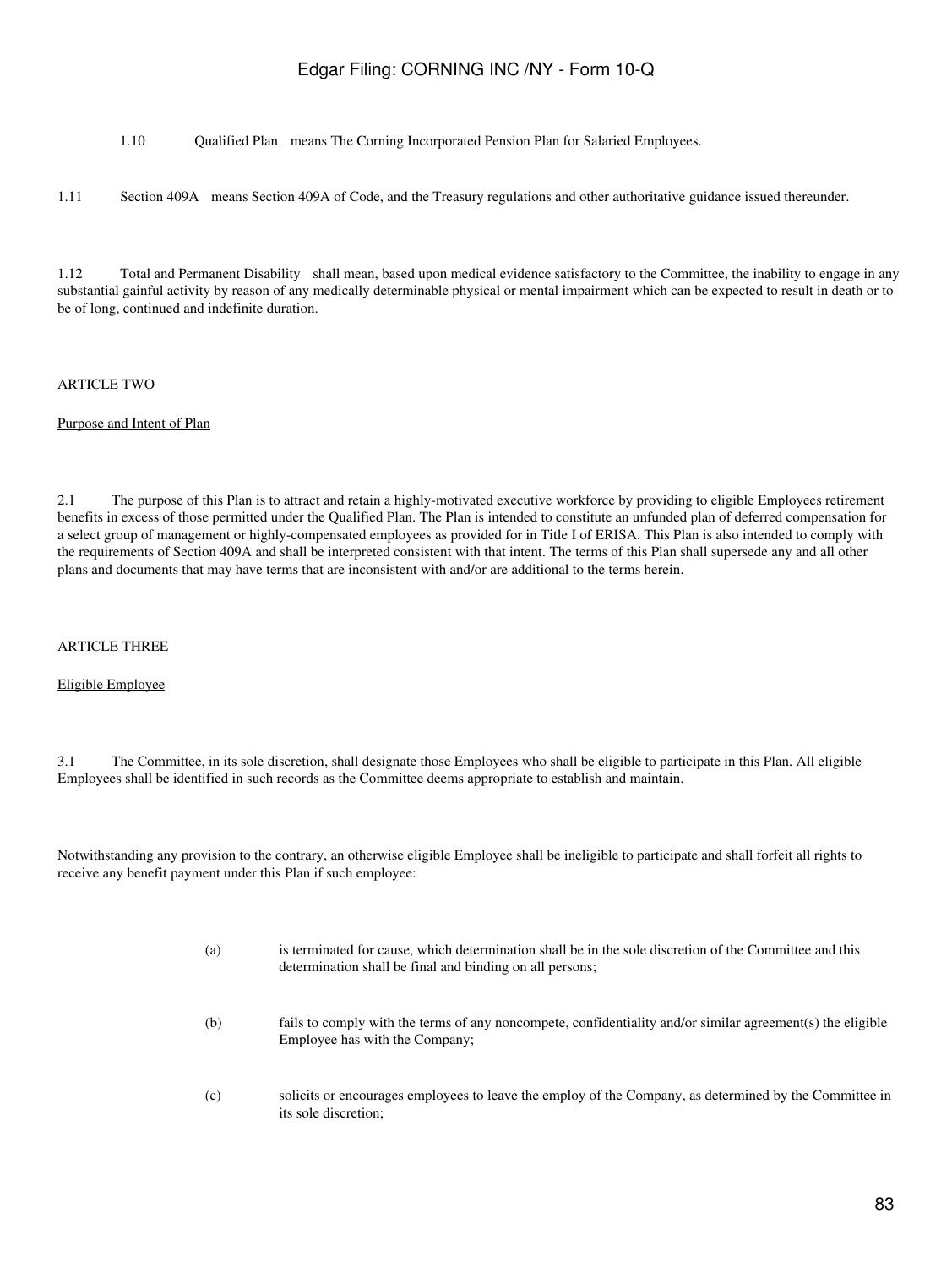1.10 Qualified Plan means The Corning Incorporated Pension Plan for Salaried Employees.

1.11 Section 409A means Section 409A of Code, and the Treasury regulations and other authoritative guidance issued thereunder.

1.12 Total and Permanent Disability shall mean, based upon medical evidence satisfactory to the Committee, the inability to engage in any substantial gainful activity by reason of any medically determinable physical or mental impairment which can be expected to result in death or to be of long, continued and indefinite duration.

ARTICLE TWO

Purpose and Intent of Plan

2.1 The purpose of this Plan is to attract and retain a highly-motivated executive workforce by providing to eligible Employees retirement benefits in excess of those permitted under the Qualified Plan. The Plan is intended to constitute an unfunded plan of deferred compensation for a select group of management or highly-compensated employees as provided for in Title I of ERISA. This Plan is also intended to comply with the requirements of Section 409A and shall be interpreted consistent with that intent. The terms of this Plan shall supersede any and all other plans and documents that may have terms that are inconsistent with and/or are additional to the terms herein.

ARTICLE THREE

Eligible Employee

3.1 The Committee, in its sole discretion, shall designate those Employees who shall be eligible to participate in this Plan. All eligible Employees shall be identified in such records as the Committee deems appropriate to establish and maintain.

Notwithstanding any provision to the contrary, an otherwise eligible Employee shall be ineligible to participate and shall forfeit all rights to receive any benefit payment under this Plan if such employee:

(a) is terminated for cause, which determination shall be in the sole discretion of the Committee and this determination shall be final and binding on all persons;

(b) fails to comply with the terms of any noncompete, confidentiality and/or similar agreement(s) the eligible Employee has with the Company;

(c) solicits or encourages employees to leave the employ of the Company, as determined by the Committee in its sole discretion;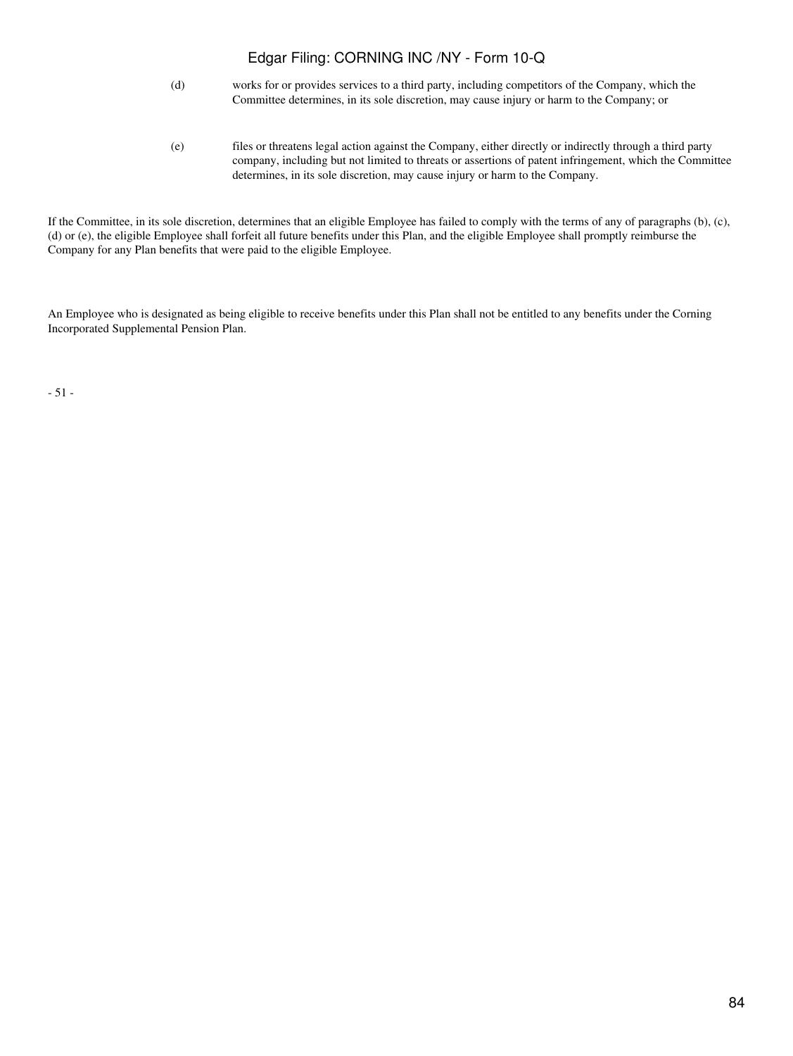(d) works for or provides services to a third party, including competitors of the Company, which the Committee determines, in its sole discretion, may cause injury or harm to the Company; or

(e) files or threatens legal action against the Company, either directly or indirectly through a third party company, including but not limited to threats or assertions of patent infringement, which the Committee determines, in its sole discretion, may cause injury or harm to the Company.

If the Committee, in its sole discretion, determines that an eligible Employee has failed to comply with the terms of any of paragraphs (b), (c), (d) or (e), the eligible Employee shall forfeit all future benefits under this Plan, and the eligible Employee shall promptly reimburse the Company for any Plan benefits that were paid to the eligible Employee.

An Employee who is designated as being eligible to receive benefits under this Plan shall not be entitled to any benefits under the Corning Incorporated Supplemental Pension Plan.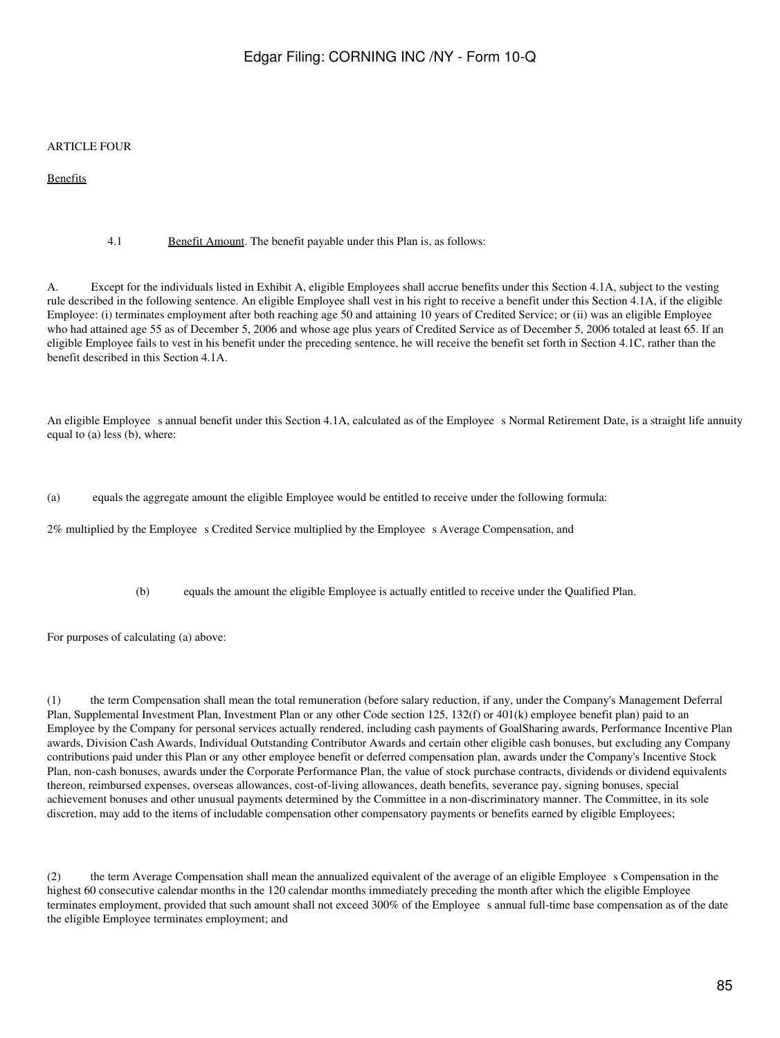ARTICLE FOUR

Benefits

4.1 Benefit Amount. The benefit payable under this Plan is, as follows:

A. Except for the individuals listed in Exhibit A, eligible Employees shall accrue benefits under this Section 4.1A, subject to the vesting rule described in the following sentence. An eligible Employee shall vest in his right to receive a benefit under this Section 4.1A, if the eligible Employee: (i) terminates employment after both reaching age 50 and attaining 10 years of Credited Service; or (ii) was an eligible Employee who had attained age 55 as of December 5, 2006 and whose age plus years of Credited Service as of December 5, 2006 totaled at least 65. If an eligible Employee fails to vest in his benefit under the preceding sentence, he will receive the benefit set forth in Section 4.1C, rather than the benefit described in this Section 4.1A.

An eligible Employee s annual benefit under this Section 4.1A, calculated as of the Employee s Normal Retirement Date, is a straight life annuity equal to (a) less (b), where:

(a) equals the aggregate amount the eligible Employee would be entitled to receive under the following formula:

2% multiplied by the Employee s Credited Service multiplied by the Employee s Average Compensation, and

(b) equals the amount the eligible Employee is actually entitled to receive under the Qualified Plan.

For purposes of calculating (a) above:

(1) the term Compensation shall mean the total remuneration (before salary reduction, if any, under the Company's Management Deferral Plan, Supplemental Investment Plan, Investment Plan or any other Code section 125, 132(f) or 401(k) employee benefit plan) paid to an Employee by the Company for personal services actually rendered, including cash payments of GoalSharing awards, Performance Incentive Plan awards, Division Cash Awards, Individual Outstanding Contributor Awards and certain other eligible cash bonuses, but excluding any Company contributions paid under this Plan or any other employee benefit or deferred compensation plan, awards under the Company's Incentive Stock Plan, non-cash bonuses, awards under the Corporate Performance Plan, the value of stock purchase contracts, dividends or dividend equivalents thereon, reimbursed expenses, overseas allowances, cost-of-living allowances, death benefits, severance pay, signing bonuses, special achievement bonuses and other unusual payments determined by the Committee in a non-discriminatory manner. The Committee, in its sole discretion, may add to the items of includable compensation other compensatory payments or benefits earned by eligible Employees;

(2) the term Average Compensation shall mean the annualized equivalent of the average of an eligible Employee s Compensation in the highest 60 consecutive calendar months in the 120 calendar months immediately preceding the month after which the eligible Employee terminates employment, provided that such amount shall not exceed 300% of the Employee s annual full-time base compensation as of the date the eligible Employee terminates employment; and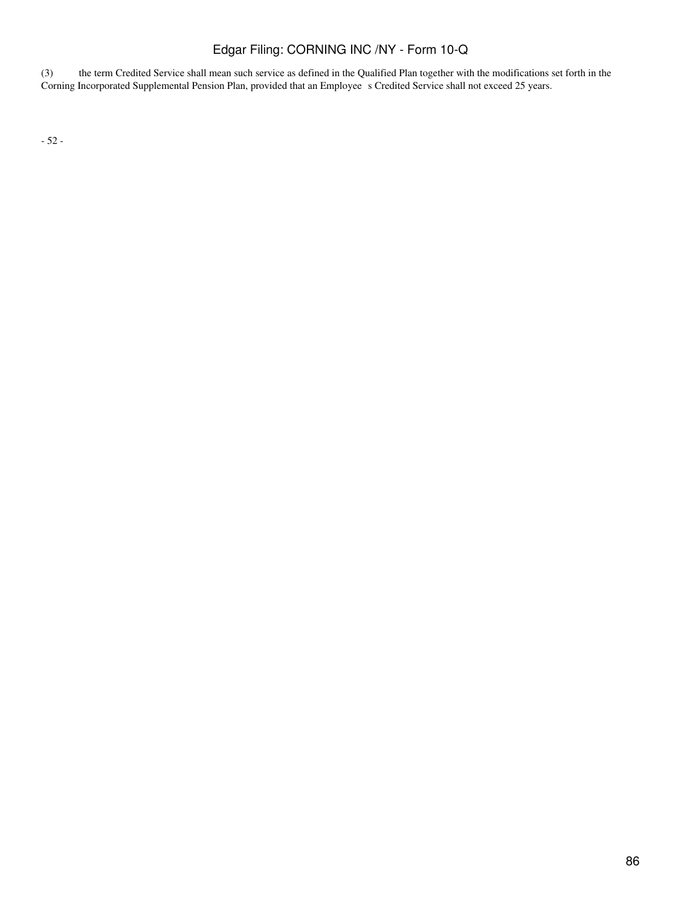(3) the term Credited Service shall mean such service as defined in the Qualified Plan together with the modifications set forth in the Corning Incorporated Supplemental Pension Plan, provided that an Employee s Credited Service shall not exceed 25 years.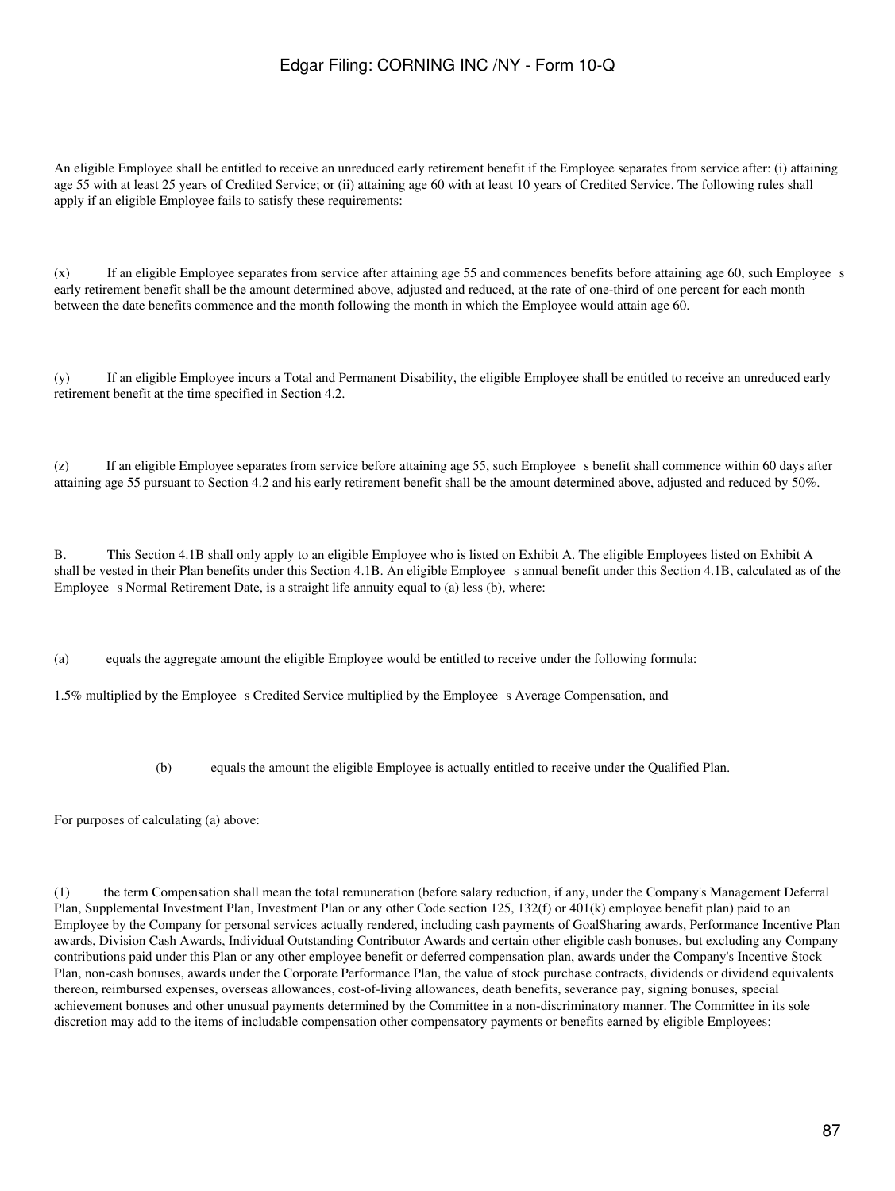An eligible Employee shall be entitled to receive an unreduced early retirement benefit if the Employee separates from service after: (i) attaining age 55 with at least 25 years of Credited Service; or (ii) attaining age 60 with at least 10 years of Credited Service. The following rules shall apply if an eligible Employee fails to satisfy these requirements:

(x) If an eligible Employee separates from service after attaining age 55 and commences benefits before attaining age 60, such Employee s early retirement benefit shall be the amount determined above, adjusted and reduced, at the rate of one-third of one percent for each month between the date benefits commence and the month following the month in which the Employee would attain age 60.

(y) If an eligible Employee incurs a Total and Permanent Disability, the eligible Employee shall be entitled to receive an unreduced early retirement benefit at the time specified in Section 4.2.

(z) If an eligible Employee separates from service before attaining age 55, such Employee s benefit shall commence within 60 days after attaining age 55 pursuant to Section 4.2 and his early retirement benefit shall be the amount determined above, adjusted and reduced by 50%.

B. This Section 4.1B shall only apply to an eligible Employee who is listed on Exhibit A. The eligible Employees listed on Exhibit A shall be vested in their Plan benefits under this Section 4.1B. An eligible Employee s annual benefit under this Section 4.1B, calculated as of the Employee s Normal Retirement Date, is a straight life annuity equal to (a) less (b), where:

(a) equals the aggregate amount the eligible Employee would be entitled to receive under the following formula:

1.5% multiplied by the Employee s Credited Service multiplied by the Employee s Average Compensation, and

(b) equals the amount the eligible Employee is actually entitled to receive under the Qualified Plan.

For purposes of calculating (a) above:

(1) the term Compensation shall mean the total remuneration (before salary reduction, if any, under the Company's Management Deferral Plan, Supplemental Investment Plan, Investment Plan or any other Code section 125, 132(f) or 401(k) employee benefit plan) paid to an Employee by the Company for personal services actually rendered, including cash payments of GoalSharing awards, Performance Incentive Plan awards, Division Cash Awards, Individual Outstanding Contributor Awards and certain other eligible cash bonuses, but excluding any Company contributions paid under this Plan or any other employee benefit or deferred compensation plan, awards under the Company's Incentive Stock Plan, non-cash bonuses, awards under the Corporate Performance Plan, the value of stock purchase contracts, dividends or dividend equivalents thereon, reimbursed expenses, overseas allowances, cost-of-living allowances, death benefits, severance pay, signing bonuses, special achievement bonuses and other unusual payments determined by the Committee in a non-discriminatory manner. The Committee in its sole discretion may add to the items of includable compensation other compensatory payments or benefits earned by eligible Employees;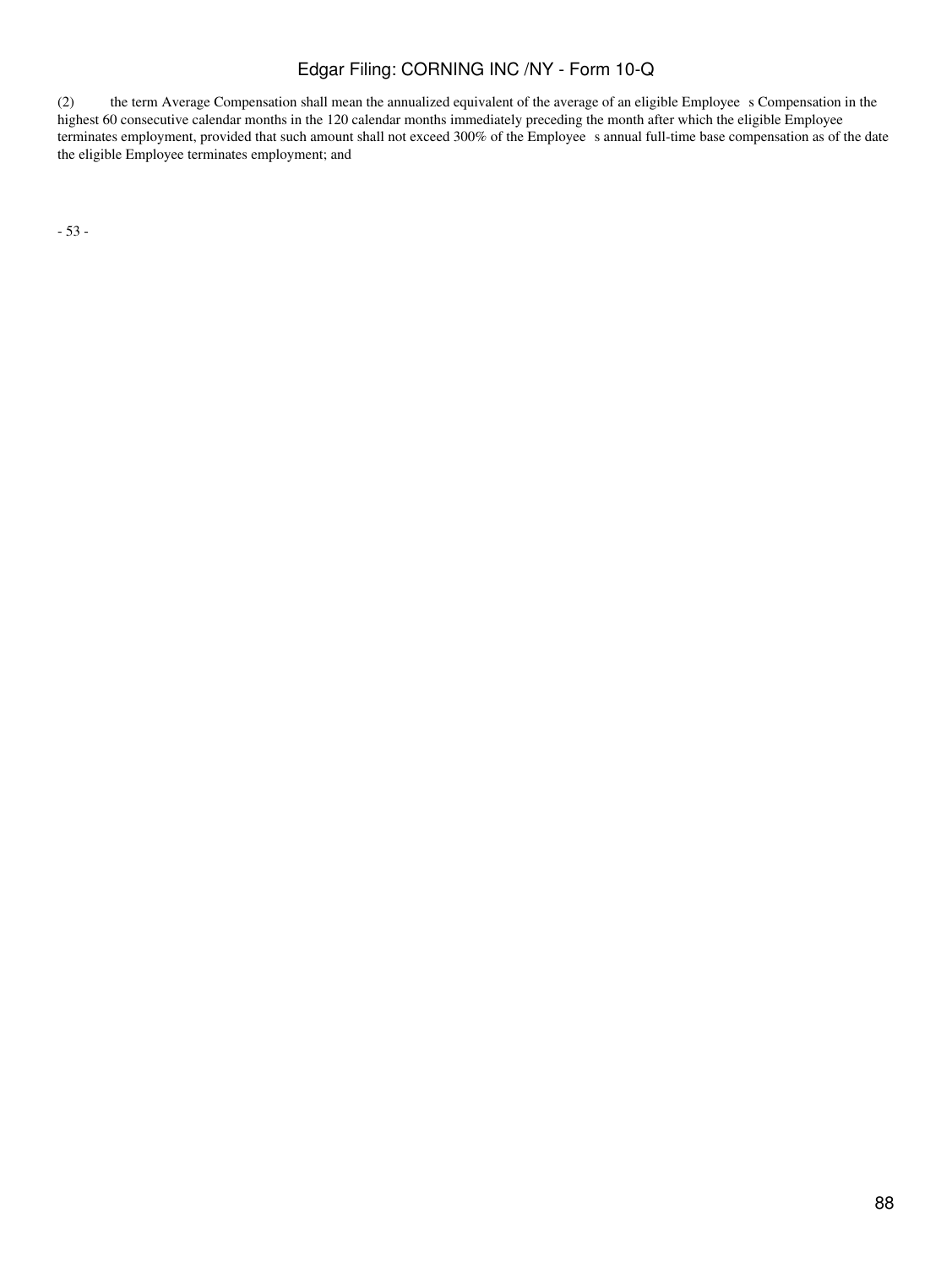(2) the term Average Compensation shall mean the annualized equivalent of the average of an eligible Employee s Compensation in the highest 60 consecutive calendar months in the 120 calendar months immediately preceding the month after which the eligible Employee terminates employment, provided that such amount shall not exceed 300% of the Employee s annual full-time base compensation as of the date the eligible Employee terminates employment; and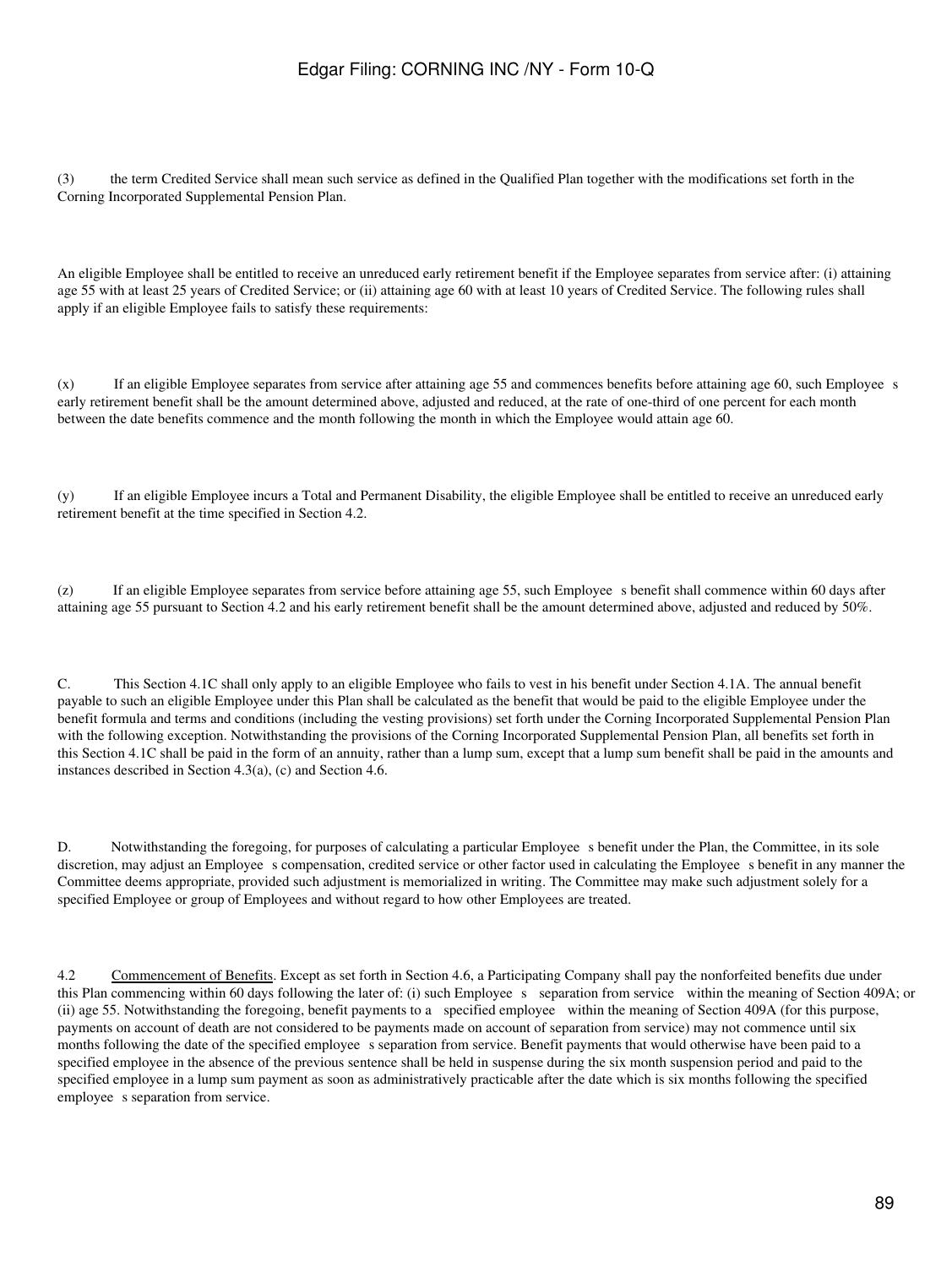(3) the term Credited Service shall mean such service as defined in the Qualified Plan together with the modifications set forth in the Corning Incorporated Supplemental Pension Plan.

An eligible Employee shall be entitled to receive an unreduced early retirement benefit if the Employee separates from service after: (i) attaining age 55 with at least 25 years of Credited Service; or (ii) attaining age 60 with at least 10 years of Credited Service. The following rules shall apply if an eligible Employee fails to satisfy these requirements:

(x) If an eligible Employee separates from service after attaining age 55 and commences benefits before attaining age 60, such Employee s early retirement benefit shall be the amount determined above, adjusted and reduced, at the rate of one-third of one percent for each month between the date benefits commence and the month following the month in which the Employee would attain age 60.

(y) If an eligible Employee incurs a Total and Permanent Disability, the eligible Employee shall be entitled to receive an unreduced early retirement benefit at the time specified in Section 4.2.

(z) If an eligible Employee separates from service before attaining age 55, such Employee s benefit shall commence within 60 days after attaining age 55 pursuant to Section 4.2 and his early retirement benefit shall be the amount determined above, adjusted and reduced by 50%.

C. This Section 4.1C shall only apply to an eligible Employee who fails to vest in his benefit under Section 4.1A. The annual benefit payable to such an eligible Employee under this Plan shall be calculated as the benefit that would be paid to the eligible Employee under the benefit formula and terms and conditions (including the vesting provisions) set forth under the Corning Incorporated Supplemental Pension Plan with the following exception. Notwithstanding the provisions of the Corning Incorporated Supplemental Pension Plan, all benefits set forth in this Section 4.1C shall be paid in the form of an annuity, rather than a lump sum, except that a lump sum benefit shall be paid in the amounts and instances described in Section 4.3(a), (c) and Section 4.6.

D. Notwithstanding the foregoing, for purposes of calculating a particular Employee s benefit under the Plan, the Committee, in its sole discretion, may adjust an Employee s compensation, credited service or other factor used in calculating the Employee s benefit in any manner the Committee deems appropriate, provided such adjustment is memorialized in writing. The Committee may make such adjustment solely for a specified Employee or group of Employees and without regard to how other Employees are treated.

4.2 Commencement of Benefits. Except as set forth in Section 4.6, a Participating Company shall pay the nonforfeited benefits due under this Plan commencing within 60 days following the later of: (i) such Employee s separation from service within the meaning of Section 409A; or (ii) age 55. Notwithstanding the foregoing, benefit payments to a specified employee within the meaning of Section 409A (for this purpose, payments on account of death are not considered to be payments made on account of separation from service) may not commence until six months following the date of the specified employee s separation from service. Benefit payments that would otherwise have been paid to a specified employee in the absence of the previous sentence shall be held in suspense during the six month suspension period and paid to the specified employee in a lump sum payment as soon as administratively practicable after the date which is six months following the specified employee s separation from service.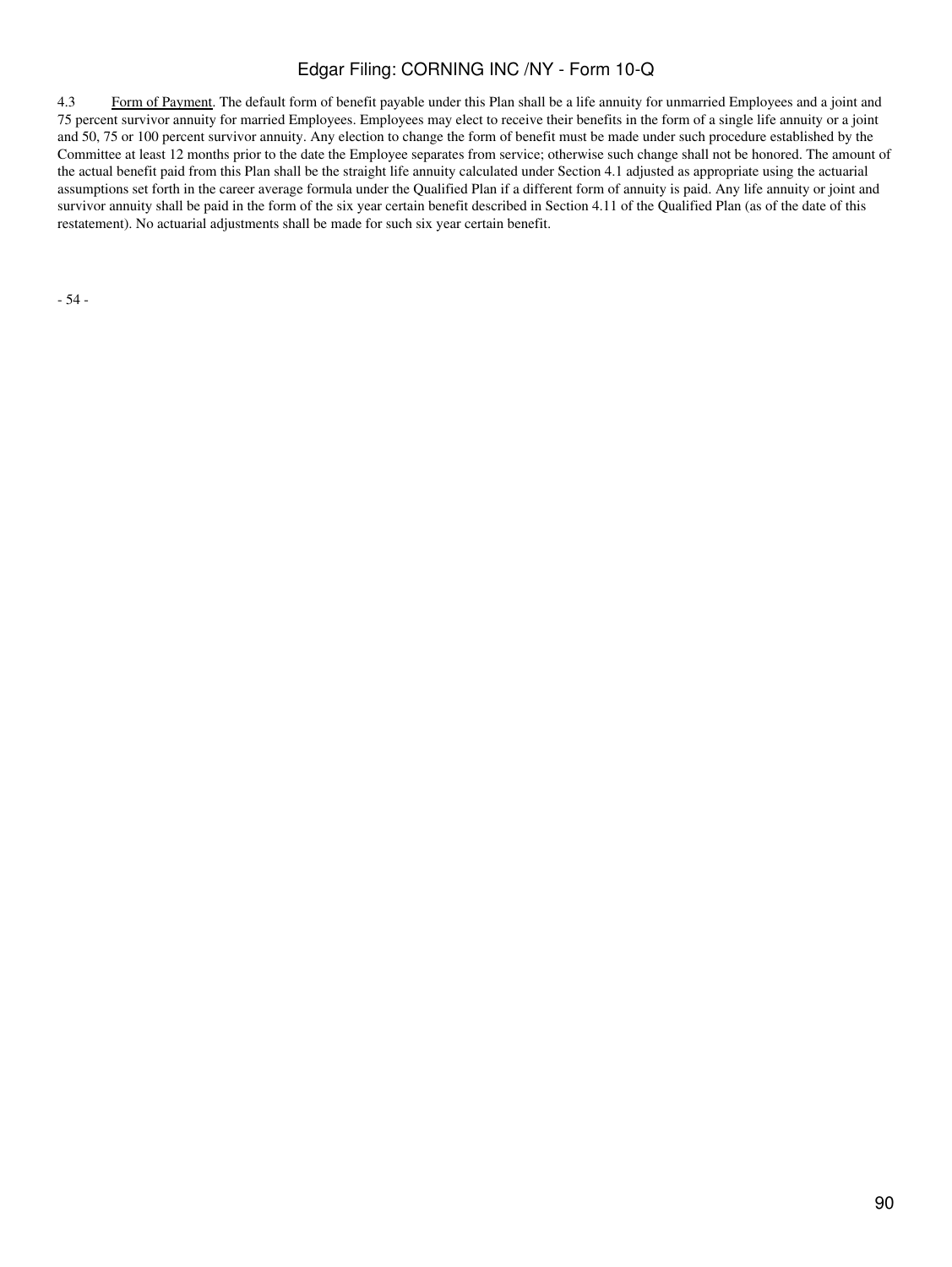4.3 Form of Payment. The default form of benefit payable under this Plan shall be a life annuity for unmarried Employees and a joint and 75 percent survivor annuity for married Employees. Employees may elect to receive their benefits in the form of a single life annuity or a joint and 50, 75 or 100 percent survivor annuity. Any election to change the form of benefit must be made under such procedure established by the Committee at least 12 months prior to the date the Employee separates from service; otherwise such change shall not be honored. The amount of the actual benefit paid from this Plan shall be the straight life annuity calculated under Section 4.1 adjusted as appropriate using the actuarial assumptions set forth in the career average formula under the Qualified Plan if a different form of annuity is paid. Any life annuity or joint and survivor annuity shall be paid in the form of the six year certain benefit described in Section 4.11 of the Qualified Plan (as of the date of this restatement). No actuarial adjustments shall be made for such six year certain benefit.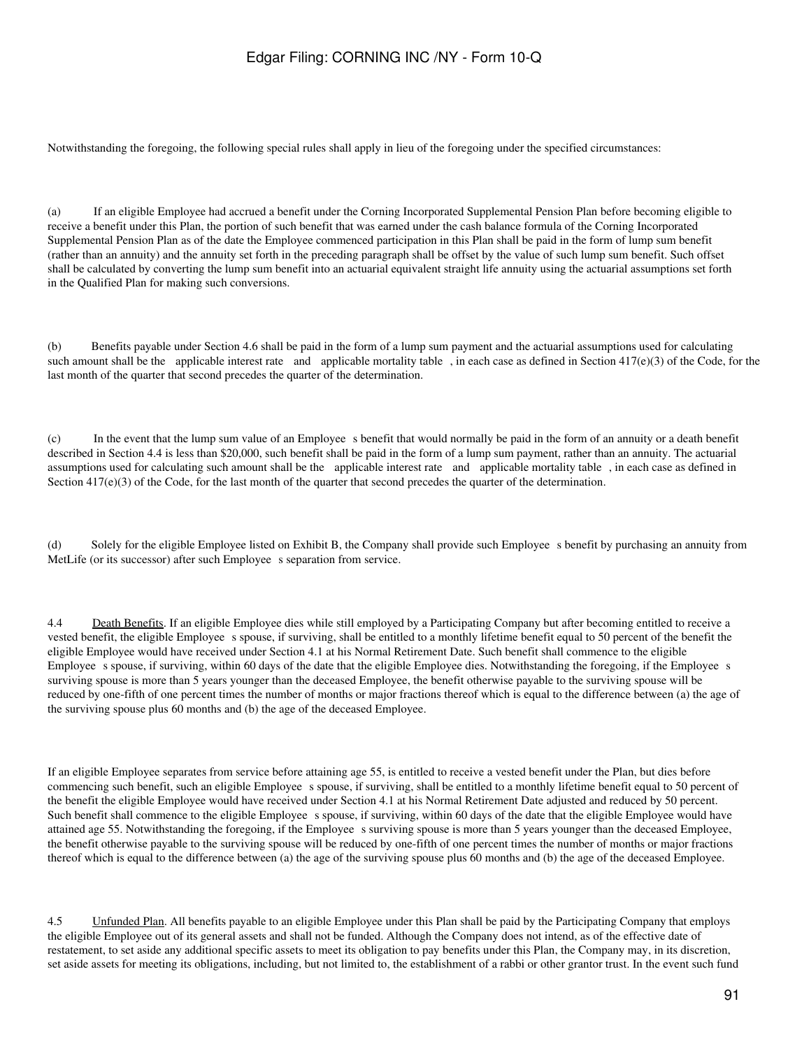Notwithstanding the foregoing, the following special rules shall apply in lieu of the foregoing under the specified circumstances:

(a) If an eligible Employee had accrued a benefit under the Corning Incorporated Supplemental Pension Plan before becoming eligible to receive a benefit under this Plan, the portion of such benefit that was earned under the cash balance formula of the Corning Incorporated Supplemental Pension Plan as of the date the Employee commenced participation in this Plan shall be paid in the form of lump sum benefit (rather than an annuity) and the annuity set forth in the preceding paragraph shall be offset by the value of such lump sum benefit. Such offset shall be calculated by converting the lump sum benefit into an actuarial equivalent straight life annuity using the actuarial assumptions set forth in the Qualified Plan for making such conversions.

(b) Benefits payable under Section 4.6 shall be paid in the form of a lump sum payment and the actuarial assumptions used for calculating such amount shall be the applicable interest rate and applicable mortality table , in each case as defined in Section 417(e)(3) of the Code, for the last month of the quarter that second precedes the quarter of the determination.

(c) In the event that the lump sum value of an Employee s benefit that would normally be paid in the form of an annuity or a death benefit described in Section 4.4 is less than $20,000, such benefit shall be paid in the form of a lump sum payment, rather than an annuity. The actuarial assumptions used for calculating such amount shall be the applicable interest rate and applicable mortality table , in each case as defined in Section 417(e)(3) of the Code, for the last month of the quarter that second precedes the quarter of the determination.

(d) Solely for the eligible Employee listed on Exhibit B, the Company shall provide such Employee s benefit by purchasing an annuity from MetLife (or its successor) after such Employee s separation from service.

4.4 Death Benefits. If an eligible Employee dies while still employed by a Participating Company but after becoming entitled to receive a vested benefit, the eligible Employee s spouse, if surviving, shall be entitled to a monthly lifetime benefit equal to 50 percent of the benefit the eligible Employee would have received under Section 4.1 at his Normal Retirement Date. Such benefit shall commence to the eligible Employee s spouse, if surviving, within 60 days of the date that the eligible Employee dies. Notwithstanding the foregoing, if the Employee s surviving spouse is more than 5 years younger than the deceased Employee, the benefit otherwise payable to the surviving spouse will be reduced by one-fifth of one percent times the number of months or major fractions thereof which is equal to the difference between (a) the age of the surviving spouse plus 60 months and (b) the age of the deceased Employee.

If an eligible Employee separates from service before attaining age 55, is entitled to receive a vested benefit under the Plan, but dies before commencing such benefit, such an eligible Employee s spouse, if surviving, shall be entitled to a monthly lifetime benefit equal to 50 percent of the benefit the eligible Employee would have received under Section 4.1 at his Normal Retirement Date adjusted and reduced by 50 percent. Such benefit shall commence to the eligible Employee s spouse, if surviving, within 60 days of the date that the eligible Employee would have attained age 55. Notwithstanding the foregoing, if the Employee s surviving spouse is more than 5 years younger than the deceased Employee, the benefit otherwise payable to the surviving spouse will be reduced by one-fifth of one percent times the number of months or major fractions thereof which is equal to the difference between (a) the age of the surviving spouse plus 60 months and (b) the age of the deceased Employee.

4.5 Unfunded Plan. All benefits payable to an eligible Employee under this Plan shall be paid by the Participating Company that employs the eligible Employee out of its general assets and shall not be funded. Although the Company does not intend, as of the effective date of restatement, to set aside any additional specific assets to meet its obligation to pay benefits under this Plan, the Company may, in its discretion, set aside assets for meeting its obligations, including, but not limited to, the establishment of a rabbi or other grantor trust. In the event such fund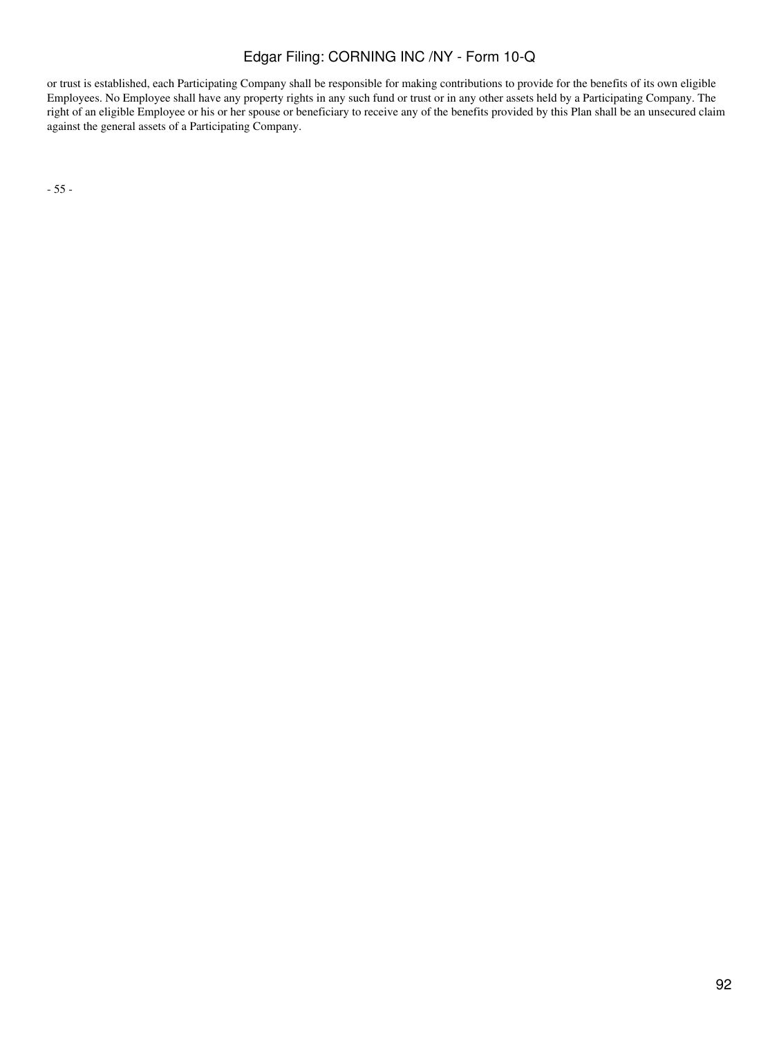or trust is established, each Participating Company shall be responsible for making contributions to provide for the benefits of its own eligible Employees. No Employee shall have any property rights in any such fund or trust or in any other assets held by a Participating Company. The right of an eligible Employee or his or her spouse or beneficiary to receive any of the benefits provided by this Plan shall be an unsecured claim against the general assets of a Participating Company.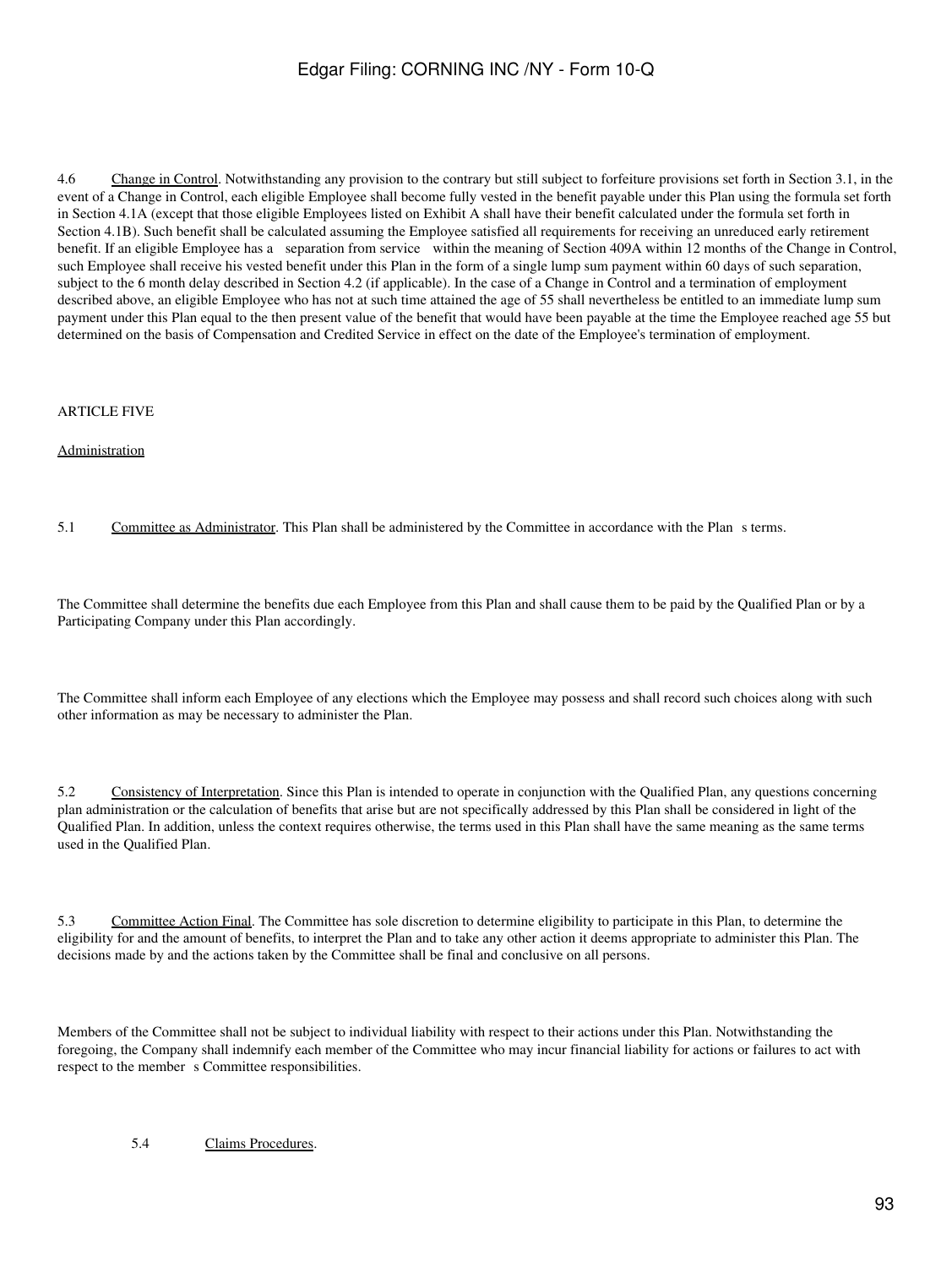4.6 Change in Control. Notwithstanding any provision to the contrary but still subject to forfeiture provisions set forth in Section 3.1, in the event of a Change in Control, each eligible Employee shall become fully vested in the benefit payable under this Plan using the formula set forth in Section 4.1A (except that those eligible Employees listed on Exhibit A shall have their benefit calculated under the formula set forth in Section 4.1B). Such benefit shall be calculated assuming the Employee satisfied all requirements for receiving an unreduced early retirement benefit. If an eligible Employee has a separation from service within the meaning of Section 409A within 12 months of the Change in Control, such Employee shall receive his vested benefit under this Plan in the form of a single lump sum payment within 60 days of such separation, subject to the 6 month delay described in Section 4.2 (if applicable). In the case of a Change in Control and a termination of employment described above, an eligible Employee who has not at such time attained the age of 55 shall nevertheless be entitled to an immediate lump sum payment under this Plan equal to the then present value of the benefit that would have been payable at the time the Employee reached age 55 but determined on the basis of Compensation and Credited Service in effect on the date of the Employee's termination of employment.

ARTICLE FIVE

Administration

5.1 Committee as Administrator. This Plan shall be administered by the Committee in accordance with the Plan s terms.

The Committee shall determine the benefits due each Employee from this Plan and shall cause them to be paid by the Qualified Plan or by a Participating Company under this Plan accordingly.

The Committee shall inform each Employee of any elections which the Employee may possess and shall record such choices along with such other information as may be necessary to administer the Plan.

5.2 Consistency of Interpretation. Since this Plan is intended to operate in conjunction with the Qualified Plan, any questions concerning plan administration or the calculation of benefits that arise but are not specifically addressed by this Plan shall be considered in light of the Qualified Plan. In addition, unless the context requires otherwise, the terms used in this Plan shall have the same meaning as the same terms used in the Qualified Plan.

5.3 Committee Action Final. The Committee has sole discretion to determine eligibility to participate in this Plan, to determine the eligibility for and the amount of benefits, to interpret the Plan and to take any other action it deems appropriate to administer this Plan. The decisions made by and the actions taken by the Committee shall be final and conclusive on all persons.

Members of the Committee shall not be subject to individual liability with respect to their actions under this Plan. Notwithstanding the foregoing, the Company shall indemnify each member of the Committee who may incur financial liability for actions or failures to act with respect to the member s Committee responsibilities.

5.4 Claims Procedures.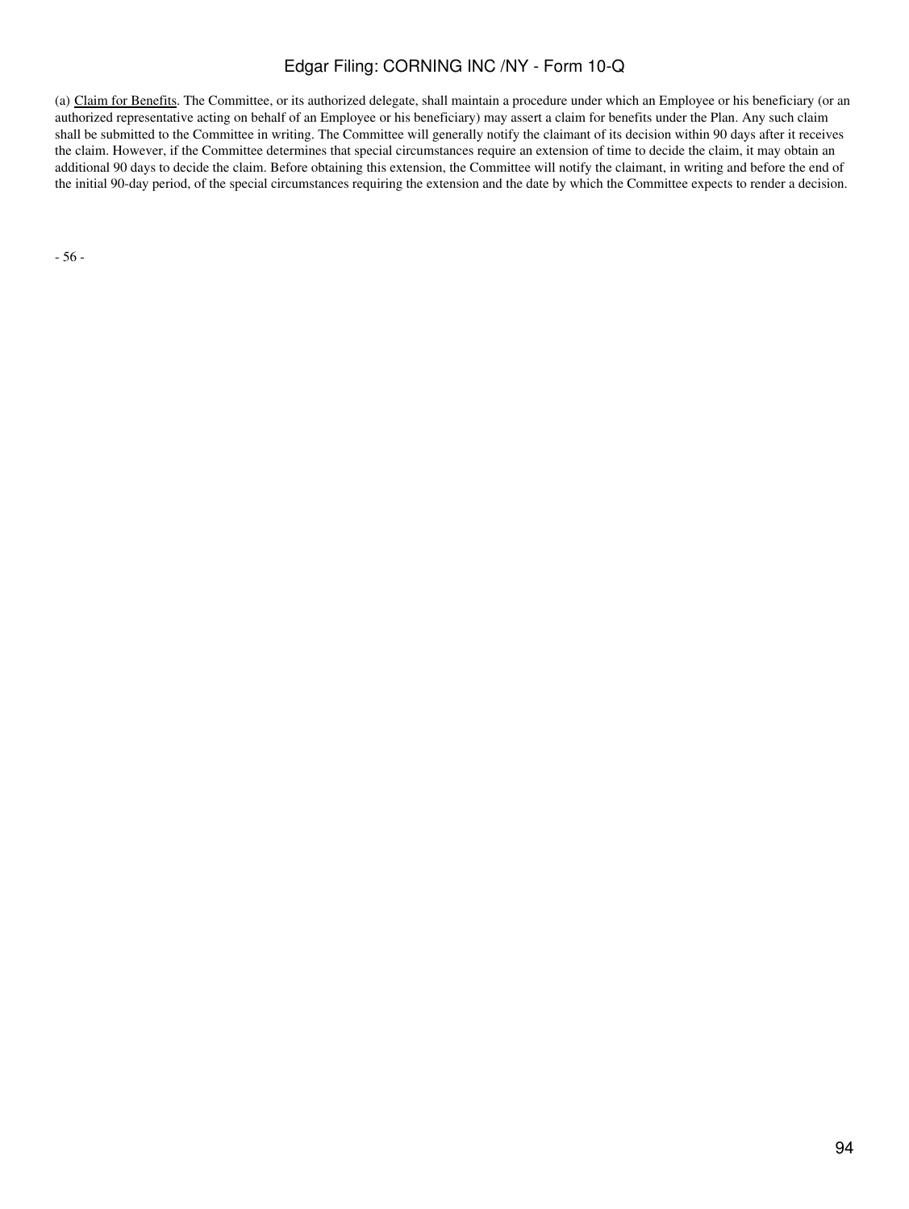(a) Claim for Benefits. The Committee, or its authorized delegate, shall maintain a procedure under which an Employee or his beneficiary (or an authorized representative acting on behalf of an Employee or his beneficiary) may assert a claim for benefits under the Plan. Any such claim shall be submitted to the Committee in writing. The Committee will generally notify the claimant of its decision within 90 days after it receives the claim. However, if the Committee determines that special circumstances require an extension of time to decide the claim, it may obtain an additional 90 days to decide the claim. Before obtaining this extension, the Committee will notify the claimant, in writing and before the end of the initial 90-day period, of the special circumstances requiring the extension and the date by which the Committee expects to render a decision.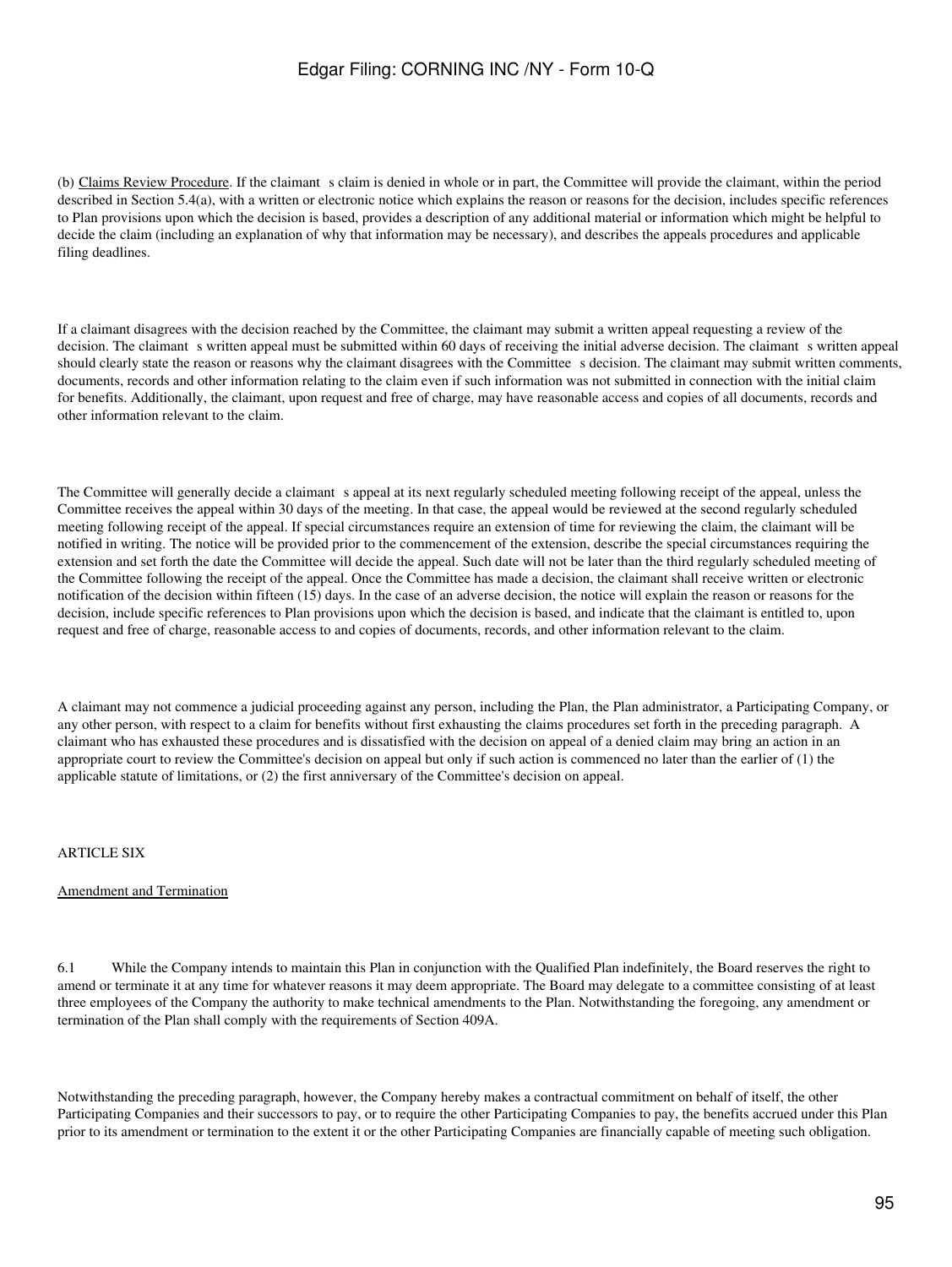(b) Claims Review Procedure. If the claimant s claim is denied in whole or in part, the Committee will provide the claimant, within the period described in Section 5.4(a), with a written or electronic notice which explains the reason or reasons for the decision, includes specific references to Plan provisions upon which the decision is based, provides a description of any additional material or information which might be helpful to decide the claim (including an explanation of why that information may be necessary), and describes the appeals procedures and applicable filing deadlines.

If a claimant disagrees with the decision reached by the Committee, the claimant may submit a written appeal requesting a review of the decision. The claimant s written appeal must be submitted within 60 days of receiving the initial adverse decision. The claimant s written appeal should clearly state the reason or reasons why the claimant disagrees with the Committee s decision. The claimant may submit written comments, documents, records and other information relating to the claim even if such information was not submitted in connection with the initial claim for benefits. Additionally, the claimant, upon request and free of charge, may have reasonable access and copies of all documents, records and other information relevant to the claim.

The Committee will generally decide a claimant s appeal at its next regularly scheduled meeting following receipt of the appeal, unless the Committee receives the appeal within 30 days of the meeting. In that case, the appeal would be reviewed at the second regularly scheduled meeting following receipt of the appeal. If special circumstances require an extension of time for reviewing the claim, the claimant will be notified in writing. The notice will be provided prior to the commencement of the extension, describe the special circumstances requiring the extension and set forth the date the Committee will decide the appeal. Such date will not be later than the third regularly scheduled meeting of the Committee following the receipt of the appeal. Once the Committee has made a decision, the claimant shall receive written or electronic notification of the decision within fifteen (15) days. In the case of an adverse decision, the notice will explain the reason or reasons for the decision, include specific references to Plan provisions upon which the decision is based, and indicate that the claimant is entitled to, upon request and free of charge, reasonable access to and copies of documents, records, and other information relevant to the claim.

A claimant may not commence a judicial proceeding against any person, including the Plan, the Plan administrator, a Participating Company, or any other person, with respect to a claim for benefits without first exhausting the claims procedures set forth in the preceding paragraph. A claimant who has exhausted these procedures and is dissatisfied with the decision on appeal of a denied claim may bring an action in an appropriate court to review the Committee's decision on appeal but only if such action is commenced no later than the earlier of (1) the applicable statute of limitations, or (2) the first anniversary of the Committee's decision on appeal.

ARTICLE SIX

Amendment and Termination

6.1 While the Company intends to maintain this Plan in conjunction with the Qualified Plan indefinitely, the Board reserves the right to amend or terminate it at any time for whatever reasons it may deem appropriate. The Board may delegate to a committee consisting of at least three employees of the Company the authority to make technical amendments to the Plan. Notwithstanding the foregoing, any amendment or termination of the Plan shall comply with the requirements of Section 409A.

Notwithstanding the preceding paragraph, however, the Company hereby makes a contractual commitment on behalf of itself, the other Participating Companies and their successors to pay, or to require the other Participating Companies to pay, the benefits accrued under this Plan prior to its amendment or termination to the extent it or the other Participating Companies are financially capable of meeting such obligation.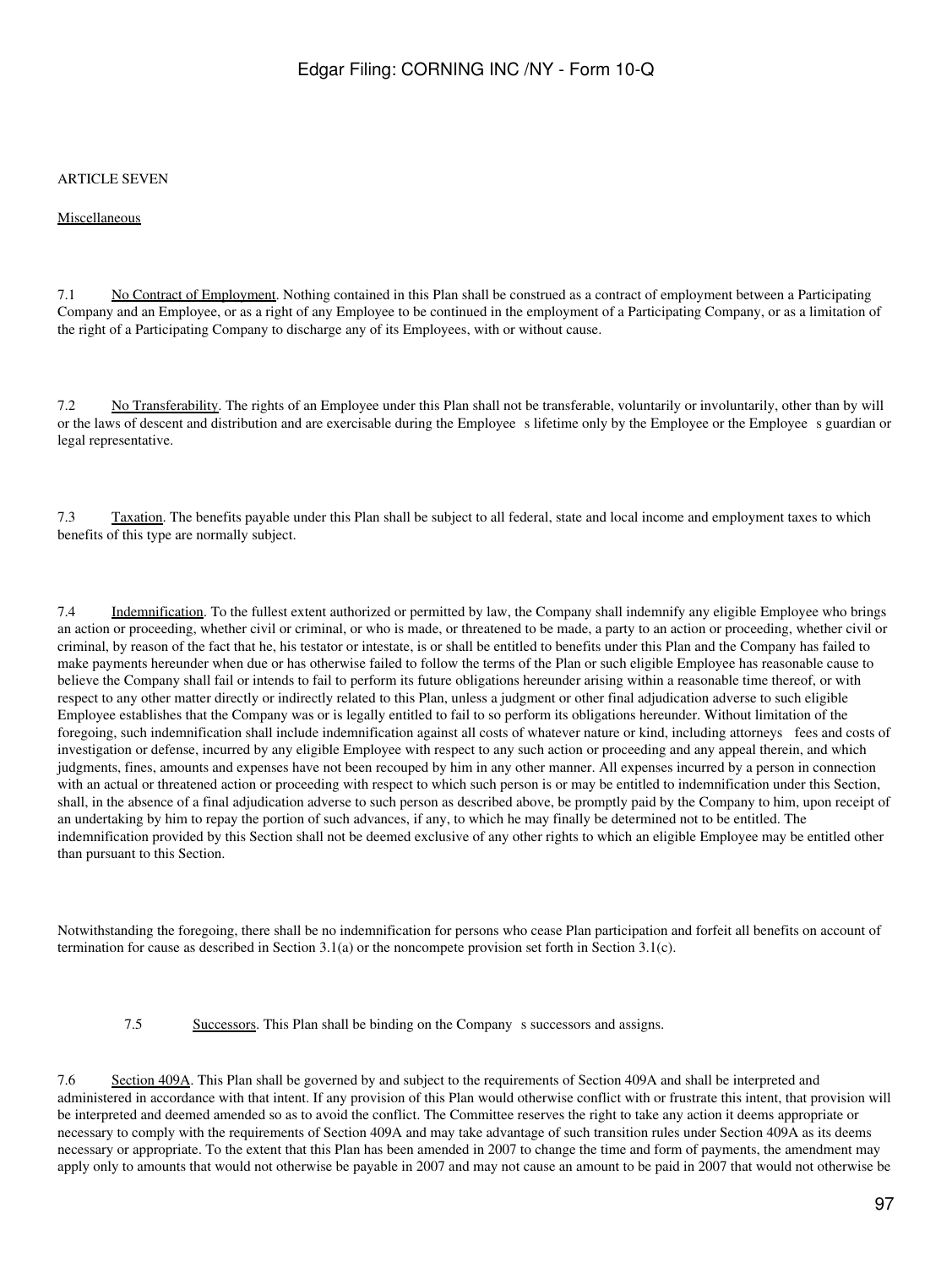ARTICLE SEVEN

Miscellaneous

7.1 No Contract of Employment. Nothing contained in this Plan shall be construed as a contract of employment between a Participating Company and an Employee, or as a right of any Employee to be continued in the employment of a Participating Company, or as a limitation of the right of a Participating Company to discharge any of its Employees, with or without cause.

7.2 No Transferability. The rights of an Employee under this Plan shall not be transferable, voluntarily or involuntarily, other than by will or the laws of descent and distribution and are exercisable during the Employee s lifetime only by the Employee or the Employee s guardian or legal representative.

7.3 Taxation. The benefits payable under this Plan shall be subject to all federal, state and local income and employment taxes to which benefits of this type are normally subject.

7.4 Indemnification. To the fullest extent authorized or permitted by law, the Company shall indemnify any eligible Employee who brings an action or proceeding, whether civil or criminal, or who is made, or threatened to be made, a party to an action or proceeding, whether civil or criminal, by reason of the fact that he, his testator or intestate, is or shall be entitled to benefits under this Plan and the Company has failed to make payments hereunder when due or has otherwise failed to follow the terms of the Plan or such eligible Employee has reasonable cause to believe the Company shall fail or intends to fail to perform its future obligations hereunder arising within a reasonable time thereof, or with respect to any other matter directly or indirectly related to this Plan, unless a judgment or other final adjudication adverse to such eligible Employee establishes that the Company was or is legally entitled to fail to so perform its obligations hereunder. Without limitation of the foregoing, such indemnification shall include indemnification against all costs of whatever nature or kind, including attorneys fees and costs of investigation or defense, incurred by any eligible Employee with respect to any such action or proceeding and any appeal therein, and which judgments, fines, amounts and expenses have not been recouped by him in any other manner. All expenses incurred by a person in connection with an actual or threatened action or proceeding with respect to which such person is or may be entitled to indemnification under this Section, shall, in the absence of a final adjudication adverse to such person as described above, be promptly paid by the Company to him, upon receipt of an undertaking by him to repay the portion of such advances, if any, to which he may finally be determined not to be entitled. The indemnification provided by this Section shall not be deemed exclusive of any other rights to which an eligible Employee may be entitled other than pursuant to this Section.

Notwithstanding the foregoing, there shall be no indemnification for persons who cease Plan participation and forfeit all benefits on account of termination for cause as described in Section 3.1(a) or the noncompete provision set forth in Section 3.1(c).

7.5 Successors. This Plan shall be binding on the Company s successors and assigns.

7.6 Section 409A. This Plan shall be governed by and subject to the requirements of Section 409A and shall be interpreted and administered in accordance with that intent. If any provision of this Plan would otherwise conflict with or frustrate this intent, that provision will be interpreted and deemed amended so as to avoid the conflict. The Committee reserves the right to take any action it deems appropriate or necessary to comply with the requirements of Section 409A and may take advantage of such transition rules under Section 409A as its deems necessary or appropriate. To the extent that this Plan has been amended in 2007 to change the time and form of payments, the amendment may apply only to amounts that would not otherwise be payable in 2007 and may not cause an amount to be paid in 2007 that would not otherwise be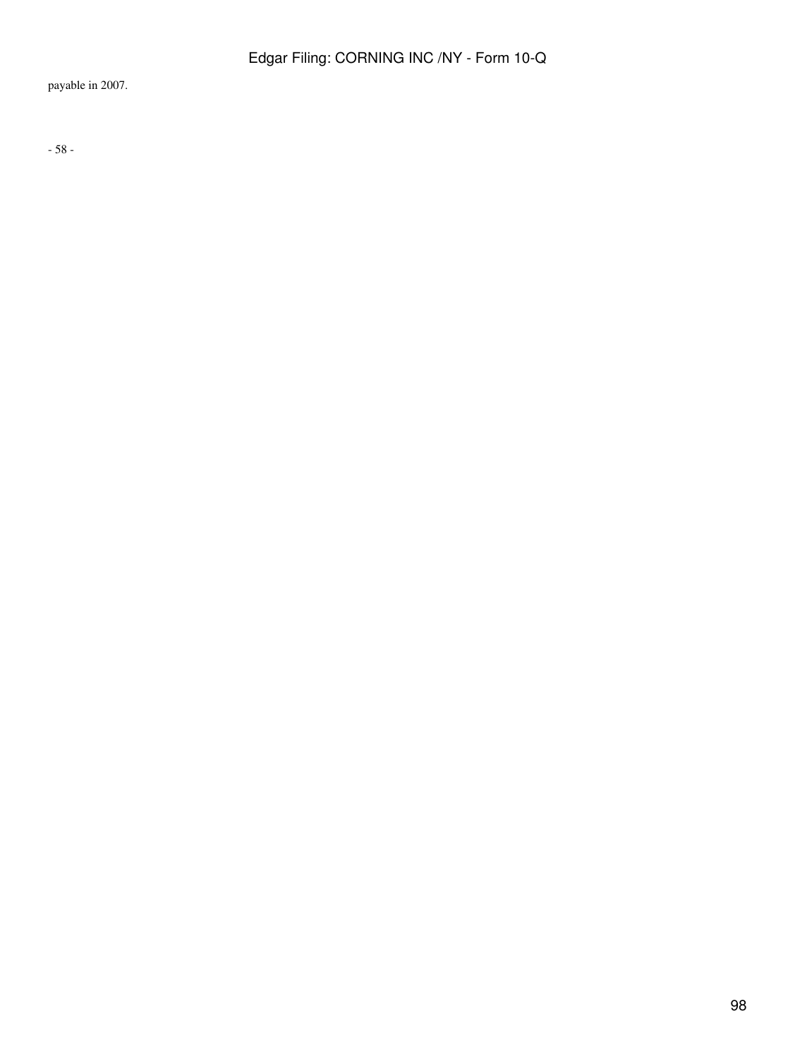payable in 2007.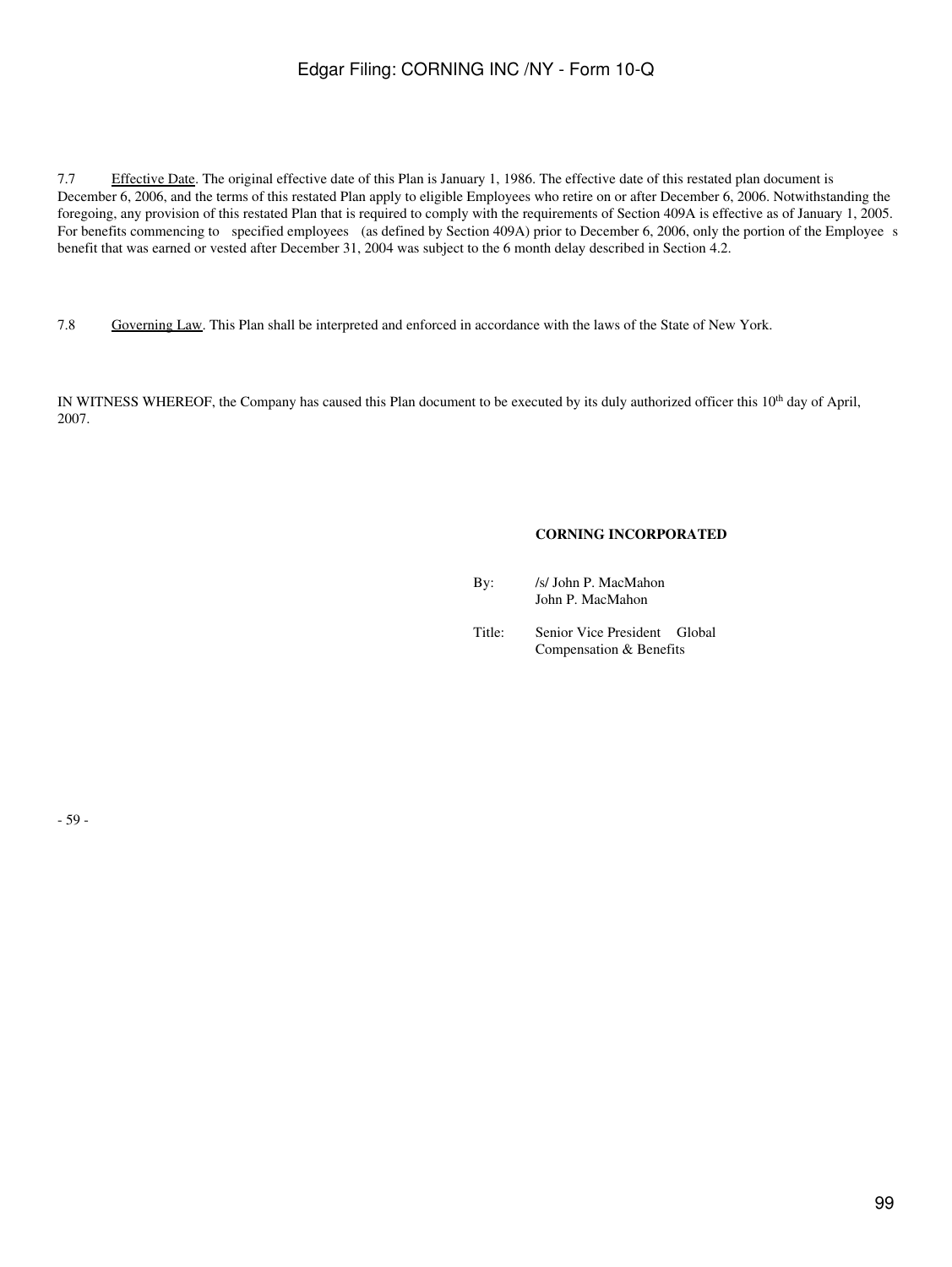7.7 Effective Date. The original effective date of this Plan is January 1, 1986. The effective date of this restated plan document is December 6, 2006, and the terms of this restated Plan apply to eligible Employees who retire on or after December 6, 2006. Notwithstanding the foregoing, any provision of this restated Plan that is required to comply with the requirements of Section 409A is effective as of January 1, 2005. For benefits commencing to specified employees (as defined by Section 409A) prior to December 6, 2006, only the portion of the Employee s benefit that was earned or vested after December 31, 2004 was subject to the 6 month delay described in Section 4.2.

7.8 Governing Law. This Plan shall be interpreted and enforced in accordance with the laws of the State of New York.

IN WITNESS WHEREOF, the Company has caused this Plan document to be executed by its duly authorized officer this 10th day of April, 2007.

**CORNING INCORPORATED**

By: /s/ John P. MacMahon
John P. MacMahon

Title: Senior Vice President Global Compensation & Benefits

- 59 -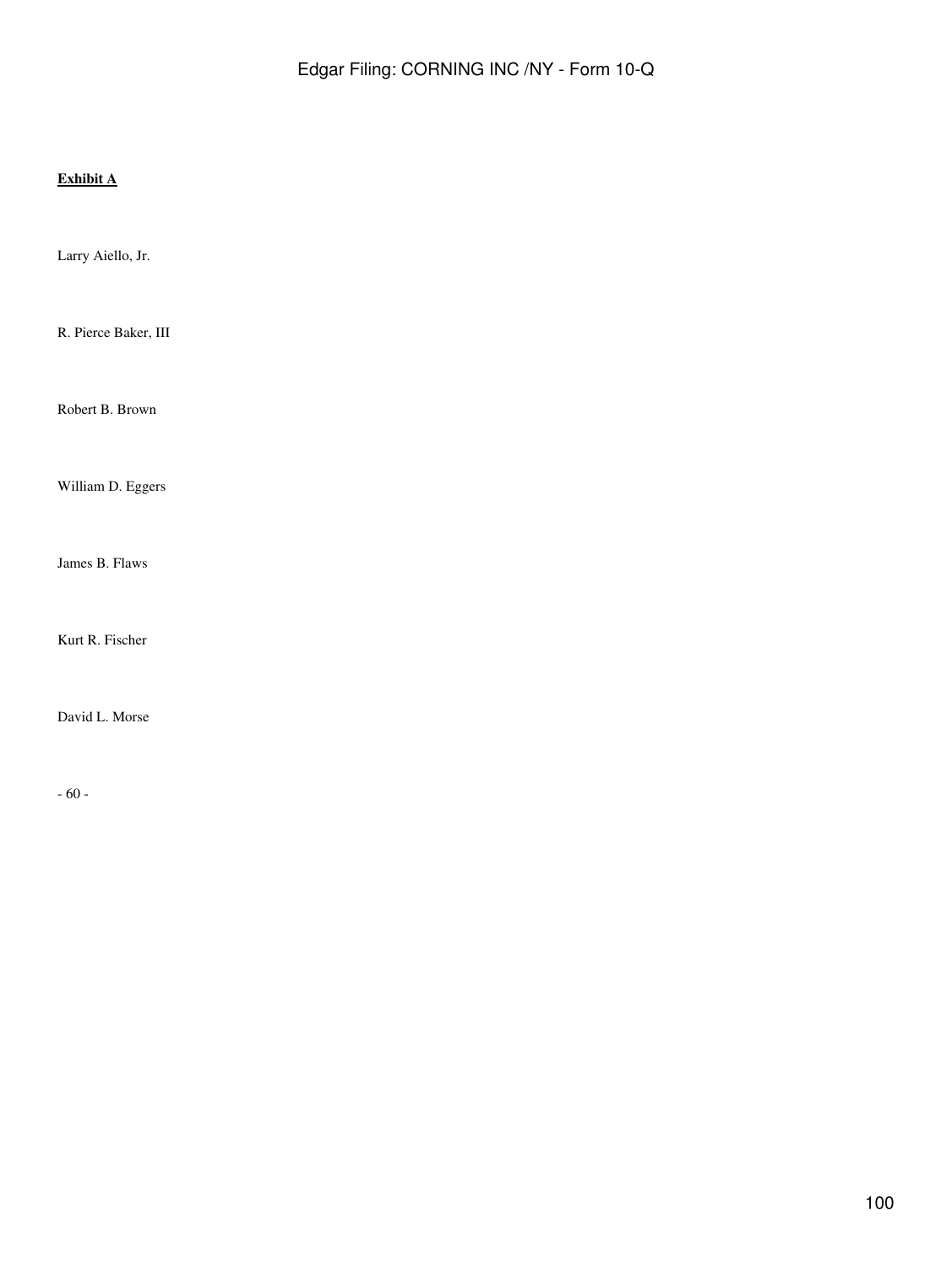**Exhibit A**

Larry Aiello, Jr.

R. Pierce Baker, III

Robert B. Brown

William D. Eggers

James B. Flaws

Kurt R. Fischer

David L. Morse

- 60 -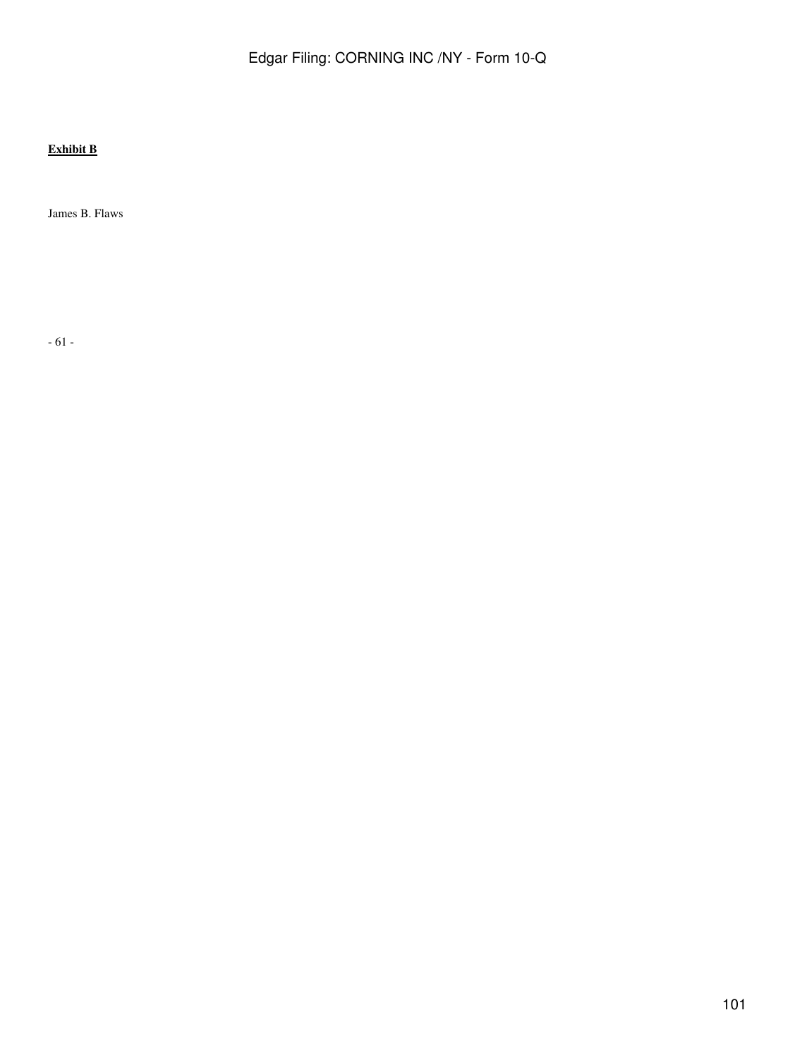**<u>Exhibit B</u>**

James B. Flaws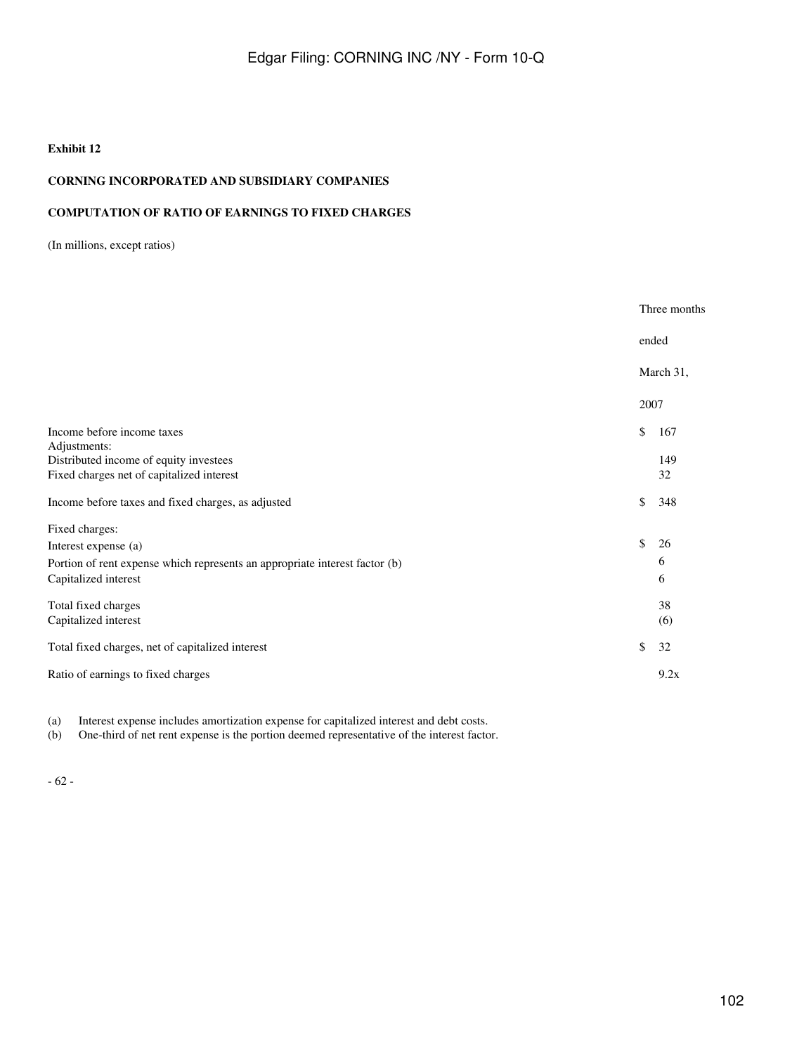**Exhibit 12**

**CORNING INCORPORATED AND SUBSIDIARY COMPANIES**

**COMPUTATION OF RATIO OF EARNINGS TO FIXED CHARGES**

(In millions, except ratios)

| | Three months ended March 31, 2007 |
|---|---|
| Income before income taxes | $ 167 |
| Adjustments: | |
| Distributed income of equity investees | 149 |
| Fixed charges net of capitalized interest | 32 |
| Income before taxes and fixed charges, as adjusted | $ 348 |
| Fixed charges: | |
| Interest expense (a) | $ 26 |
| Portion of rent expense which represents an appropriate interest factor (b) | 6 |
| Capitalized interest | 6 |
| Total fixed charges | 38 |
| Capitalized interest | (6) |
| Total fixed charges, net of capitalized interest | $ 32 |
| Ratio of earnings to fixed charges | 9.2x |

(a) Interest expense includes amortization expense for capitalized interest and debt costs.

(b) One-third of net rent expense is the portion deemed representative of the interest factor.

- 62 -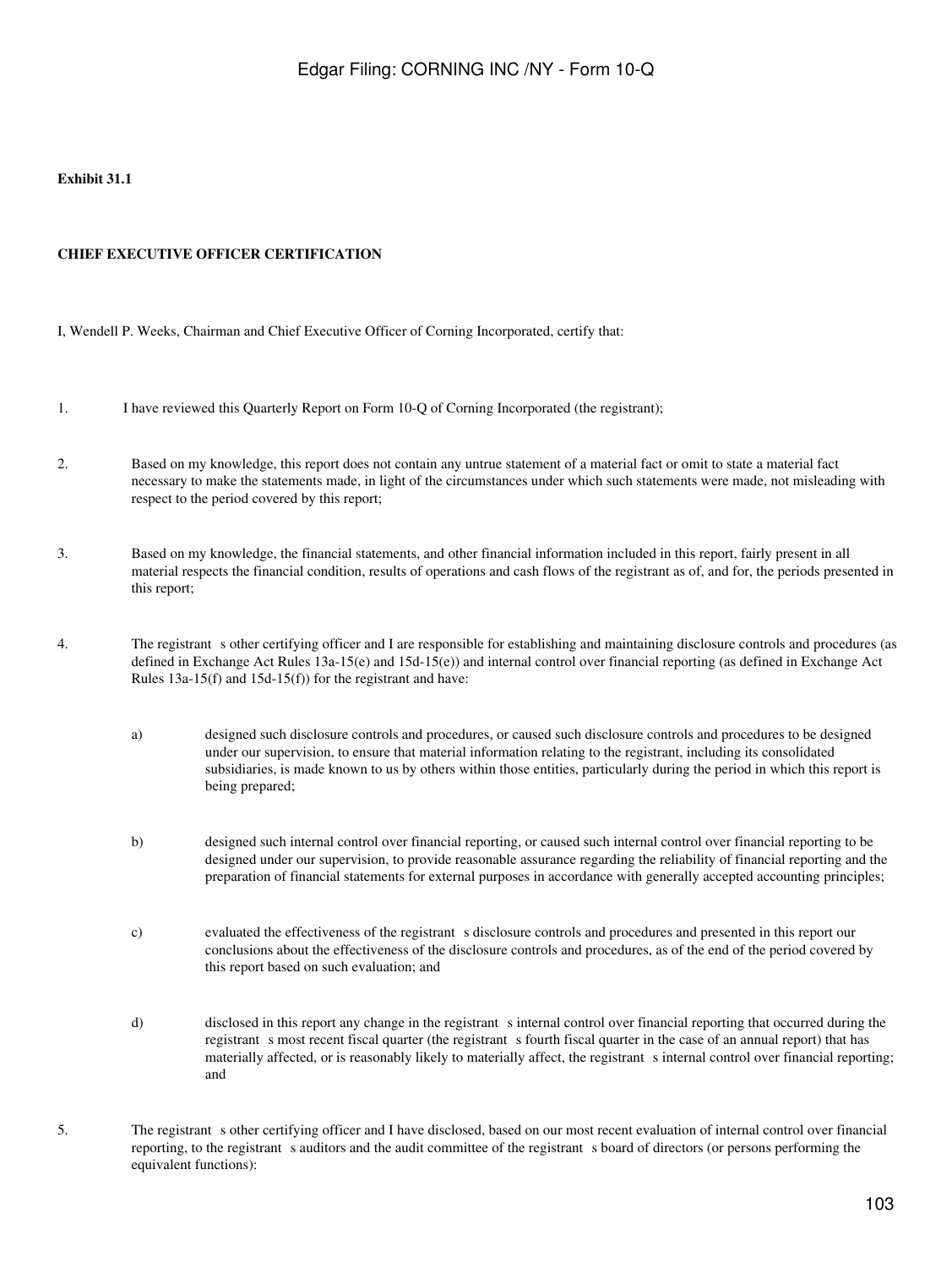**Exhibit 31.1**

**CHIEF EXECUTIVE OFFICER CERTIFICATION**

I, Wendell P. Weeks, Chairman and Chief Executive Officer of Corning Incorporated, certify that:

1. I have reviewed this Quarterly Report on Form 10-Q of Corning Incorporated (the registrant);

2. Based on my knowledge, this report does not contain any untrue statement of a material fact or omit to state a material fact necessary to make the statements made, in light of the circumstances under which such statements were made, not misleading with respect to the period covered by this report;

3. Based on my knowledge, the financial statements, and other financial information included in this report, fairly present in all material respects the financial condition, results of operations and cash flows of the registrant as of, and for, the periods presented in this report;

4. The registrant s other certifying officer and I are responsible for establishing and maintaining disclosure controls and procedures (as defined in Exchange Act Rules 13a-15(e) and 15d-15(e)) and internal control over financial reporting (as defined in Exchange Act Rules 13a-15(f) and 15d-15(f)) for the registrant and have:

    a) designed such disclosure controls and procedures, or caused such disclosure controls and procedures to be designed under our supervision, to ensure that material information relating to the registrant, including its consolidated subsidiaries, is made known to us by others within those entities, particularly during the period in which this report is being prepared;

    b) designed such internal control over financial reporting, or caused such internal control over financial reporting to be designed under our supervision, to provide reasonable assurance regarding the reliability of financial reporting and the preparation of financial statements for external purposes in accordance with generally accepted accounting principles;

    c) evaluated the effectiveness of the registrant s disclosure controls and procedures and presented in this report our conclusions about the effectiveness of the disclosure controls and procedures, as of the end of the period covered by this report based on such evaluation; and

    d) disclosed in this report any change in the registrant s internal control over financial reporting that occurred during the registrant s most recent fiscal quarter (the registrant s fourth fiscal quarter in the case of an annual report) that has materially affected, or is reasonably likely to materially affect, the registrant s internal control over financial reporting; and

5. The registrant s other certifying officer and I have disclosed, based on our most recent evaluation of internal control over financial reporting, to the registrant s auditors and the audit committee of the registrant s board of directors (or persons performing the equivalent functions):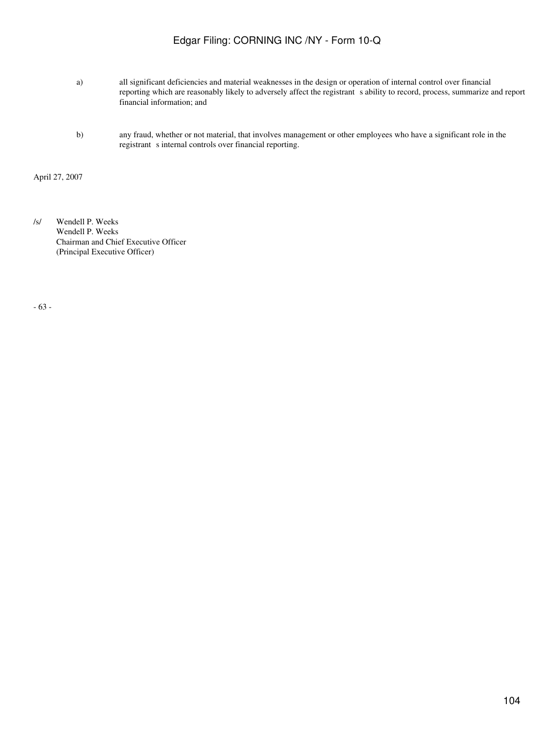a) all significant deficiencies and material weaknesses in the design or operation of internal control over financial reporting which are reasonably likely to adversely affect the registrant s ability to record, process, summarize and report financial information; and

b) any fraud, whether or not material, that involves management or other employees who have a significant role in the registrant s internal controls over financial reporting.

April 27, 2007

/s/ Wendell P. Weeks
Wendell P. Weeks
Chairman and Chief Executive Officer
(Principal Executive Officer)

- 63 -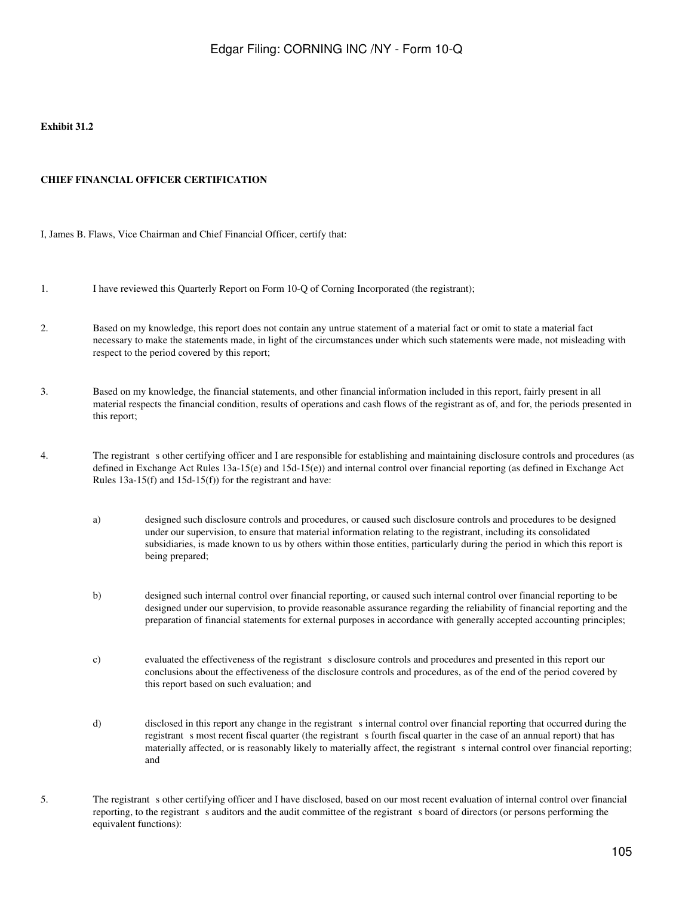**Exhibit 31.2**

**CHIEF FINANCIAL OFFICER CERTIFICATION**

I, James B. Flaws, Vice Chairman and Chief Financial Officer, certify that:

1. I have reviewed this Quarterly Report on Form 10-Q of Corning Incorporated (the registrant);

2. Based on my knowledge, this report does not contain any untrue statement of a material fact or omit to state a material fact necessary to make the statements made, in light of the circumstances under which such statements were made, not misleading with respect to the period covered by this report;

3. Based on my knowledge, the financial statements, and other financial information included in this report, fairly present in all material respects the financial condition, results of operations and cash flows of the registrant as of, and for, the periods presented in this report;

4. The registrant s other certifying officer and I are responsible for establishing and maintaining disclosure controls and procedures (as defined in Exchange Act Rules 13a-15(e) and 15d-15(e)) and internal control over financial reporting (as defined in Exchange Act Rules 13a-15(f) and 15d-15(f)) for the registrant and have:

   a) designed such disclosure controls and procedures, or caused such disclosure controls and procedures to be designed under our supervision, to ensure that material information relating to the registrant, including its consolidated subsidiaries, is made known to us by others within those entities, particularly during the period in which this report is being prepared;

   b) designed such internal control over financial reporting, or caused such internal control over financial reporting to be designed under our supervision, to provide reasonable assurance regarding the reliability of financial reporting and the preparation of financial statements for external purposes in accordance with generally accepted accounting principles;

   c) evaluated the effectiveness of the registrant s disclosure controls and procedures and presented in this report our conclusions about the effectiveness of the disclosure controls and procedures, as of the end of the period covered by this report based on such evaluation; and

   d) disclosed in this report any change in the registrant s internal control over financial reporting that occurred during the registrant s most recent fiscal quarter (the registrant s fourth fiscal quarter in the case of an annual report) that has materially affected, or is reasonably likely to materially affect, the registrant s internal control over financial reporting; and

5. The registrant s other certifying officer and I have disclosed, based on our most recent evaluation of internal control over financial reporting, to the registrant s auditors and the audit committee of the registrant s board of directors (or persons performing the equivalent functions):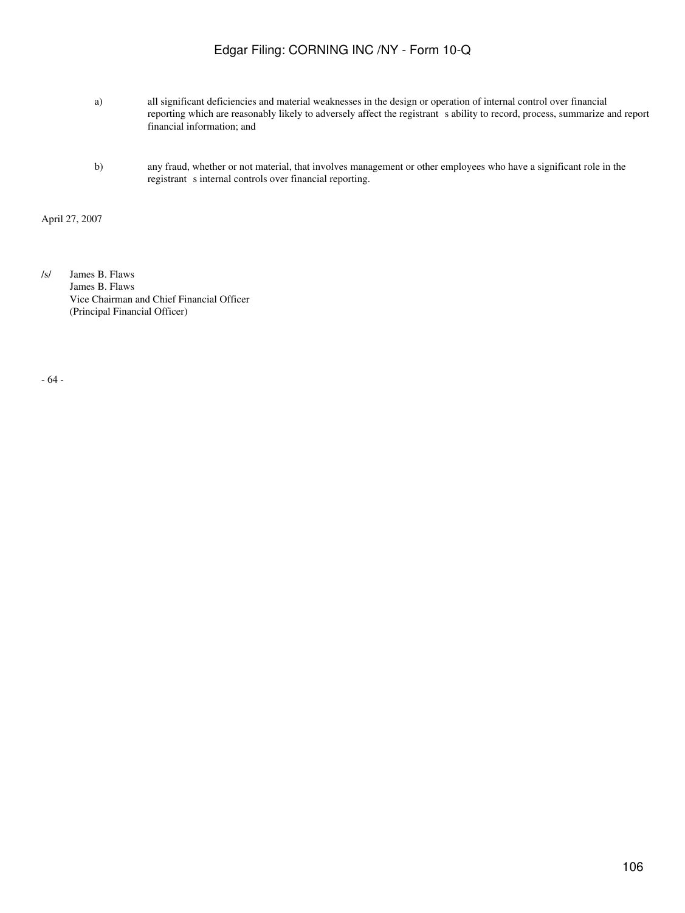a) all significant deficiencies and material weaknesses in the design or operation of internal control over financial reporting which are reasonably likely to adversely affect the registrant s ability to record, process, summarize and report financial information; and

b) any fraud, whether or not material, that involves management or other employees who have a significant role in the registrant s internal controls over financial reporting.

April 27, 2007

/s/ James B. Flaws
James B. Flaws
Vice Chairman and Chief Financial Officer
(Principal Financial Officer)

- 64 -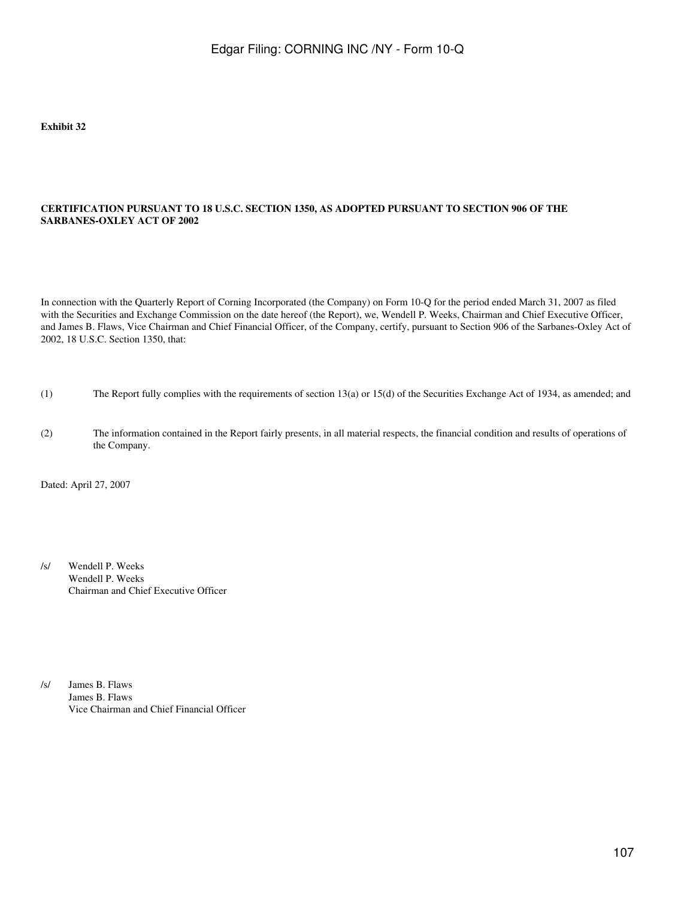**Exhibit 32**

**CERTIFICATION PURSUANT TO 18 U.S.C. SECTION 1350, AS ADOPTED PURSUANT TO SECTION 906 OF THE SARBANES-OXLEY ACT OF 2002**

In connection with the Quarterly Report of Corning Incorporated (the Company) on Form 10-Q for the period ended March 31, 2007 as filed with the Securities and Exchange Commission on the date hereof (the Report), we, Wendell P. Weeks, Chairman and Chief Executive Officer, and James B. Flaws, Vice Chairman and Chief Financial Officer, of the Company, certify, pursuant to Section 906 of the Sarbanes-Oxley Act of 2002, 18 U.S.C. Section 1350, that:

(1) The Report fully complies with the requirements of section 13(a) or 15(d) of the Securities Exchange Act of 1934, as amended; and

(2) The information contained in the Report fairly presents, in all material respects, the financial condition and results of operations of the Company.

Dated: April 27, 2007

/s/ Wendell P. Weeks
Wendell P. Weeks
Chairman and Chief Executive Officer

/s/ James B. Flaws
James B. Flaws
Vice Chairman and Chief Financial Officer